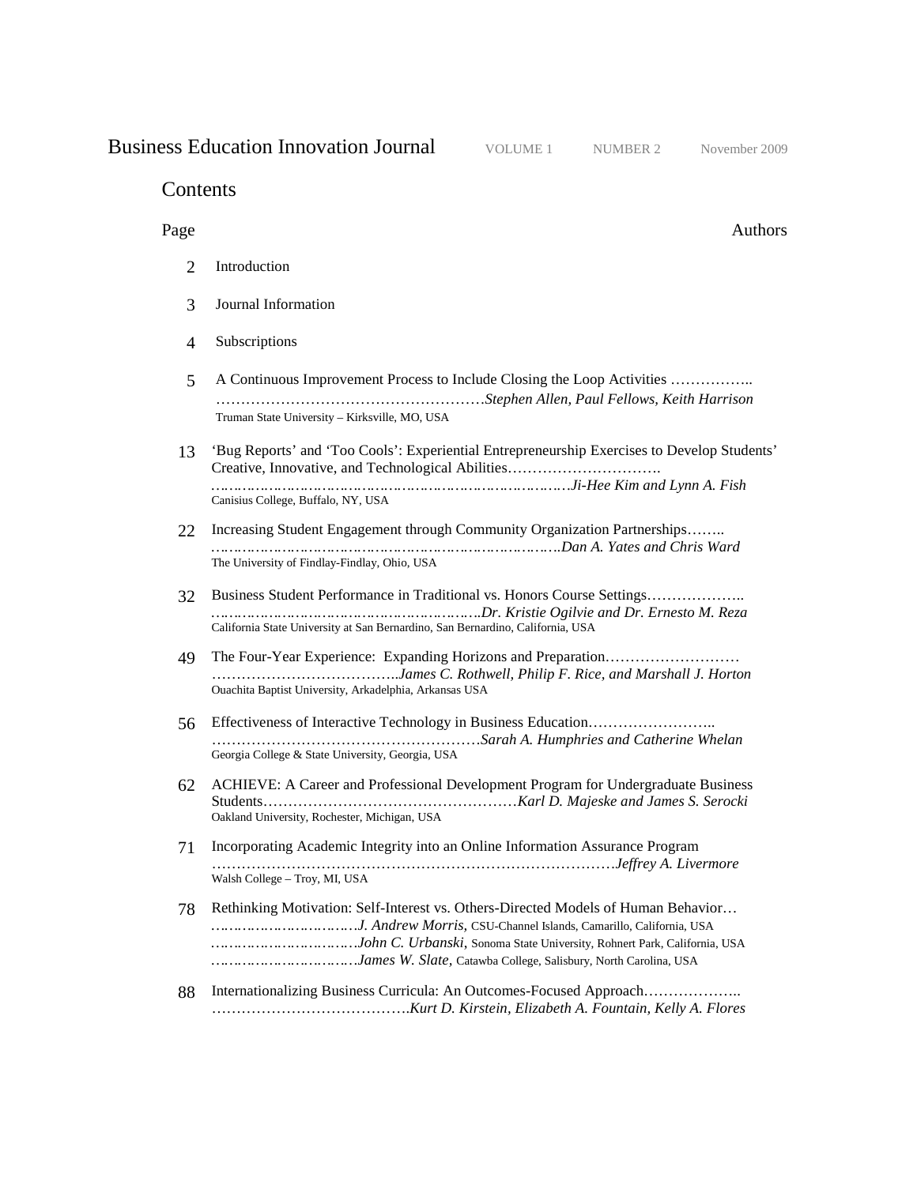Business Education Innovation Journal VOLUME 1 NUMBER 2 November 2009

# Contents

| Page | | Authors |
|---|---|---|
| 2 | Introduction | |
| 3 | Journal Information | |
| 4 | Subscriptions | |
| 5 | A Continuous Improvement Process to Include Closing the Loop Activities | *Stephen Allen, Paul Fellows, Keith Harrison*<br>Truman State University – Kirksville, MO, USA |
| 13 | ‘Bug Reports’ and ‘Too Cools’: Experiential Entrepreneurship Exercises to Develop Students’ Creative, Innovative, and Technological Abilities | *Ji-Hee Kim and Lynn A. Fish*<br>Canisius College, Buffalo, NY, USA |
| 22 | Increasing Student Engagement through Community Organization Partnerships | *Dan A. Yates and Chris Ward*<br>The University of Findlay-Findlay, Ohio, USA |
| 32 | Business Student Performance in Traditional vs. Honors Course Settings | *Dr. Kristie Ogilvie and Dr. Ernesto M. Reza*<br>California State University at San Bernardino, San Bernardino, California, USA |
| 49 | The Four-Year Experience: Expanding Horizons and Preparation | *James C. Rothwell, Philip F. Rice, and Marshall J. Horton*<br>Ouachita Baptist University, Arkadelphia, Arkansas USA |
| 56 | Effectiveness of Interactive Technology in Business Education | *Sarah A. Humphries and Catherine Whelan*<br>Georgia College & State University, Georgia, USA |
| 62 | ACHIEVE: A Career and Professional Development Program for Undergraduate Business Students | *Karl D. Majeske and James S. Serocki*<br>Oakland University, Rochester, Michigan, USA |
| 71 | Incorporating Academic Integrity into an Online Information Assurance Program | *Jeffrey A. Livermore*<br>Walsh College – Troy, MI, USA |
| 78 | Rethinking Motivation: Self-Interest vs. Others-Directed Models of Human Behavior | *J. Andrew Morris*, CSU-Channel Islands, Camarillo, California, USA<br>*John C. Urbanski*, Sonoma State University, Rohnert Park, California, USA<br>*James W. Slate*, Catawba College, Salisbury, North Carolina, USA |
| 88 | Internationalizing Business Curricula: An Outcomes-Focused Approach | *Kurt D. Kirstein, Elizabeth A. Fountain, Kelly A. Flores* |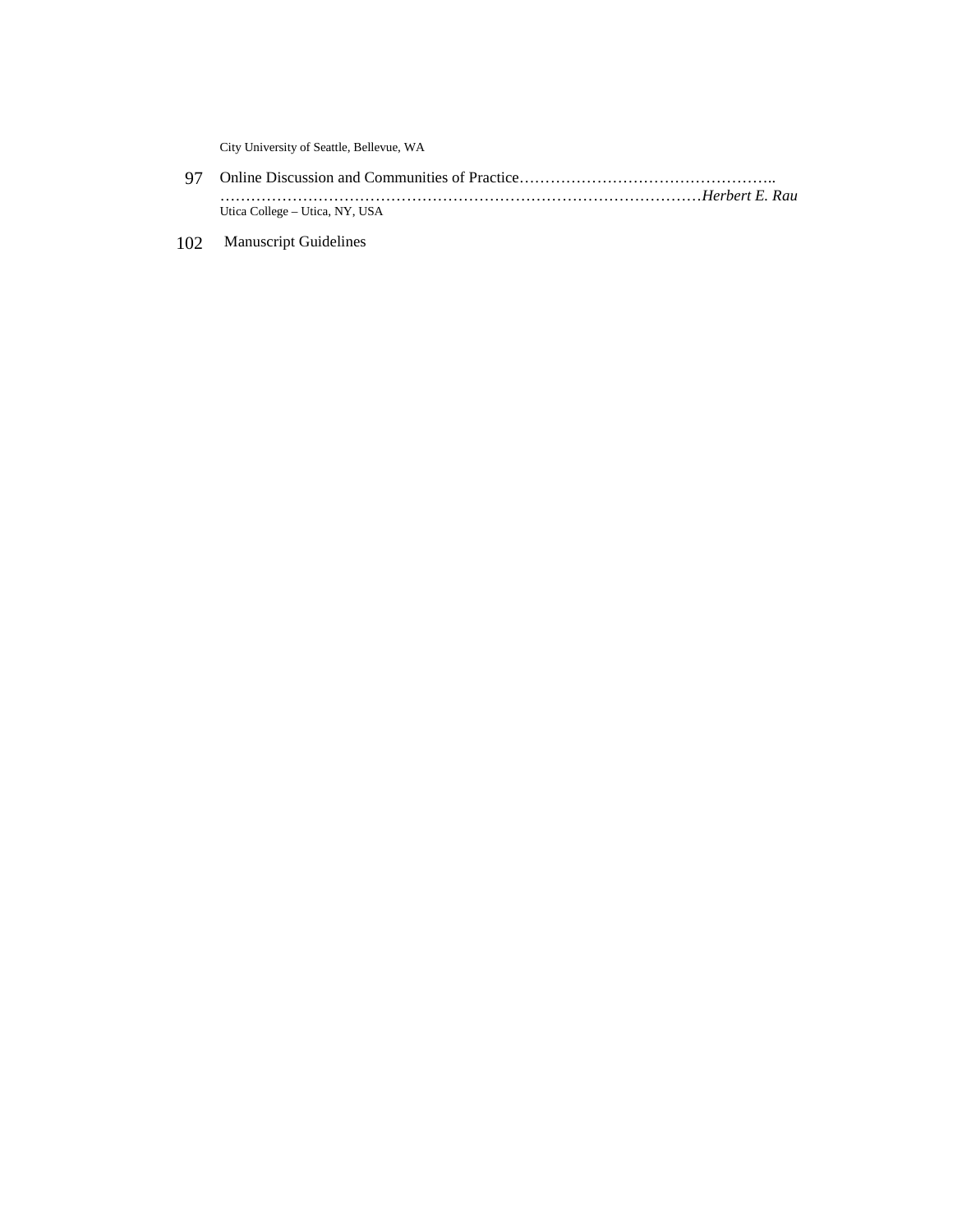City University of Seattle, Bellevue, WA

97 Online Discussion and Communities of Practice…………………………………………..
……………………………………………………………………………………*Herbert E. Rau*
Utica College – Utica, NY, USA

102 Manuscript Guidelines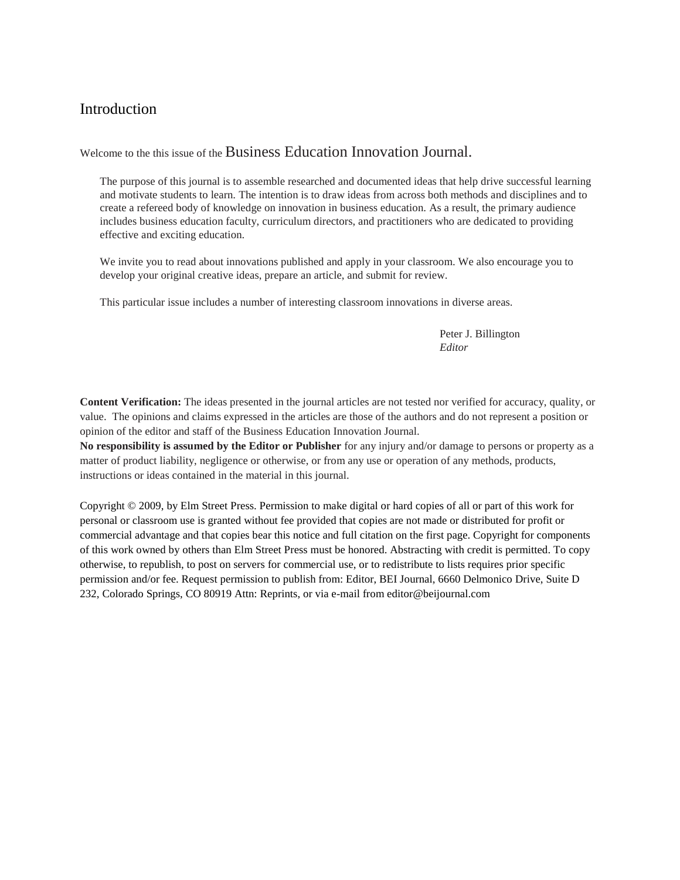# Introduction

Welcome to the this issue of the Business Education Innovation Journal.

The purpose of this journal is to assemble researched and documented ideas that help drive successful learning and motivate students to learn. The intention is to draw ideas from across both methods and disciplines and to create a refereed body of knowledge on innovation in business education. As a result, the primary audience includes business education faculty, curriculum directors, and practitioners who are dedicated to providing effective and exciting education.

We invite you to read about innovations published and apply in your classroom. We also encourage you to develop your original creative ideas, prepare an article, and submit for review.

This particular issue includes a number of interesting classroom innovations in diverse areas.

Peter J. Billington
*Editor*

**Content Verification:** The ideas presented in the journal articles are not tested nor verified for accuracy, quality, or value. The opinions and claims expressed in the articles are those of the authors and do not represent a position or opinion of the editor and staff of the Business Education Innovation Journal.
**No responsibility is assumed by the Editor or Publisher** for any injury and/or damage to persons or property as a matter of product liability, negligence or otherwise, or from any use or operation of any methods, products, instructions or ideas contained in the material in this journal.

Copyright © 2009, by Elm Street Press. Permission to make digital or hard copies of all or part of this work for personal or classroom use is granted without fee provided that copies are not made or distributed for profit or commercial advantage and that copies bear this notice and full citation on the first page. Copyright for components of this work owned by others than Elm Street Press must be honored. Abstracting with credit is permitted. To copy otherwise, to republish, to post on servers for commercial use, or to redistribute to lists requires prior specific permission and/or fee. Request permission to publish from: Editor, BEI Journal, 6660 Delmonico Drive, Suite D 232, Colorado Springs, CO 80919 Attn: Reprints, or via e-mail from editor@beijournal.com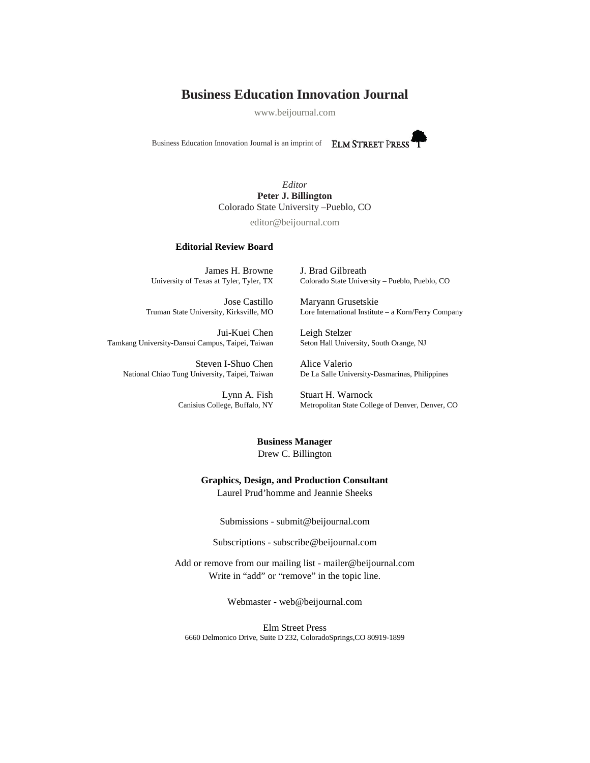# Business Education Innovation Journal

www.beijournal.com

Business Education Innovation Journal is an imprint of ELM STREET PRESS

*Editor*
**Peter J. Billington**
Colorado State University –Pueblo, CO
editor@beijournal.com

**Editorial Review Board**

James H. Browne
University of Texas at Tyler, Tyler, TX

Jose Castillo
Truman State University, Kirksville, MO

Jui-Kuei Chen
Tamkang University-Dansui Campus, Taipei, Taiwan

Steven I-Shuo Chen
National Chiao Tung University, Taipei, Taiwan

Lynn A. Fish
Canisius College, Buffalo, NY

J. Brad Gilbreath
Colorado State University – Pueblo, Pueblo, CO

Maryann Grusetskie
Lore International Institute – a Korn/Ferry Company

Leigh Stelzer
Seton Hall University, South Orange, NJ

Alice Valerio
De La Salle University-Dasmarinas, Philippines

Stuart H. Warnock
Metropolitan State College of Denver, Denver, CO

**Business Manager**
Drew C. Billington

**Graphics, Design, and Production Consultant**
Laurel Prud'homme and Jeannie Sheeks

Submissions - submit@beijournal.com

Subscriptions - subscribe@beijournal.com

Add or remove from our mailing list - mailer@beijournal.com
Write in "add" or "remove" in the topic line.

Webmaster - web@beijournal.com

Elm Street Press
6660 Delmonico Drive, Suite D 232, ColoradoSprings,CO 80919-1899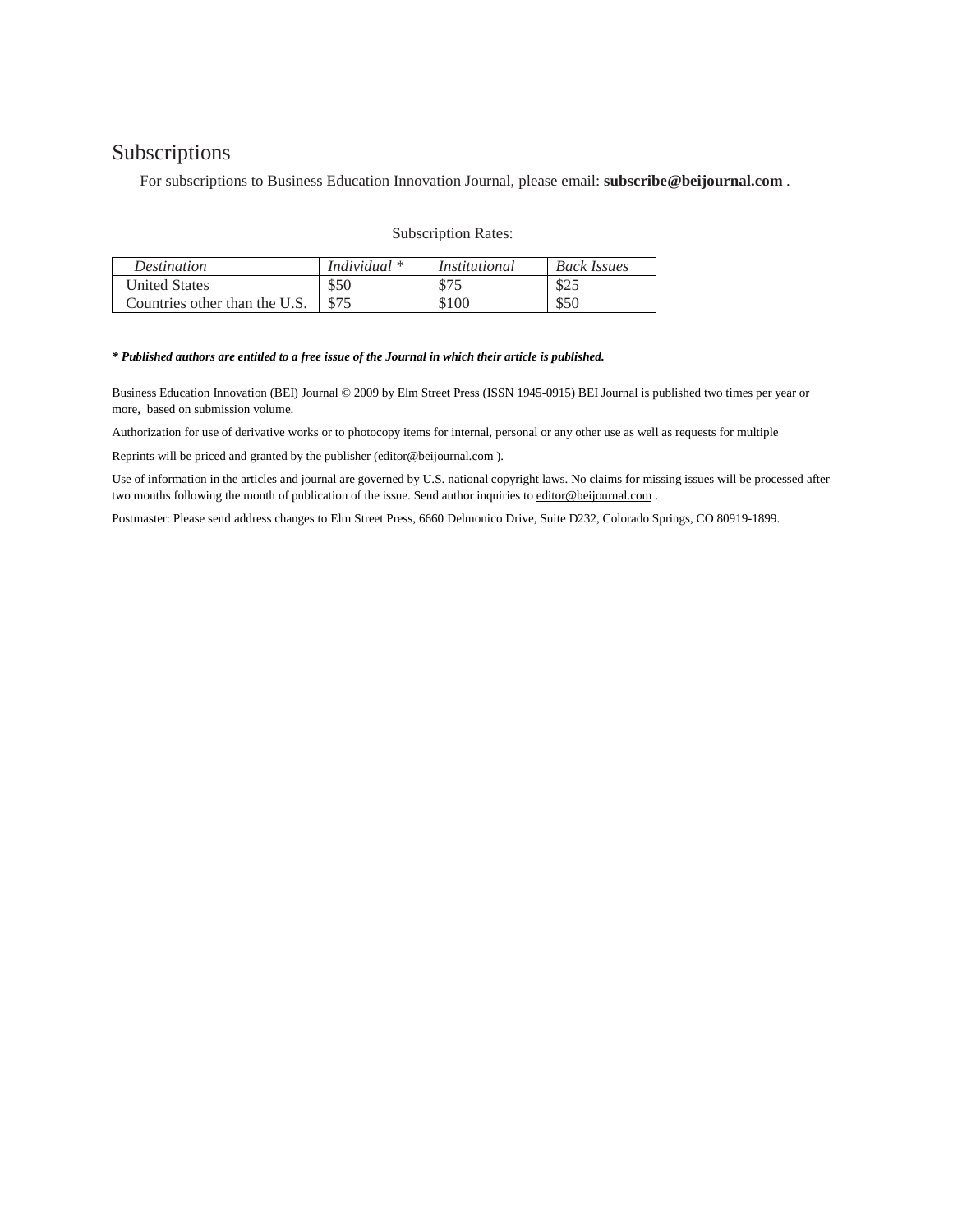# Subscriptions

For subscriptions to Business Education Innovation Journal, please email: **subscribe@beijournal.com** .

Subscription Rates:

| *Destination* | *Individual \** | *Institutional* | *Back Issues* |
|---|---|---|---|
| United States | $50 | $75 | $25 |
| Countries other than the U.S. | $75 | $100 | $50 |

***\* Published authors are entitled to a free issue of the Journal in which their article is published.***

Business Education Innovation (BEI) Journal © 2009 by Elm Street Press (ISSN 1945-0915) BEI Journal is published two times per year or more, based on submission volume.

Authorization for use of derivative works or to photocopy items for internal, personal or any other use as well as requests for multiple

Reprints will be priced and granted by the publisher (editor@beijournal.com ).

Use of information in the articles and journal are governed by U.S. national copyright laws. No claims for missing issues will be processed after two months following the month of publication of the issue. Send author inquiries to editor@beijournal.com .

Postmaster: Please send address changes to Elm Street Press, 6660 Delmonico Drive, Suite D232, Colorado Springs, CO 80919-1899.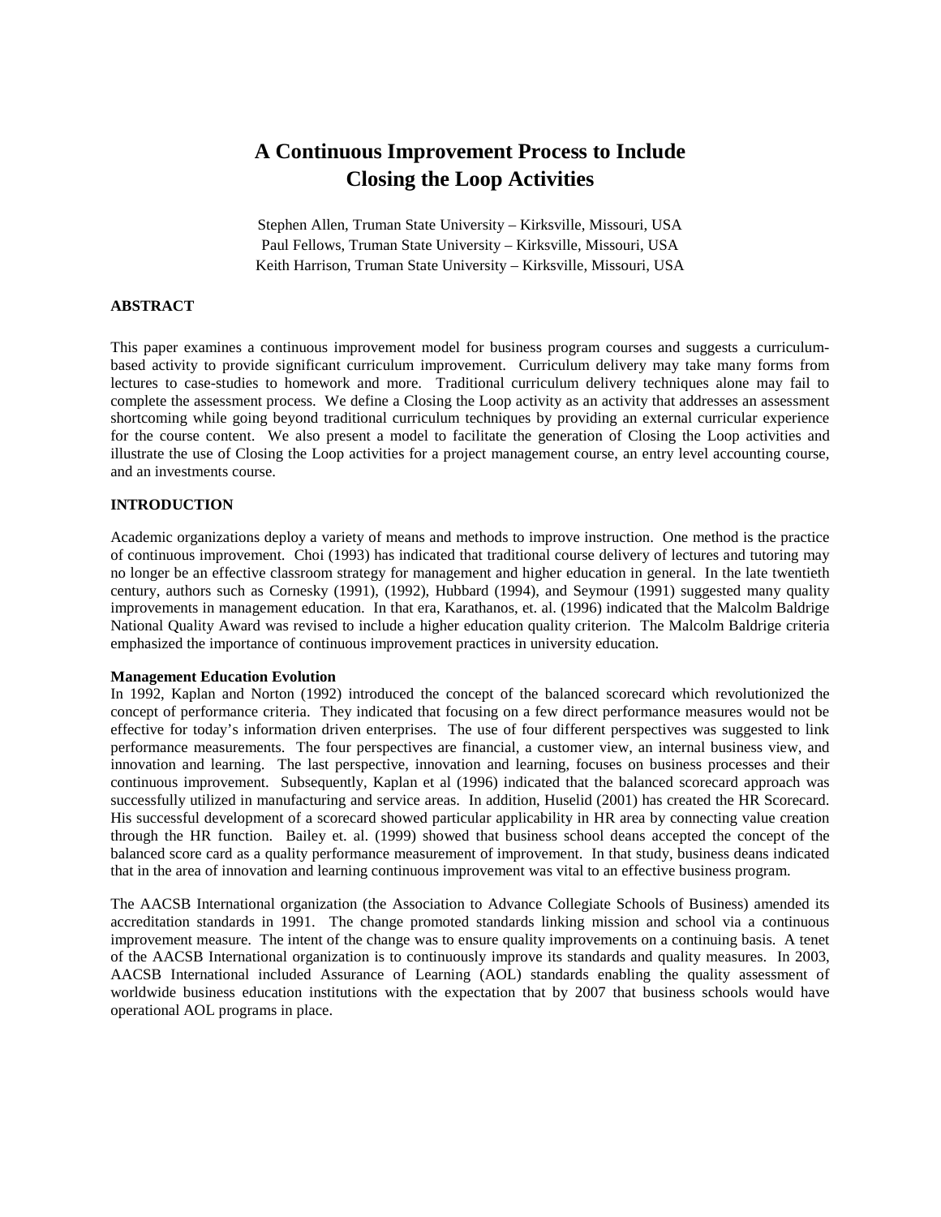# A Continuous Improvement Process to Include Closing the Loop Activities

Stephen Allen, Truman State University – Kirksville, Missouri, USA
Paul Fellows, Truman State University – Kirksville, Missouri, USA
Keith Harrison, Truman State University – Kirksville, Missouri, USA

## ABSTRACT

This paper examines a continuous improvement model for business program courses and suggests a curriculum-based activity to provide significant curriculum improvement. Curriculum delivery may take many forms from lectures to case-studies to homework and more. Traditional curriculum delivery techniques alone may fail to complete the assessment process. We define a Closing the Loop activity as an activity that addresses an assessment shortcoming while going beyond traditional curriculum techniques by providing an external curricular experience for the course content. We also present a model to facilitate the generation of Closing the Loop activities and illustrate the use of Closing the Loop activities for a project management course, an entry level accounting course, and an investments course.

## INTRODUCTION

Academic organizations deploy a variety of means and methods to improve instruction. One method is the practice of continuous improvement. Choi (1993) has indicated that traditional course delivery of lectures and tutoring may no longer be an effective classroom strategy for management and higher education in general. In the late twentieth century, authors such as Cornesky (1991), (1992), Hubbard (1994), and Seymour (1991) suggested many quality improvements in management education. In that era, Karathanos, et. al. (1996) indicated that the Malcolm Baldrige National Quality Award was revised to include a higher education quality criterion. The Malcolm Baldrige criteria emphasized the importance of continuous improvement practices in university education.

### Management Education Evolution

In 1992, Kaplan and Norton (1992) introduced the concept of the balanced scorecard which revolutionized the concept of performance criteria. They indicated that focusing on a few direct performance measures would not be effective for today's information driven enterprises. The use of four different perspectives was suggested to link performance measurements. The four perspectives are financial, a customer view, an internal business view, and innovation and learning. The last perspective, innovation and learning, focuses on business processes and their continuous improvement. Subsequently, Kaplan et al (1996) indicated that the balanced scorecard approach was successfully utilized in manufacturing and service areas. In addition, Huselid (2001) has created the HR Scorecard. His successful development of a scorecard showed particular applicability in HR area by connecting value creation through the HR function. Bailey et. al. (1999) showed that business school deans accepted the concept of the balanced score card as a quality performance measurement of improvement. In that study, business deans indicated that in the area of innovation and learning continuous improvement was vital to an effective business program.

The AACSB International organization (the Association to Advance Collegiate Schools of Business) amended its accreditation standards in 1991. The change promoted standards linking mission and school via a continuous improvement measure. The intent of the change was to ensure quality improvements on a continuing basis. A tenet of the AACSB International organization is to continuously improve its standards and quality measures. In 2003, AACSB International included Assurance of Learning (AOL) standards enabling the quality assessment of worldwide business education institutions with the expectation that by 2007 that business schools would have operational AOL programs in place.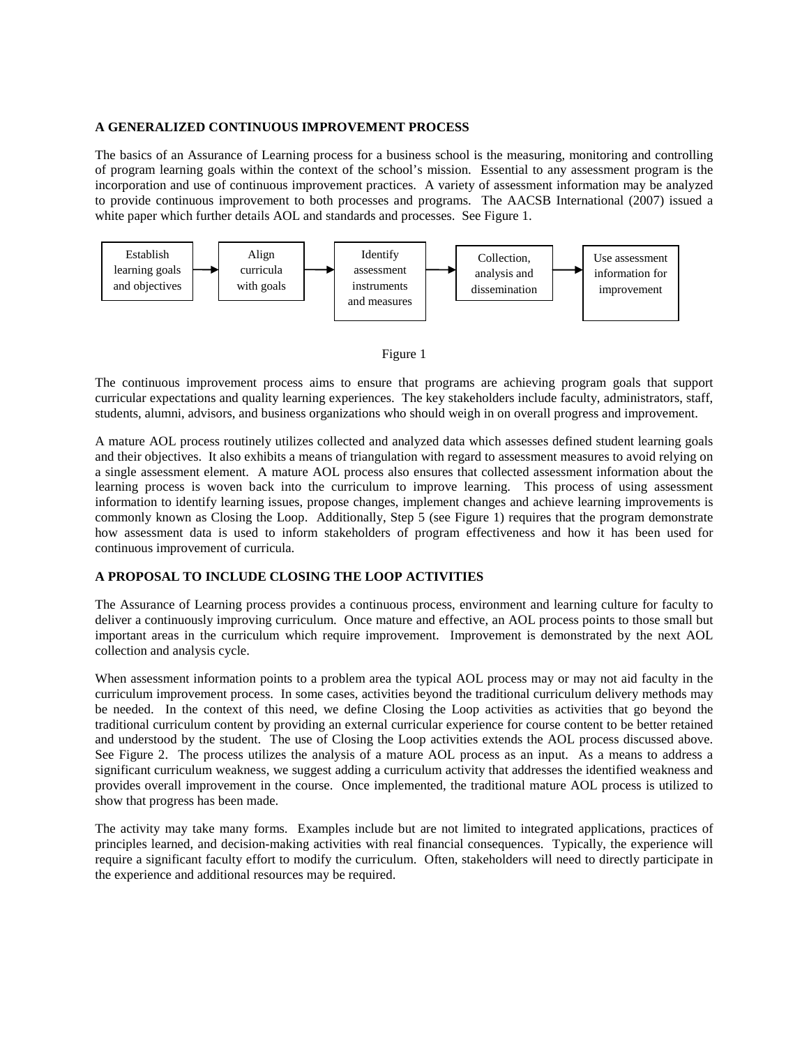### A GENERALIZED CONTINUOUS IMPROVEMENT PROCESS

The basics of an Assurance of Learning process for a business school is the measuring, monitoring and controlling of program learning goals within the context of the school's mission. Essential to any assessment program is the incorporation and use of continuous improvement practices. A variety of assessment information may be analyzed to provide continuous improvement to both processes and programs. The AACSB International (2007) issued a white paper which further details AOL and standards and processes. See Figure 1.

Establish learning goals and objectives → Align curricula with goals → Identify assessment instruments and measures → Collection, analysis and dissemination → Use assessment information for improvement

Figure 1

The continuous improvement process aims to ensure that programs are achieving program goals that support curricular expectations and quality learning experiences. The key stakeholders include faculty, administrators, staff, students, alumni, advisors, and business organizations who should weigh in on overall progress and improvement.

A mature AOL process routinely utilizes collected and analyzed data which assesses defined student learning goals and their objectives. It also exhibits a means of triangulation with regard to assessment measures to avoid relying on a single assessment element. A mature AOL process also ensures that collected assessment information about the learning process is woven back into the curriculum to improve learning. This process of using assessment information to identify learning issues, propose changes, implement changes and achieve learning improvements is commonly known as Closing the Loop. Additionally, Step 5 (see Figure 1) requires that the program demonstrate how assessment data is used to inform stakeholders of program effectiveness and how it has been used for continuous improvement of curricula.

### A PROPOSAL TO INCLUDE CLOSING THE LOOP ACTIVITIES

The Assurance of Learning process provides a continuous process, environment and learning culture for faculty to deliver a continuously improving curriculum. Once mature and effective, an AOL process points to those small but important areas in the curriculum which require improvement. Improvement is demonstrated by the next AOL collection and analysis cycle.

When assessment information points to a problem area the typical AOL process may or may not aid faculty in the curriculum improvement process. In some cases, activities beyond the traditional curriculum delivery methods may be needed. In the context of this need, we define Closing the Loop activities as activities that go beyond the traditional curriculum content by providing an external curricular experience for course content to be better retained and understood by the student. The use of Closing the Loop activities extends the AOL process discussed above. See Figure 2. The process utilizes the analysis of a mature AOL process as an input. As a means to address a significant curriculum weakness, we suggest adding a curriculum activity that addresses the identified weakness and provides overall improvement in the course. Once implemented, the traditional mature AOL process is utilized to show that progress has been made.

The activity may take many forms. Examples include but are not limited to integrated applications, practices of principles learned, and decision-making activities with real financial consequences. Typically, the experience will require a significant faculty effort to modify the curriculum. Often, stakeholders will need to directly participate in the experience and additional resources may be required.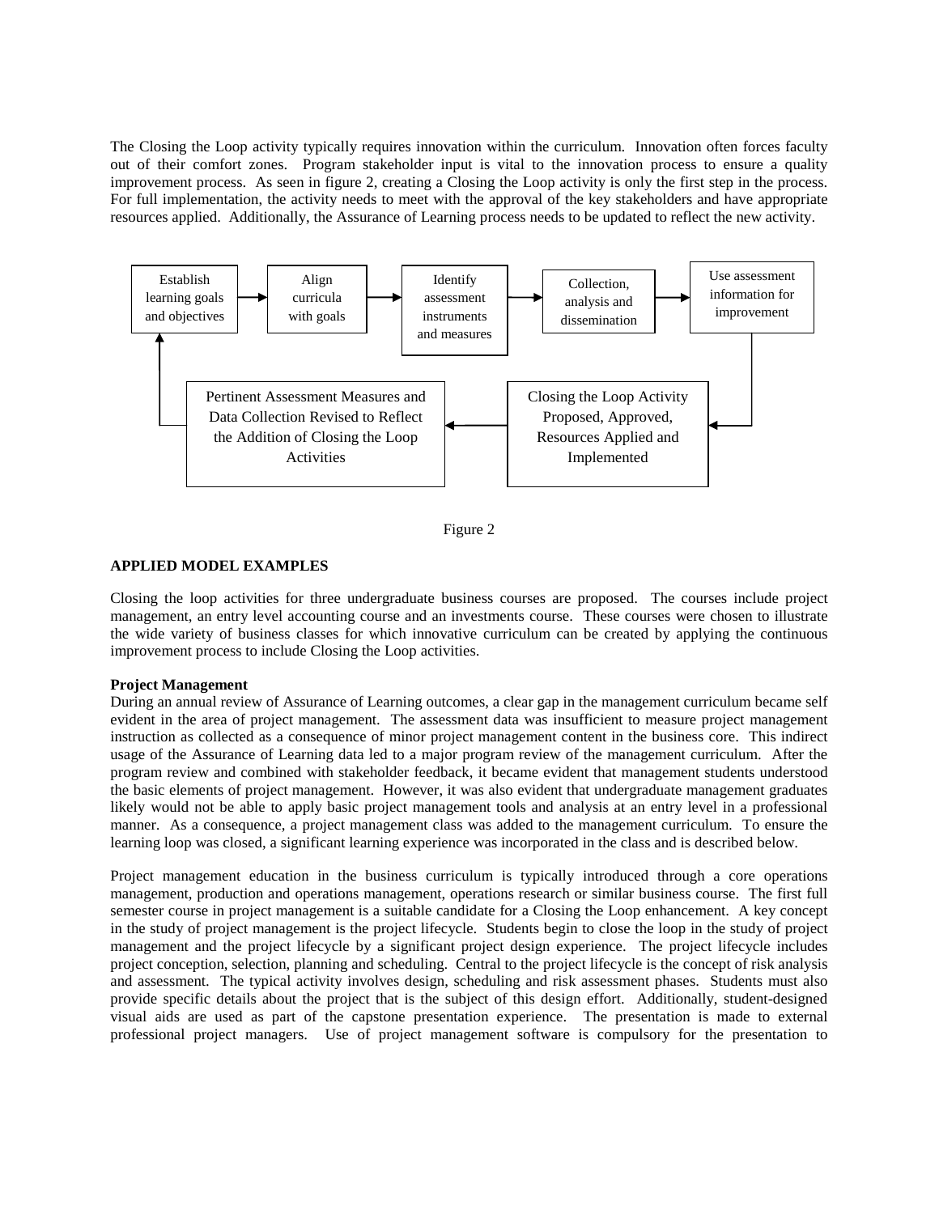The Closing the Loop activity typically requires innovation within the curriculum. Innovation often forces faculty out of their comfort zones. Program stakeholder input is vital to the innovation process to ensure a quality improvement process. As seen in figure 2, creating a Closing the Loop activity is only the first step in the process. For full implementation, the activity needs to meet with the approval of the key stakeholders and have appropriate resources applied. Additionally, the Assurance of Learning process needs to be updated to reflect the new activity.

Establish learning goals and objectives → Align curricula with goals → Identify assessment instruments and measures → Collection, analysis and dissemination → Use assessment information for improvement → Closing the Loop Activity Proposed, Approved, Resources Applied and Implemented → Pertinent Assessment Measures and Data Collection Revised to Reflect the Addition of Closing the Loop Activities → Establish learning goals and objectives

Figure 2

## APPLIED MODEL EXAMPLES

Closing the loop activities for three undergraduate business courses are proposed. The courses include project management, an entry level accounting course and an investments course. These courses were chosen to illustrate the wide variety of business classes for which innovative curriculum can be created by applying the continuous improvement process to include Closing the Loop activities.

### Project Management

During an annual review of Assurance of Learning outcomes, a clear gap in the management curriculum became self evident in the area of project management. The assessment data was insufficient to measure project management instruction as collected as a consequence of minor project management content in the business core. This indirect usage of the Assurance of Learning data led to a major program review of the management curriculum. After the program review and combined with stakeholder feedback, it became evident that management students understood the basic elements of project management. However, it was also evident that undergraduate management graduates likely would not be able to apply basic project management tools and analysis at an entry level in a professional manner. As a consequence, a project management class was added to the management curriculum. To ensure the learning loop was closed, a significant learning experience was incorporated in the class and is described below.

Project management education in the business curriculum is typically introduced through a core operations management, production and operations management, operations research or similar business course. The first full semester course in project management is a suitable candidate for a Closing the Loop enhancement. A key concept in the study of project management is the project lifecycle. Students begin to close the loop in the study of project management and the project lifecycle by a significant project design experience. The project lifecycle includes project conception, selection, planning and scheduling. Central to the project lifecycle is the concept of risk analysis and assessment. The typical activity involves design, scheduling and risk assessment phases. Students must also provide specific details about the project that is the subject of this design effort. Additionally, student-designed visual aids are used as part of the capstone presentation experience. The presentation is made to external professional project managers. Use of project management software is compulsory for the presentation to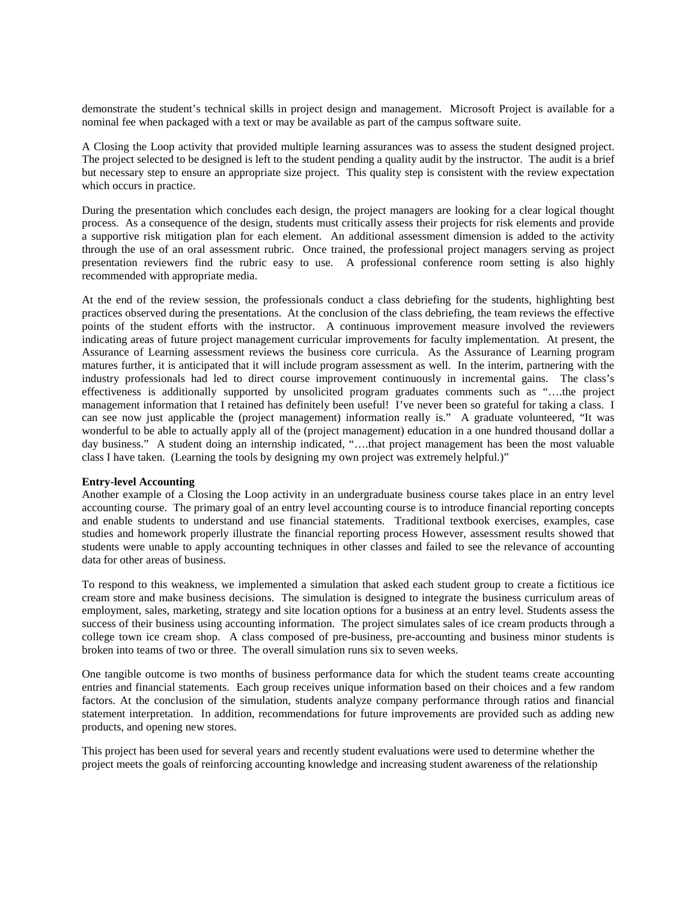demonstrate the student's technical skills in project design and management. Microsoft Project is available for a nominal fee when packaged with a text or may be available as part of the campus software suite.

A Closing the Loop activity that provided multiple learning assurances was to assess the student designed project. The project selected to be designed is left to the student pending a quality audit by the instructor. The audit is a brief but necessary step to ensure an appropriate size project. This quality step is consistent with the review expectation which occurs in practice.

During the presentation which concludes each design, the project managers are looking for a clear logical thought process. As a consequence of the design, students must critically assess their projects for risk elements and provide a supportive risk mitigation plan for each element. An additional assessment dimension is added to the activity through the use of an oral assessment rubric. Once trained, the professional project managers serving as project presentation reviewers find the rubric easy to use. A professional conference room setting is also highly recommended with appropriate media.

At the end of the review session, the professionals conduct a class debriefing for the students, highlighting best practices observed during the presentations. At the conclusion of the class debriefing, the team reviews the effective points of the student efforts with the instructor. A continuous improvement measure involved the reviewers indicating areas of future project management curricular improvements for faculty implementation. At present, the Assurance of Learning assessment reviews the business core curricula. As the Assurance of Learning program matures further, it is anticipated that it will include program assessment as well. In the interim, partnering with the industry professionals had led to direct course improvement continuously in incremental gains. The class's effectiveness is additionally supported by unsolicited program graduates comments such as "….the project management information that I retained has definitely been useful! I've never been so grateful for taking a class. I can see now just applicable the (project management) information really is." A graduate volunteered, "It was wonderful to be able to actually apply all of the (project management) education in a one hundred thousand dollar a day business." A student doing an internship indicated, "….that project management has been the most valuable class I have taken. (Learning the tools by designing my own project was extremely helpful.)"

**Entry-level Accounting**

Another example of a Closing the Loop activity in an undergraduate business course takes place in an entry level accounting course. The primary goal of an entry level accounting course is to introduce financial reporting concepts and enable students to understand and use financial statements. Traditional textbook exercises, examples, case studies and homework properly illustrate the financial reporting process However, assessment results showed that students were unable to apply accounting techniques in other classes and failed to see the relevance of accounting data for other areas of business.

To respond to this weakness, we implemented a simulation that asked each student group to create a fictitious ice cream store and make business decisions. The simulation is designed to integrate the business curriculum areas of employment, sales, marketing, strategy and site location options for a business at an entry level. Students assess the success of their business using accounting information. The project simulates sales of ice cream products through a college town ice cream shop. A class composed of pre-business, pre-accounting and business minor students is broken into teams of two or three. The overall simulation runs six to seven weeks.

One tangible outcome is two months of business performance data for which the student teams create accounting entries and financial statements. Each group receives unique information based on their choices and a few random factors. At the conclusion of the simulation, students analyze company performance through ratios and financial statement interpretation. In addition, recommendations for future improvements are provided such as adding new products, and opening new stores.

This project has been used for several years and recently student evaluations were used to determine whether the project meets the goals of reinforcing accounting knowledge and increasing student awareness of the relationship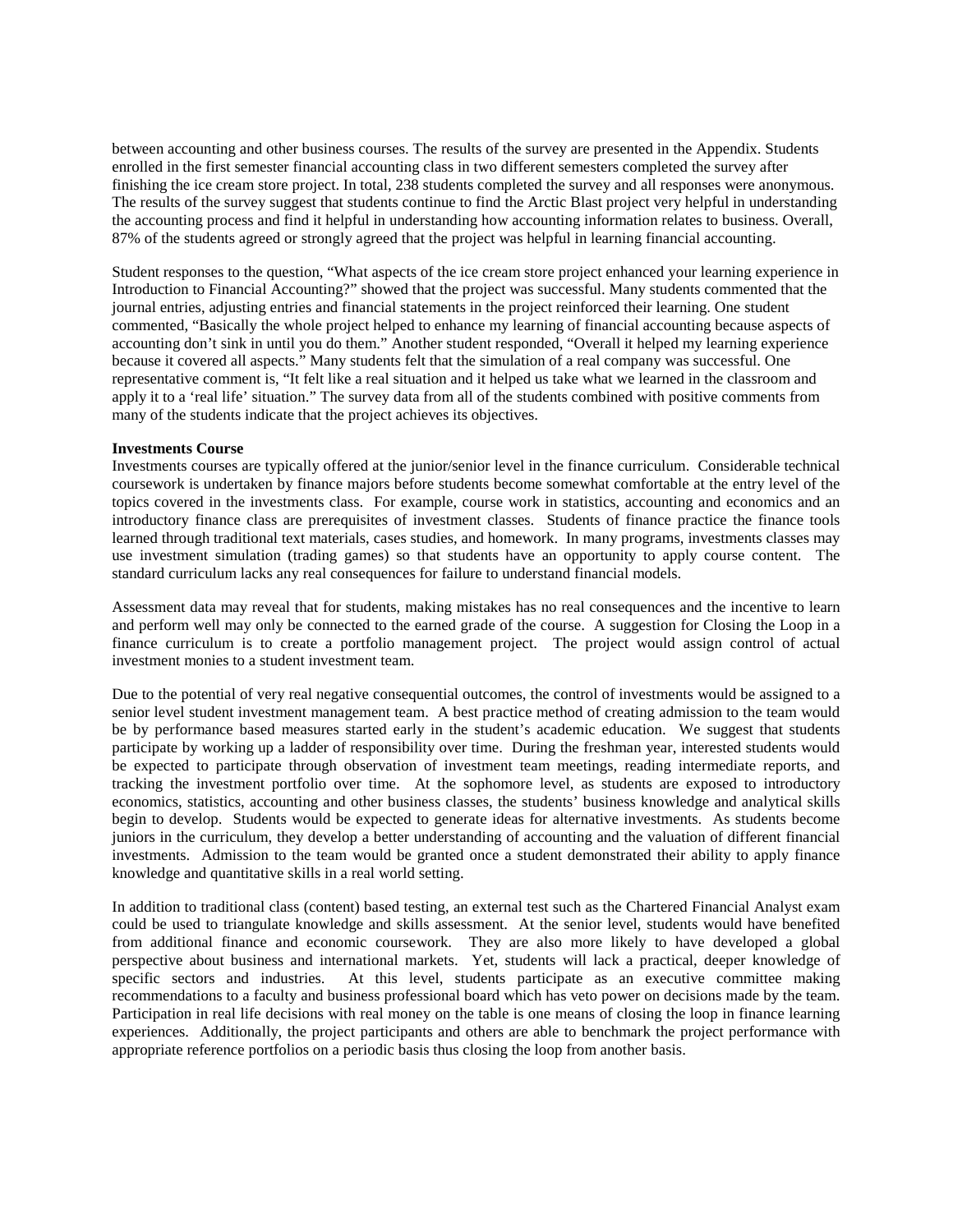between accounting and other business courses. The results of the survey are presented in the Appendix. Students enrolled in the first semester financial accounting class in two different semesters completed the survey after finishing the ice cream store project. In total, 238 students completed the survey and all responses were anonymous. The results of the survey suggest that students continue to find the Arctic Blast project very helpful in understanding the accounting process and find it helpful in understanding how accounting information relates to business. Overall, 87% of the students agreed or strongly agreed that the project was helpful in learning financial accounting.

Student responses to the question, "What aspects of the ice cream store project enhanced your learning experience in Introduction to Financial Accounting?" showed that the project was successful. Many students commented that the journal entries, adjusting entries and financial statements in the project reinforced their learning. One student commented, "Basically the whole project helped to enhance my learning of financial accounting because aspects of accounting don't sink in until you do them." Another student responded, "Overall it helped my learning experience because it covered all aspects." Many students felt that the simulation of a real company was successful. One representative comment is, "It felt like a real situation and it helped us take what we learned in the classroom and apply it to a 'real life' situation." The survey data from all of the students combined with positive comments from many of the students indicate that the project achieves its objectives.

**Investments Course**

Investments courses are typically offered at the junior/senior level in the finance curriculum. Considerable technical coursework is undertaken by finance majors before students become somewhat comfortable at the entry level of the topics covered in the investments class. For example, course work in statistics, accounting and economics and an introductory finance class are prerequisites of investment classes. Students of finance practice the finance tools learned through traditional text materials, cases studies, and homework. In many programs, investments classes may use investment simulation (trading games) so that students have an opportunity to apply course content. The standard curriculum lacks any real consequences for failure to understand financial models.

Assessment data may reveal that for students, making mistakes has no real consequences and the incentive to learn and perform well may only be connected to the earned grade of the course. A suggestion for Closing the Loop in a finance curriculum is to create a portfolio management project. The project would assign control of actual investment monies to a student investment team.

Due to the potential of very real negative consequential outcomes, the control of investments would be assigned to a senior level student investment management team. A best practice method of creating admission to the team would be by performance based measures started early in the student's academic education. We suggest that students participate by working up a ladder of responsibility over time. During the freshman year, interested students would be expected to participate through observation of investment team meetings, reading intermediate reports, and tracking the investment portfolio over time. At the sophomore level, as students are exposed to introductory economics, statistics, accounting and other business classes, the students' business knowledge and analytical skills begin to develop. Students would be expected to generate ideas for alternative investments. As students become juniors in the curriculum, they develop a better understanding of accounting and the valuation of different financial investments. Admission to the team would be granted once a student demonstrated their ability to apply finance knowledge and quantitative skills in a real world setting.

In addition to traditional class (content) based testing, an external test such as the Chartered Financial Analyst exam could be used to triangulate knowledge and skills assessment. At the senior level, students would have benefited from additional finance and economic coursework. They are also more likely to have developed a global perspective about business and international markets. Yet, students will lack a practical, deeper knowledge of specific sectors and industries. At this level, students participate as an executive committee making recommendations to a faculty and business professional board which has veto power on decisions made by the team. Participation in real life decisions with real money on the table is one means of closing the loop in finance learning experiences. Additionally, the project participants and others are able to benchmark the project performance with appropriate reference portfolios on a periodic basis thus closing the loop from another basis.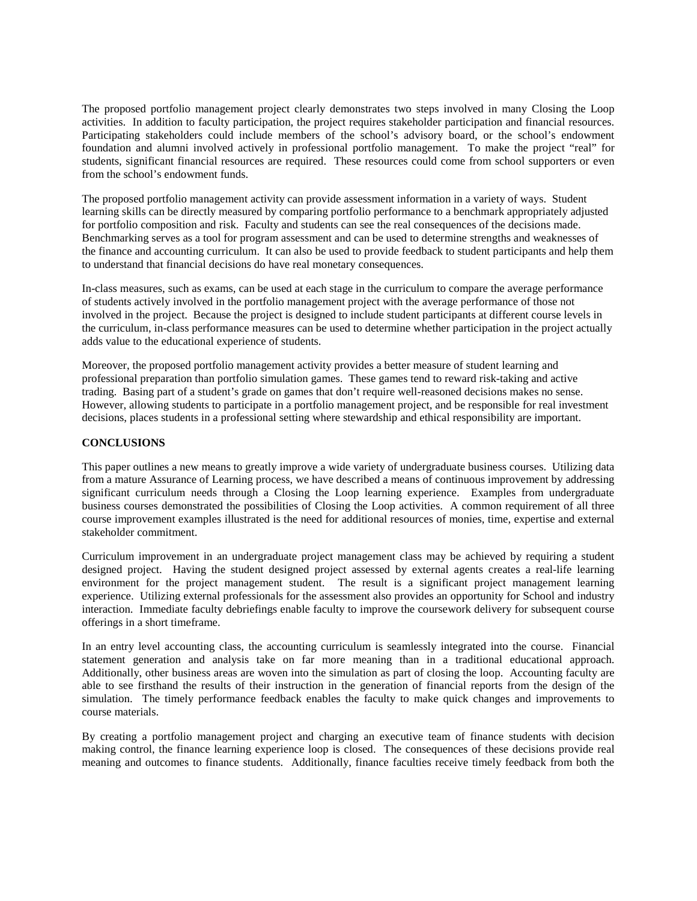The proposed portfolio management project clearly demonstrates two steps involved in many Closing the Loop activities. In addition to faculty participation, the project requires stakeholder participation and financial resources. Participating stakeholders could include members of the school's advisory board, or the school's endowment foundation and alumni involved actively in professional portfolio management. To make the project "real" for students, significant financial resources are required. These resources could come from school supporters or even from the school's endowment funds.

The proposed portfolio management activity can provide assessment information in a variety of ways. Student learning skills can be directly measured by comparing portfolio performance to a benchmark appropriately adjusted for portfolio composition and risk. Faculty and students can see the real consequences of the decisions made. Benchmarking serves as a tool for program assessment and can be used to determine strengths and weaknesses of the finance and accounting curriculum. It can also be used to provide feedback to student participants and help them to understand that financial decisions do have real monetary consequences.

In-class measures, such as exams, can be used at each stage in the curriculum to compare the average performance of students actively involved in the portfolio management project with the average performance of those not involved in the project. Because the project is designed to include student participants at different course levels in the curriculum, in-class performance measures can be used to determine whether participation in the project actually adds value to the educational experience of students.

Moreover, the proposed portfolio management activity provides a better measure of student learning and professional preparation than portfolio simulation games. These games tend to reward risk-taking and active trading. Basing part of a student's grade on games that don't require well-reasoned decisions makes no sense. However, allowing students to participate in a portfolio management project, and be responsible for real investment decisions, places students in a professional setting where stewardship and ethical responsibility are important.

**CONCLUSIONS**

This paper outlines a new means to greatly improve a wide variety of undergraduate business courses. Utilizing data from a mature Assurance of Learning process, we have described a means of continuous improvement by addressing significant curriculum needs through a Closing the Loop learning experience. Examples from undergraduate business courses demonstrated the possibilities of Closing the Loop activities. A common requirement of all three course improvement examples illustrated is the need for additional resources of monies, time, expertise and external stakeholder commitment.

Curriculum improvement in an undergraduate project management class may be achieved by requiring a student designed project. Having the student designed project assessed by external agents creates a real-life learning environment for the project management student. The result is a significant project management learning experience. Utilizing external professionals for the assessment also provides an opportunity for School and industry interaction. Immediate faculty debriefings enable faculty to improve the coursework delivery for subsequent course offerings in a short timeframe.

In an entry level accounting class, the accounting curriculum is seamlessly integrated into the course. Financial statement generation and analysis take on far more meaning than in a traditional educational approach. Additionally, other business areas are woven into the simulation as part of closing the loop. Accounting faculty are able to see firsthand the results of their instruction in the generation of financial reports from the design of the simulation. The timely performance feedback enables the faculty to make quick changes and improvements to course materials.

By creating a portfolio management project and charging an executive team of finance students with decision making control, the finance learning experience loop is closed. The consequences of these decisions provide real meaning and outcomes to finance students. Additionally, finance faculties receive timely feedback from both the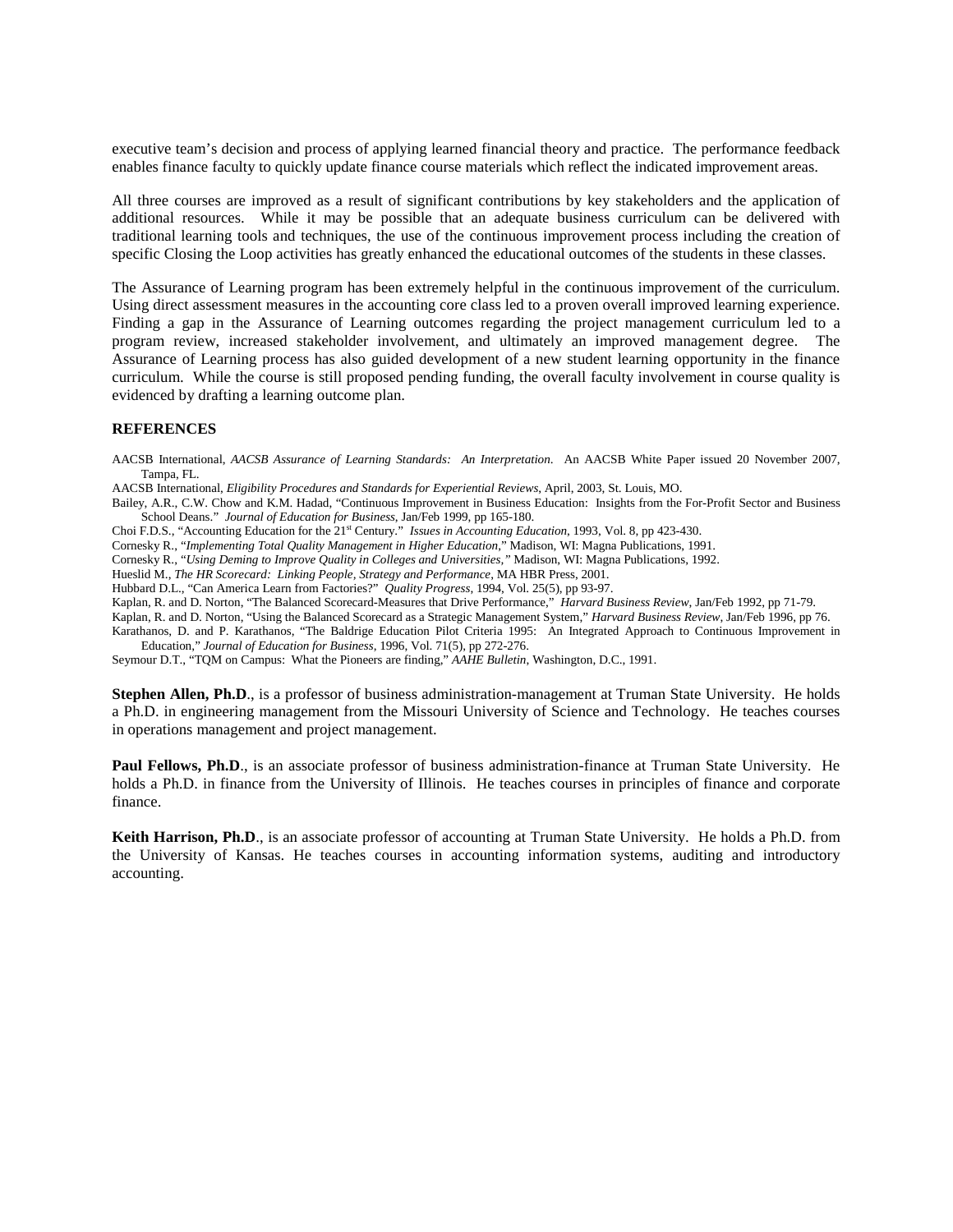executive team's decision and process of applying learned financial theory and practice. The performance feedback enables finance faculty to quickly update finance course materials which reflect the indicated improvement areas.

All three courses are improved as a result of significant contributions by key stakeholders and the application of additional resources. While it may be possible that an adequate business curriculum can be delivered with traditional learning tools and techniques, the use of the continuous improvement process including the creation of specific Closing the Loop activities has greatly enhanced the educational outcomes of the students in these classes.

The Assurance of Learning program has been extremely helpful in the continuous improvement of the curriculum. Using direct assessment measures in the accounting core class led to a proven overall improved learning experience. Finding a gap in the Assurance of Learning outcomes regarding the project management curriculum led to a program review, increased stakeholder involvement, and ultimately an improved management degree. The Assurance of Learning process has also guided development of a new student learning opportunity in the finance curriculum. While the course is still proposed pending funding, the overall faculty involvement in course quality is evidenced by drafting a learning outcome plan.

## REFERENCES

AACSB International, *AACSB Assurance of Learning Standards: An Interpretation*. An AACSB White Paper issued 20 November 2007, Tampa, FL.

AACSB International, *Eligibility Procedures and Standards for Experiential Reviews*, April, 2003, St. Louis, MO.

Bailey, A.R., C.W. Chow and K.M. Hadad, "Continuous Improvement in Business Education: Insights from the For-Profit Sector and Business School Deans." *Journal of Education for Business*, Jan/Feb 1999, pp 165-180.

Choi F.D.S., "Accounting Education for the 21st Century." *Issues in Accounting Education*, 1993, Vol. 8, pp 423-430.

Cornesky R., "*Implementing Total Quality Management in Higher Education*," Madison, WI: Magna Publications, 1991.

Cornesky R., "*Using Deming to Improve Quality in Colleges and Universities,*" Madison, WI: Magna Publications, 1992.

Hueslid M., *The HR Scorecard: Linking People, Strategy and Performance*, MA HBR Press, 2001.

Hubbard D.L., "Can America Learn from Factories?" *Quality Progress*, 1994, Vol. 25(5), pp 93-97.

Kaplan, R. and D. Norton, "The Balanced Scorecard-Measures that Drive Performance," *Harvard Business Review*, Jan/Feb 1992, pp 71-79.

Kaplan, R. and D. Norton, "Using the Balanced Scorecard as a Strategic Management System," *Harvard Business Review*, Jan/Feb 1996, pp 76.

Karathanos, D. and P. Karathanos, "The Baldrige Education Pilot Criteria 1995: An Integrated Approach to Continuous Improvement in Education," *Journal of Education for Business*, 1996, Vol. 71(5), pp 272-276.

Seymour D.T., "TQM on Campus: What the Pioneers are finding," *AAHE Bulletin*, Washington, D.C., 1991.

**Stephen Allen, Ph.D**., is a professor of business administration-management at Truman State University. He holds a Ph.D. in engineering management from the Missouri University of Science and Technology. He teaches courses in operations management and project management.

**Paul Fellows, Ph.D**., is an associate professor of business administration-finance at Truman State University. He holds a Ph.D. in finance from the University of Illinois. He teaches courses in principles of finance and corporate finance.

**Keith Harrison, Ph.D**., is an associate professor of accounting at Truman State University. He holds a Ph.D. from the University of Kansas. He teaches courses in accounting information systems, auditing and introductory accounting.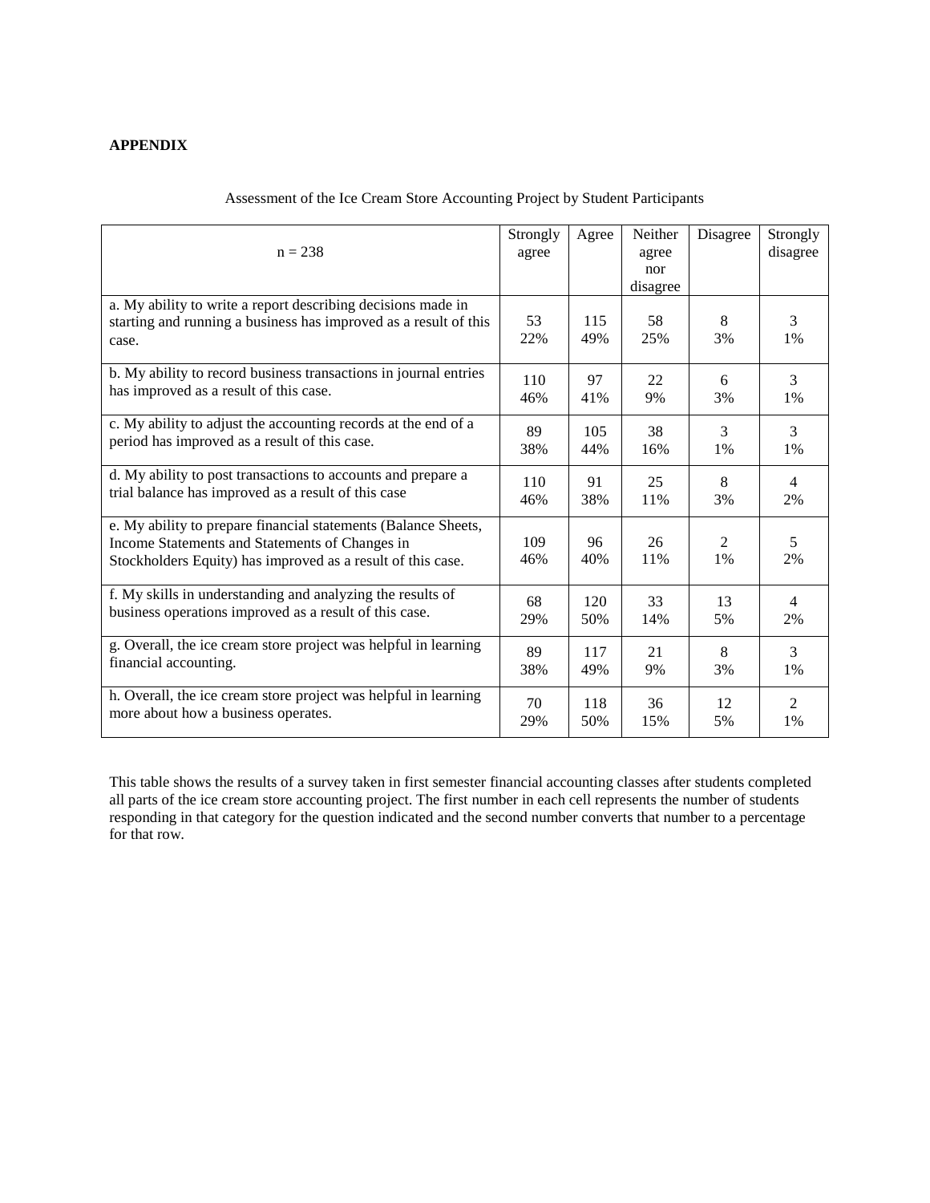**APPENDIX**

Assessment of the Ice Cream Store Accounting Project by Student Participants

| n = 238 | Strongly agree | Agree | Neither agree nor disagree | Disagree | Strongly disagree |
|---|---|---|---|---|---|
| a. My ability to write a report describing decisions made in starting and running a business has improved as a result of this case. | 53<br>22% | 115<br>49% | 58<br>25% | 8<br>3% | 3<br>1% |
| b. My ability to record business transactions in journal entries has improved as a result of this case. | 110<br>46% | 97<br>41% | 22<br>9% | 6<br>3% | 3<br>1% |
| c. My ability to adjust the accounting records at the end of a period has improved as a result of this case. | 89<br>38% | 105<br>44% | 38<br>16% | 3<br>1% | 3<br>1% |
| d. My ability to post transactions to accounts and prepare a trial balance has improved as a result of this case | 110<br>46% | 91<br>38% | 25<br>11% | 8<br>3% | 4<br>2% |
| e. My ability to prepare financial statements (Balance Sheets, Income Statements and Statements of Changes in Stockholders Equity) has improved as a result of this case. | 109<br>46% | 96<br>40% | 26<br>11% | 2<br>1% | 5<br>2% |
| f. My skills in understanding and analyzing the results of business operations improved as a result of this case. | 68<br>29% | 120<br>50% | 33<br>14% | 13<br>5% | 4<br>2% |
| g. Overall, the ice cream store project was helpful in learning financial accounting. | 89<br>38% | 117<br>49% | 21<br>9% | 8<br>3% | 3<br>1% |
| h. Overall, the ice cream store project was helpful in learning more about how a business operates. | 70<br>29% | 118<br>50% | 36<br>15% | 12<br>5% | 2<br>1% |

This table shows the results of a survey taken in first semester financial accounting classes after students completed all parts of the ice cream store accounting project. The first number in each cell represents the number of students responding in that category for the question indicated and the second number converts that number to a percentage for that row.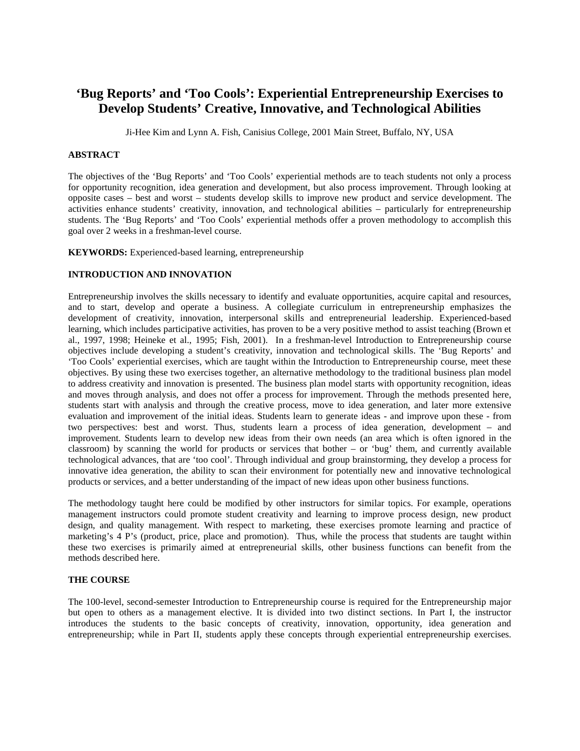# 'Bug Reports' and 'Too Cools': Experiential Entrepreneurship Exercises to Develop Students' Creative, Innovative, and Technological Abilities

Ji-Hee Kim and Lynn A. Fish, Canisius College, 2001 Main Street, Buffalo, NY, USA

## ABSTRACT

The objectives of the 'Bug Reports' and 'Too Cools' experiential methods are to teach students not only a process for opportunity recognition, idea generation and development, but also process improvement. Through looking at opposite cases – best and worst – students develop skills to improve new product and service development. The activities enhance students' creativity, innovation, and technological abilities – particularly for entrepreneurship students. The 'Bug Reports' and 'Too Cools' experiential methods offer a proven methodology to accomplish this goal over 2 weeks in a freshman-level course.

**KEYWORDS:** Experienced-based learning, entrepreneurship

## INTRODUCTION AND INNOVATION

Entrepreneurship involves the skills necessary to identify and evaluate opportunities, acquire capital and resources, and to start, develop and operate a business. A collegiate curriculum in entrepreneurship emphasizes the development of creativity, innovation, interpersonal skills and entrepreneurial leadership. Experienced-based learning, which includes participative activities, has proven to be a very positive method to assist teaching (Brown et al., 1997, 1998; Heineke et al., 1995; Fish, 2001). In a freshman-level Introduction to Entrepreneurship course objectives include developing a student's creativity, innovation and technological skills. The 'Bug Reports' and 'Too Cools' experiential exercises, which are taught within the Introduction to Entrepreneurship course, meet these objectives. By using these two exercises together, an alternative methodology to the traditional business plan model to address creativity and innovation is presented. The business plan model starts with opportunity recognition, ideas and moves through analysis, and does not offer a process for improvement. Through the methods presented here, students start with analysis and through the creative process, move to idea generation, and later more extensive evaluation and improvement of the initial ideas. Students learn to generate ideas - and improve upon these - from two perspectives: best and worst. Thus, students learn a process of idea generation, development – and improvement. Students learn to develop new ideas from their own needs (an area which is often ignored in the classroom) by scanning the world for products or services that bother – or 'bug' them, and currently available technological advances, that are 'too cool'. Through individual and group brainstorming, they develop a process for innovative idea generation, the ability to scan their environment for potentially new and innovative technological products or services, and a better understanding of the impact of new ideas upon other business functions.

The methodology taught here could be modified by other instructors for similar topics. For example, operations management instructors could promote student creativity and learning to improve process design, new product design, and quality management. With respect to marketing, these exercises promote learning and practice of marketing's 4 P's (product, price, place and promotion). Thus, while the process that students are taught within these two exercises is primarily aimed at entrepreneurial skills, other business functions can benefit from the methods described here.

## THE COURSE

The 100-level, second-semester Introduction to Entrepreneurship course is required for the Entrepreneurship major but open to others as a management elective. It is divided into two distinct sections. In Part I, the instructor introduces the students to the basic concepts of creativity, innovation, opportunity, idea generation and entrepreneurship; while in Part II, students apply these concepts through experiential entrepreneurship exercises.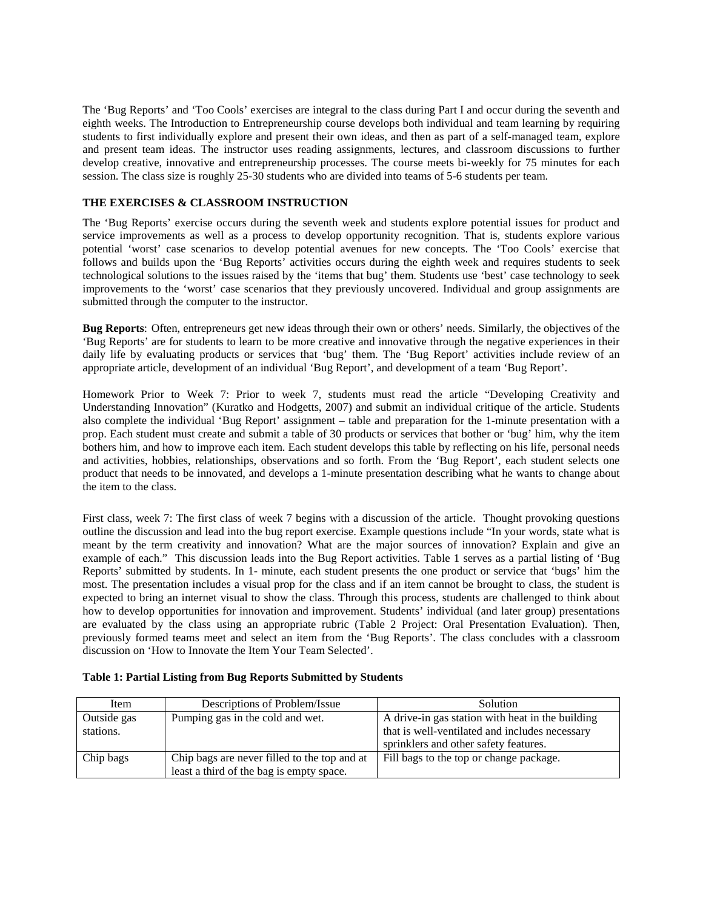The 'Bug Reports' and 'Too Cools' exercises are integral to the class during Part I and occur during the seventh and eighth weeks. The Introduction to Entrepreneurship course develops both individual and team learning by requiring students to first individually explore and present their own ideas, and then as part of a self-managed team, explore and present team ideas. The instructor uses reading assignments, lectures, and classroom discussions to further develop creative, innovative and entrepreneurship processes. The course meets bi-weekly for 75 minutes for each session. The class size is roughly 25-30 students who are divided into teams of 5-6 students per team.

**THE EXERCISES & CLASSROOM INSTRUCTION**

The 'Bug Reports' exercise occurs during the seventh week and students explore potential issues for product and service improvements as well as a process to develop opportunity recognition. That is, students explore various potential 'worst' case scenarios to develop potential avenues for new concepts. The 'Too Cools' exercise that follows and builds upon the 'Bug Reports' activities occurs during the eighth week and requires students to seek technological solutions to the issues raised by the 'items that bug' them. Students use 'best' case technology to seek improvements to the 'worst' case scenarios that they previously uncovered. Individual and group assignments are submitted through the computer to the instructor.

**Bug Reports**: Often, entrepreneurs get new ideas through their own or others' needs. Similarly, the objectives of the 'Bug Reports' are for students to learn to be more creative and innovative through the negative experiences in their daily life by evaluating products or services that 'bug' them. The 'Bug Report' activities include review of an appropriate article, development of an individual 'Bug Report', and development of a team 'Bug Report'.

Homework Prior to Week 7: Prior to week 7, students must read the article "Developing Creativity and Understanding Innovation" (Kuratko and Hodgetts, 2007) and submit an individual critique of the article. Students also complete the individual 'Bug Report' assignment – table and preparation for the 1-minute presentation with a prop. Each student must create and submit a table of 30 products or services that bother or 'bug' him, why the item bothers him, and how to improve each item. Each student develops this table by reflecting on his life, personal needs and activities, hobbies, relationships, observations and so forth. From the 'Bug Report', each student selects one product that needs to be innovated, and develops a 1-minute presentation describing what he wants to change about the item to the class.

First class, week 7: The first class of week 7 begins with a discussion of the article. Thought provoking questions outline the discussion and lead into the bug report exercise. Example questions include "In your words, state what is meant by the term creativity and innovation? What are the major sources of innovation? Explain and give an example of each." This discussion leads into the Bug Report activities. Table 1 serves as a partial listing of 'Bug Reports' submitted by students. In 1- minute, each student presents the one product or service that 'bugs' him the most. The presentation includes a visual prop for the class and if an item cannot be brought to class, the student is expected to bring an internet visual to show the class. Through this process, students are challenged to think about how to develop opportunities for innovation and improvement. Students' individual (and later group) presentations are evaluated by the class using an appropriate rubric (Table 2 Project: Oral Presentation Evaluation). Then, previously formed teams meet and select an item from the 'Bug Reports'. The class concludes with a classroom discussion on 'How to Innovate the Item Your Team Selected'.

**Table 1: Partial Listing from Bug Reports Submitted by Students**

| Item | Descriptions of Problem/Issue | Solution |
|---|---|---|
| Outside gas stations. | Pumping gas in the cold and wet. | A drive-in gas station with heat in the building that is well-ventilated and includes necessary sprinklers and other safety features. |
| Chip bags | Chip bags are never filled to the top and at least a third of the bag is empty space. | Fill bags to the top or change package. |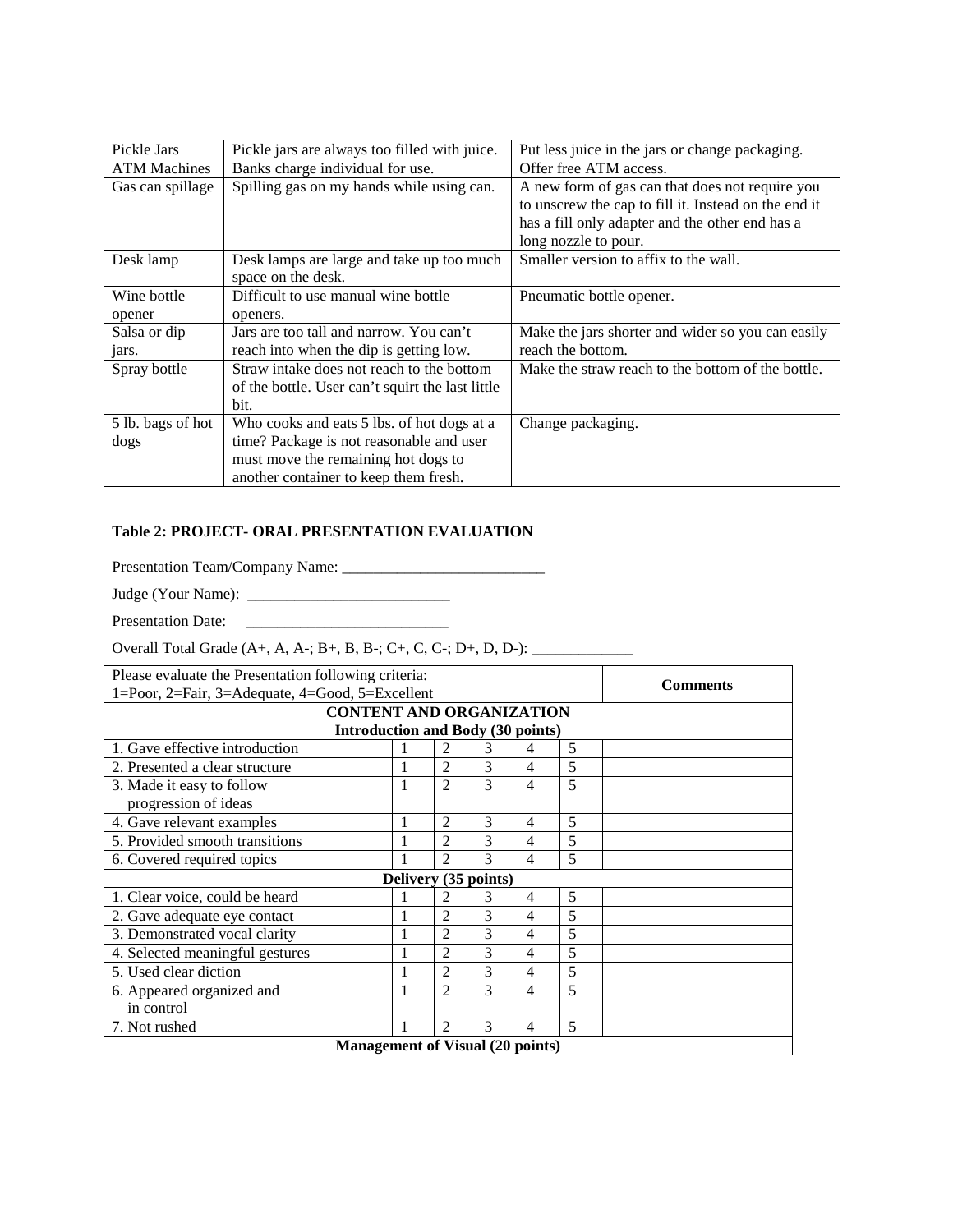| Pickle Jars | Pickle jars are always too filled with juice. | Put less juice in the jars or change packaging. |
|---|---|---|
| ATM Machines | Banks charge individual for use. | Offer free ATM access. |
| Gas can spillage | Spilling gas on my hands while using can. | A new form of gas can that does not require you to unscrew the cap to fill it. Instead on the end it has a fill only adapter and the other end has a long nozzle to pour. |
| Desk lamp | Desk lamps are large and take up too much space on the desk. | Smaller version to affix to the wall. |
| Wine bottle opener | Difficult to use manual wine bottle openers. | Pneumatic bottle opener. |
| Salsa or dip jars. | Jars are too tall and narrow. You can't reach into when the dip is getting low. | Make the jars shorter and wider so you can easily reach the bottom. |
| Spray bottle | Straw intake does not reach to the bottom of the bottle. User can't squirt the last little bit. | Make the straw reach to the bottom of the bottle. |
| 5 lb. bags of hot dogs | Who cooks and eats 5 lbs. of hot dogs at a time? Package is not reasonable and user must move the remaining hot dogs to another container to keep them fresh. | Change packaging. |

**Table 2: PROJECT- ORAL PRESENTATION EVALUATION**

Presentation Team/Company Name: __________________________

Judge (Your Name): __________________________

Presentation Date: __________________________

Overall Total Grade (A+, A, A-; B+, B, B-; C+, C, C-; D+, D, D-): _____________

| Please evaluate the Presentation following criteria: 1=Poor, 2=Fair, 3=Adequate, 4=Good, 5=Excellent | | | | | | **Comments** |
|---|---|---|---|---|---|---|
| **CONTENT AND ORGANIZATION Introduction and Body (30 points)** | | | | | | |
| 1. Gave effective introduction | 1 | 2 | 3 | 4 | 5 | |
| 2. Presented a clear structure | 1 | 2 | 3 | 4 | 5 | |
| 3. Made it easy to follow progression of ideas | 1 | 2 | 3 | 4 | 5 | |
| 4. Gave relevant examples | 1 | 2 | 3 | 4 | 5 | |
| 5. Provided smooth transitions | 1 | 2 | 3 | 4 | 5 | |
| 6. Covered required topics | 1 | 2 | 3 | 4 | 5 | |
| **Delivery (35 points)** | | | | | | |
| 1. Clear voice, could be heard | 1 | 2 | 3 | 4 | 5 | |
| 2. Gave adequate eye contact | 1 | 2 | 3 | 4 | 5 | |
| 3. Demonstrated vocal clarity | 1 | 2 | 3 | 4 | 5 | |
| 4. Selected meaningful gestures | 1 | 2 | 3 | 4 | 5 | |
| 5. Used clear diction | 1 | 2 | 3 | 4 | 5 | |
| 6. Appeared organized and in control | 1 | 2 | 3 | 4 | 5 | |
| 7. Not rushed | 1 | 2 | 3 | 4 | 5 | |
| **Management of Visual (20 points)** | | | | | | |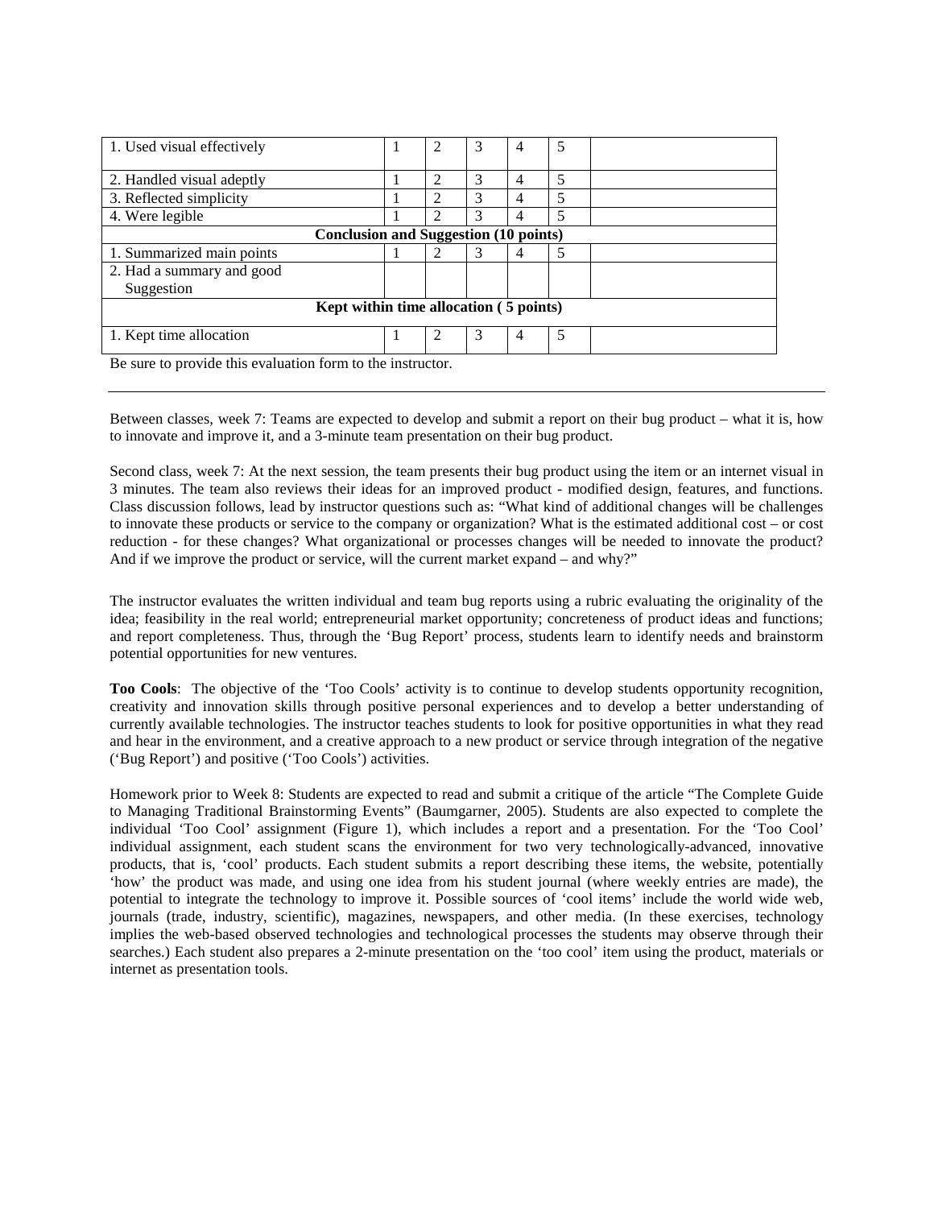| | | | | | | |
|---|---|---|---|---|---|---|
| 1. Used visual effectively | 1 | 2 | 3 | 4 | 5 | |
| 2. Handled visual adeptly | 1 | 2 | 3 | 4 | 5 | |
| 3. Reflected simplicity | 1 | 2 | 3 | 4 | 5 | |
| 4. Were legible | 1 | 2 | 3 | 4 | 5 | |
| **Conclusion and Suggestion (10 points)** | | | | | | |
| 1. Summarized main points | 1 | 2 | 3 | 4 | 5 | |
| 2. Had a summary and good Suggestion | | | | | | |
| **Kept within time allocation ( 5 points)** | | | | | | |
| 1. Kept time allocation | 1 | 2 | 3 | 4 | 5 | |

Be sure to provide this evaluation form to the instructor.

---

Between classes, week 7: Teams are expected to develop and submit a report on their bug product – what it is, how to innovate and improve it, and a 3-minute team presentation on their bug product.

Second class, week 7: At the next session, the team presents their bug product using the item or an internet visual in 3 minutes. The team also reviews their ideas for an improved product - modified design, features, and functions. Class discussion follows, lead by instructor questions such as: "What kind of additional changes will be challenges to innovate these products or service to the company or organization? What is the estimated additional cost – or cost reduction - for these changes? What organizational or processes changes will be needed to innovate the product? And if we improve the product or service, will the current market expand – and why?"

The instructor evaluates the written individual and team bug reports using a rubric evaluating the originality of the idea; feasibility in the real world; entrepreneurial market opportunity; concreteness of product ideas and functions; and report completeness. Thus, through the 'Bug Report' process, students learn to identify needs and brainstorm potential opportunities for new ventures.

**Too Cools**: The objective of the 'Too Cools' activity is to continue to develop students opportunity recognition, creativity and innovation skills through positive personal experiences and to develop a better understanding of currently available technologies. The instructor teaches students to look for positive opportunities in what they read and hear in the environment, and a creative approach to a new product or service through integration of the negative ('Bug Report') and positive ('Too Cools') activities.

Homework prior to Week 8: Students are expected to read and submit a critique of the article "The Complete Guide to Managing Traditional Brainstorming Events" (Baumgarner, 2005). Students are also expected to complete the individual 'Too Cool' assignment (Figure 1), which includes a report and a presentation. For the 'Too Cool' individual assignment, each student scans the environment for two very technologically-advanced, innovative products, that is, 'cool' products. Each student submits a report describing these items, the website, potentially 'how' the product was made, and using one idea from his student journal (where weekly entries are made), the potential to integrate the technology to improve it. Possible sources of 'cool items' include the world wide web, journals (trade, industry, scientific), magazines, newspapers, and other media. (In these exercises, technology implies the web-based observed technologies and technological processes the students may observe through their searches.) Each student also prepares a 2-minute presentation on the 'too cool' item using the product, materials or internet as presentation tools.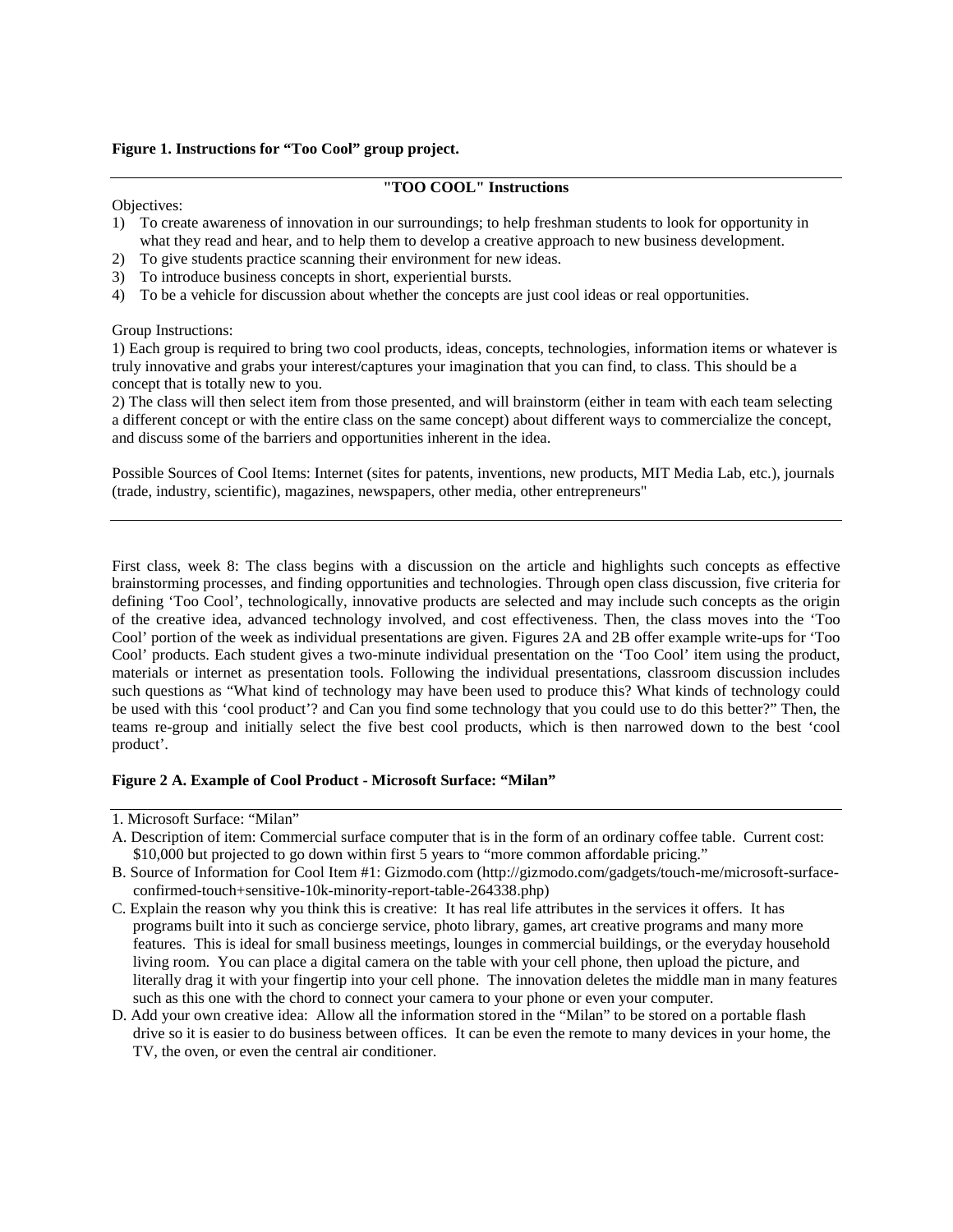**Figure 1. Instructions for "Too Cool" group project.**

---

**"TOO COOL" Instructions**

Objectives:

1) To create awareness of innovation in our surroundings; to help freshman students to look for opportunity in what they read and hear, and to help them to develop a creative approach to new business development.
2) To give students practice scanning their environment for new ideas.
3) To introduce business concepts in short, experiential bursts.
4) To be a vehicle for discussion about whether the concepts are just cool ideas or real opportunities.

Group Instructions:

1) Each group is required to bring two cool products, ideas, concepts, technologies, information items or whatever is truly innovative and grabs your interest/captures your imagination that you can find, to class. This should be a concept that is totally new to you.

2) The class will then select item from those presented, and will brainstorm (either in team with each team selecting a different concept or with the entire class on the same concept) about different ways to commercialize the concept, and discuss some of the barriers and opportunities inherent in the idea.

Possible Sources of Cool Items: Internet (sites for patents, inventions, new products, MIT Media Lab, etc.), journals (trade, industry, scientific), magazines, newspapers, other media, other entrepreneurs"

---

First class, week 8: The class begins with a discussion on the article and highlights such concepts as effective brainstorming processes, and finding opportunities and technologies. Through open class discussion, five criteria for defining 'Too Cool', technologically, innovative products are selected and may include such concepts as the origin of the creative idea, advanced technology involved, and cost effectiveness. Then, the class moves into the 'Too Cool' portion of the week as individual presentations are given. Figures 2A and 2B offer example write-ups for 'Too Cool' products. Each student gives a two-minute individual presentation on the 'Too Cool' item using the product, materials or internet as presentation tools. Following the individual presentations, classroom discussion includes such questions as "What kind of technology may have been used to produce this? What kinds of technology could be used with this 'cool product'? and Can you find some technology that you could use to do this better?" Then, the teams re-group and initially select the five best cool products, which is then narrowed down to the best 'cool product'.

**Figure 2 A. Example of Cool Product - Microsoft Surface: "Milan"**

---

1. Microsoft Surface: "Milan"

A. Description of item: Commercial surface computer that is in the form of an ordinary coffee table. Current cost: $10,000 but projected to go down within first 5 years to "more common affordable pricing."

B. Source of Information for Cool Item #1: Gizmodo.com (http://gizmodo.com/gadgets/touch-me/microsoft-surface-confirmed-touch+sensitive-10k-minority-report-table-264338.php)

C. Explain the reason why you think this is creative: It has real life attributes in the services it offers. It has programs built into it such as concierge service, photo library, games, art creative programs and many more features. This is ideal for small business meetings, lounges in commercial buildings, or the everyday household living room. You can place a digital camera on the table with your cell phone, then upload the picture, and literally drag it with your fingertip into your cell phone. The innovation deletes the middle man in many features such as this one with the chord to connect your camera to your phone or even your computer.

D. Add your own creative idea: Allow all the information stored in the "Milan" to be stored on a portable flash drive so it is easier to do business between offices. It can be even the remote to many devices in your home, the TV, the oven, or even the central air conditioner.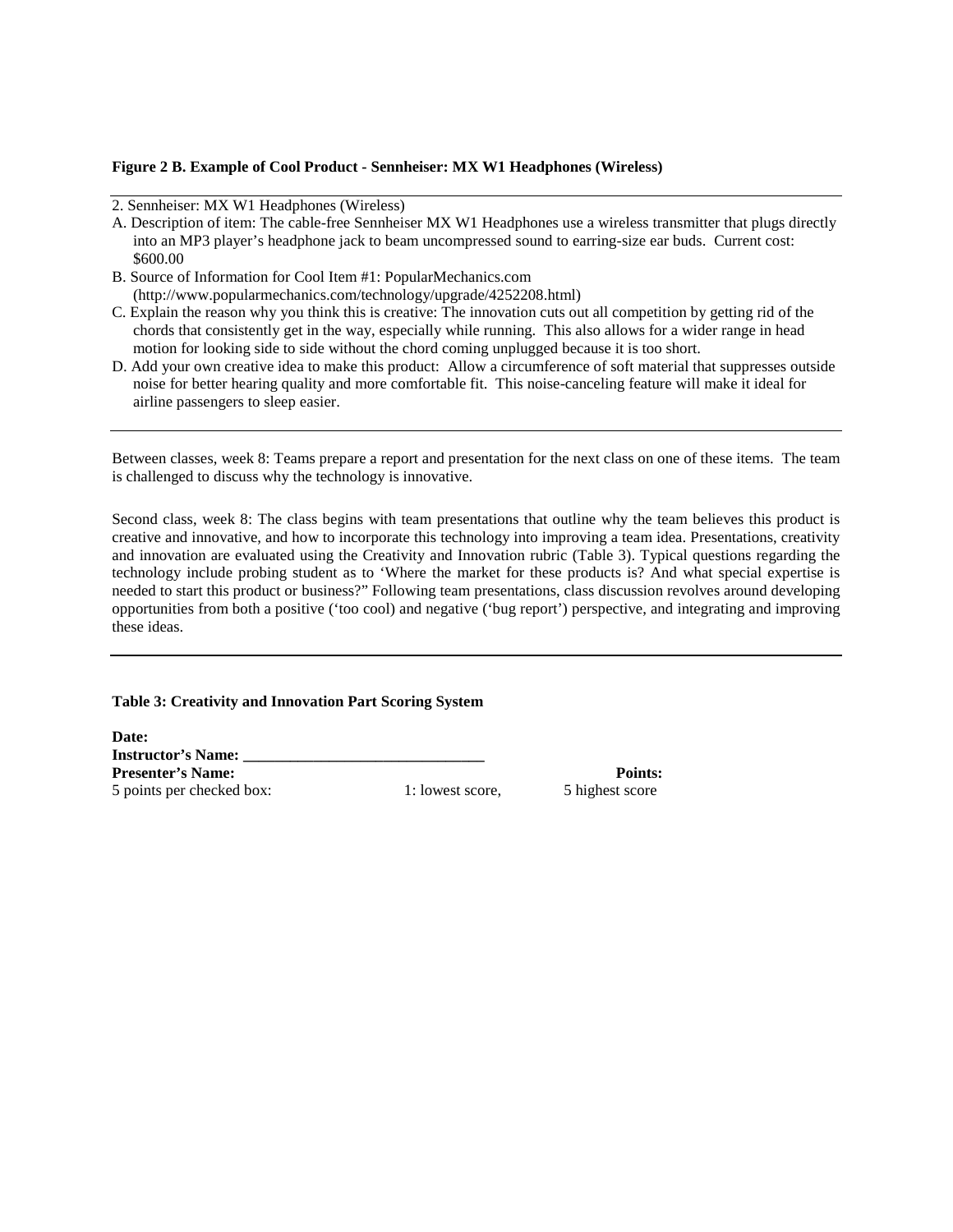**Figure 2 B. Example of Cool Product - Sennheiser: MX W1 Headphones (Wireless)**

---

2. Sennheiser: MX W1 Headphones (Wireless)

A. Description of item: The cable-free Sennheiser MX W1 Headphones use a wireless transmitter that plugs directly into an MP3 player's headphone jack to beam uncompressed sound to earring-size ear buds. Current cost: $600.00

B. Source of Information for Cool Item #1: PopularMechanics.com (http://www.popularmechanics.com/technology/upgrade/4252208.html)

C. Explain the reason why you think this is creative: The innovation cuts out all competition by getting rid of the chords that consistently get in the way, especially while running. This also allows for a wider range in head motion for looking side to side without the chord coming unplugged because it is too short.

D. Add your own creative idea to make this product: Allow a circumference of soft material that suppresses outside noise for better hearing quality and more comfortable fit. This noise-canceling feature will make it ideal for airline passengers to sleep easier.

---

Between classes, week 8: Teams prepare a report and presentation for the next class on one of these items. The team is challenged to discuss why the technology is innovative.

Second class, week 8: The class begins with team presentations that outline why the team believes this product is creative and innovative, and how to incorporate this technology into improving a team idea. Presentations, creativity and innovation are evaluated using the Creativity and Innovation rubric (Table 3). Typical questions regarding the technology include probing student as to 'Where the market for these products is? And what special expertise is needed to start this product or business?" Following team presentations, class discussion revolves around developing opportunities from both a positive ('too cool) and negative ('bug report') perspective, and integrating and improving these ideas.

---

**Table 3: Creativity and Innovation Part Scoring System**

**Date:**
**Instructor's Name: _______________________________**
**Presenter's Name:** **Points:**
5 points per checked box: 1: lowest score, 5 highest score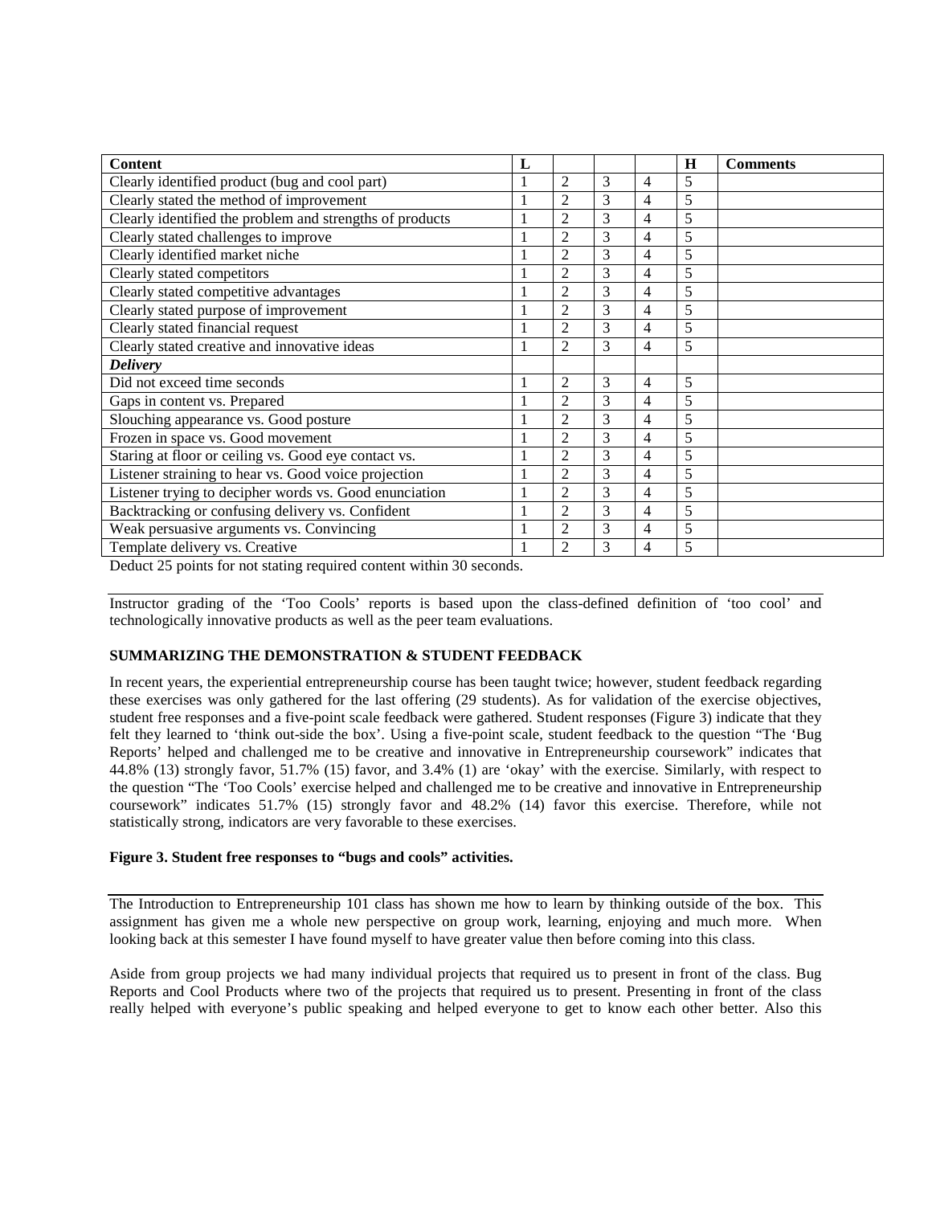| Content | L | | | | H | Comments |
|---|---|---|---|---|---|---|
| Clearly identified product (bug and cool part) | 1 | 2 | 3 | 4 | 5 | |
| Clearly stated the method of improvement | 1 | 2 | 3 | 4 | 5 | |
| Clearly identified the problem and strengths of products | 1 | 2 | 3 | 4 | 5 | |
| Clearly stated challenges to improve | 1 | 2 | 3 | 4 | 5 | |
| Clearly identified market niche | 1 | 2 | 3 | 4 | 5 | |
| Clearly stated competitors | 1 | 2 | 3 | 4 | 5 | |
| Clearly stated competitive advantages | 1 | 2 | 3 | 4 | 5 | |
| Clearly stated purpose of improvement | 1 | 2 | 3 | 4 | 5 | |
| Clearly stated financial request | 1 | 2 | 3 | 4 | 5 | |
| Clearly stated creative and innovative ideas | 1 | 2 | 3 | 4 | 5 | |
| ***Delivery*** | | | | | | |
| Did not exceed time seconds | 1 | 2 | 3 | 4 | 5 | |
| Gaps in content vs. Prepared | 1 | 2 | 3 | 4 | 5 | |
| Slouching appearance vs. Good posture | 1 | 2 | 3 | 4 | 5 | |
| Frozen in space vs. Good movement | 1 | 2 | 3 | 4 | 5 | |
| Staring at floor or ceiling vs. Good eye contact vs. | 1 | 2 | 3 | 4 | 5 | |
| Listener straining to hear vs. Good voice projection | 1 | 2 | 3 | 4 | 5 | |
| Listener trying to decipher words vs. Good enunciation | 1 | 2 | 3 | 4 | 5 | |
| Backtracking or confusing delivery vs. Confident | 1 | 2 | 3 | 4 | 5 | |
| Weak persuasive arguments vs. Convincing | 1 | 2 | 3 | 4 | 5 | |
| Template delivery vs. Creative | 1 | 2 | 3 | 4 | 5 | |

Deduct 25 points for not stating required content within 30 seconds.

Instructor grading of the 'Too Cools' reports is based upon the class-defined definition of 'too cool' and technologically innovative products as well as the peer team evaluations.

### SUMMARIZING THE DEMONSTRATION & STUDENT FEEDBACK

In recent years, the experiential entrepreneurship course has been taught twice; however, student feedback regarding these exercises was only gathered for the last offering (29 students). As for validation of the exercise objectives, student free responses and a five-point scale feedback were gathered. Student responses (Figure 3) indicate that they felt they learned to 'think out-side the box'. Using a five-point scale, student feedback to the question "The 'Bug Reports' helped and challenged me to be creative and innovative in Entrepreneurship coursework" indicates that 44.8% (13) strongly favor, 51.7% (15) favor, and 3.4% (1) are 'okay' with the exercise. Similarly, with respect to the question "The 'Too Cools' exercise helped and challenged me to be creative and innovative in Entrepreneurship coursework" indicates 51.7% (15) strongly favor and 48.2% (14) favor this exercise. Therefore, while not statistically strong, indicators are very favorable to these exercises.

**Figure 3. Student free responses to "bugs and cools" activities.**

The Introduction to Entrepreneurship 101 class has shown me how to learn by thinking outside of the box. This assignment has given me a whole new perspective on group work, learning, enjoying and much more. When looking back at this semester I have found myself to have greater value then before coming into this class.

Aside from group projects we had many individual projects that required us to present in front of the class. Bug Reports and Cool Products where two of the projects that required us to present. Presenting in front of the class really helped with everyone's public speaking and helped everyone to get to know each other better. Also this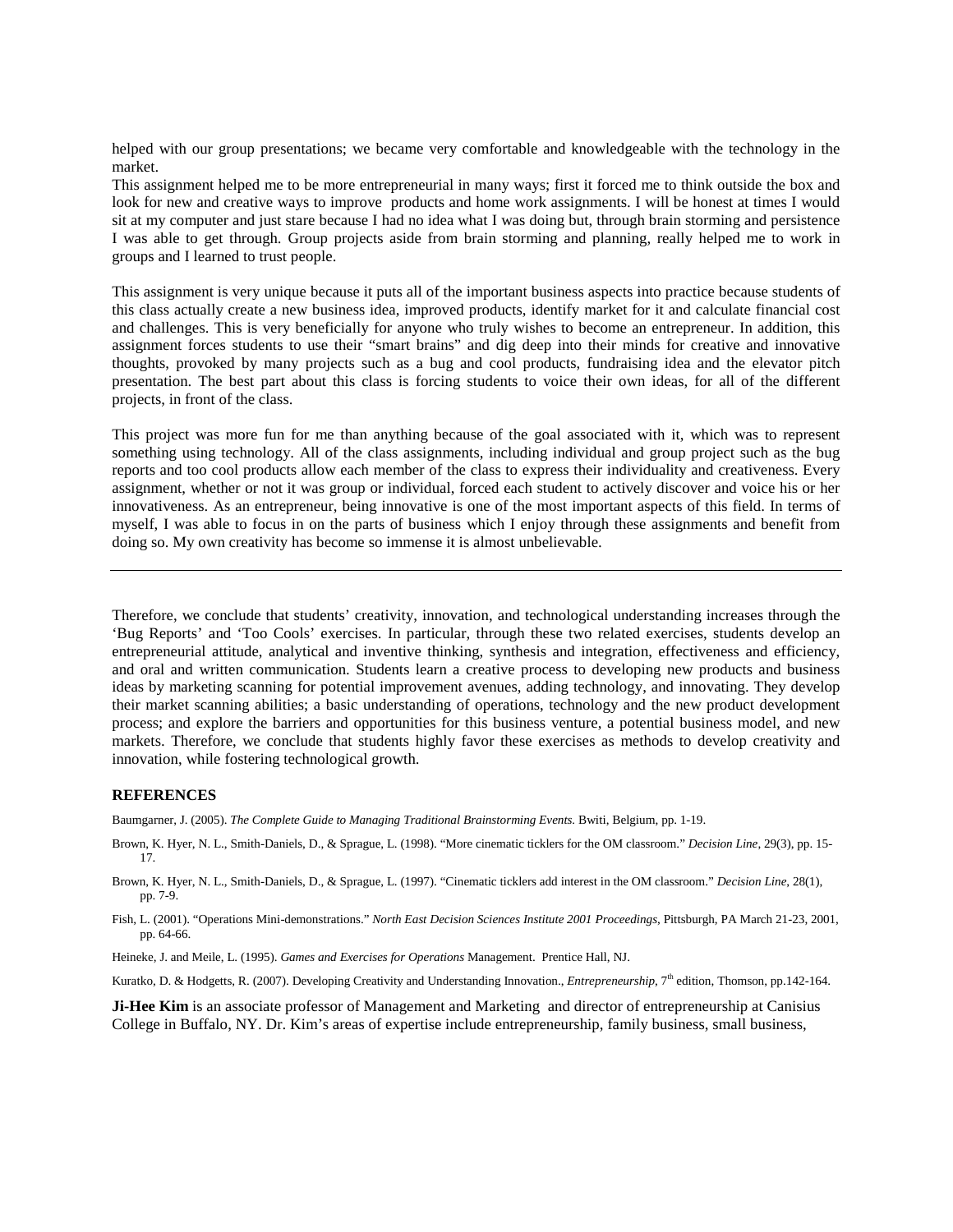helped with our group presentations; we became very comfortable and knowledgeable with the technology in the market.
This assignment helped me to be more entrepreneurial in many ways; first it forced me to think outside the box and look for new and creative ways to improve products and home work assignments. I will be honest at times I would sit at my computer and just stare because I had no idea what I was doing but, through brain storming and persistence I was able to get through. Group projects aside from brain storming and planning, really helped me to work in groups and I learned to trust people.

This assignment is very unique because it puts all of the important business aspects into practice because students of this class actually create a new business idea, improved products, identify market for it and calculate financial cost and challenges. This is very beneficially for anyone who truly wishes to become an entrepreneur. In addition, this assignment forces students to use their "smart brains" and dig deep into their minds for creative and innovative thoughts, provoked by many projects such as a bug and cool products, fundraising idea and the elevator pitch presentation. The best part about this class is forcing students to voice their own ideas, for all of the different projects, in front of the class.

This project was more fun for me than anything because of the goal associated with it, which was to represent something using technology. All of the class assignments, including individual and group project such as the bug reports and too cool products allow each member of the class to express their individuality and creativeness. Every assignment, whether or not it was group or individual, forced each student to actively discover and voice his or her innovativeness. As an entrepreneur, being innovative is one of the most important aspects of this field. In terms of myself, I was able to focus in on the parts of business which I enjoy through these assignments and benefit from doing so. My own creativity has become so immense it is almost unbelievable.

---

Therefore, we conclude that students' creativity, innovation, and technological understanding increases through the 'Bug Reports' and 'Too Cools' exercises. In particular, through these two related exercises, students develop an entrepreneurial attitude, analytical and inventive thinking, synthesis and integration, effectiveness and efficiency, and oral and written communication. Students learn a creative process to developing new products and business ideas by marketing scanning for potential improvement avenues, adding technology, and innovating. They develop their market scanning abilities; a basic understanding of operations, technology and the new product development process; and explore the barriers and opportunities for this business venture, a potential business model, and new markets. Therefore, we conclude that students highly favor these exercises as methods to develop creativity and innovation, while fostering technological growth.

## REFERENCES

Baumgarner, J. (2005). *The Complete Guide to Managing Traditional Brainstorming Events.* Bwiti, Belgium, pp. 1-19.

Brown, K. Hyer, N. L., Smith-Daniels, D., & Sprague, L. (1998). "More cinematic ticklers for the OM classroom." *Decision Line*, 29(3), pp. 15-17.

Brown, K. Hyer, N. L., Smith-Daniels, D., & Sprague, L. (1997). "Cinematic ticklers add interest in the OM classroom." *Decision Line*, 28(1), pp. 7-9.

Fish, L. (2001). "Operations Mini-demonstrations." *North East Decision Sciences Institute 2001 Proceedings*, Pittsburgh, PA March 21-23, 2001, pp. 64-66.

Heineke, J. and Meile, L. (1995). *Games and Exercises for Operations* Management. Prentice Hall, NJ.

Kuratko, D. & Hodgetts, R. (2007). Developing Creativity and Understanding Innovation., *Entrepreneurship*, 7th edition, Thomson, pp.142-164.

**Ji-Hee Kim** is an associate professor of Management and Marketing and director of entrepreneurship at Canisius College in Buffalo, NY. Dr. Kim's areas of expertise include entrepreneurship, family business, small business,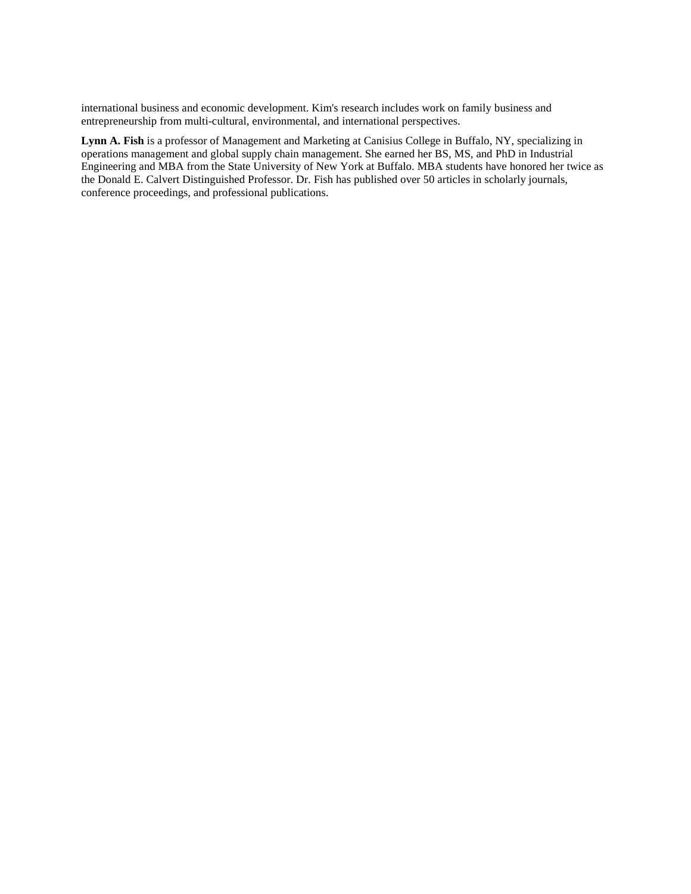international business and economic development. Kim's research includes work on family business and entrepreneurship from multi-cultural, environmental, and international perspectives.

**Lynn A. Fish** is a professor of Management and Marketing at Canisius College in Buffalo, NY, specializing in operations management and global supply chain management. She earned her BS, MS, and PhD in Industrial Engineering and MBA from the State University of New York at Buffalo. MBA students have honored her twice as the Donald E. Calvert Distinguished Professor. Dr. Fish has published over 50 articles in scholarly journals, conference proceedings, and professional publications.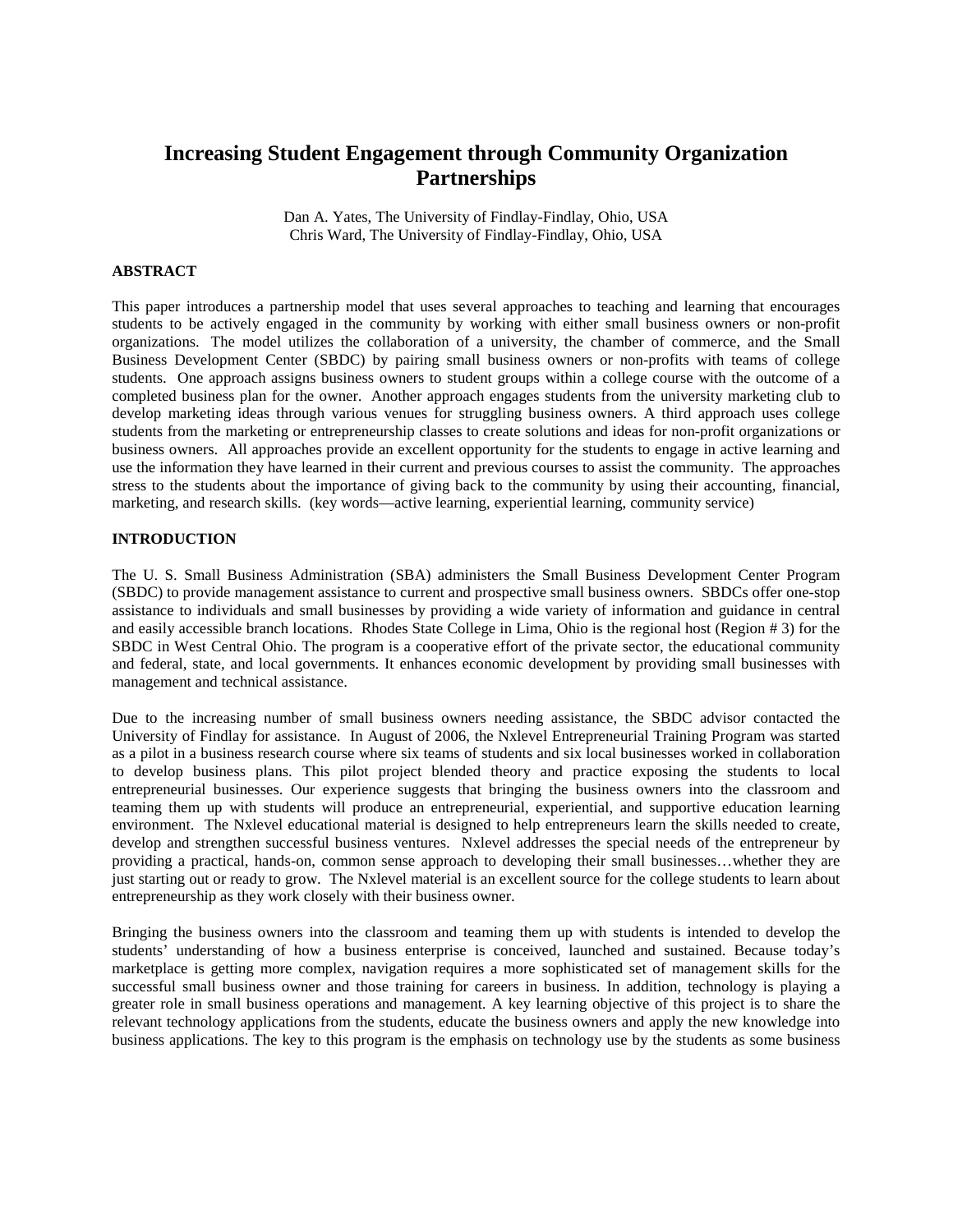# Increasing Student Engagement through Community Organization Partnerships

Dan A. Yates, The University of Findlay-Findlay, Ohio, USA
Chris Ward, The University of Findlay-Findlay, Ohio, USA

## ABSTRACT

This paper introduces a partnership model that uses several approaches to teaching and learning that encourages students to be actively engaged in the community by working with either small business owners or non-profit organizations. The model utilizes the collaboration of a university, the chamber of commerce, and the Small Business Development Center (SBDC) by pairing small business owners or non-profits with teams of college students. One approach assigns business owners to student groups within a college course with the outcome of a completed business plan for the owner. Another approach engages students from the university marketing club to develop marketing ideas through various venues for struggling business owners. A third approach uses college students from the marketing or entrepreneurship classes to create solutions and ideas for non-profit organizations or business owners. All approaches provide an excellent opportunity for the students to engage in active learning and use the information they have learned in their current and previous courses to assist the community. The approaches stress to the students about the importance of giving back to the community by using their accounting, financial, marketing, and research skills. (key words—active learning, experiential learning, community service)

## INTRODUCTION

The U. S. Small Business Administration (SBA) administers the Small Business Development Center Program (SBDC) to provide management assistance to current and prospective small business owners. SBDCs offer one-stop assistance to individuals and small businesses by providing a wide variety of information and guidance in central and easily accessible branch locations. Rhodes State College in Lima, Ohio is the regional host (Region # 3) for the SBDC in West Central Ohio. The program is a cooperative effort of the private sector, the educational community and federal, state, and local governments. It enhances economic development by providing small businesses with management and technical assistance.

Due to the increasing number of small business owners needing assistance, the SBDC advisor contacted the University of Findlay for assistance. In August of 2006, the Nxlevel Entrepreneurial Training Program was started as a pilot in a business research course where six teams of students and six local businesses worked in collaboration to develop business plans. This pilot project blended theory and practice exposing the students to local entrepreneurial businesses. Our experience suggests that bringing the business owners into the classroom and teaming them up with students will produce an entrepreneurial, experiential, and supportive education learning environment. The Nxlevel educational material is designed to help entrepreneurs learn the skills needed to create, develop and strengthen successful business ventures. Nxlevel addresses the special needs of the entrepreneur by providing a practical, hands-on, common sense approach to developing their small businesses…whether they are just starting out or ready to grow. The Nxlevel material is an excellent source for the college students to learn about entrepreneurship as they work closely with their business owner.

Bringing the business owners into the classroom and teaming them up with students is intended to develop the students' understanding of how a business enterprise is conceived, launched and sustained. Because today's marketplace is getting more complex, navigation requires a more sophisticated set of management skills for the successful small business owner and those training for careers in business. In addition, technology is playing a greater role in small business operations and management. A key learning objective of this project is to share the relevant technology applications from the students, educate the business owners and apply the new knowledge into business applications. The key to this program is the emphasis on technology use by the students as some business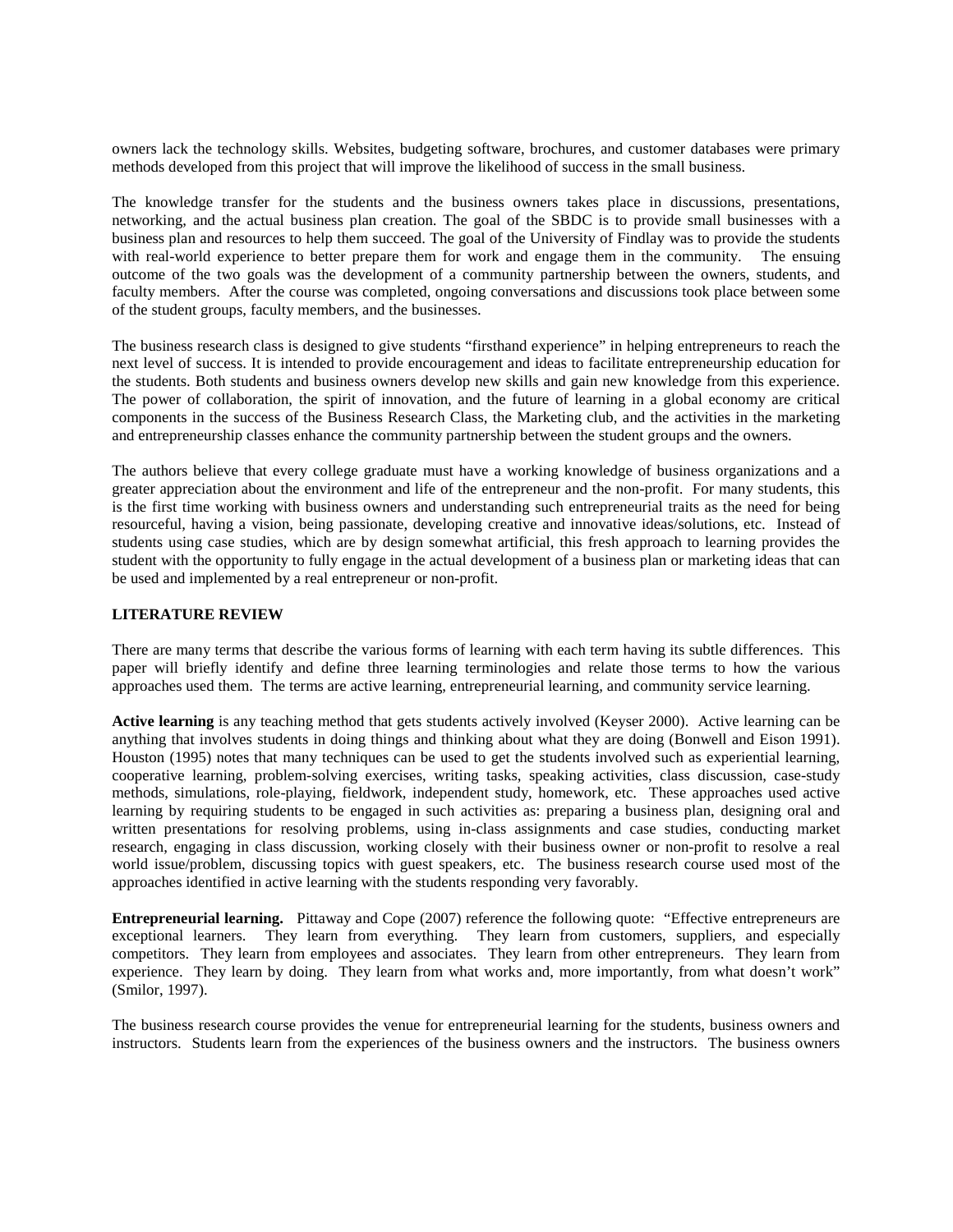owners lack the technology skills. Websites, budgeting software, brochures, and customer databases were primary methods developed from this project that will improve the likelihood of success in the small business.

The knowledge transfer for the students and the business owners takes place in discussions, presentations, networking, and the actual business plan creation. The goal of the SBDC is to provide small businesses with a business plan and resources to help them succeed. The goal of the University of Findlay was to provide the students with real-world experience to better prepare them for work and engage them in the community. The ensuing outcome of the two goals was the development of a community partnership between the owners, students, and faculty members. After the course was completed, ongoing conversations and discussions took place between some of the student groups, faculty members, and the businesses.

The business research class is designed to give students "firsthand experience" in helping entrepreneurs to reach the next level of success. It is intended to provide encouragement and ideas to facilitate entrepreneurship education for the students. Both students and business owners develop new skills and gain new knowledge from this experience. The power of collaboration, the spirit of innovation, and the future of learning in a global economy are critical components in the success of the Business Research Class, the Marketing club, and the activities in the marketing and entrepreneurship classes enhance the community partnership between the student groups and the owners.

The authors believe that every college graduate must have a working knowledge of business organizations and a greater appreciation about the environment and life of the entrepreneur and the non-profit. For many students, this is the first time working with business owners and understanding such entrepreneurial traits as the need for being resourceful, having a vision, being passionate, developing creative and innovative ideas/solutions, etc. Instead of students using case studies, which are by design somewhat artificial, this fresh approach to learning provides the student with the opportunity to fully engage in the actual development of a business plan or marketing ideas that can be used and implemented by a real entrepreneur or non-profit.

## LITERATURE REVIEW

There are many terms that describe the various forms of learning with each term having its subtle differences. This paper will briefly identify and define three learning terminologies and relate those terms to how the various approaches used them. The terms are active learning, entrepreneurial learning, and community service learning.

**Active learning** is any teaching method that gets students actively involved (Keyser 2000). Active learning can be anything that involves students in doing things and thinking about what they are doing (Bonwell and Eison 1991). Houston (1995) notes that many techniques can be used to get the students involved such as experiential learning, cooperative learning, problem-solving exercises, writing tasks, speaking activities, class discussion, case-study methods, simulations, role-playing, fieldwork, independent study, homework, etc. These approaches used active learning by requiring students to be engaged in such activities as: preparing a business plan, designing oral and written presentations for resolving problems, using in-class assignments and case studies, conducting market research, engaging in class discussion, working closely with their business owner or non-profit to resolve a real world issue/problem, discussing topics with guest speakers, etc. The business research course used most of the approaches identified in active learning with the students responding very favorably.

**Entrepreneurial learning.** Pittaway and Cope (2007) reference the following quote: "Effective entrepreneurs are exceptional learners. They learn from everything. They learn from customers, suppliers, and especially competitors. They learn from employees and associates. They learn from other entrepreneurs. They learn from experience. They learn by doing. They learn from what works and, more importantly, from what doesn't work" (Smilor, 1997).

The business research course provides the venue for entrepreneurial learning for the students, business owners and instructors. Students learn from the experiences of the business owners and the instructors. The business owners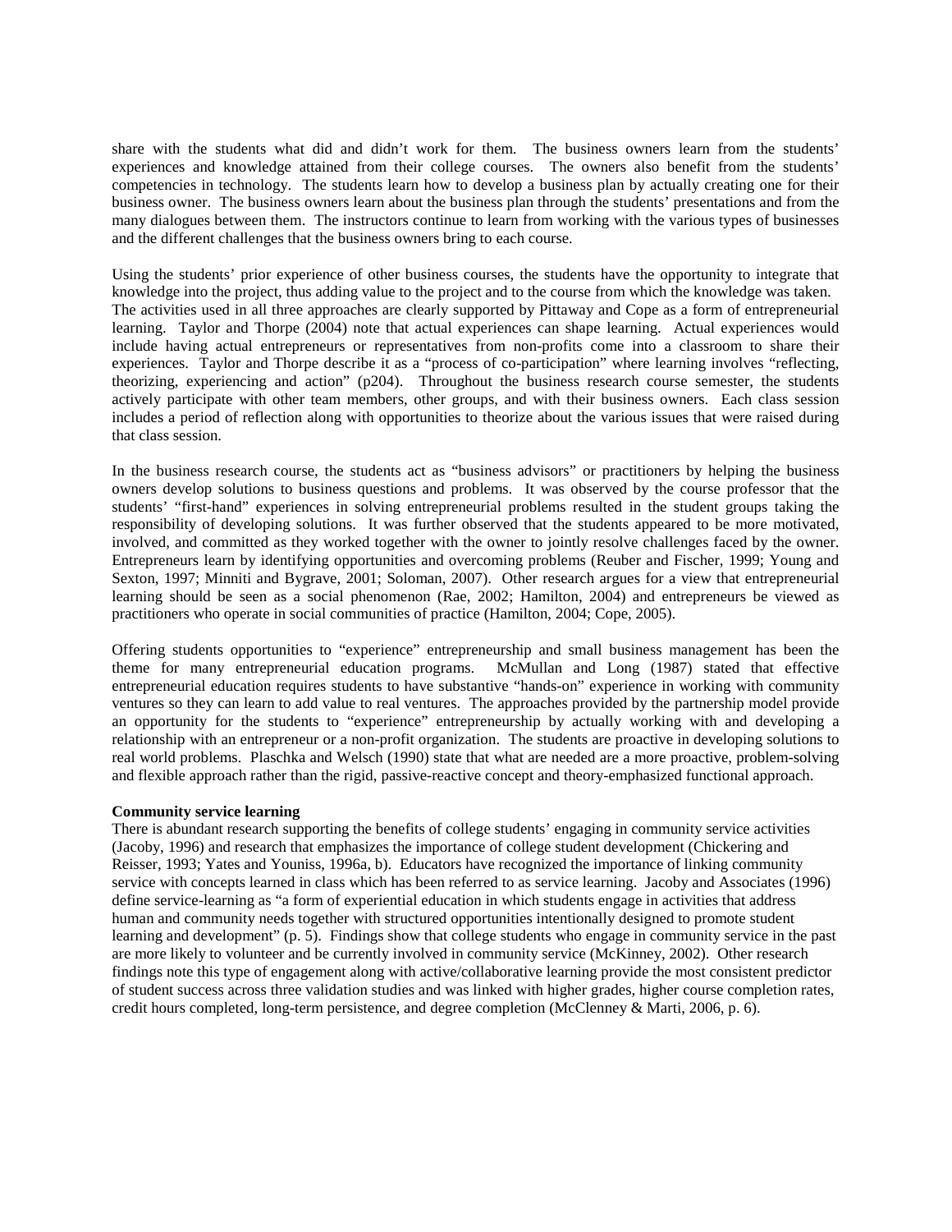share with the students what did and didn't work for them. The business owners learn from the students' experiences and knowledge attained from their college courses. The owners also benefit from the students' competencies in technology. The students learn how to develop a business plan by actually creating one for their business owner. The business owners learn about the business plan through the students' presentations and from the many dialogues between them. The instructors continue to learn from working with the various types of businesses and the different challenges that the business owners bring to each course.

Using the students' prior experience of other business courses, the students have the opportunity to integrate that knowledge into the project, thus adding value to the project and to the course from which the knowledge was taken. The activities used in all three approaches are clearly supported by Pittaway and Cope as a form of entrepreneurial learning. Taylor and Thorpe (2004) note that actual experiences can shape learning. Actual experiences would include having actual entrepreneurs or representatives from non-profits come into a classroom to share their experiences. Taylor and Thorpe describe it as a "process of co-participation" where learning involves "reflecting, theorizing, experiencing and action" (p204). Throughout the business research course semester, the students actively participate with other team members, other groups, and with their business owners. Each class session includes a period of reflection along with opportunities to theorize about the various issues that were raised during that class session.

In the business research course, the students act as "business advisors" or practitioners by helping the business owners develop solutions to business questions and problems. It was observed by the course professor that the students' "first-hand" experiences in solving entrepreneurial problems resulted in the student groups taking the responsibility of developing solutions. It was further observed that the students appeared to be more motivated, involved, and committed as they worked together with the owner to jointly resolve challenges faced by the owner. Entrepreneurs learn by identifying opportunities and overcoming problems (Reuber and Fischer, 1999; Young and Sexton, 1997; Minniti and Bygrave, 2001; Soloman, 2007). Other research argues for a view that entrepreneurial learning should be seen as a social phenomenon (Rae, 2002; Hamilton, 2004) and entrepreneurs be viewed as practitioners who operate in social communities of practice (Hamilton, 2004; Cope, 2005).

Offering students opportunities to "experience" entrepreneurship and small business management has been the theme for many entrepreneurial education programs. McMullan and Long (1987) stated that effective entrepreneurial education requires students to have substantive "hands-on" experience in working with community ventures so they can learn to add value to real ventures. The approaches provided by the partnership model provide an opportunity for the students to "experience" entrepreneurship by actually working with and developing a relationship with an entrepreneur or a non-profit organization. The students are proactive in developing solutions to real world problems. Plaschka and Welsch (1990) state that what are needed are a more proactive, problem-solving and flexible approach rather than the rigid, passive-reactive concept and theory-emphasized functional approach.

**Community service learning**

There is abundant research supporting the benefits of college students' engaging in community service activities (Jacoby, 1996) and research that emphasizes the importance of college student development (Chickering and Reisser, 1993; Yates and Youniss, 1996a, b). Educators have recognized the importance of linking community service with concepts learned in class which has been referred to as service learning. Jacoby and Associates (1996) define service-learning as "a form of experiential education in which students engage in activities that address human and community needs together with structured opportunities intentionally designed to promote student learning and development" (p. 5). Findings show that college students who engage in community service in the past are more likely to volunteer and be currently involved in community service (McKinney, 2002). Other research findings note this type of engagement along with active/collaborative learning provide the most consistent predictor of student success across three validation studies and was linked with higher grades, higher course completion rates, credit hours completed, long-term persistence, and degree completion (McClenney & Marti, 2006, p. 6).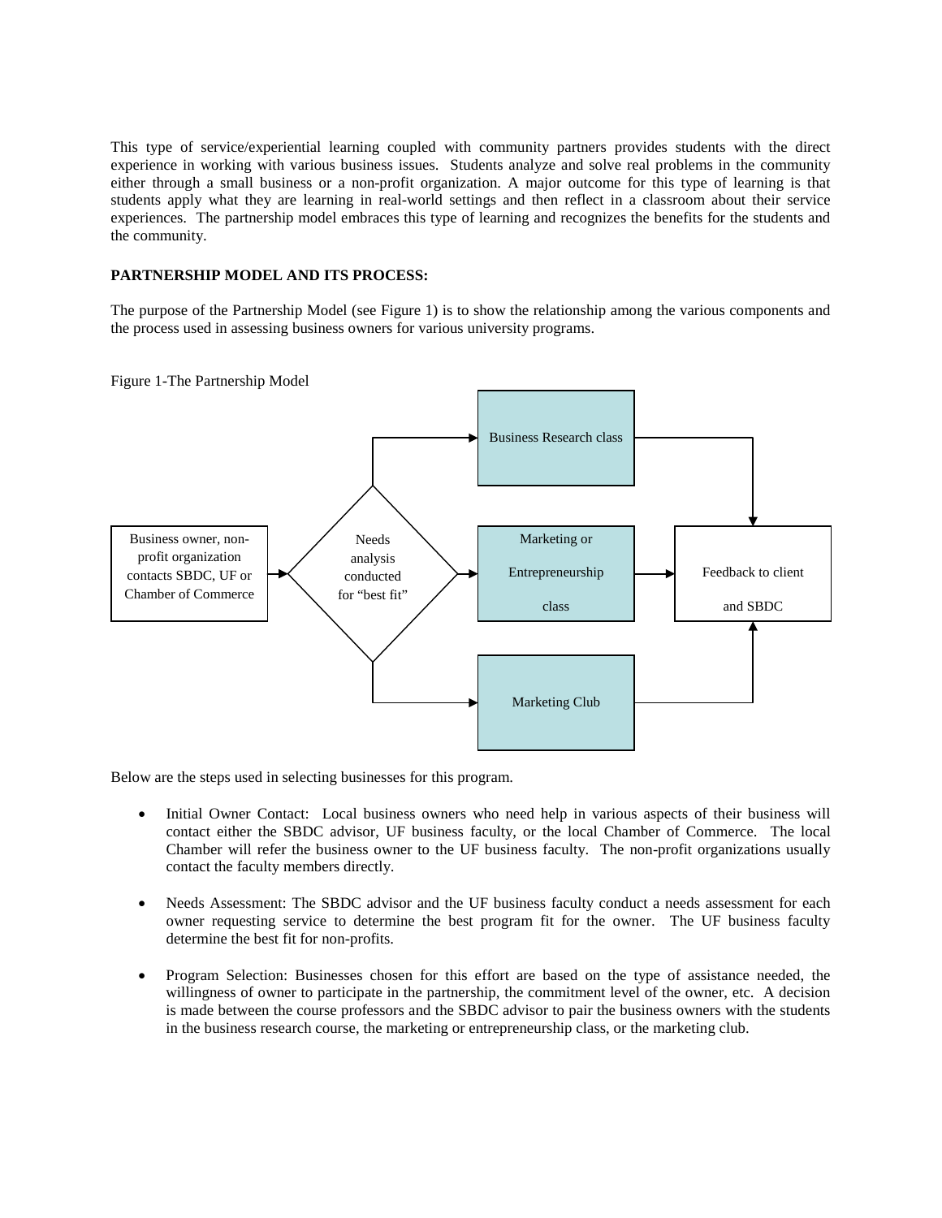This type of service/experiential learning coupled with community partners provides students with the direct experience in working with various business issues. Students analyze and solve real problems in the community either through a small business or a non-profit organization. A major outcome for this type of learning is that students apply what they are learning in real-world settings and then reflect in a classroom about their service experiences. The partnership model embraces this type of learning and recognizes the benefits for the students and the community.

**PARTNERSHIP MODEL AND ITS PROCESS:**

The purpose of the Partnership Model (see Figure 1) is to show the relationship among the various components and the process used in assessing business owners for various university programs.

Figure 1-The Partnership Model

Business owner, non-profit organization contacts SBDC, UF or Chamber of Commerce

Needs analysis conducted for "best fit"

Business Research class

Marketing or Entrepreneurship class

Marketing Club

Feedback to client and SBDC

Below are the steps used in selecting businesses for this program.

- Initial Owner Contact: Local business owners who need help in various aspects of their business will contact either the SBDC advisor, UF business faculty, or the local Chamber of Commerce. The local Chamber will refer the business owner to the UF business faculty. The non-profit organizations usually contact the faculty members directly.

- Needs Assessment: The SBDC advisor and the UF business faculty conduct a needs assessment for each owner requesting service to determine the best program fit for the owner. The UF business faculty determine the best fit for non-profits.

- Program Selection: Businesses chosen for this effort are based on the type of assistance needed, the willingness of owner to participate in the partnership, the commitment level of the owner, etc. A decision is made between the course professors and the SBDC advisor to pair the business owners with the students in the business research course, the marketing or entrepreneurship class, or the marketing club.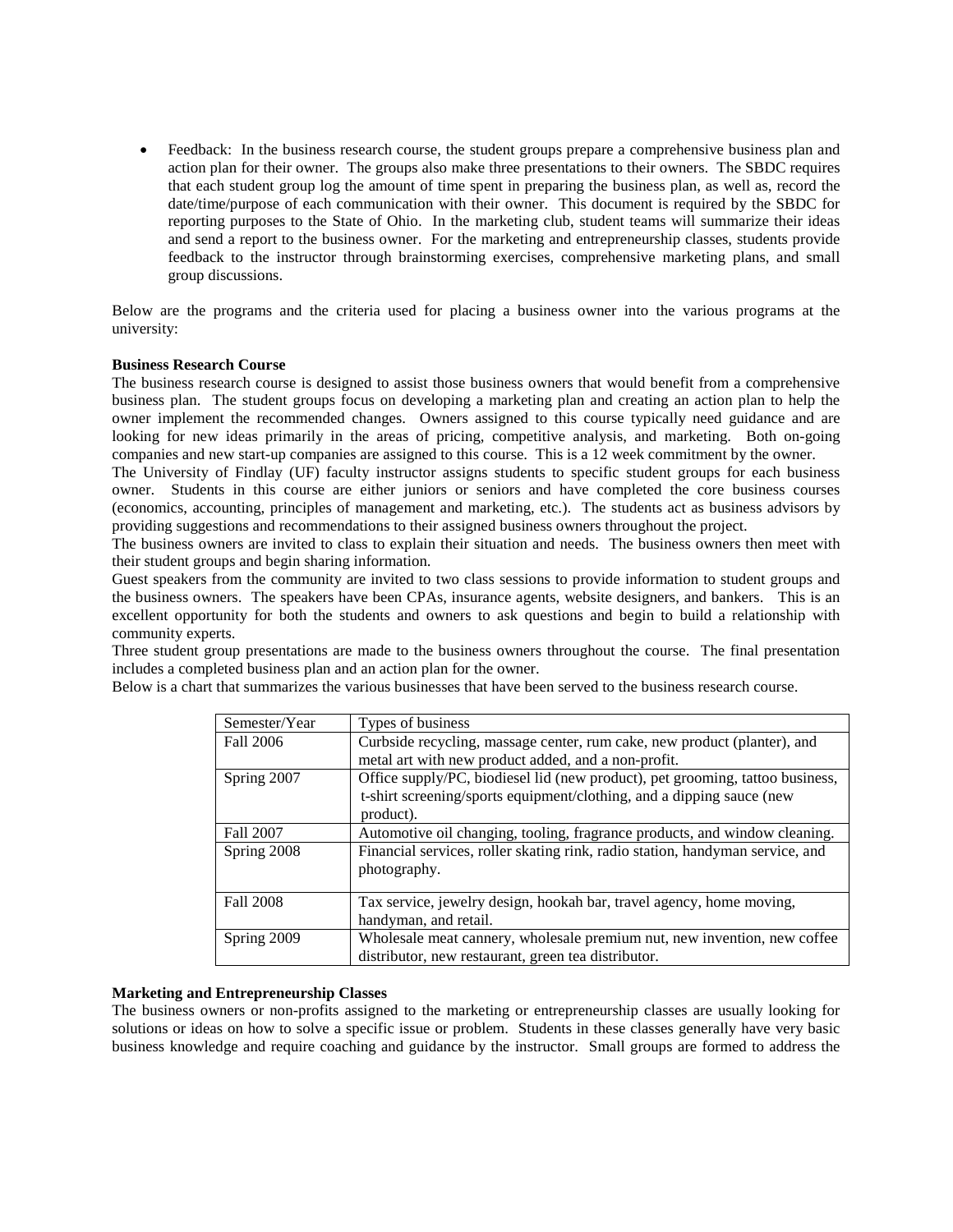- Feedback: In the business research course, the student groups prepare a comprehensive business plan and action plan for their owner. The groups also make three presentations to their owners. The SBDC requires that each student group log the amount of time spent in preparing the business plan, as well as, record the date/time/purpose of each communication with their owner. This document is required by the SBDC for reporting purposes to the State of Ohio. In the marketing club, student teams will summarize their ideas and send a report to the business owner. For the marketing and entrepreneurship classes, students provide feedback to the instructor through brainstorming exercises, comprehensive marketing plans, and small group discussions.

Below are the programs and the criteria used for placing a business owner into the various programs at the university:

**Business Research Course**

The business research course is designed to assist those business owners that would benefit from a comprehensive business plan. The student groups focus on developing a marketing plan and creating an action plan to help the owner implement the recommended changes. Owners assigned to this course typically need guidance and are looking for new ideas primarily in the areas of pricing, competitive analysis, and marketing. Both on-going companies and new start-up companies are assigned to this course. This is a 12 week commitment by the owner.

The University of Findlay (UF) faculty instructor assigns students to specific student groups for each business owner. Students in this course are either juniors or seniors and have completed the core business courses (economics, accounting, principles of management and marketing, etc.). The students act as business advisors by providing suggestions and recommendations to their assigned business owners throughout the project.

The business owners are invited to class to explain their situation and needs. The business owners then meet with their student groups and begin sharing information.

Guest speakers from the community are invited to two class sessions to provide information to student groups and the business owners. The speakers have been CPAs, insurance agents, website designers, and bankers. This is an excellent opportunity for both the students and owners to ask questions and begin to build a relationship with community experts.

Three student group presentations are made to the business owners throughout the course. The final presentation includes a completed business plan and an action plan for the owner.

Below is a chart that summarizes the various businesses that have been served to the business research course.

| Semester/Year | Types of business |
|---|---|
| Fall 2006 | Curbside recycling, massage center, rum cake, new product (planter), and metal art with new product added, and a non-profit. |
| Spring 2007 | Office supply/PC, biodiesel lid (new product), pet grooming, tattoo business, t-shirt screening/sports equipment/clothing, and a dipping sauce (new product). |
| Fall 2007 | Automotive oil changing, tooling, fragrance products, and window cleaning. |
| Spring 2008 | Financial services, roller skating rink, radio station, handyman service, and photography. |
| Fall 2008 | Tax service, jewelry design, hookah bar, travel agency, home moving, handyman, and retail. |
| Spring 2009 | Wholesale meat cannery, wholesale premium nut, new invention, new coffee distributor, new restaurant, green tea distributor. |

**Marketing and Entrepreneurship Classes**

The business owners or non-profits assigned to the marketing or entrepreneurship classes are usually looking for solutions or ideas on how to solve a specific issue or problem. Students in these classes generally have very basic business knowledge and require coaching and guidance by the instructor. Small groups are formed to address the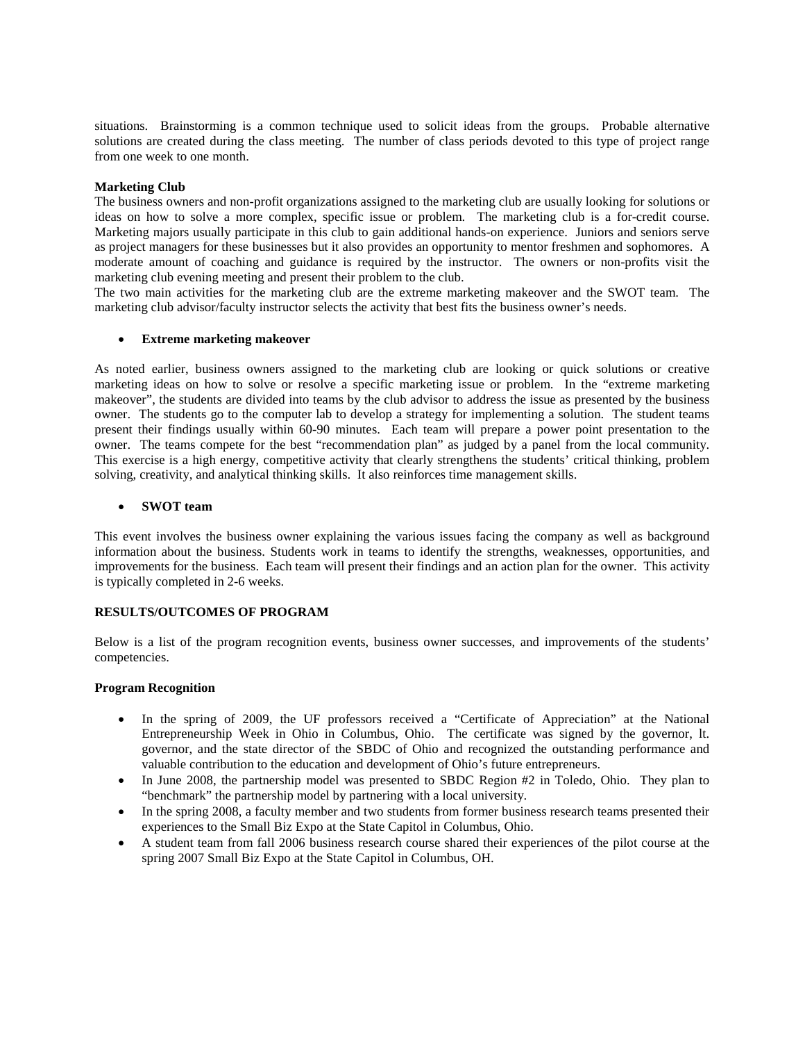situations. Brainstorming is a common technique used to solicit ideas from the groups. Probable alternative solutions are created during the class meeting. The number of class periods devoted to this type of project range from one week to one month.

**Marketing Club**

The business owners and non-profit organizations assigned to the marketing club are usually looking for solutions or ideas on how to solve a more complex, specific issue or problem. The marketing club is a for-credit course. Marketing majors usually participate in this club to gain additional hands-on experience. Juniors and seniors serve as project managers for these businesses but it also provides an opportunity to mentor freshmen and sophomores. A moderate amount of coaching and guidance is required by the instructor. The owners or non-profits visit the marketing club evening meeting and present their problem to the club.

The two main activities for the marketing club are the extreme marketing makeover and the SWOT team. The marketing club advisor/faculty instructor selects the activity that best fits the business owner's needs.

- **Extreme marketing makeover**

As noted earlier, business owners assigned to the marketing club are looking or quick solutions or creative marketing ideas on how to solve or resolve a specific marketing issue or problem. In the "extreme marketing makeover", the students are divided into teams by the club advisor to address the issue as presented by the business owner. The students go to the computer lab to develop a strategy for implementing a solution. The student teams present their findings usually within 60-90 minutes. Each team will prepare a power point presentation to the owner. The teams compete for the best "recommendation plan" as judged by a panel from the local community. This exercise is a high energy, competitive activity that clearly strengthens the students' critical thinking, problem solving, creativity, and analytical thinking skills. It also reinforces time management skills.

- **SWOT team**

This event involves the business owner explaining the various issues facing the company as well as background information about the business. Students work in teams to identify the strengths, weaknesses, opportunities, and improvements for the business. Each team will present their findings and an action plan for the owner. This activity is typically completed in 2-6 weeks.

**RESULTS/OUTCOMES OF PROGRAM**

Below is a list of the program recognition events, business owner successes, and improvements of the students' competencies.

**Program Recognition**

- In the spring of 2009, the UF professors received a "Certificate of Appreciation" at the National Entrepreneurship Week in Ohio in Columbus, Ohio. The certificate was signed by the governor, lt. governor, and the state director of the SBDC of Ohio and recognized the outstanding performance and valuable contribution to the education and development of Ohio's future entrepreneurs.
- In June 2008, the partnership model was presented to SBDC Region #2 in Toledo, Ohio. They plan to "benchmark" the partnership model by partnering with a local university.
- In the spring 2008, a faculty member and two students from former business research teams presented their experiences to the Small Biz Expo at the State Capitol in Columbus, Ohio.
- A student team from fall 2006 business research course shared their experiences of the pilot course at the spring 2007 Small Biz Expo at the State Capitol in Columbus, OH.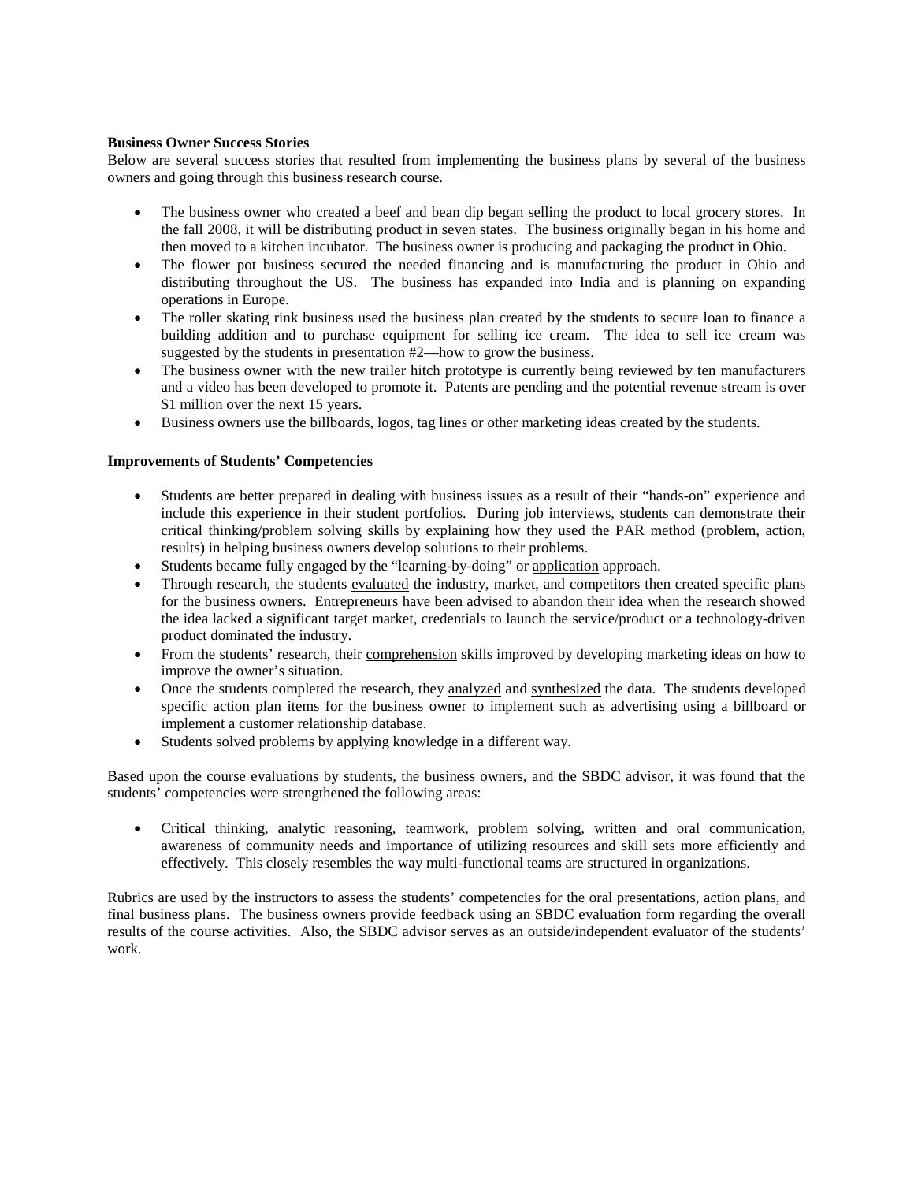**Business Owner Success Stories**

Below are several success stories that resulted from implementing the business plans by several of the business owners and going through this business research course.

- The business owner who created a beef and bean dip began selling the product to local grocery stores. In the fall 2008, it will be distributing product in seven states. The business originally began in his home and then moved to a kitchen incubator. The business owner is producing and packaging the product in Ohio.
- The flower pot business secured the needed financing and is manufacturing the product in Ohio and distributing throughout the US. The business has expanded into India and is planning on expanding operations in Europe.
- The roller skating rink business used the business plan created by the students to secure loan to finance a building addition and to purchase equipment for selling ice cream. The idea to sell ice cream was suggested by the students in presentation #2—how to grow the business.
- The business owner with the new trailer hitch prototype is currently being reviewed by ten manufacturers and a video has been developed to promote it. Patents are pending and the potential revenue stream is over $1 million over the next 15 years.
- Business owners use the billboards, logos, tag lines or other marketing ideas created by the students.

**Improvements of Students' Competencies**

- Students are better prepared in dealing with business issues as a result of their "hands-on" experience and include this experience in their student portfolios. During job interviews, students can demonstrate their critical thinking/problem solving skills by explaining how they used the PAR method (problem, action, results) in helping business owners develop solutions to their problems.
- Students became fully engaged by the "learning-by-doing" or <u>application</u> approach.
- Through research, the students <u>evaluated</u> the industry, market, and competitors then created specific plans for the business owners. Entrepreneurs have been advised to abandon their idea when the research showed the idea lacked a significant target market, credentials to launch the service/product or a technology-driven product dominated the industry.
- From the students' research, their <u>comprehension</u> skills improved by developing marketing ideas on how to improve the owner's situation.
- Once the students completed the research, they <u>analyzed</u> and <u>synthesized</u> the data. The students developed specific action plan items for the business owner to implement such as advertising using a billboard or implement a customer relationship database.
- Students solved problems by applying knowledge in a different way.

Based upon the course evaluations by students, the business owners, and the SBDC advisor, it was found that the students' competencies were strengthened the following areas:

- Critical thinking, analytic reasoning, teamwork, problem solving, written and oral communication, awareness of community needs and importance of utilizing resources and skill sets more efficiently and effectively. This closely resembles the way multi-functional teams are structured in organizations.

Rubrics are used by the instructors to assess the students' competencies for the oral presentations, action plans, and final business plans. The business owners provide feedback using an SBDC evaluation form regarding the overall results of the course activities. Also, the SBDC advisor serves as an outside/independent evaluator of the students' work.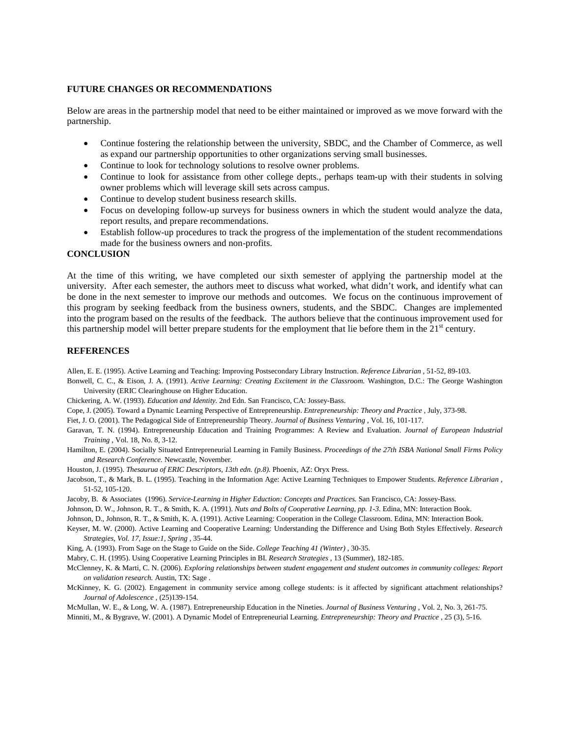## FUTURE CHANGES OR RECOMMENDATIONS

Below are areas in the partnership model that need to be either maintained or improved as we move forward with the partnership.

- Continue fostering the relationship between the university, SBDC, and the Chamber of Commerce, as well as expand our partnership opportunities to other organizations serving small businesses.
- Continue to look for technology solutions to resolve owner problems.
- Continue to look for assistance from other college depts., perhaps team-up with their students in solving owner problems which will leverage skill sets across campus.
- Continue to develop student business research skills.
- Focus on developing follow-up surveys for business owners in which the student would analyze the data, report results, and prepare recommendations.
- Establish follow-up procedures to track the progress of the implementation of the student recommendations made for the business owners and non-profits.

## CONCLUSION

At the time of this writing, we have completed our sixth semester of applying the partnership model at the university. After each semester, the authors meet to discuss what worked, what didn't work, and identify what can be done in the next semester to improve our methods and outcomes. We focus on the continuous improvement of this program by seeking feedback from the business owners, students, and the SBDC. Changes are implemented into the program based on the results of the feedback. The authors believe that the continuous improvement used for this partnership model will better prepare students for the employment that lie before them in the 21st century.

## REFERENCES

Allen, E. E. (1995). Active Learning and Teaching: Improving Postsecondary Library Instruction. *Reference Librarian* , 51-52, 89-103.

Bonwell, C. C., & Eison, J. A. (1991). *Active Learning: Creating Excitement in the Classroom.* Washington, D.C.: The George Washington University (ERIC Clearinghouse on Higher Education.

Chickering, A. W. (1993). *Education and Identity.* 2nd Edn. San Francisco, CA: Jossey-Bass.

Cope, J. (2005). Toward a Dynamic Learning Perspective of Entrepreneurship. *Entrepreneurship: Theory and Practice* , July, 373-98.

Fiet, J. O. (2001). The Pedagogical Side of Entrepreneurship Theory. *Journal of Business Venturing* , Vol. 16, 101-117.

Garavan, T. N. (1994). Entrepreneurship Education and Training Programmes: A Review and Evaluation. *Journal of European Industrial Training* , Vol. 18, No. 8, 3-12.

Hamilton, E. (2004). Socially Situated Entrepreneurial Learning in Family Business. *Proceedings of the 27th ISBA National Small Firms Policy and Research Conference.* Newcastle, November.

Houston, J. (1995). *Thesaurua of ERIC Descriptors, 13th edn. (p.8).* Phoenix, AZ: Oryx Press.

Jacobson, T., & Mark, B. L. (1995). Teaching in the Information Age: Active Learning Techniques to Empower Students. *Reference Librarian* , 51-52, 105-120.

Jacoby, B. & Associates (1996). *Service-Learning in Higher Eduction: Concepts and Practices.* San Francisco, CA: Jossey-Bass.

Johnson, D. W., Johnson, R. T., & Smith, K. A. (1991). *Nuts and Bolts of Cooperative Learning, pp. 1-3.* Edina, MN: Interaction Book.

Johnson, D., Johnson, R. T., & Smith, K. A. (1991). Active Learning: Cooperation in the College Classroom. Edina, MN: Interaction Book.

Keyser, M. W. (2000). Active Learning and Cooperative Learning: Understanding the Difference and Using Both Styles Effectively. *Research Strategies, Vol. 17, Issue:1, Spring* , 35-44.

King, A. (1993). From Sage on the Stage to Guide on the Side. *College Teaching 41 (Winter)* , 30-35.

Mabry, C. H. (1995). Using Cooperative Learning Principles in BI. *Research Strategies* , 13 (Summer), 182-185.

McClenney, K. & Marti, C. N. (2006). *Exploring relationships between student engagement and student outcomes in community colleges: Report on validation research.* Austin, TX: Sage .

McKinney, K. G. (2002). Engagement in community service among college students: is it affected by significant attachment relationships? *Journal of Adolescence* , (25)139-154.

McMullan, W. E., & Long, W. A. (1987). Entrepreneurship Education in the Nineties. *Journal of Business Venturing* , Vol. 2, No. 3, 261-75.

Minniti, M., & Bygrave, W. (2001). A Dynamic Model of Entrepreneurial Learning. *Entrepreneurship: Theory and Practice* , 25 (3), 5-16.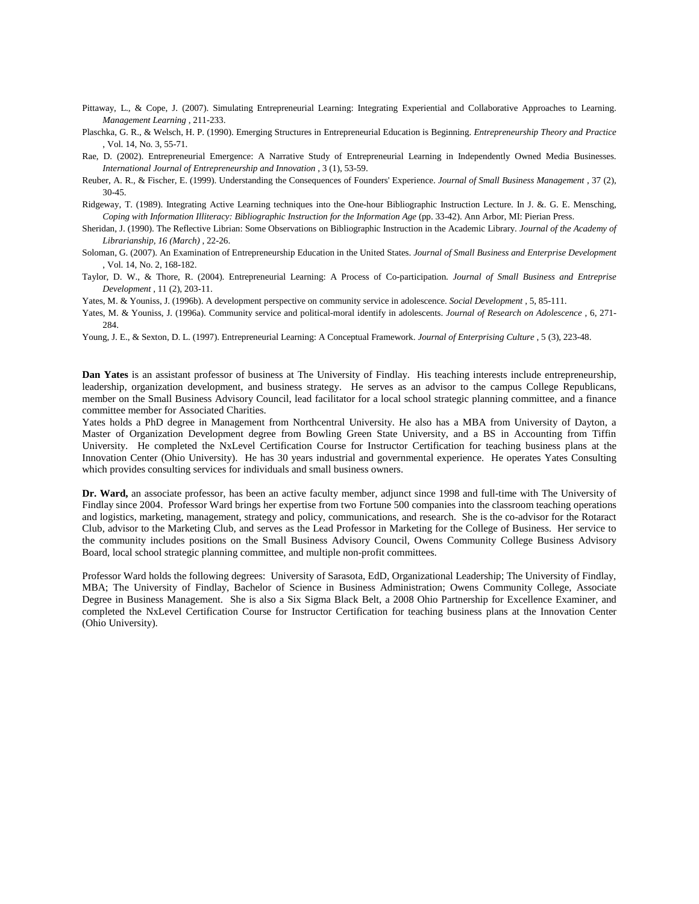Pittaway, L., & Cope, J. (2007). Simulating Entrepreneurial Learning: Integrating Experiential and Collaborative Approaches to Learning. *Management Learning* , 211-233.

Plaschka, G. R., & Welsch, H. P. (1990). Emerging Structures in Entrepreneurial Education is Beginning. *Entrepreneurship Theory and Practice* , Vol. 14, No. 3, 55-71.

Rae, D. (2002). Entrepreneurial Emergence: A Narrative Study of Entrepreneurial Learning in Independently Owned Media Businesses. *International Journal of Entrepreneurship and Innovation* , 3 (1), 53-59.

Reuber, A. R., & Fischer, E. (1999). Understanding the Consequences of Founders' Experience. *Journal of Small Business Management* , 37 (2), 30-45.

Ridgeway, T. (1989). Integrating Active Learning techniques into the One-hour Bibliographic Instruction Lecture. In J. &. G. E. Mensching, *Coping with Information Illiteracy: Bibliographic Instruction for the Information Age* (pp. 33-42). Ann Arbor, MI: Pierian Press.

Sheridan, J. (1990). The Reflective Librian: Some Observations on Bibliographic Instruction in the Academic Library. *Journal of the Academy of Librarianship, 16 (March)* , 22-26.

Soloman, G. (2007). An Examination of Entrepreneurship Education in the United States. *Journal of Small Business and Enterprise Development* , Vol. 14, No. 2, 168-182.

Taylor, D. W., & Thore, R. (2004). Entrepreneurial Learning: A Process of Co-participation. *Journal of Small Business and Entreprise Development* , 11 (2), 203-11.

Yates, M. & Youniss, J. (1996b). A development perspective on community service in adolescence. *Social Development* , 5, 85-111.

Yates, M. & Youniss, J. (1996a). Community service and political-moral identify in adolescents. *Journal of Research on Adolescence* , 6, 271-284.

Young, J. E., & Sexton, D. L. (1997). Entrepreneurial Learning: A Conceptual Framework. *Journal of Enterprising Culture* , 5 (3), 223-48.

**Dan Yates** is an assistant professor of business at The University of Findlay. His teaching interests include entrepreneurship, leadership, organization development, and business strategy. He serves as an advisor to the campus College Republicans, member on the Small Business Advisory Council, lead facilitator for a local school strategic planning committee, and a finance committee member for Associated Charities.
Yates holds a PhD degree in Management from Northcentral University. He also has a MBA from University of Dayton, a Master of Organization Development degree from Bowling Green State University, and a BS in Accounting from Tiffin University. He completed the NxLevel Certification Course for Instructor Certification for teaching business plans at the Innovation Center (Ohio University). He has 30 years industrial and governmental experience. He operates Yates Consulting which provides consulting services for individuals and small business owners.

**Dr. Ward,** an associate professor, has been an active faculty member, adjunct since 1998 and full-time with The University of Findlay since 2004. Professor Ward brings her expertise from two Fortune 500 companies into the classroom teaching operations and logistics, marketing, management, strategy and policy, communications, and research. She is the co-advisor for the Rotaract Club, advisor to the Marketing Club, and serves as the Lead Professor in Marketing for the College of Business. Her service to the community includes positions on the Small Business Advisory Council, Owens Community College Business Advisory Board, local school strategic planning committee, and multiple non-profit committees.

Professor Ward holds the following degrees: University of Sarasota, EdD, Organizational Leadership; The University of Findlay, MBA; The University of Findlay, Bachelor of Science in Business Administration; Owens Community College, Associate Degree in Business Management. She is also a Six Sigma Black Belt, a 2008 Ohio Partnership for Excellence Examiner, and completed the NxLevel Certification Course for Instructor Certification for teaching business plans at the Innovation Center (Ohio University).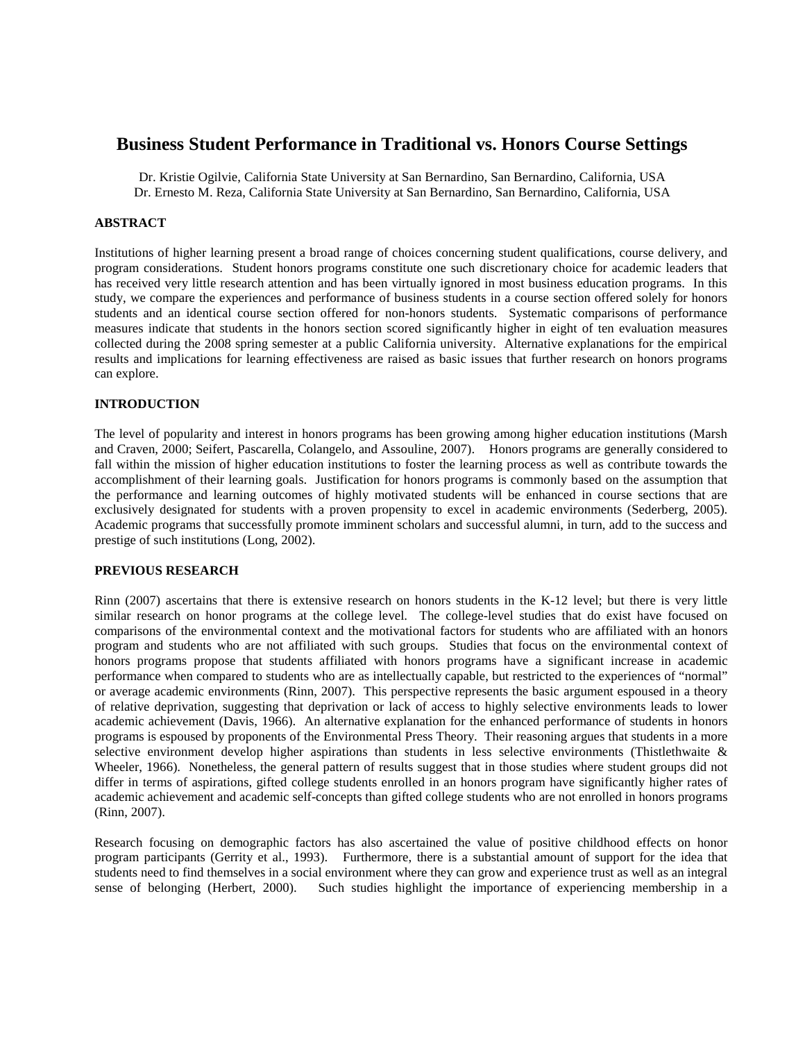# Business Student Performance in Traditional vs. Honors Course Settings

Dr. Kristie Ogilvie, California State University at San Bernardino, San Bernardino, California, USA
Dr. Ernesto M. Reza, California State University at San Bernardino, San Bernardino, California, USA

## ABSTRACT

Institutions of higher learning present a broad range of choices concerning student qualifications, course delivery, and program considerations. Student honors programs constitute one such discretionary choice for academic leaders that has received very little research attention and has been virtually ignored in most business education programs. In this study, we compare the experiences and performance of business students in a course section offered solely for honors students and an identical course section offered for non-honors students. Systematic comparisons of performance measures indicate that students in the honors section scored significantly higher in eight of ten evaluation measures collected during the 2008 spring semester at a public California university. Alternative explanations for the empirical results and implications for learning effectiveness are raised as basic issues that further research on honors programs can explore.

## INTRODUCTION

The level of popularity and interest in honors programs has been growing among higher education institutions (Marsh and Craven, 2000; Seifert, Pascarella, Colangelo, and Assouline, 2007). Honors programs are generally considered to fall within the mission of higher education institutions to foster the learning process as well as contribute towards the accomplishment of their learning goals. Justification for honors programs is commonly based on the assumption that the performance and learning outcomes of highly motivated students will be enhanced in course sections that are exclusively designated for students with a proven propensity to excel in academic environments (Sederberg, 2005). Academic programs that successfully promote imminent scholars and successful alumni, in turn, add to the success and prestige of such institutions (Long, 2002).

## PREVIOUS RESEARCH

Rinn (2007) ascertains that there is extensive research on honors students in the K-12 level; but there is very little similar research on honor programs at the college level. The college-level studies that do exist have focused on comparisons of the environmental context and the motivational factors for students who are affiliated with an honors program and students who are not affiliated with such groups. Studies that focus on the environmental context of honors programs propose that students affiliated with honors programs have a significant increase in academic performance when compared to students who are as intellectually capable, but restricted to the experiences of "normal" or average academic environments (Rinn, 2007). This perspective represents the basic argument espoused in a theory of relative deprivation, suggesting that deprivation or lack of access to highly selective environments leads to lower academic achievement (Davis, 1966). An alternative explanation for the enhanced performance of students in honors programs is espoused by proponents of the Environmental Press Theory. Their reasoning argues that students in a more selective environment develop higher aspirations than students in less selective environments (Thistlethwaite & Wheeler, 1966). Nonetheless, the general pattern of results suggest that in those studies where student groups did not differ in terms of aspirations, gifted college students enrolled in an honors program have significantly higher rates of academic achievement and academic self-concepts than gifted college students who are not enrolled in honors programs (Rinn, 2007).

Research focusing on demographic factors has also ascertained the value of positive childhood effects on honor program participants (Gerrity et al., 1993). Furthermore, there is a substantial amount of support for the idea that students need to find themselves in a social environment where they can grow and experience trust as well as an integral sense of belonging (Herbert, 2000). Such studies highlight the importance of experiencing membership in a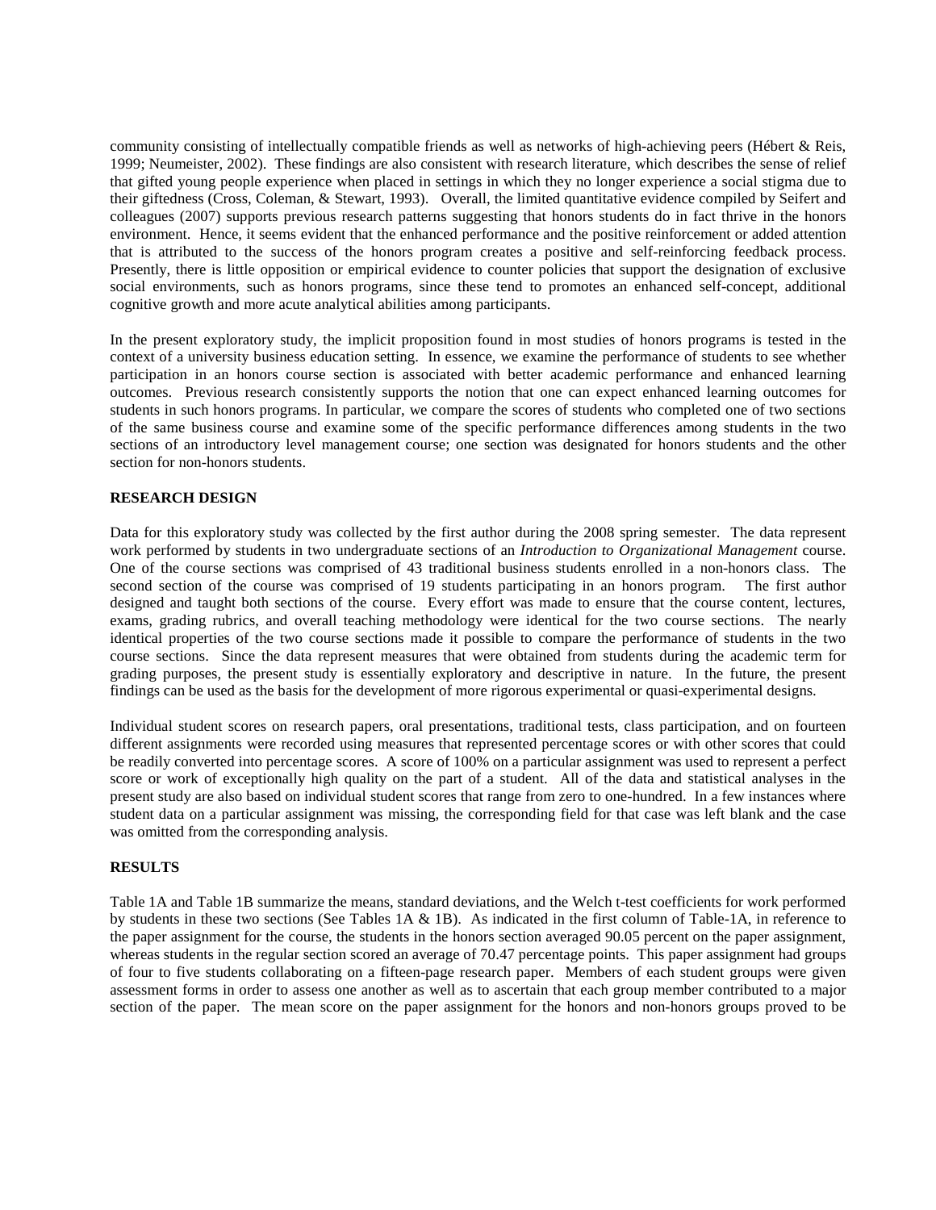community consisting of intellectually compatible friends as well as networks of high-achieving peers (Hébert & Reis, 1999; Neumeister, 2002). These findings are also consistent with research literature, which describes the sense of relief that gifted young people experience when placed in settings in which they no longer experience a social stigma due to their giftedness (Cross, Coleman, & Stewart, 1993). Overall, the limited quantitative evidence compiled by Seifert and colleagues (2007) supports previous research patterns suggesting that honors students do in fact thrive in the honors environment. Hence, it seems evident that the enhanced performance and the positive reinforcement or added attention that is attributed to the success of the honors program creates a positive and self-reinforcing feedback process. Presently, there is little opposition or empirical evidence to counter policies that support the designation of exclusive social environments, such as honors programs, since these tend to promotes an enhanced self-concept, additional cognitive growth and more acute analytical abilities among participants.

In the present exploratory study, the implicit proposition found in most studies of honors programs is tested in the context of a university business education setting. In essence, we examine the performance of students to see whether participation in an honors course section is associated with better academic performance and enhanced learning outcomes. Previous research consistently supports the notion that one can expect enhanced learning outcomes for students in such honors programs. In particular, we compare the scores of students who completed one of two sections of the same business course and examine some of the specific performance differences among students in the two sections of an introductory level management course; one section was designated for honors students and the other section for non-honors students.

**RESEARCH DESIGN**

Data for this exploratory study was collected by the first author during the 2008 spring semester. The data represent work performed by students in two undergraduate sections of an *Introduction to Organizational Management* course. One of the course sections was comprised of 43 traditional business students enrolled in a non-honors class. The second section of the course was comprised of 19 students participating in an honors program. The first author designed and taught both sections of the course. Every effort was made to ensure that the course content, lectures, exams, grading rubrics, and overall teaching methodology were identical for the two course sections. The nearly identical properties of the two course sections made it possible to compare the performance of students in the two course sections. Since the data represent measures that were obtained from students during the academic term for grading purposes, the present study is essentially exploratory and descriptive in nature. In the future, the present findings can be used as the basis for the development of more rigorous experimental or quasi-experimental designs.

Individual student scores on research papers, oral presentations, traditional tests, class participation, and on fourteen different assignments were recorded using measures that represented percentage scores or with other scores that could be readily converted into percentage scores. A score of 100% on a particular assignment was used to represent a perfect score or work of exceptionally high quality on the part of a student. All of the data and statistical analyses in the present study are also based on individual student scores that range from zero to one-hundred. In a few instances where student data on a particular assignment was missing, the corresponding field for that case was left blank and the case was omitted from the corresponding analysis.

**RESULTS**

Table 1A and Table 1B summarize the means, standard deviations, and the Welch t-test coefficients for work performed by students in these two sections (See Tables 1A & 1B). As indicated in the first column of Table-1A, in reference to the paper assignment for the course, the students in the honors section averaged 90.05 percent on the paper assignment, whereas students in the regular section scored an average of 70.47 percentage points. This paper assignment had groups of four to five students collaborating on a fifteen-page research paper. Members of each student groups were given assessment forms in order to assess one another as well as to ascertain that each group member contributed to a major section of the paper. The mean score on the paper assignment for the honors and non-honors groups proved to be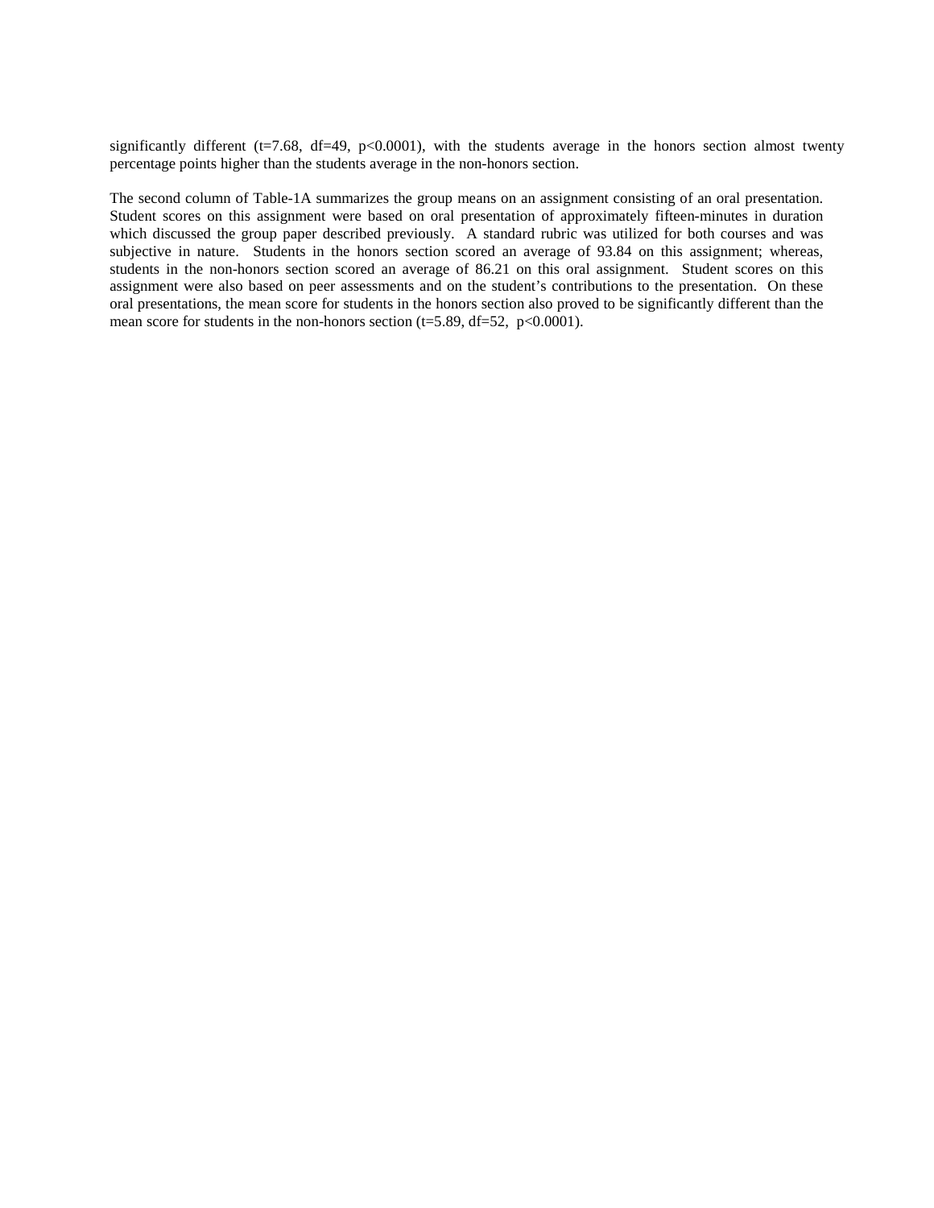significantly different ($t=7.68$, $df=49$, $p<0.0001$), with the students average in the honors section almost twenty percentage points higher than the students average in the non-honors section.

The second column of Table-1A summarizes the group means on an assignment consisting of an oral presentation. Student scores on this assignment were based on oral presentation of approximately fifteen-minutes in duration which discussed the group paper described previously. A standard rubric was utilized for both courses and was subjective in nature. Students in the honors section scored an average of 93.84 on this assignment; whereas, students in the non-honors section scored an average of 86.21 on this oral assignment. Student scores on this assignment were also based on peer assessments and on the student's contributions to the presentation. On these oral presentations, the mean score for students in the honors section also proved to be significantly different than the mean score for students in the non-honors section ($t=5.89$, $df=52$, $p<0.0001$).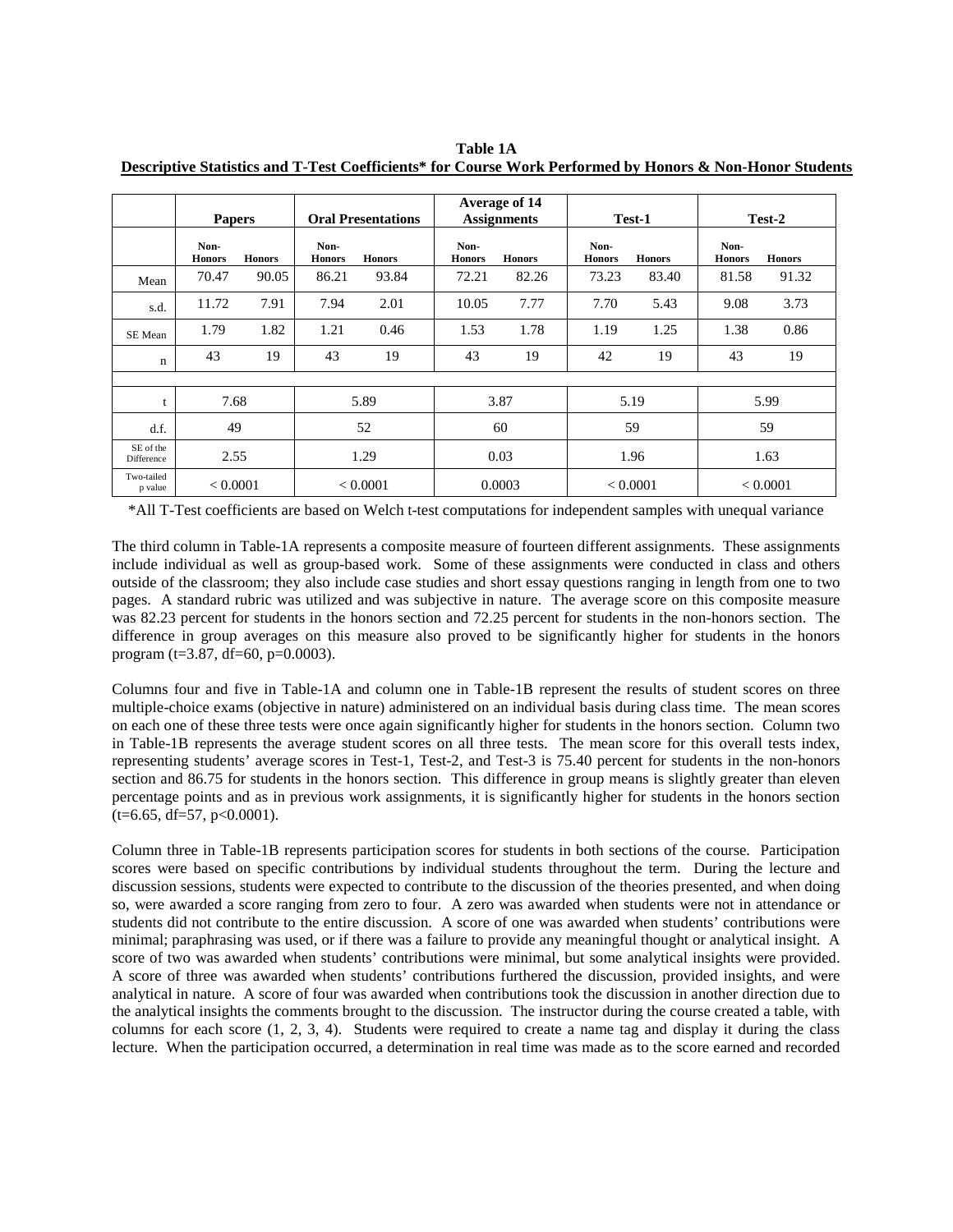**Table 1A**
**Descriptive Statistics and T-Test Coefficients* for Course Work Performed by Honors & Non-Honor Students**

| | Papers | | Oral Presentations | | Average of 14 Assignments | | Test-1 | | Test-2 | |
|---|---|---|---|---|---|---|---|---|---|---|
| | Non-Honors | Honors | Non-Honors | Honors | Non-Honors | Honors | Non-Honors | Honors | Non-Honors | Honors |
| Mean | 70.47 | 90.05 | 86.21 | 93.84 | 72.21 | 82.26 | 73.23 | 83.40 | 81.58 | 91.32 |
| s.d. | 11.72 | 7.91 | 7.94 | 2.01 | 10.05 | 7.77 | 7.70 | 5.43 | 9.08 | 3.73 |
| SE Mean | 1.79 | 1.82 | 1.21 | 0.46 | 1.53 | 1.78 | 1.19 | 1.25 | 1.38 | 0.86 |
| n | 43 | 19 | 43 | 19 | 43 | 19 | 42 | 19 | 43 | 19 |
| | | | | | | | | | | |
| t | 7.68 | | 5.89 | | 3.87 | | 5.19 | | 5.99 | |
| d.f. | 49 | | 52 | | 60 | | 59 | | 59 | |
| SE of the Difference | 2.55 | | 1.29 | | 0.03 | | 1.96 | | 1.63 | |
| Two-tailed p value | < 0.0001 | | < 0.0001 | | 0.0003 | | < 0.0001 | | < 0.0001 | |

*All T-Test coefficients are based on Welch t-test computations for independent samples with unequal variance

The third column in Table-1A represents a composite measure of fourteen different assignments. These assignments include individual as well as group-based work. Some of these assignments were conducted in class and others outside of the classroom; they also include case studies and short essay questions ranging in length from one to two pages. A standard rubric was utilized and was subjective in nature. The average score on this composite measure was 82.23 percent for students in the honors section and 72.25 percent for students in the non-honors section. The difference in group averages on this measure also proved to be significantly higher for students in the honors program ($t=3.87$, $df=60$, $p=0.0003$).

Columns four and five in Table-1A and column one in Table-1B represent the results of student scores on three multiple-choice exams (objective in nature) administered on an individual basis during class time. The mean scores on each one of these three tests were once again significantly higher for students in the honors section. Column two in Table-1B represents the average student scores on all three tests. The mean score for this overall tests index, representing students' average scores in Test-1, Test-2, and Test-3 is 75.40 percent for students in the non-honors section and 86.75 for students in the honors section. This difference in group means is slightly greater than eleven percentage points and as in previous work assignments, it is significantly higher for students in the honors section ($t=6.65$, $df=57$, $p<0.0001$).

Column three in Table-1B represents participation scores for students in both sections of the course. Participation scores were based on specific contributions by individual students throughout the term. During the lecture and discussion sessions, students were expected to contribute to the discussion of the theories presented, and when doing so, were awarded a score ranging from zero to four. A zero was awarded when students were not in attendance or students did not contribute to the entire discussion. A score of one was awarded when students' contributions were minimal; paraphrasing was used, or if there was a failure to provide any meaningful thought or analytical insight. A score of two was awarded when students' contributions were minimal, but some analytical insights were provided. A score of three was awarded when students' contributions furthered the discussion, provided insights, and were analytical in nature. A score of four was awarded when contributions took the discussion in another direction due to the analytical insights the comments brought to the discussion. The instructor during the course created a table, with columns for each score (1, 2, 3, 4). Students were required to create a name tag and display it during the class lecture. When the participation occurred, a determination in real time was made as to the score earned and recorded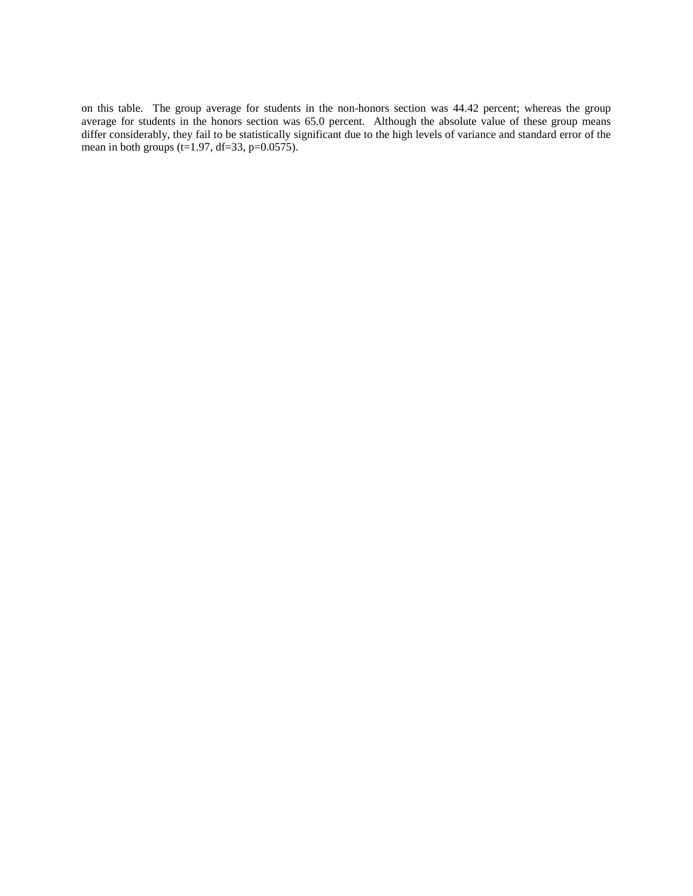on this table. The group average for students in the non-honors section was 44.42 percent; whereas the group average for students in the honors section was 65.0 percent. Although the absolute value of these group means differ considerably, they fail to be statistically significant due to the high levels of variance and standard error of the mean in both groups ($t=1.97$, $df=33$, $p=0.0575$).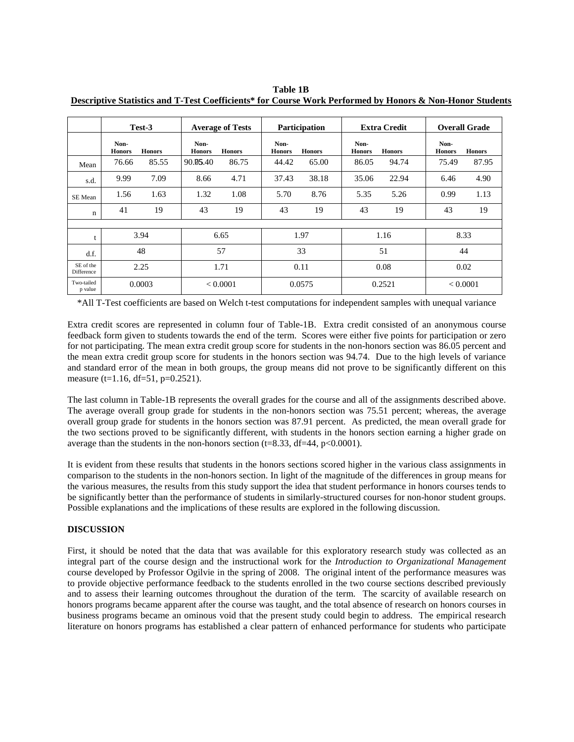**Table 1B**
**Descriptive Statistics and T-Test Coefficients* for Course Work Performed by Honors & Non-Honor Students**

| | Test-3 | | Average of Tests | | Participation | | Extra Credit | | Overall Grade | |
|---|---|---|---|---|---|---|---|---|---|---|
| | Non-Honors | Honors | Non-Honors | Honors | Non-Honors | Honors | Non-Honors | Honors | Non-Honors | Honors |
| Mean | 76.66 | 85.55 | 90.05 75.40 | 86.75 | 44.42 | 65.00 | 86.05 | 94.74 | 75.49 | 87.95 |
| s.d. | 9.99 | 7.09 | 8.66 | 4.71 | 37.43 | 38.18 | 35.06 | 22.94 | 6.46 | 4.90 |
| SE Mean | 1.56 | 1.63 | 1.32 | 1.08 | 5.70 | 8.76 | 5.35 | 5.26 | 0.99 | 1.13 |
| n | 41 | 19 | 43 | 19 | 43 | 19 | 43 | 19 | 43 | 19 |
| | | | | | | | | | | |
| t | 3.94 | | 6.65 | | 1.97 | | 1.16 | | 8.33 | |
| d.f. | 48 | | 57 | | 33 | | 51 | | 44 | |
| SE of the Difference | 2.25 | | 1.71 | | 0.11 | | 0.08 | | 0.02 | |
| Two-tailed p value | 0.0003 | | < 0.0001 | | 0.0575 | | 0.2521 | | < 0.0001 | |

*All T-Test coefficients are based on Welch t-test computations for independent samples with unequal variance

Extra credit scores are represented in column four of Table-1B. Extra credit consisted of an anonymous course feedback form given to students towards the end of the term. Scores were either five points for participation or zero for not participating. The mean extra credit group score for students in the non-honors section was 86.05 percent and the mean extra credit group score for students in the honors section was 94.74. Due to the high levels of variance and standard error of the mean in both groups, the group means did not prove to be significantly different on this measure ($t=1.16$, $df=51$, $p=0.2521$).

The last column in Table-1B represents the overall grades for the course and all of the assignments described above. The average overall group grade for students in the non-honors section was 75.51 percent; whereas, the average overall group grade for students in the honors section was 87.91 percent. As predicted, the mean overall grade for the two sections proved to be significantly different, with students in the honors section earning a higher grade on average than the students in the non-honors section ($t=8.33$, $df=44$, $p<0.0001$).

It is evident from these results that students in the honors sections scored higher in the various class assignments in comparison to the students in the non-honors section. In light of the magnitude of the differences in group means for the various measures, the results from this study support the idea that student performance in honors courses tends to be significantly better than the performance of students in similarly-structured courses for non-honor student groups. Possible explanations and the implications of these results are explored in the following discussion.

## DISCUSSION

First, it should be noted that the data that was available for this exploratory research study was collected as an integral part of the course design and the instructional work for the *Introduction to Organizational Management* course developed by Professor Ogilvie in the spring of 2008. The original intent of the performance measures was to provide objective performance feedback to the students enrolled in the two course sections described previously and to assess their learning outcomes throughout the duration of the term. The scarcity of available research on honors programs became apparent after the course was taught, and the total absence of research on honors courses in business programs became an ominous void that the present study could begin to address. The empirical research literature on honors programs has established a clear pattern of enhanced performance for students who participate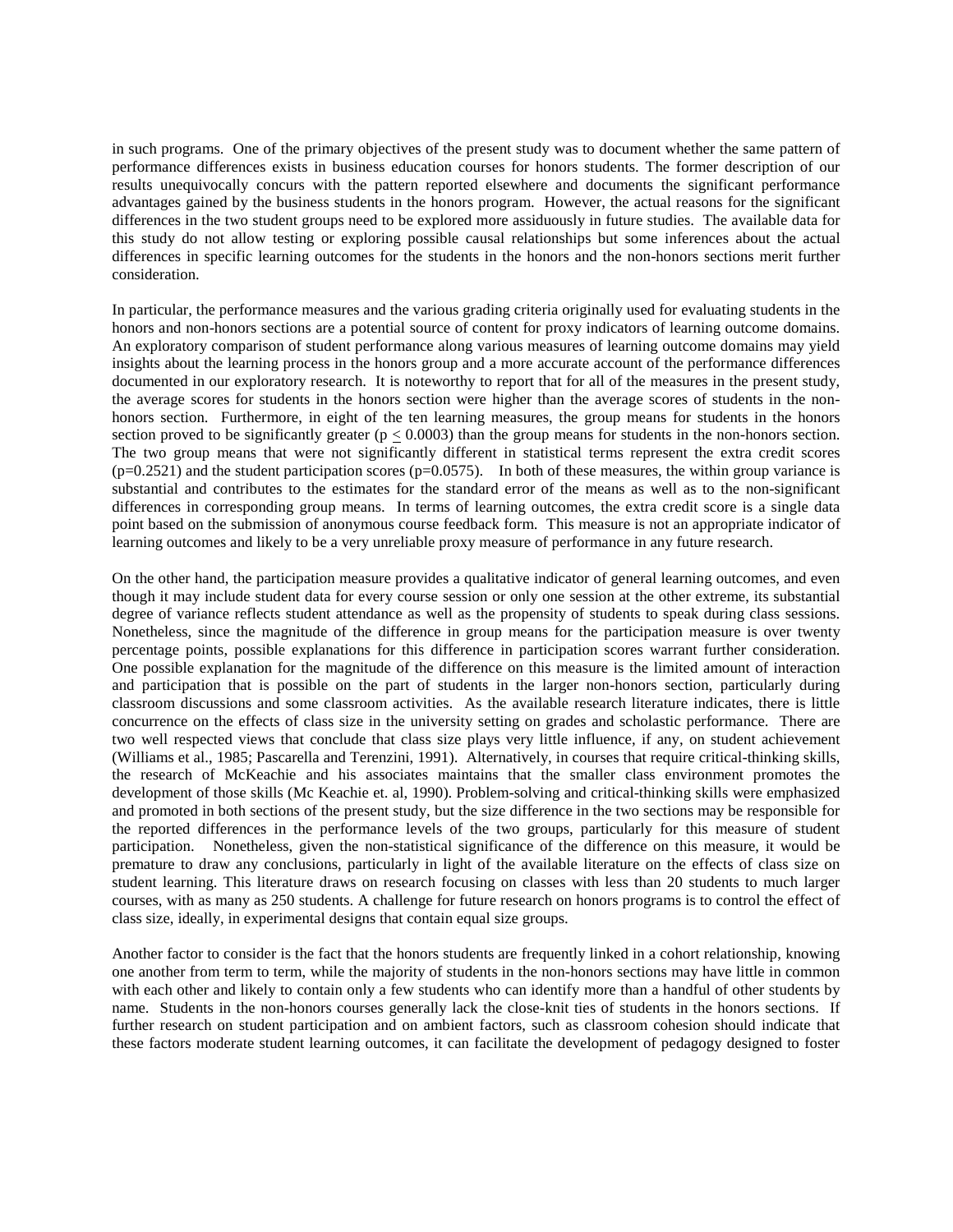in such programs. One of the primary objectives of the present study was to document whether the same pattern of performance differences exists in business education courses for honors students. The former description of our results unequivocally concurs with the pattern reported elsewhere and documents the significant performance advantages gained by the business students in the honors program. However, the actual reasons for the significant differences in the two student groups need to be explored more assiduously in future studies. The available data for this study do not allow testing or exploring possible causal relationships but some inferences about the actual differences in specific learning outcomes for the students in the honors and the non-honors sections merit further consideration.

In particular, the performance measures and the various grading criteria originally used for evaluating students in the honors and non-honors sections are a potential source of content for proxy indicators of learning outcome domains. An exploratory comparison of student performance along various measures of learning outcome domains may yield insights about the learning process in the honors group and a more accurate account of the performance differences documented in our exploratory research. It is noteworthy to report that for all of the measures in the present study, the average scores for students in the honors section were higher than the average scores of students in the non-honors section. Furthermore, in eight of the ten learning measures, the group means for students in the honors section proved to be significantly greater ($p \leq 0.0003$) than the group means for students in the non-honors section. The two group means that were not significantly different in statistical terms represent the extra credit scores ($p=0.2521$) and the student participation scores ($p=0.0575$). In both of these measures, the within group variance is substantial and contributes to the estimates for the standard error of the means as well as to the non-significant differences in corresponding group means. In terms of learning outcomes, the extra credit score is a single data point based on the submission of anonymous course feedback form. This measure is not an appropriate indicator of learning outcomes and likely to be a very unreliable proxy measure of performance in any future research.

On the other hand, the participation measure provides a qualitative indicator of general learning outcomes, and even though it may include student data for every course session or only one session at the other extreme, its substantial degree of variance reflects student attendance as well as the propensity of students to speak during class sessions. Nonetheless, since the magnitude of the difference in group means for the participation measure is over twenty percentage points, possible explanations for this difference in participation scores warrant further consideration. One possible explanation for the magnitude of the difference on this measure is the limited amount of interaction and participation that is possible on the part of students in the larger non-honors section, particularly during classroom discussions and some classroom activities. As the available research literature indicates, there is little concurrence on the effects of class size in the university setting on grades and scholastic performance. There are two well respected views that conclude that class size plays very little influence, if any, on student achievement (Williams et al., 1985; Pascarella and Terenzini, 1991). Alternatively, in courses that require critical-thinking skills, the research of McKeachie and his associates maintains that the smaller class environment promotes the development of those skills (Mc Keachie et. al, 1990). Problem-solving and critical-thinking skills were emphasized and promoted in both sections of the present study, but the size difference in the two sections may be responsible for the reported differences in the performance levels of the two groups, particularly for this measure of student participation. Nonetheless, given the non-statistical significance of the difference on this measure, it would be premature to draw any conclusions, particularly in light of the available literature on the effects of class size on student learning. This literature draws on research focusing on classes with less than 20 students to much larger courses, with as many as 250 students. A challenge for future research on honors programs is to control the effect of class size, ideally, in experimental designs that contain equal size groups.

Another factor to consider is the fact that the honors students are frequently linked in a cohort relationship, knowing one another from term to term, while the majority of students in the non-honors sections may have little in common with each other and likely to contain only a few students who can identify more than a handful of other students by name. Students in the non-honors courses generally lack the close-knit ties of students in the honors sections. If further research on student participation and on ambient factors, such as classroom cohesion should indicate that these factors moderate student learning outcomes, it can facilitate the development of pedagogy designed to foster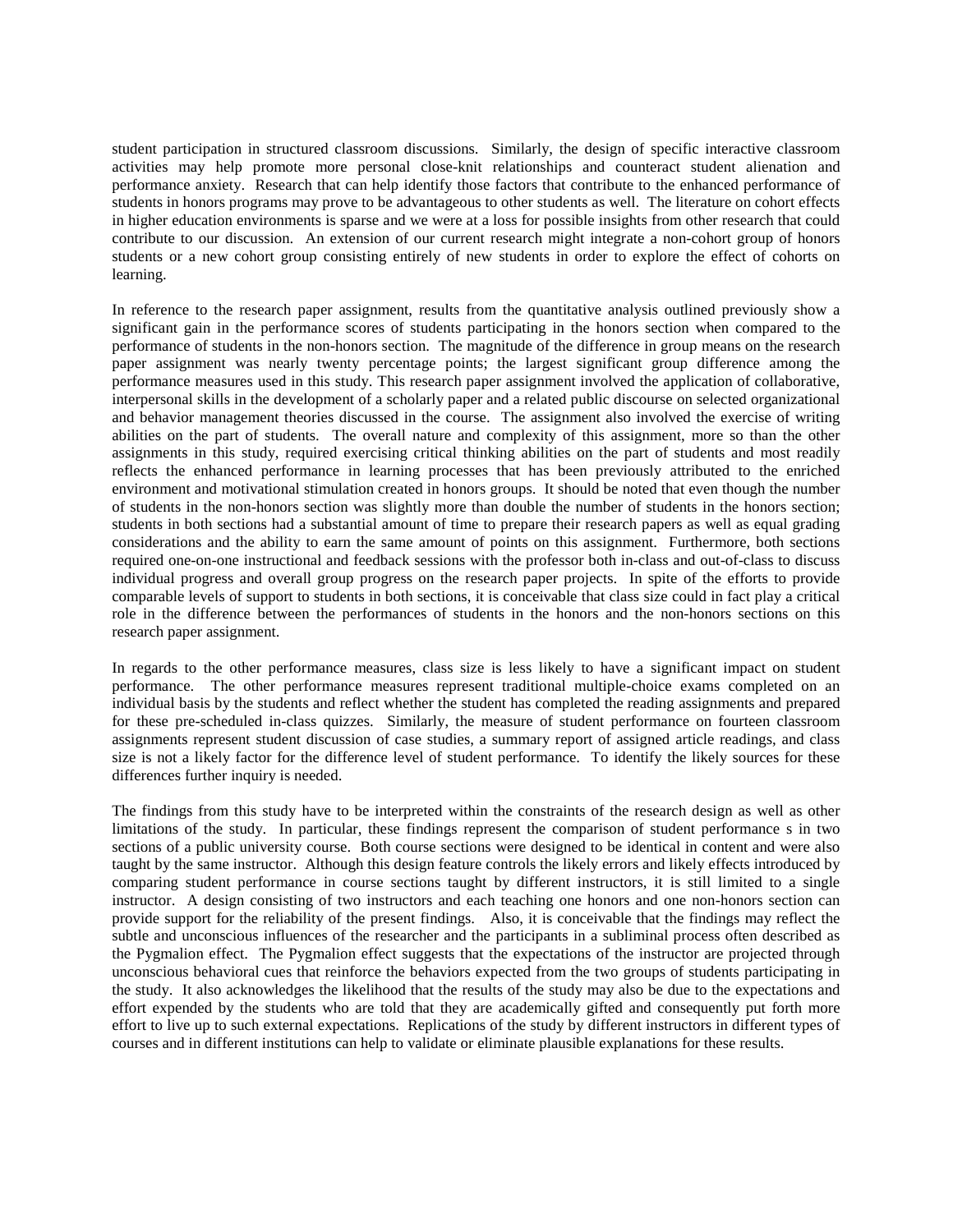student participation in structured classroom discussions. Similarly, the design of specific interactive classroom activities may help promote more personal close-knit relationships and counteract student alienation and performance anxiety. Research that can help identify those factors that contribute to the enhanced performance of students in honors programs may prove to be advantageous to other students as well. The literature on cohort effects in higher education environments is sparse and we were at a loss for possible insights from other research that could contribute to our discussion. An extension of our current research might integrate a non-cohort group of honors students or a new cohort group consisting entirely of new students in order to explore the effect of cohorts on learning.

In reference to the research paper assignment, results from the quantitative analysis outlined previously show a significant gain in the performance scores of students participating in the honors section when compared to the performance of students in the non-honors section. The magnitude of the difference in group means on the research paper assignment was nearly twenty percentage points; the largest significant group difference among the performance measures used in this study. This research paper assignment involved the application of collaborative, interpersonal skills in the development of a scholarly paper and a related public discourse on selected organizational and behavior management theories discussed in the course. The assignment also involved the exercise of writing abilities on the part of students. The overall nature and complexity of this assignment, more so than the other assignments in this study, required exercising critical thinking abilities on the part of students and most readily reflects the enhanced performance in learning processes that has been previously attributed to the enriched environment and motivational stimulation created in honors groups. It should be noted that even though the number of students in the non-honors section was slightly more than double the number of students in the honors section; students in both sections had a substantial amount of time to prepare their research papers as well as equal grading considerations and the ability to earn the same amount of points on this assignment. Furthermore, both sections required one-on-one instructional and feedback sessions with the professor both in-class and out-of-class to discuss individual progress and overall group progress on the research paper projects. In spite of the efforts to provide comparable levels of support to students in both sections, it is conceivable that class size could in fact play a critical role in the difference between the performances of students in the honors and the non-honors sections on this research paper assignment.

In regards to the other performance measures, class size is less likely to have a significant impact on student performance. The other performance measures represent traditional multiple-choice exams completed on an individual basis by the students and reflect whether the student has completed the reading assignments and prepared for these pre-scheduled in-class quizzes. Similarly, the measure of student performance on fourteen classroom assignments represent student discussion of case studies, a summary report of assigned article readings, and class size is not a likely factor for the difference level of student performance. To identify the likely sources for these differences further inquiry is needed.

The findings from this study have to be interpreted within the constraints of the research design as well as other limitations of the study. In particular, these findings represent the comparison of student performance s in two sections of a public university course. Both course sections were designed to be identical in content and were also taught by the same instructor. Although this design feature controls the likely errors and likely effects introduced by comparing student performance in course sections taught by different instructors, it is still limited to a single instructor. A design consisting of two instructors and each teaching one honors and one non-honors section can provide support for the reliability of the present findings. Also, it is conceivable that the findings may reflect the subtle and unconscious influences of the researcher and the participants in a subliminal process often described as the Pygmalion effect. The Pygmalion effect suggests that the expectations of the instructor are projected through unconscious behavioral cues that reinforce the behaviors expected from the two groups of students participating in the study. It also acknowledges the likelihood that the results of the study may also be due to the expectations and effort expended by the students who are told that they are academically gifted and consequently put forth more effort to live up to such external expectations. Replications of the study by different instructors in different types of courses and in different institutions can help to validate or eliminate plausible explanations for these results.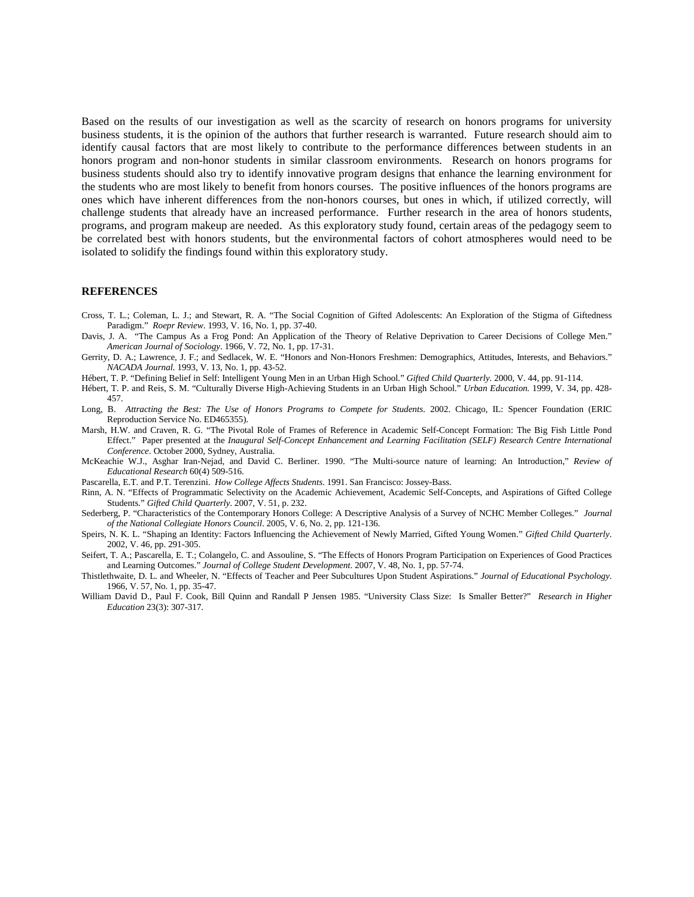Based on the results of our investigation as well as the scarcity of research on honors programs for university business students, it is the opinion of the authors that further research is warranted. Future research should aim to identify causal factors that are most likely to contribute to the performance differences between students in an honors program and non-honor students in similar classroom environments. Research on honors programs for business students should also try to identify innovative program designs that enhance the learning environment for the students who are most likely to benefit from honors courses. The positive influences of the honors programs are ones which have inherent differences from the non-honors courses, but ones in which, if utilized correctly, will challenge students that already have an increased performance. Further research in the area of honors students, programs, and program makeup are needed. As this exploratory study found, certain areas of the pedagogy seem to be correlated best with honors students, but the environmental factors of cohort atmospheres would need to be isolated to solidify the findings found within this exploratory study.

## REFERENCES

Cross, T. L.; Coleman, L. J.; and Stewart, R. A. "The Social Cognition of Gifted Adolescents: An Exploration of the Stigma of Giftedness Paradigm." *Roepr Review*. 1993, V. 16, No. 1, pp. 37-40.

Davis, J. A. "The Campus As a Frog Pond: An Application of the Theory of Relative Deprivation to Career Decisions of College Men." *American Journal of Sociology*. 1966, V. 72, No. 1, pp. 17-31.

Gerrity, D. A.; Lawrence, J. F.; and Sedlacek, W. E. "Honors and Non-Honors Freshmen: Demographics, Attitudes, Interests, and Behaviors." *NACADA Journal*. 1993, V. 13, No. 1, pp. 43-52.

Hébert, T. P. "Defining Belief in Self: Intelligent Young Men in an Urban High School." *Gifted Child Quarterly*. 2000, V. 44, pp. 91-114.

Hébert, T. P. and Reis, S. M. "Culturally Diverse High-Achieving Students in an Urban High School." *Urban Education.* 1999, V. 34, pp. 428-457.

Long, B. *Attracting the Best: The Use of Honors Programs to Compete for Students*. 2002. Chicago, IL: Spencer Foundation (ERIC Reproduction Service No. ED465355).

Marsh, H.W. and Craven, R. G. "The Pivotal Role of Frames of Reference in Academic Self-Concept Formation: The Big Fish Little Pond Effect." Paper presented at the *Inaugural Self-Concept Enhancement and Learning Facilitation (SELF) Research Centre International Conference*. October 2000, Sydney, Australia.

McKeachie W.J., Asghar Iran-Nejad, and David C. Berliner. 1990. "The Multi-source nature of learning: An Introduction," *Review of Educational Research* 60(4) 509-516.

Pascarella, E.T. and P.T. Terenzini. *How College Affects Students*. 1991. San Francisco: Jossey-Bass.

Rinn, A. N. "Effects of Programmatic Selectivity on the Academic Achievement, Academic Self-Concepts, and Aspirations of Gifted College Students." *Gifted Child Quarterly*. 2007, V. 51, p. 232.

Sederberg, P. "Characteristics of the Contemporary Honors College: A Descriptive Analysis of a Survey of NCHC Member Colleges." *Journal of the National Collegiate Honors Council*. 2005, V. 6, No. 2, pp. 121-136.

Speirs, N. K. L. "Shaping an Identity: Factors Influencing the Achievement of Newly Married, Gifted Young Women." *Gifted Child Quarterly*. 2002, V. 46, pp. 291-305.

Seifert, T. A.; Pascarella, E. T.; Colangelo, C. and Assouline, S. "The Effects of Honors Program Participation on Experiences of Good Practices and Learning Outcomes." *Journal of College Student Development*. 2007, V. 48, No. 1, pp. 57-74.

Thistlethwaite, D. L. and Wheeler, N. "Effects of Teacher and Peer Subcultures Upon Student Aspirations." *Journal of Educational Psychology*. 1966, V. 57, No. 1, pp. 35-47.

William David D., Paul F. Cook, Bill Quinn and Randall P Jensen 1985. "University Class Size: Is Smaller Better?" *Research in Higher Education* 23(3): 307-317.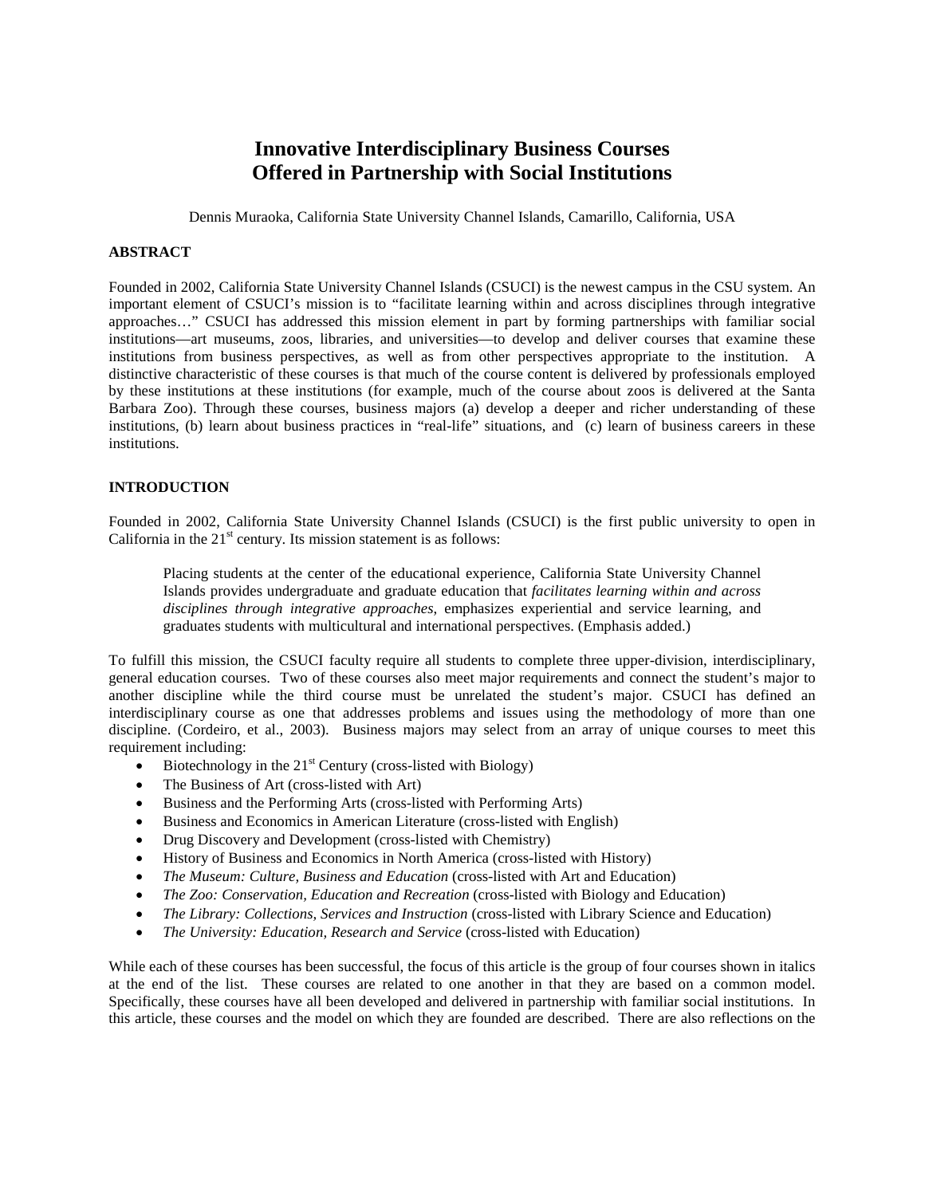# Innovative Interdisciplinary Business Courses Offered in Partnership with Social Institutions

Dennis Muraoka, California State University Channel Islands, Camarillo, California, USA

## ABSTRACT

Founded in 2002, California State University Channel Islands (CSUCI) is the newest campus in the CSU system. An important element of CSUCI's mission is to "facilitate learning within and across disciplines through integrative approaches…" CSUCI has addressed this mission element in part by forming partnerships with familiar social institutions—art museums, zoos, libraries, and universities—to develop and deliver courses that examine these institutions from business perspectives, as well as from other perspectives appropriate to the institution. A distinctive characteristic of these courses is that much of the course content is delivered by professionals employed by these institutions at these institutions (for example, much of the course about zoos is delivered at the Santa Barbara Zoo). Through these courses, business majors (a) develop a deeper and richer understanding of these institutions, (b) learn about business practices in "real-life" situations, and (c) learn of business careers in these institutions.

## INTRODUCTION

Founded in 2002, California State University Channel Islands (CSUCI) is the first public university to open in California in the 21st century. Its mission statement is as follows:

> Placing students at the center of the educational experience, California State University Channel Islands provides undergraduate and graduate education that *facilitates learning within and across disciplines through integrative approaches*, emphasizes experiential and service learning, and graduates students with multicultural and international perspectives. (Emphasis added.)

To fulfill this mission, the CSUCI faculty require all students to complete three upper-division, interdisciplinary, general education courses. Two of these courses also meet major requirements and connect the student's major to another discipline while the third course must be unrelated the student's major. CSUCI has defined an interdisciplinary course as one that addresses problems and issues using the methodology of more than one discipline. (Cordeiro, et al., 2003). Business majors may select from an array of unique courses to meet this requirement including:

- Biotechnology in the 21st Century (cross-listed with Biology)
- The Business of Art (cross-listed with Art)
- Business and the Performing Arts (cross-listed with Performing Arts)
- Business and Economics in American Literature (cross-listed with English)
- Drug Discovery and Development (cross-listed with Chemistry)
- History of Business and Economics in North America (cross-listed with History)
- *The Museum: Culture, Business and Education* (cross-listed with Art and Education)
- *The Zoo: Conservation, Education and Recreation* (cross-listed with Biology and Education)
- *The Library: Collections, Services and Instruction* (cross-listed with Library Science and Education)
- *The University: Education, Research and Service* (cross-listed with Education)

While each of these courses has been successful, the focus of this article is the group of four courses shown in italics at the end of the list. These courses are related to one another in that they are based on a common model. Specifically, these courses have all been developed and delivered in partnership with familiar social institutions. In this article, these courses and the model on which they are founded are described. There are also reflections on the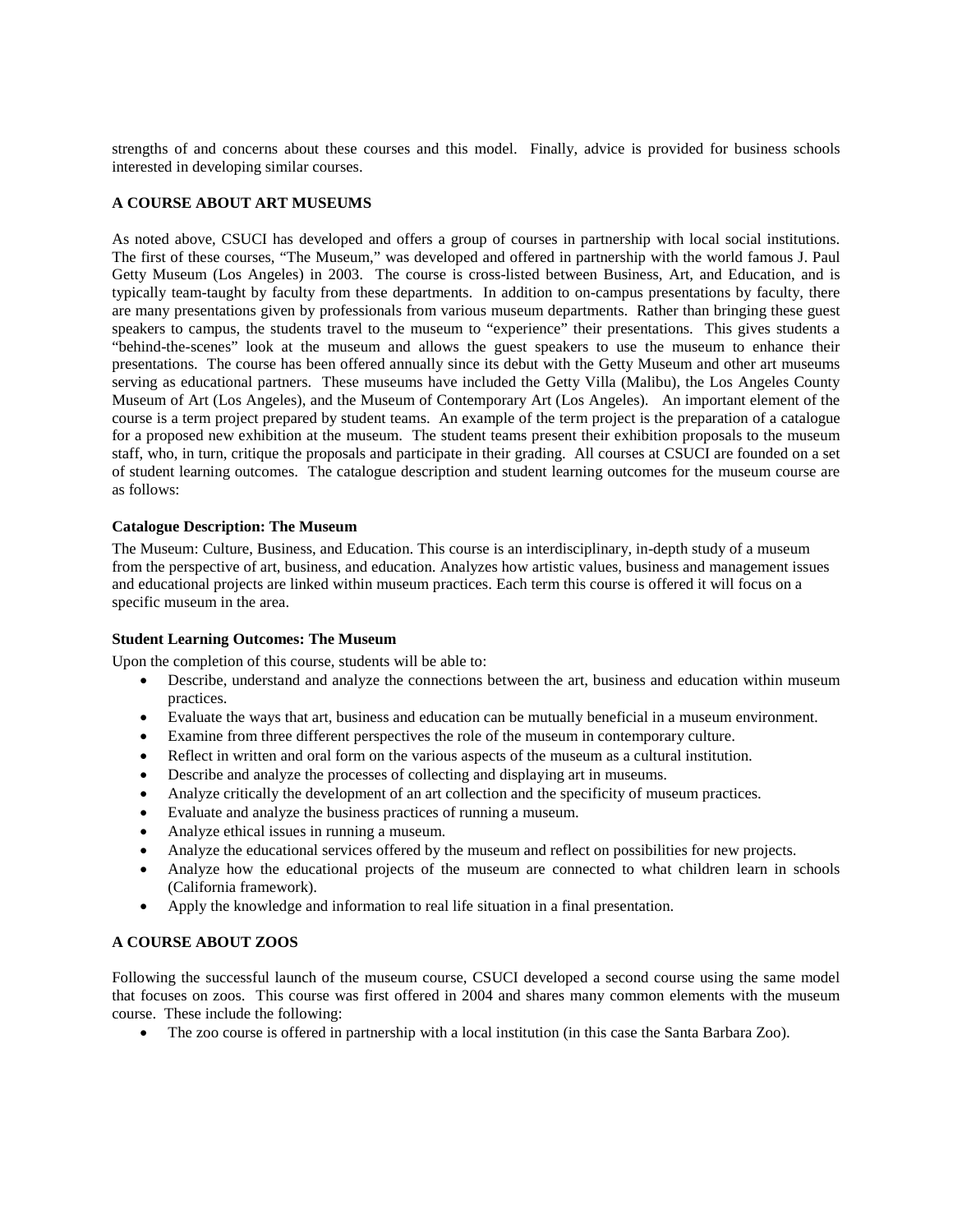strengths of and concerns about these courses and this model. Finally, advice is provided for business schools interested in developing similar courses.

## A COURSE ABOUT ART MUSEUMS

As noted above, CSUCI has developed and offers a group of courses in partnership with local social institutions. The first of these courses, "The Museum," was developed and offered in partnership with the world famous J. Paul Getty Museum (Los Angeles) in 2003. The course is cross-listed between Business, Art, and Education, and is typically team-taught by faculty from these departments. In addition to on-campus presentations by faculty, there are many presentations given by professionals from various museum departments. Rather than bringing these guest speakers to campus, the students travel to the museum to "experience" their presentations. This gives students a "behind-the-scenes" look at the museum and allows the guest speakers to use the museum to enhance their presentations. The course has been offered annually since its debut with the Getty Museum and other art museums serving as educational partners. These museums have included the Getty Villa (Malibu), the Los Angeles County Museum of Art (Los Angeles), and the Museum of Contemporary Art (Los Angeles). An important element of the course is a term project prepared by student teams. An example of the term project is the preparation of a catalogue for a proposed new exhibition at the museum. The student teams present their exhibition proposals to the museum staff, who, in turn, critique the proposals and participate in their grading. All courses at CSUCI are founded on a set of student learning outcomes. The catalogue description and student learning outcomes for the museum course are as follows:

### Catalogue Description: The Museum

The Museum: Culture, Business, and Education. This course is an interdisciplinary, in-depth study of a museum from the perspective of art, business, and education. Analyzes how artistic values, business and management issues and educational projects are linked within museum practices. Each term this course is offered it will focus on a specific museum in the area.

### Student Learning Outcomes: The Museum

Upon the completion of this course, students will be able to:

- Describe, understand and analyze the connections between the art, business and education within museum practices.
- Evaluate the ways that art, business and education can be mutually beneficial in a museum environment.
- Examine from three different perspectives the role of the museum in contemporary culture.
- Reflect in written and oral form on the various aspects of the museum as a cultural institution.
- Describe and analyze the processes of collecting and displaying art in museums.
- Analyze critically the development of an art collection and the specificity of museum practices.
- Evaluate and analyze the business practices of running a museum.
- Analyze ethical issues in running a museum.
- Analyze the educational services offered by the museum and reflect on possibilities for new projects.
- Analyze how the educational projects of the museum are connected to what children learn in schools (California framework).
- Apply the knowledge and information to real life situation in a final presentation.

## A COURSE ABOUT ZOOS

Following the successful launch of the museum course, CSUCI developed a second course using the same model that focuses on zoos. This course was first offered in 2004 and shares many common elements with the museum course. These include the following:

- The zoo course is offered in partnership with a local institution (in this case the Santa Barbara Zoo).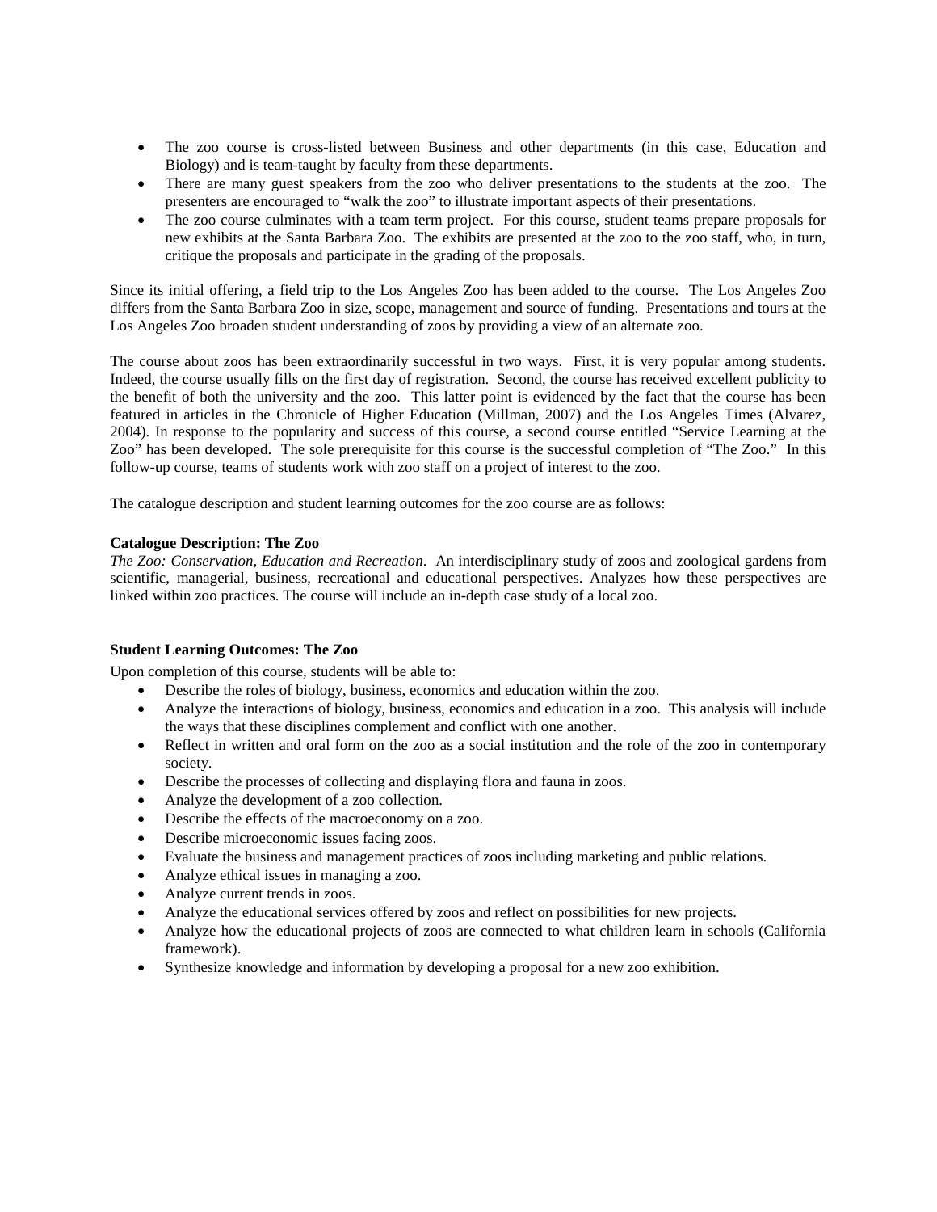- The zoo course is cross-listed between Business and other departments (in this case, Education and Biology) and is team-taught by faculty from these departments.
- There are many guest speakers from the zoo who deliver presentations to the students at the zoo. The presenters are encouraged to "walk the zoo" to illustrate important aspects of their presentations.
- The zoo course culminates with a team term project. For this course, student teams prepare proposals for new exhibits at the Santa Barbara Zoo. The exhibits are presented at the zoo to the zoo staff, who, in turn, critique the proposals and participate in the grading of the proposals.

Since its initial offering, a field trip to the Los Angeles Zoo has been added to the course. The Los Angeles Zoo differs from the Santa Barbara Zoo in size, scope, management and source of funding. Presentations and tours at the Los Angeles Zoo broaden student understanding of zoos by providing a view of an alternate zoo.

The course about zoos has been extraordinarily successful in two ways. First, it is very popular among students. Indeed, the course usually fills on the first day of registration. Second, the course has received excellent publicity to the benefit of both the university and the zoo. This latter point is evidenced by the fact that the course has been featured in articles in the Chronicle of Higher Education (Millman, 2007) and the Los Angeles Times (Alvarez, 2004). In response to the popularity and success of this course, a second course entitled "Service Learning at the Zoo" has been developed. The sole prerequisite for this course is the successful completion of "The Zoo." In this follow-up course, teams of students work with zoo staff on a project of interest to the zoo.

The catalogue description and student learning outcomes for the zoo course are as follows:

**Catalogue Description: The Zoo**

*The Zoo: Conservation, Education and Recreation*. An interdisciplinary study of zoos and zoological gardens from scientific, managerial, business, recreational and educational perspectives. Analyzes how these perspectives are linked within zoo practices. The course will include an in-depth case study of a local zoo.

**Student Learning Outcomes: The Zoo**

Upon completion of this course, students will be able to:

- Describe the roles of biology, business, economics and education within the zoo.
- Analyze the interactions of biology, business, economics and education in a zoo. This analysis will include the ways that these disciplines complement and conflict with one another.
- Reflect in written and oral form on the zoo as a social institution and the role of the zoo in contemporary society.
- Describe the processes of collecting and displaying flora and fauna in zoos.
- Analyze the development of a zoo collection.
- Describe the effects of the macroeconomy on a zoo.
- Describe microeconomic issues facing zoos.
- Evaluate the business and management practices of zoos including marketing and public relations.
- Analyze ethical issues in managing a zoo.
- Analyze current trends in zoos.
- Analyze the educational services offered by zoos and reflect on possibilities for new projects.
- Analyze how the educational projects of zoos are connected to what children learn in schools (California framework).
- Synthesize knowledge and information by developing a proposal for a new zoo exhibition.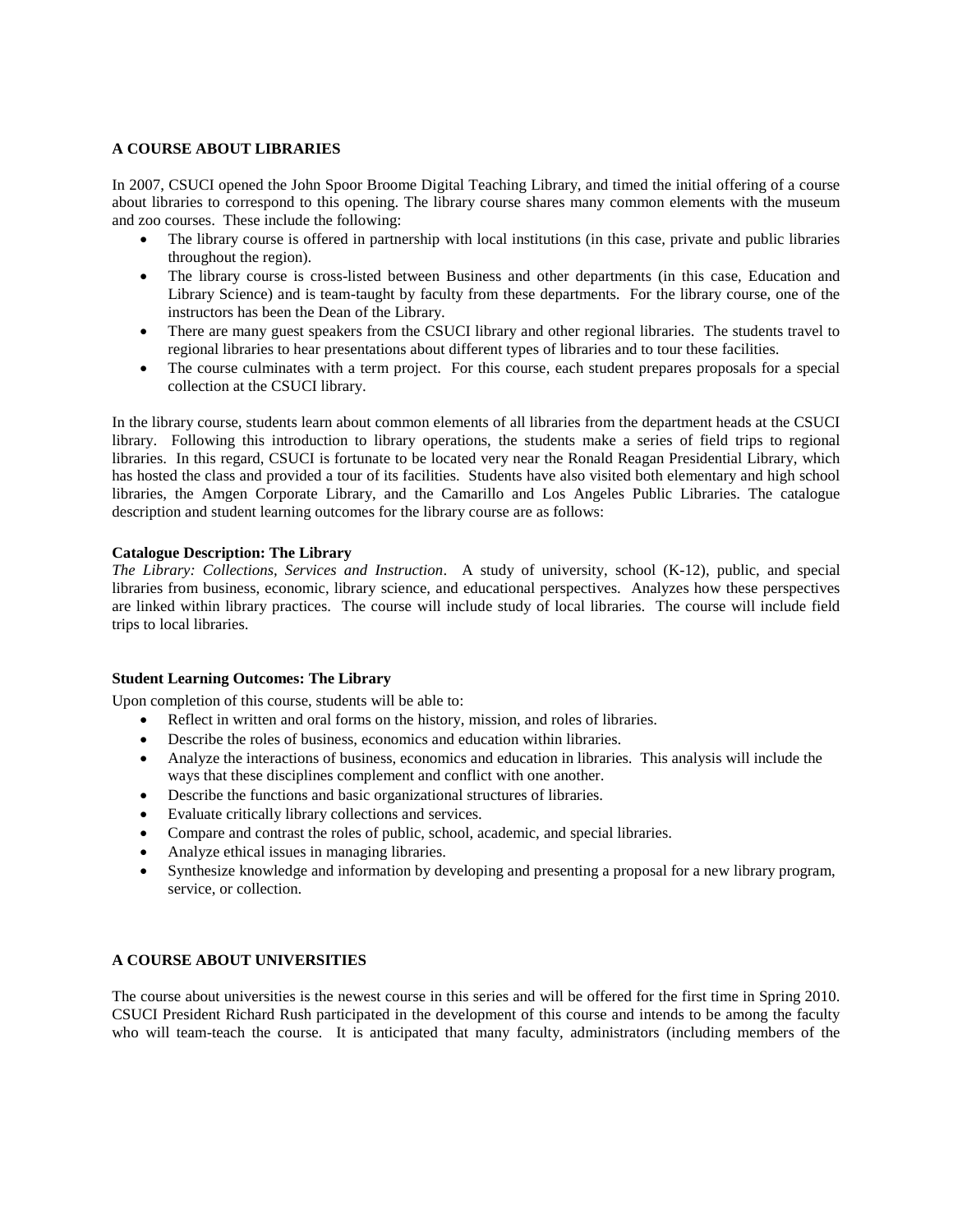**A COURSE ABOUT LIBRARIES**

In 2007, CSUCI opened the John Spoor Broome Digital Teaching Library, and timed the initial offering of a course about libraries to correspond to this opening. The library course shares many common elements with the museum and zoo courses. These include the following:

- The library course is offered in partnership with local institutions (in this case, private and public libraries throughout the region).
- The library course is cross-listed between Business and other departments (in this case, Education and Library Science) and is team-taught by faculty from these departments. For the library course, one of the instructors has been the Dean of the Library.
- There are many guest speakers from the CSUCI library and other regional libraries. The students travel to regional libraries to hear presentations about different types of libraries and to tour these facilities.
- The course culminates with a term project. For this course, each student prepares proposals for a special collection at the CSUCI library.

In the library course, students learn about common elements of all libraries from the department heads at the CSUCI library. Following this introduction to library operations, the students make a series of field trips to regional libraries. In this regard, CSUCI is fortunate to be located very near the Ronald Reagan Presidential Library, which has hosted the class and provided a tour of its facilities. Students have also visited both elementary and high school libraries, the Amgen Corporate Library, and the Camarillo and Los Angeles Public Libraries. The catalogue description and student learning outcomes for the library course are as follows:

**Catalogue Description: The Library**

*The Library: Collections, Services and Instruction*. A study of university, school (K-12), public, and special libraries from business, economic, library science, and educational perspectives. Analyzes how these perspectives are linked within library practices. The course will include study of local libraries. The course will include field trips to local libraries.

**Student Learning Outcomes: The Library**

Upon completion of this course, students will be able to:

- Reflect in written and oral forms on the history, mission, and roles of libraries.
- Describe the roles of business, economics and education within libraries.
- Analyze the interactions of business, economics and education in libraries. This analysis will include the ways that these disciplines complement and conflict with one another.
- Describe the functions and basic organizational structures of libraries.
- Evaluate critically library collections and services.
- Compare and contrast the roles of public, school, academic, and special libraries.
- Analyze ethical issues in managing libraries.
- Synthesize knowledge and information by developing and presenting a proposal for a new library program, service, or collection.

**A COURSE ABOUT UNIVERSITIES**

The course about universities is the newest course in this series and will be offered for the first time in Spring 2010. CSUCI President Richard Rush participated in the development of this course and intends to be among the faculty who will team-teach the course. It is anticipated that many faculty, administrators (including members of the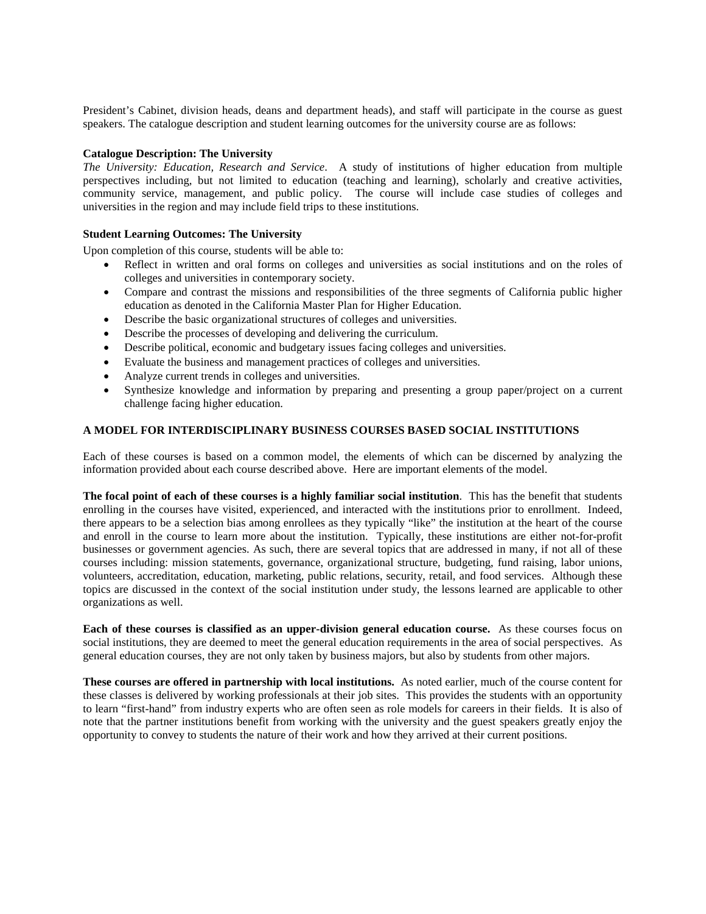President's Cabinet, division heads, deans and department heads), and staff will participate in the course as guest speakers. The catalogue description and student learning outcomes for the university course are as follows:

**Catalogue Description: The University**

*The University: Education, Research and Service*. A study of institutions of higher education from multiple perspectives including, but not limited to education (teaching and learning), scholarly and creative activities, community service, management, and public policy. The course will include case studies of colleges and universities in the region and may include field trips to these institutions.

**Student Learning Outcomes: The University**

Upon completion of this course, students will be able to:

- Reflect in written and oral forms on colleges and universities as social institutions and on the roles of colleges and universities in contemporary society.
- Compare and contrast the missions and responsibilities of the three segments of California public higher education as denoted in the California Master Plan for Higher Education.
- Describe the basic organizational structures of colleges and universities.
- Describe the processes of developing and delivering the curriculum.
- Describe political, economic and budgetary issues facing colleges and universities.
- Evaluate the business and management practices of colleges and universities.
- Analyze current trends in colleges and universities.
- Synthesize knowledge and information by preparing and presenting a group paper/project on a current challenge facing higher education.

## A MODEL FOR INTERDISCIPLINARY BUSINESS COURSES BASED SOCIAL INSTITUTIONS

Each of these courses is based on a common model, the elements of which can be discerned by analyzing the information provided about each course described above. Here are important elements of the model.

**The focal point of each of these courses is a highly familiar social institution**. This has the benefit that students enrolling in the courses have visited, experienced, and interacted with the institutions prior to enrollment. Indeed, there appears to be a selection bias among enrollees as they typically "like" the institution at the heart of the course and enroll in the course to learn more about the institution. Typically, these institutions are either not-for-profit businesses or government agencies. As such, there are several topics that are addressed in many, if not all of these courses including: mission statements, governance, organizational structure, budgeting, fund raising, labor unions, volunteers, accreditation, education, marketing, public relations, security, retail, and food services. Although these topics are discussed in the context of the social institution under study, the lessons learned are applicable to other organizations as well.

**Each of these courses is classified as an upper-division general education course.** As these courses focus on social institutions, they are deemed to meet the general education requirements in the area of social perspectives. As general education courses, they are not only taken by business majors, but also by students from other majors.

**These courses are offered in partnership with local institutions.** As noted earlier, much of the course content for these classes is delivered by working professionals at their job sites. This provides the students with an opportunity to learn "first-hand" from industry experts who are often seen as role models for careers in their fields. It is also of note that the partner institutions benefit from working with the university and the guest speakers greatly enjoy the opportunity to convey to students the nature of their work and how they arrived at their current positions.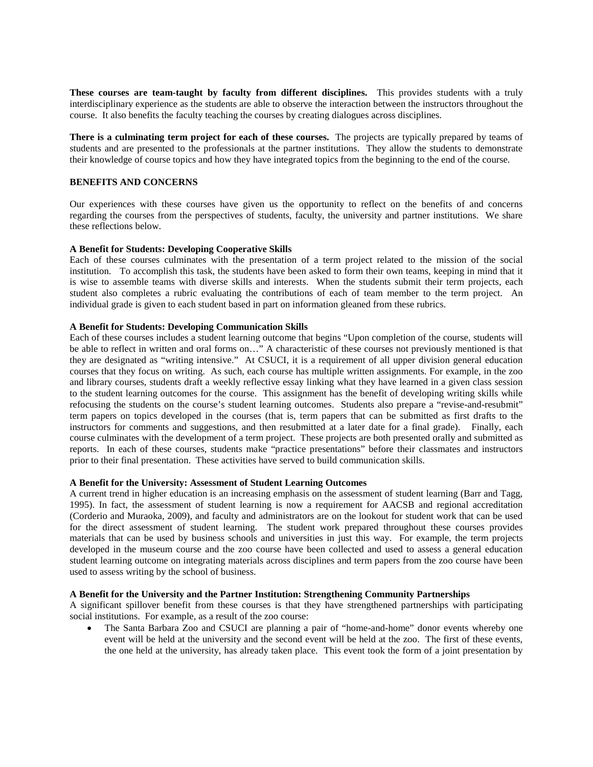**These courses are team-taught by faculty from different disciplines.** This provides students with a truly interdisciplinary experience as the students are able to observe the interaction between the instructors throughout the course. It also benefits the faculty teaching the courses by creating dialogues across disciplines.

**There is a culminating term project for each of these courses.** The projects are typically prepared by teams of students and are presented to the professionals at the partner institutions. They allow the students to demonstrate their knowledge of course topics and how they have integrated topics from the beginning to the end of the course.

## BENEFITS AND CONCERNS

Our experiences with these courses have given us the opportunity to reflect on the benefits of and concerns regarding the courses from the perspectives of students, faculty, the university and partner institutions. We share these reflections below.

### A Benefit for Students: Developing Cooperative Skills

Each of these courses culminates with the presentation of a term project related to the mission of the social institution. To accomplish this task, the students have been asked to form their own teams, keeping in mind that it is wise to assemble teams with diverse skills and interests. When the students submit their term projects, each student also completes a rubric evaluating the contributions of each of team member to the term project. An individual grade is given to each student based in part on information gleaned from these rubrics.

### A Benefit for Students: Developing Communication Skills

Each of these courses includes a student learning outcome that begins "Upon completion of the course, students will be able to reflect in written and oral forms on…" A characteristic of these courses not previously mentioned is that they are designated as "writing intensive." At CSUCI, it is a requirement of all upper division general education courses that they focus on writing. As such, each course has multiple written assignments. For example, in the zoo and library courses, students draft a weekly reflective essay linking what they have learned in a given class session to the student learning outcomes for the course. This assignment has the benefit of developing writing skills while refocusing the students on the course's student learning outcomes. Students also prepare a "revise-and-resubmit" term papers on topics developed in the courses (that is, term papers that can be submitted as first drafts to the instructors for comments and suggestions, and then resubmitted at a later date for a final grade). Finally, each course culminates with the development of a term project. These projects are both presented orally and submitted as reports. In each of these courses, students make "practice presentations" before their classmates and instructors prior to their final presentation. These activities have served to build communication skills.

### A Benefit for the University: Assessment of Student Learning Outcomes

A current trend in higher education is an increasing emphasis on the assessment of student learning (Barr and Tagg, 1995). In fact, the assessment of student learning is now a requirement for AACSB and regional accreditation (Corderio and Muraoka, 2009), and faculty and administrators are on the lookout for student work that can be used for the direct assessment of student learning. The student work prepared throughout these courses provides materials that can be used by business schools and universities in just this way. For example, the term projects developed in the museum course and the zoo course have been collected and used to assess a general education student learning outcome on integrating materials across disciplines and term papers from the zoo course have been used to assess writing by the school of business.

### A Benefit for the University and the Partner Institution: Strengthening Community Partnerships

A significant spillover benefit from these courses is that they have strengthened partnerships with participating social institutions. For example, as a result of the zoo course:

- The Santa Barbara Zoo and CSUCI are planning a pair of "home-and-home" donor events whereby one event will be held at the university and the second event will be held at the zoo. The first of these events, the one held at the university, has already taken place. This event took the form of a joint presentation by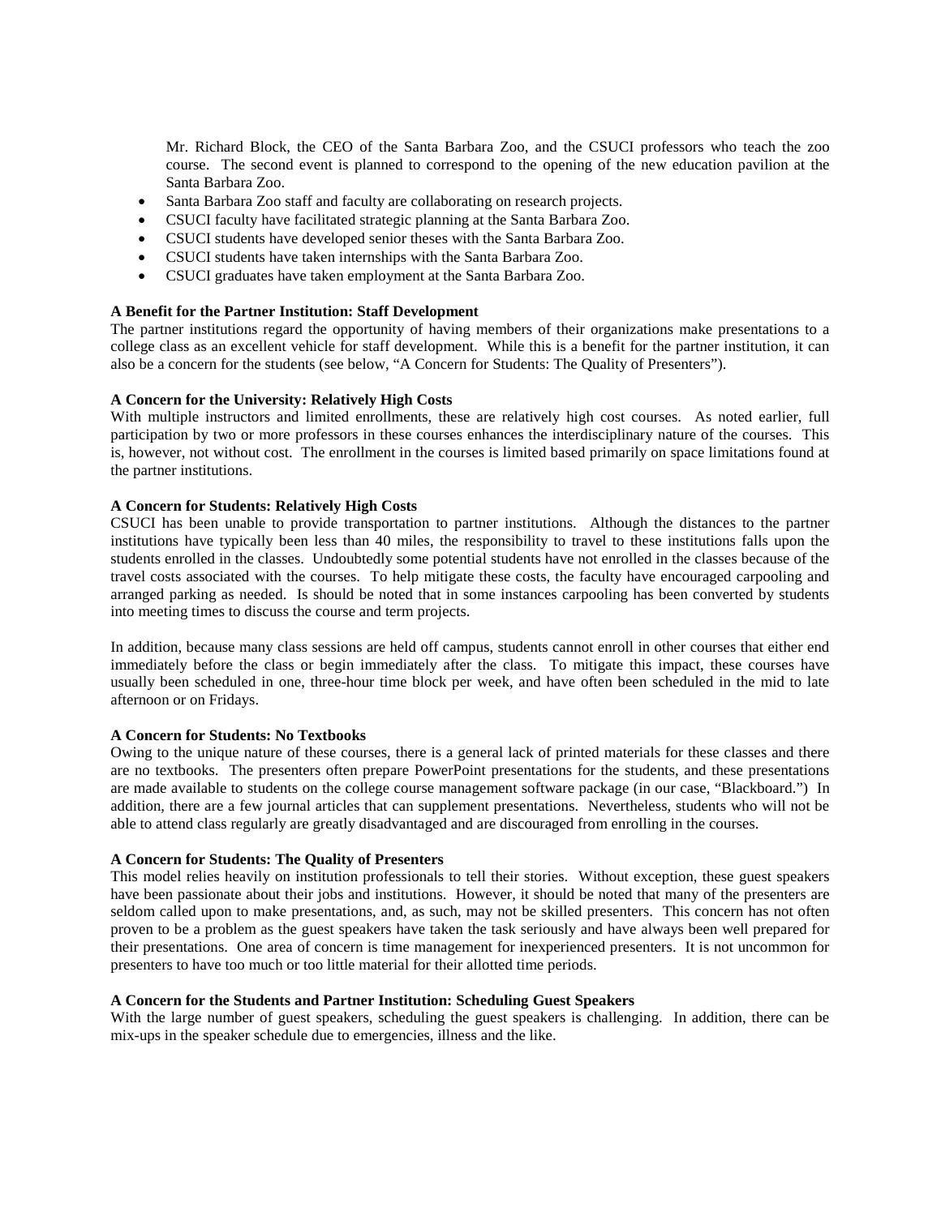Mr. Richard Block, the CEO of the Santa Barbara Zoo, and the CSUCI professors who teach the zoo course. The second event is planned to correspond to the opening of the new education pavilion at the Santa Barbara Zoo.

- Santa Barbara Zoo staff and faculty are collaborating on research projects.
- CSUCI faculty have facilitated strategic planning at the Santa Barbara Zoo.
- CSUCI students have developed senior theses with the Santa Barbara Zoo.
- CSUCI students have taken internships with the Santa Barbara Zoo.
- CSUCI graduates have taken employment at the Santa Barbara Zoo.

**A Benefit for the Partner Institution: Staff Development**

The partner institutions regard the opportunity of having members of their organizations make presentations to a college class as an excellent vehicle for staff development. While this is a benefit for the partner institution, it can also be a concern for the students (see below, "A Concern for Students: The Quality of Presenters").

**A Concern for the University: Relatively High Costs**

With multiple instructors and limited enrollments, these are relatively high cost courses. As noted earlier, full participation by two or more professors in these courses enhances the interdisciplinary nature of the courses. This is, however, not without cost. The enrollment in the courses is limited based primarily on space limitations found at the partner institutions.

**A Concern for Students: Relatively High Costs**

CSUCI has been unable to provide transportation to partner institutions. Although the distances to the partner institutions have typically been less than 40 miles, the responsibility to travel to these institutions falls upon the students enrolled in the classes. Undoubtedly some potential students have not enrolled in the classes because of the travel costs associated with the courses. To help mitigate these costs, the faculty have encouraged carpooling and arranged parking as needed. Is should be noted that in some instances carpooling has been converted by students into meeting times to discuss the course and term projects.

In addition, because many class sessions are held off campus, students cannot enroll in other courses that either end immediately before the class or begin immediately after the class. To mitigate this impact, these courses have usually been scheduled in one, three-hour time block per week, and have often been scheduled in the mid to late afternoon or on Fridays.

**A Concern for Students: No Textbooks**

Owing to the unique nature of these courses, there is a general lack of printed materials for these classes and there are no textbooks. The presenters often prepare PowerPoint presentations for the students, and these presentations are made available to students on the college course management software package (in our case, "Blackboard.") In addition, there are a few journal articles that can supplement presentations. Nevertheless, students who will not be able to attend class regularly are greatly disadvantaged and are discouraged from enrolling in the courses.

**A Concern for Students: The Quality of Presenters**

This model relies heavily on institution professionals to tell their stories. Without exception, these guest speakers have been passionate about their jobs and institutions. However, it should be noted that many of the presenters are seldom called upon to make presentations, and, as such, may not be skilled presenters. This concern has not often proven to be a problem as the guest speakers have taken the task seriously and have always been well prepared for their presentations. One area of concern is time management for inexperienced presenters. It is not uncommon for presenters to have too much or too little material for their allotted time periods.

**A Concern for the Students and Partner Institution: Scheduling Guest Speakers**

With the large number of guest speakers, scheduling the guest speakers is challenging. In addition, there can be mix-ups in the speaker schedule due to emergencies, illness and the like.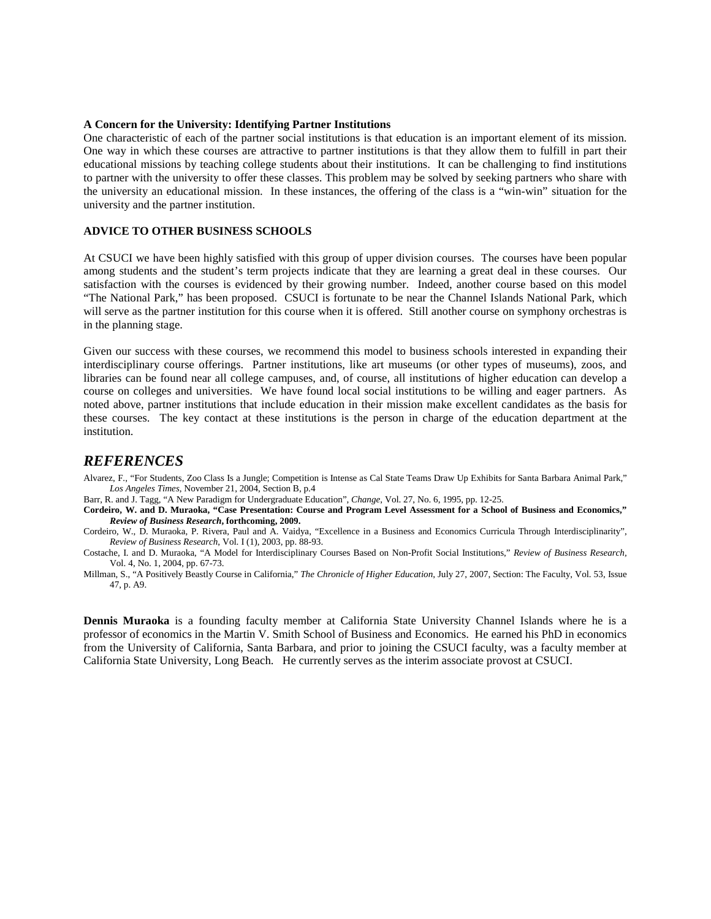**A Concern for the University: Identifying Partner Institutions**

One characteristic of each of the partner social institutions is that education is an important element of its mission. One way in which these courses are attractive to partner institutions is that they allow them to fulfill in part their educational missions by teaching college students about their institutions. It can be challenging to find institutions to partner with the university to offer these classes. This problem may be solved by seeking partners who share with the university an educational mission. In these instances, the offering of the class is a "win-win" situation for the university and the partner institution.

## ADVICE TO OTHER BUSINESS SCHOOLS

At CSUCI we have been highly satisfied with this group of upper division courses. The courses have been popular among students and the student's term projects indicate that they are learning a great deal in these courses. Our satisfaction with the courses is evidenced by their growing number. Indeed, another course based on this model "The National Park," has been proposed. CSUCI is fortunate to be near the Channel Islands National Park, which will serve as the partner institution for this course when it is offered. Still another course on symphony orchestras is in the planning stage.

Given our success with these courses, we recommend this model to business schools interested in expanding their interdisciplinary course offerings. Partner institutions, like art museums (or other types of museums), zoos, and libraries can be found near all college campuses, and, of course, all institutions of higher education can develop a course on colleges and universities. We have found local social institutions to be willing and eager partners. As noted above, partner institutions that include education in their mission make excellent candidates as the basis for these courses. The key contact at these institutions is the person in charge of the education department at the institution.

## *REFERENCES*

Alvarez, F., "For Students, Zoo Class Is a Jungle; Competition is Intense as Cal State Teams Draw Up Exhibits for Santa Barbara Animal Park," *Los Angeles Times*, November 21, 2004, Section B, p.4

Barr, R. and J. Tagg, "A New Paradigm for Undergraduate Education", *Change*, Vol. 27, No. 6, 1995, pp. 12-25.

**Cordeiro, W. and D. Muraoka, "Case Presentation: Course and Program Level Assessment for a School of Business and Economics,"** ***Review of Business Research*****, forthcoming, 2009.**

Cordeiro, W., D. Muraoka, P. Rivera, Paul and A. Vaidya, "Excellence in a Business and Economics Curricula Through Interdisciplinarity", *Review of Business Research*, Vol. I (1), 2003, pp. 88-93.

Costache, I. and D. Muraoka, "A Model for Interdisciplinary Courses Based on Non-Profit Social Institutions," *Review of Business Research*, Vol. 4, No. 1, 2004, pp. 67-73.

Millman, S., "A Positively Beastly Course in California," *The Chronicle of Higher Education*, July 27, 2007, Section: The Faculty, Vol. 53, Issue 47, p. A9.

**Dennis Muraoka** is a founding faculty member at California State University Channel Islands where he is a professor of economics in the Martin V. Smith School of Business and Economics. He earned his PhD in economics from the University of California, Santa Barbara, and prior to joining the CSUCI faculty, was a faculty member at California State University, Long Beach. He currently serves as the interim associate provost at CSUCI.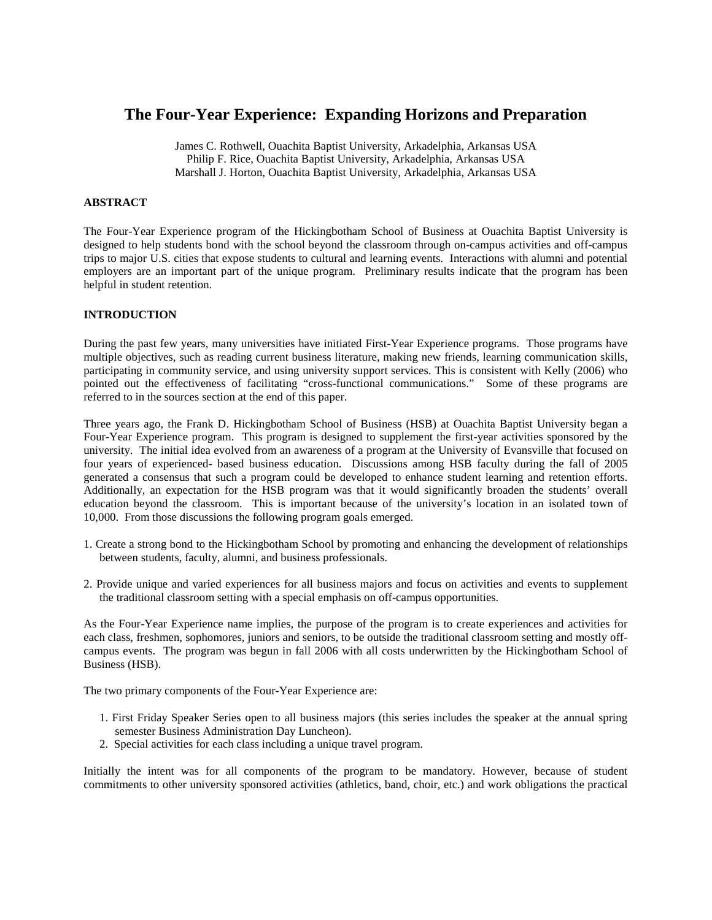# The Four-Year Experience: Expanding Horizons and Preparation

James C. Rothwell, Ouachita Baptist University, Arkadelphia, Arkansas USA
Philip F. Rice, Ouachita Baptist University, Arkadelphia, Arkansas USA
Marshall J. Horton, Ouachita Baptist University, Arkadelphia, Arkansas USA

## ABSTRACT

The Four-Year Experience program of the Hickingbotham School of Business at Ouachita Baptist University is designed to help students bond with the school beyond the classroom through on-campus activities and off-campus trips to major U.S. cities that expose students to cultural and learning events. Interactions with alumni and potential employers are an important part of the unique program. Preliminary results indicate that the program has been helpful in student retention.

## INTRODUCTION

During the past few years, many universities have initiated First-Year Experience programs. Those programs have multiple objectives, such as reading current business literature, making new friends, learning communication skills, participating in community service, and using university support services. This is consistent with Kelly (2006) who pointed out the effectiveness of facilitating "cross-functional communications." Some of these programs are referred to in the sources section at the end of this paper.

Three years ago, the Frank D. Hickingbotham School of Business (HSB) at Ouachita Baptist University began a Four-Year Experience program. This program is designed to supplement the first-year activities sponsored by the university. The initial idea evolved from an awareness of a program at the University of Evansville that focused on four years of experienced- based business education. Discussions among HSB faculty during the fall of 2005 generated a consensus that such a program could be developed to enhance student learning and retention efforts. Additionally, an expectation for the HSB program was that it would significantly broaden the students' overall education beyond the classroom. This is important because of the university's location in an isolated town of 10,000. From those discussions the following program goals emerged.

1. Create a strong bond to the Hickingbotham School by promoting and enhancing the development of relationships between students, faculty, alumni, and business professionals.

2. Provide unique and varied experiences for all business majors and focus on activities and events to supplement the traditional classroom setting with a special emphasis on off-campus opportunities.

As the Four-Year Experience name implies, the purpose of the program is to create experiences and activities for each class, freshmen, sophomores, juniors and seniors, to be outside the traditional classroom setting and mostly off-campus events. The program was begun in fall 2006 with all costs underwritten by the Hickingbotham School of Business (HSB).

The two primary components of the Four-Year Experience are:

1. First Friday Speaker Series open to all business majors (this series includes the speaker at the annual spring semester Business Administration Day Luncheon).
2. Special activities for each class including a unique travel program.

Initially the intent was for all components of the program to be mandatory. However, because of student commitments to other university sponsored activities (athletics, band, choir, etc.) and work obligations the practical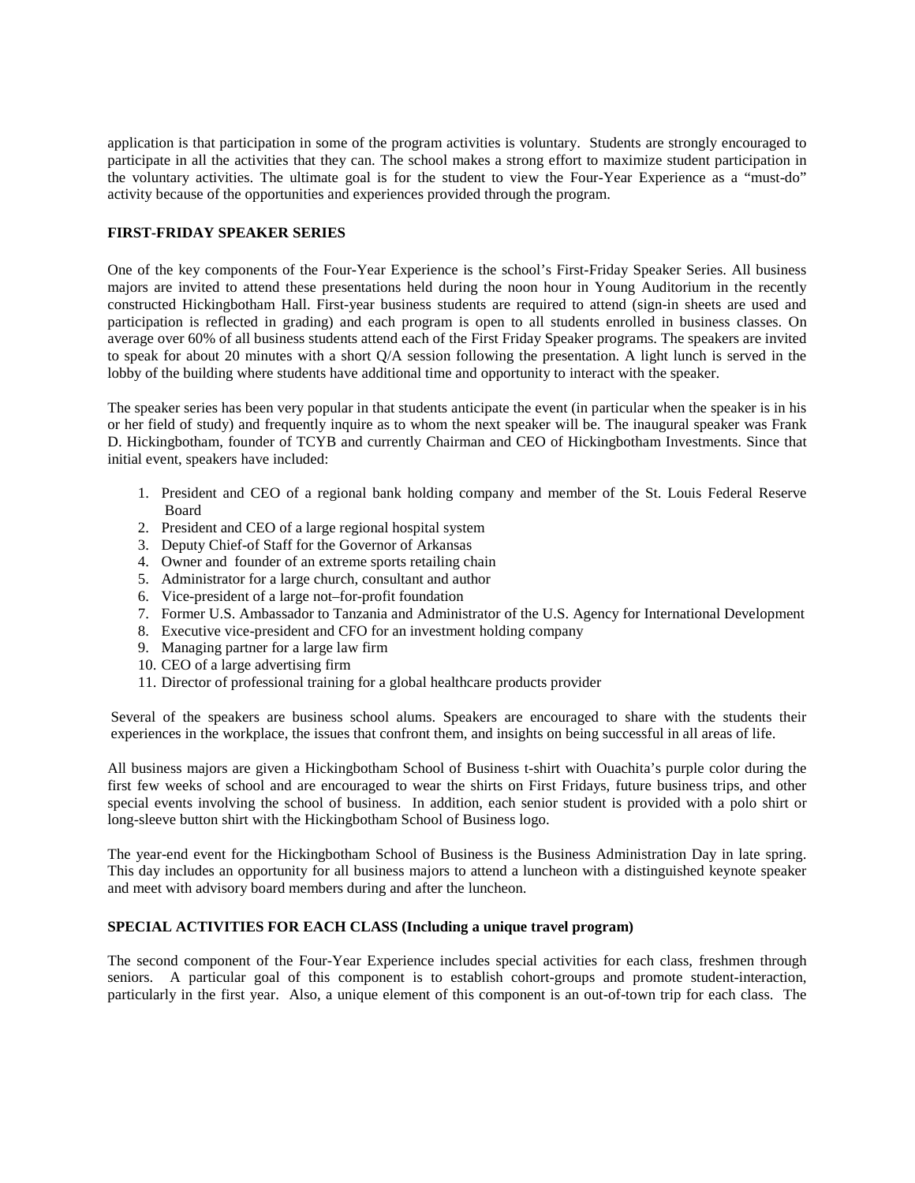application is that participation in some of the program activities is voluntary. Students are strongly encouraged to participate in all the activities that they can. The school makes a strong effort to maximize student participation in the voluntary activities. The ultimate goal is for the student to view the Four-Year Experience as a "must-do" activity because of the opportunities and experiences provided through the program.

**FIRST-FRIDAY SPEAKER SERIES**

One of the key components of the Four-Year Experience is the school's First-Friday Speaker Series. All business majors are invited to attend these presentations held during the noon hour in Young Auditorium in the recently constructed Hickingbotham Hall. First-year business students are required to attend (sign-in sheets are used and participation is reflected in grading) and each program is open to all students enrolled in business classes. On average over 60% of all business students attend each of the First Friday Speaker programs. The speakers are invited to speak for about 20 minutes with a short Q/A session following the presentation. A light lunch is served in the lobby of the building where students have additional time and opportunity to interact with the speaker.

The speaker series has been very popular in that students anticipate the event (in particular when the speaker is in his or her field of study) and frequently inquire as to whom the next speaker will be. The inaugural speaker was Frank D. Hickingbotham, founder of TCYB and currently Chairman and CEO of Hickingbotham Investments. Since that initial event, speakers have included:

1. President and CEO of a regional bank holding company and member of the St. Louis Federal Reserve Board
2. President and CEO of a large regional hospital system
3. Deputy Chief-of Staff for the Governor of Arkansas
4. Owner and founder of an extreme sports retailing chain
5. Administrator for a large church, consultant and author
6. Vice-president of a large not–for-profit foundation
7. Former U.S. Ambassador to Tanzania and Administrator of the U.S. Agency for International Development
8. Executive vice-president and CFO for an investment holding company
9. Managing partner for a large law firm
10. CEO of a large advertising firm
11. Director of professional training for a global healthcare products provider

Several of the speakers are business school alums. Speakers are encouraged to share with the students their experiences in the workplace, the issues that confront them, and insights on being successful in all areas of life.

All business majors are given a Hickingbotham School of Business t-shirt with Ouachita's purple color during the first few weeks of school and are encouraged to wear the shirts on First Fridays, future business trips, and other special events involving the school of business. In addition, each senior student is provided with a polo shirt or long-sleeve button shirt with the Hickingbotham School of Business logo.

The year-end event for the Hickingbotham School of Business is the Business Administration Day in late spring. This day includes an opportunity for all business majors to attend a luncheon with a distinguished keynote speaker and meet with advisory board members during and after the luncheon.

**SPECIAL ACTIVITIES FOR EACH CLASS (Including a unique travel program)**

The second component of the Four-Year Experience includes special activities for each class, freshmen through seniors. A particular goal of this component is to establish cohort-groups and promote student-interaction, particularly in the first year. Also, a unique element of this component is an out-of-town trip for each class. The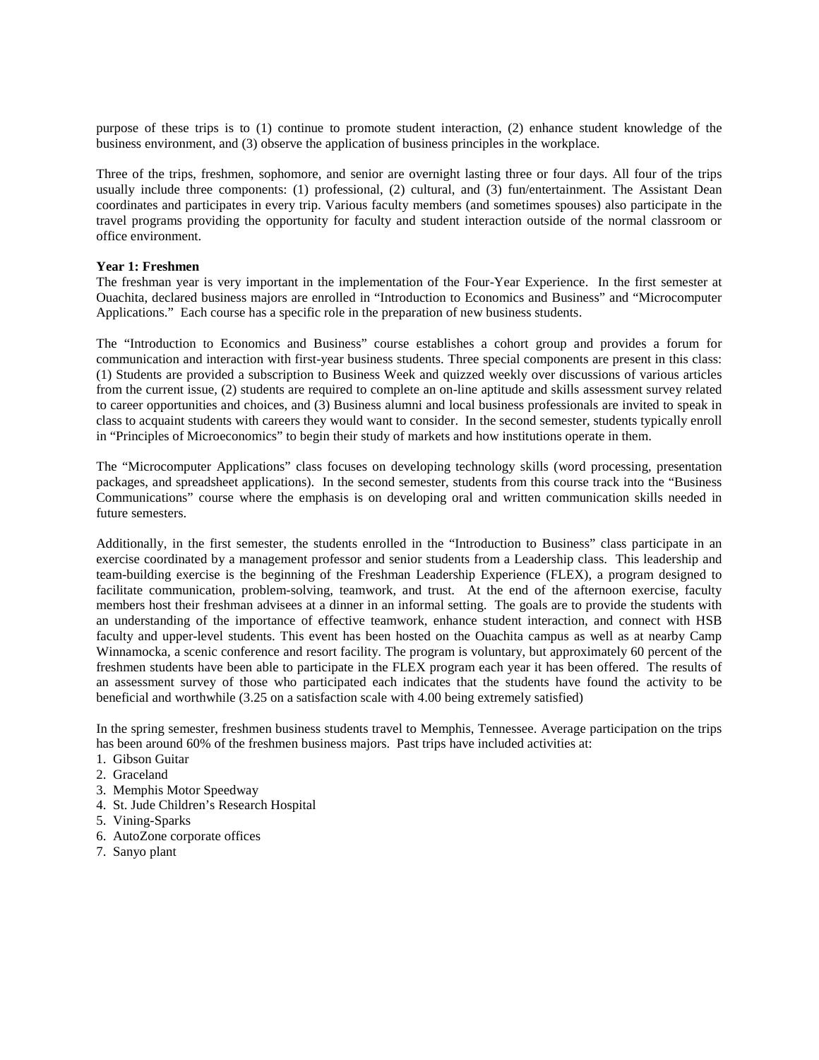purpose of these trips is to (1) continue to promote student interaction, (2) enhance student knowledge of the business environment, and (3) observe the application of business principles in the workplace.

Three of the trips, freshmen, sophomore, and senior are overnight lasting three or four days. All four of the trips usually include three components: (1) professional, (2) cultural, and (3) fun/entertainment. The Assistant Dean coordinates and participates in every trip. Various faculty members (and sometimes spouses) also participate in the travel programs providing the opportunity for faculty and student interaction outside of the normal classroom or office environment.

**Year 1: Freshmen**

The freshman year is very important in the implementation of the Four-Year Experience. In the first semester at Ouachita, declared business majors are enrolled in "Introduction to Economics and Business" and "Microcomputer Applications." Each course has a specific role in the preparation of new business students.

The "Introduction to Economics and Business" course establishes a cohort group and provides a forum for communication and interaction with first-year business students. Three special components are present in this class: (1) Students are provided a subscription to Business Week and quizzed weekly over discussions of various articles from the current issue, (2) students are required to complete an on-line aptitude and skills assessment survey related to career opportunities and choices, and (3) Business alumni and local business professionals are invited to speak in class to acquaint students with careers they would want to consider. In the second semester, students typically enroll in "Principles of Microeconomics" to begin their study of markets and how institutions operate in them.

The "Microcomputer Applications" class focuses on developing technology skills (word processing, presentation packages, and spreadsheet applications). In the second semester, students from this course track into the "Business Communications" course where the emphasis is on developing oral and written communication skills needed in future semesters.

Additionally, in the first semester, the students enrolled in the "Introduction to Business" class participate in an exercise coordinated by a management professor and senior students from a Leadership class. This leadership and team-building exercise is the beginning of the Freshman Leadership Experience (FLEX), a program designed to facilitate communication, problem-solving, teamwork, and trust. At the end of the afternoon exercise, faculty members host their freshman advisees at a dinner in an informal setting. The goals are to provide the students with an understanding of the importance of effective teamwork, enhance student interaction, and connect with HSB faculty and upper-level students. This event has been hosted on the Ouachita campus as well as at nearby Camp Winnamocka, a scenic conference and resort facility. The program is voluntary, but approximately 60 percent of the freshmen students have been able to participate in the FLEX program each year it has been offered. The results of an assessment survey of those who participated each indicates that the students have found the activity to be beneficial and worthwhile (3.25 on a satisfaction scale with 4.00 being extremely satisfied)

In the spring semester, freshmen business students travel to Memphis, Tennessee. Average participation on the trips has been around 60% of the freshmen business majors. Past trips have included activities at:

1. Gibson Guitar
2. Graceland
3. Memphis Motor Speedway
4. St. Jude Children's Research Hospital
5. Vining-Sparks
6. AutoZone corporate offices
7. Sanyo plant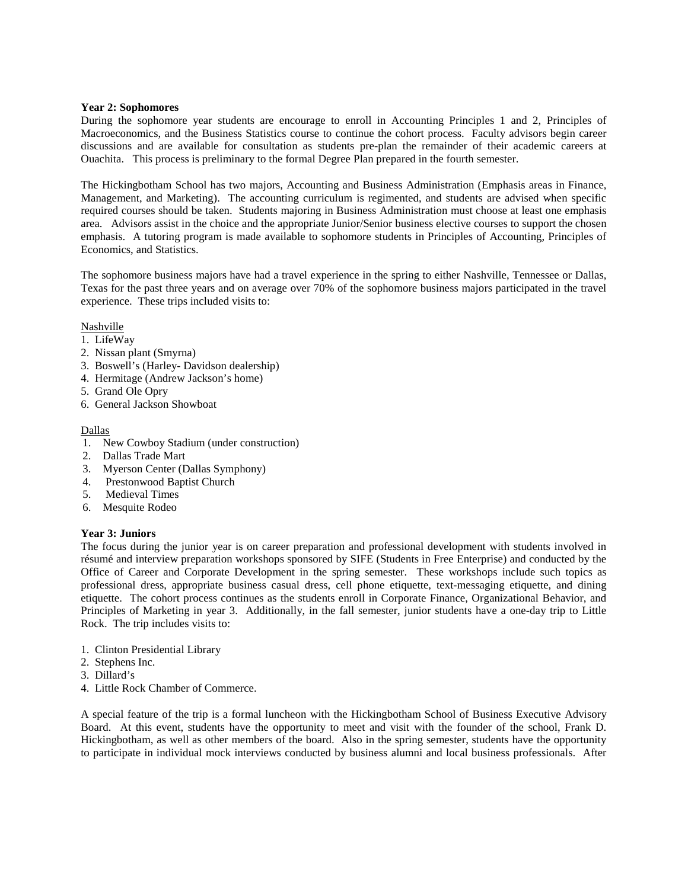**Year 2: Sophomores**

During the sophomore year students are encourage to enroll in Accounting Principles 1 and 2, Principles of Macroeconomics, and the Business Statistics course to continue the cohort process. Faculty advisors begin career discussions and are available for consultation as students pre-plan the remainder of their academic careers at Ouachita. This process is preliminary to the formal Degree Plan prepared in the fourth semester.

The Hickingbotham School has two majors, Accounting and Business Administration (Emphasis areas in Finance, Management, and Marketing). The accounting curriculum is regimented, and students are advised when specific required courses should be taken. Students majoring in Business Administration must choose at least one emphasis area. Advisors assist in the choice and the appropriate Junior/Senior business elective courses to support the chosen emphasis. A tutoring program is made available to sophomore students in Principles of Accounting, Principles of Economics, and Statistics.

The sophomore business majors have had a travel experience in the spring to either Nashville, Tennessee or Dallas, Texas for the past three years and on average over 70% of the sophomore business majors participated in the travel experience. These trips included visits to:

<u>Nashville</u>

1. LifeWay
2. Nissan plant (Smyrna)
3. Boswell's (Harley- Davidson dealership)
4. Hermitage (Andrew Jackson's home)
5. Grand Ole Opry
6. General Jackson Showboat

<u>Dallas</u>

1. New Cowboy Stadium (under construction)
2. Dallas Trade Mart
3. Myerson Center (Dallas Symphony)
4. Prestonwood Baptist Church
5. Medieval Times
6. Mesquite Rodeo

**Year 3: Juniors**

The focus during the junior year is on career preparation and professional development with students involved in résumé and interview preparation workshops sponsored by SIFE (Students in Free Enterprise) and conducted by the Office of Career and Corporate Development in the spring semester. These workshops include such topics as professional dress, appropriate business casual dress, cell phone etiquette, text-messaging etiquette, and dining etiquette. The cohort process continues as the students enroll in Corporate Finance, Organizational Behavior, and Principles of Marketing in year 3. Additionally, in the fall semester, junior students have a one-day trip to Little Rock. The trip includes visits to:

1. Clinton Presidential Library
2. Stephens Inc.
3. Dillard's
4. Little Rock Chamber of Commerce.

A special feature of the trip is a formal luncheon with the Hickingbotham School of Business Executive Advisory Board. At this event, students have the opportunity to meet and visit with the founder of the school, Frank D. Hickingbotham, as well as other members of the board. Also in the spring semester, students have the opportunity to participate in individual mock interviews conducted by business alumni and local business professionals. After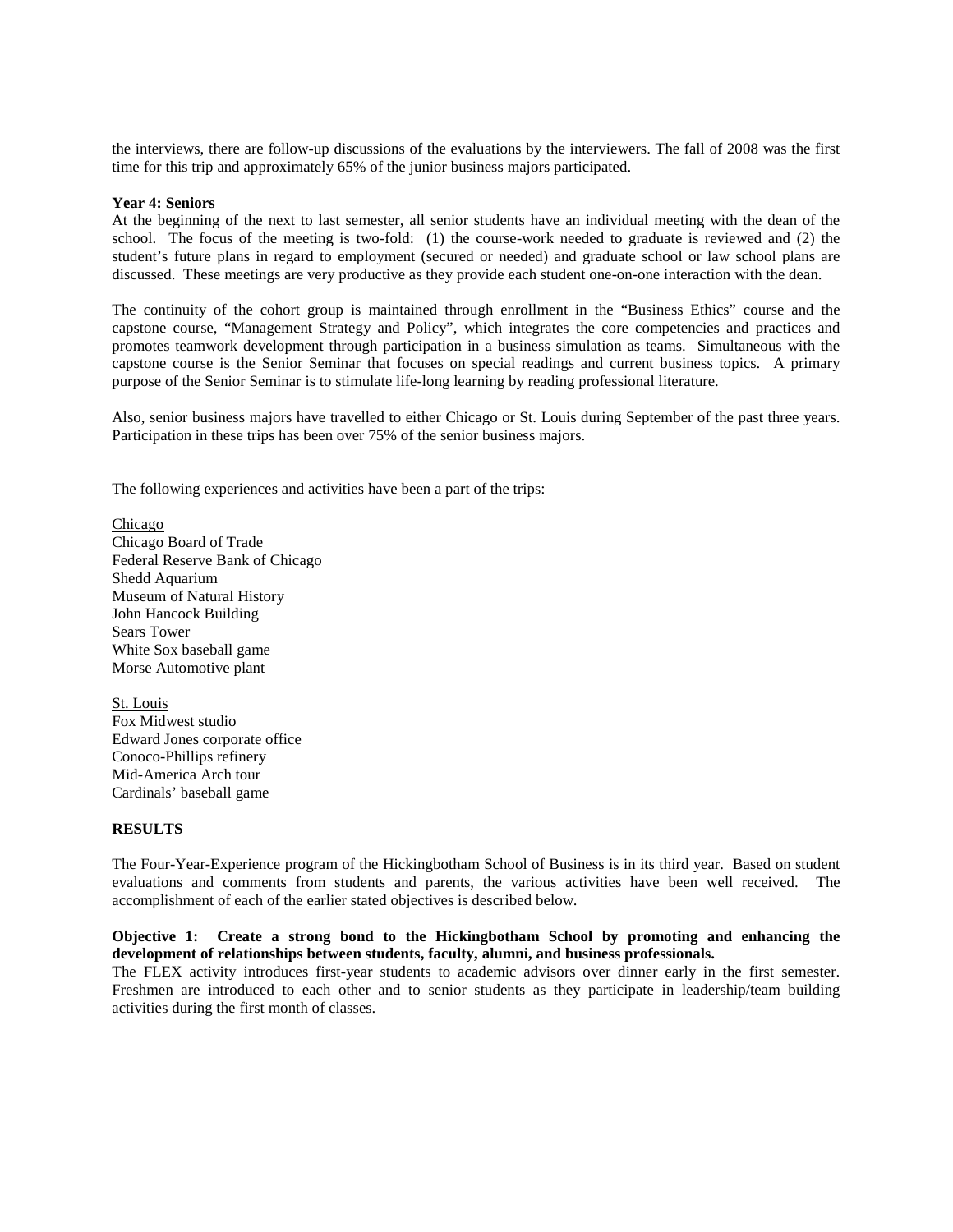the interviews, there are follow-up discussions of the evaluations by the interviewers. The fall of 2008 was the first time for this trip and approximately 65% of the junior business majors participated.

**Year 4: Seniors**

At the beginning of the next to last semester, all senior students have an individual meeting with the dean of the school. The focus of the meeting is two-fold: (1) the course-work needed to graduate is reviewed and (2) the student's future plans in regard to employment (secured or needed) and graduate school or law school plans are discussed. These meetings are very productive as they provide each student one-on-one interaction with the dean.

The continuity of the cohort group is maintained through enrollment in the "Business Ethics" course and the capstone course, "Management Strategy and Policy", which integrates the core competencies and practices and promotes teamwork development through participation in a business simulation as teams. Simultaneous with the capstone course is the Senior Seminar that focuses on special readings and current business topics. A primary purpose of the Senior Seminar is to stimulate life-long learning by reading professional literature.

Also, senior business majors have travelled to either Chicago or St. Louis during September of the past three years. Participation in these trips has been over 75% of the senior business majors.

The following experiences and activities have been a part of the trips:

<u>Chicago</u>
Chicago Board of Trade
Federal Reserve Bank of Chicago
Shedd Aquarium
Museum of Natural History
John Hancock Building
Sears Tower
White Sox baseball game
Morse Automotive plant

<u>St. Louis</u>
Fox Midwest studio
Edward Jones corporate office
Conoco-Phillips refinery
Mid-America Arch tour
Cardinals' baseball game

**RESULTS**

The Four-Year-Experience program of the Hickingbotham School of Business is in its third year. Based on student evaluations and comments from students and parents, the various activities have been well received. The accomplishment of each of the earlier stated objectives is described below.

**Objective 1: Create a strong bond to the Hickingbotham School by promoting and enhancing the development of relationships between students, faculty, alumni, and business professionals.**

The FLEX activity introduces first-year students to academic advisors over dinner early in the first semester. Freshmen are introduced to each other and to senior students as they participate in leadership/team building activities during the first month of classes.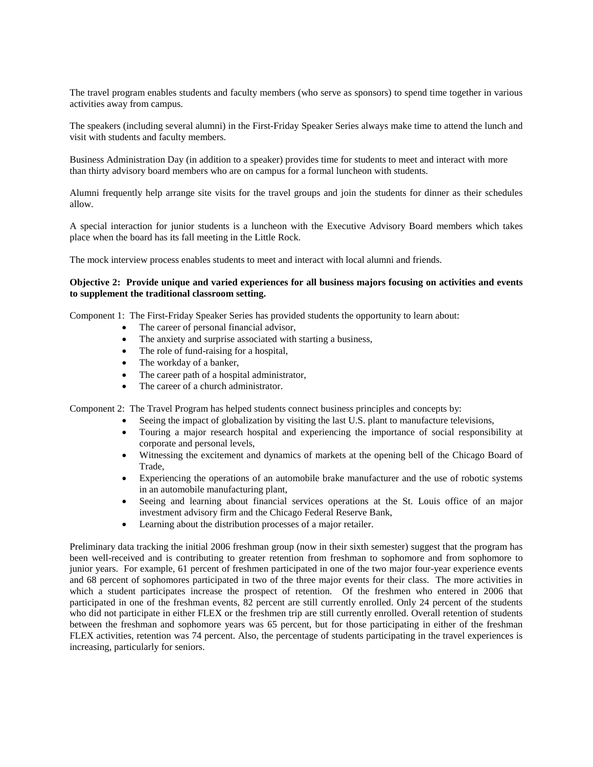The travel program enables students and faculty members (who serve as sponsors) to spend time together in various activities away from campus.

The speakers (including several alumni) in the First-Friday Speaker Series always make time to attend the lunch and visit with students and faculty members.

Business Administration Day (in addition to a speaker) provides time for students to meet and interact with more than thirty advisory board members who are on campus for a formal luncheon with students.

Alumni frequently help arrange site visits for the travel groups and join the students for dinner as their schedules allow.

A special interaction for junior students is a luncheon with the Executive Advisory Board members which takes place when the board has its fall meeting in the Little Rock.

The mock interview process enables students to meet and interact with local alumni and friends.

**Objective 2: Provide unique and varied experiences for all business majors focusing on activities and events to supplement the traditional classroom setting.**

Component 1: The First-Friday Speaker Series has provided students the opportunity to learn about:

- The career of personal financial advisor,
- The anxiety and surprise associated with starting a business,
- The role of fund-raising for a hospital,
- The workday of a banker,
- The career path of a hospital administrator,
- The career of a church administrator.

Component 2: The Travel Program has helped students connect business principles and concepts by:

- Seeing the impact of globalization by visiting the last U.S. plant to manufacture televisions,
- Touring a major research hospital and experiencing the importance of social responsibility at corporate and personal levels,
- Witnessing the excitement and dynamics of markets at the opening bell of the Chicago Board of Trade,
- Experiencing the operations of an automobile brake manufacturer and the use of robotic systems in an automobile manufacturing plant,
- Seeing and learning about financial services operations at the St. Louis office of an major investment advisory firm and the Chicago Federal Reserve Bank,
- Learning about the distribution processes of a major retailer.

Preliminary data tracking the initial 2006 freshman group (now in their sixth semester) suggest that the program has been well-received and is contributing to greater retention from freshman to sophomore and from sophomore to junior years. For example, 61 percent of freshmen participated in one of the two major four-year experience events and 68 percent of sophomores participated in two of the three major events for their class. The more activities in which a student participates increase the prospect of retention. Of the freshmen who entered in 2006 that participated in one of the freshman events, 82 percent are still currently enrolled. Only 24 percent of the students who did not participate in either FLEX or the freshmen trip are still currently enrolled. Overall retention of students between the freshman and sophomore years was 65 percent, but for those participating in either of the freshman FLEX activities, retention was 74 percent. Also, the percentage of students participating in the travel experiences is increasing, particularly for seniors.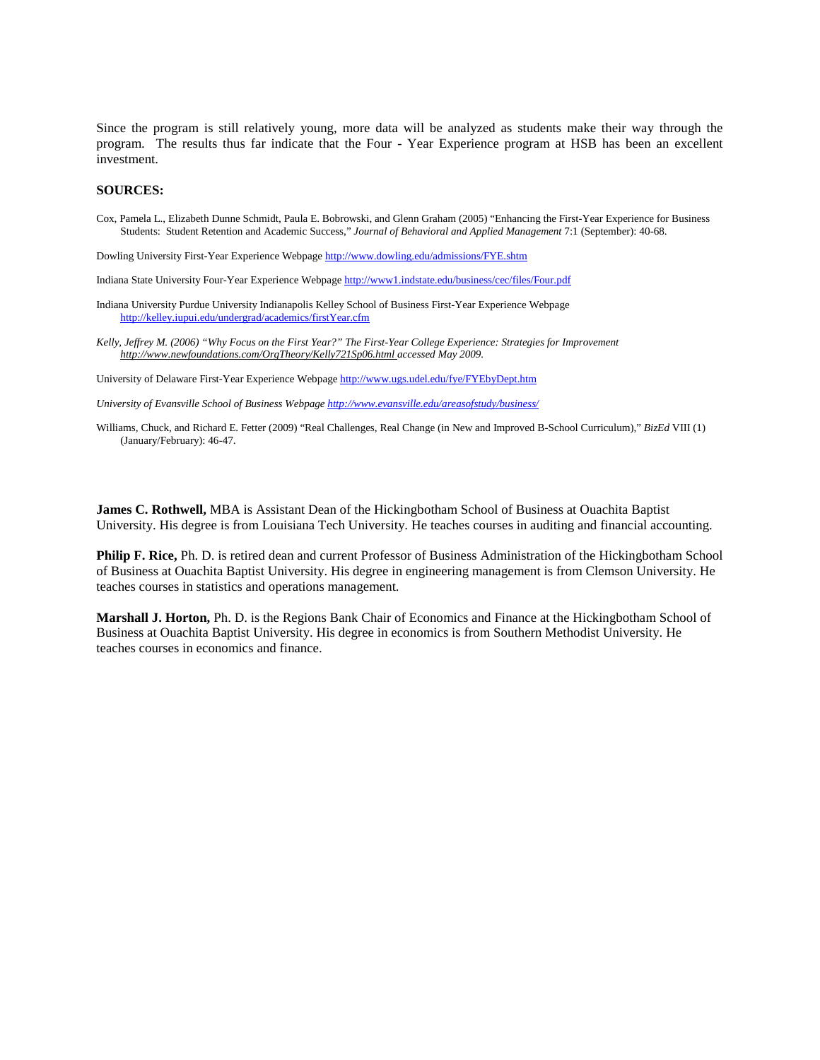Since the program is still relatively young, more data will be analyzed as students make their way through the program. The results thus far indicate that the Four - Year Experience program at HSB has been an excellent investment.

**SOURCES:**

Cox, Pamela L., Elizabeth Dunne Schmidt, Paula E. Bobrowski, and Glenn Graham (2005) "Enhancing the First-Year Experience for Business Students: Student Retention and Academic Success," *Journal of Behavioral and Applied Management* 7:1 (September): 40-68.

Dowling University First-Year Experience Webpage http://www.dowling.edu/admissions/FYE.shtm

Indiana State University Four-Year Experience Webpage http://www1.indstate.edu/business/cec/files/Four.pdf

Indiana University Purdue University Indianapolis Kelley School of Business First-Year Experience Webpage http://kelley.iupui.edu/undergrad/academics/firstYear.cfm

*Kelly, Jeffrey M. (2006) "Why Focus on the First Year?" The First-Year College Experience: Strategies for Improvement http://www.newfoundations.com/OrgTheory/Kelly721Sp06.html accessed May 2009.*

University of Delaware First-Year Experience Webpage http://www.ugs.udel.edu/fye/FYEbyDept.htm

*University of Evansville School of Business Webpage http://www.evansville.edu/areasofstudy/business/*

Williams, Chuck, and Richard E. Fetter (2009) "Real Challenges, Real Change (in New and Improved B-School Curriculum)," *BizEd* VIII (1) (January/February): 46-47.

**James C. Rothwell,** MBA is Assistant Dean of the Hickingbotham School of Business at Ouachita Baptist University. His degree is from Louisiana Tech University. He teaches courses in auditing and financial accounting.

**Philip F. Rice,** Ph. D. is retired dean and current Professor of Business Administration of the Hickingbotham School of Business at Ouachita Baptist University. His degree in engineering management is from Clemson University. He teaches courses in statistics and operations management.

**Marshall J. Horton,** Ph. D. is the Regions Bank Chair of Economics and Finance at the Hickingbotham School of Business at Ouachita Baptist University. His degree in economics is from Southern Methodist University. He teaches courses in economics and finance.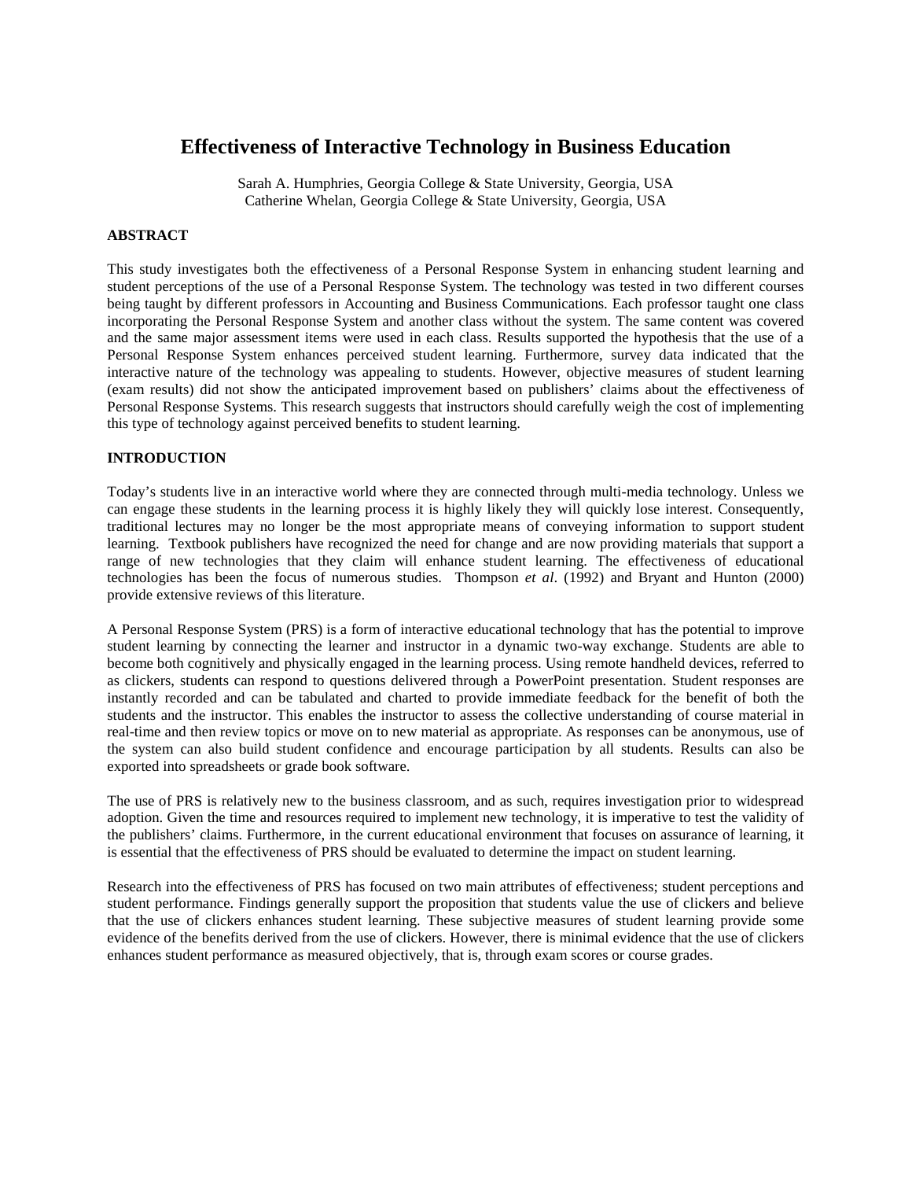# Effectiveness of Interactive Technology in Business Education

Sarah A. Humphries, Georgia College & State University, Georgia, USA
Catherine Whelan, Georgia College & State University, Georgia, USA

## ABSTRACT

This study investigates both the effectiveness of a Personal Response System in enhancing student learning and student perceptions of the use of a Personal Response System. The technology was tested in two different courses being taught by different professors in Accounting and Business Communications. Each professor taught one class incorporating the Personal Response System and another class without the system. The same content was covered and the same major assessment items were used in each class. Results supported the hypothesis that the use of a Personal Response System enhances perceived student learning. Furthermore, survey data indicated that the interactive nature of the technology was appealing to students. However, objective measures of student learning (exam results) did not show the anticipated improvement based on publishers' claims about the effectiveness of Personal Response Systems. This research suggests that instructors should carefully weigh the cost of implementing this type of technology against perceived benefits to student learning.

## INTRODUCTION

Today's students live in an interactive world where they are connected through multi-media technology. Unless we can engage these students in the learning process it is highly likely they will quickly lose interest. Consequently, traditional lectures may no longer be the most appropriate means of conveying information to support student learning. Textbook publishers have recognized the need for change and are now providing materials that support a range of new technologies that they claim will enhance student learning. The effectiveness of educational technologies has been the focus of numerous studies. Thompson *et al*. (1992) and Bryant and Hunton (2000) provide extensive reviews of this literature.

A Personal Response System (PRS) is a form of interactive educational technology that has the potential to improve student learning by connecting the learner and instructor in a dynamic two-way exchange. Students are able to become both cognitively and physically engaged in the learning process. Using remote handheld devices, referred to as clickers, students can respond to questions delivered through a PowerPoint presentation. Student responses are instantly recorded and can be tabulated and charted to provide immediate feedback for the benefit of both the students and the instructor. This enables the instructor to assess the collective understanding of course material in real-time and then review topics or move on to new material as appropriate. As responses can be anonymous, use of the system can also build student confidence and encourage participation by all students. Results can also be exported into spreadsheets or grade book software.

The use of PRS is relatively new to the business classroom, and as such, requires investigation prior to widespread adoption. Given the time and resources required to implement new technology, it is imperative to test the validity of the publishers' claims. Furthermore, in the current educational environment that focuses on assurance of learning, it is essential that the effectiveness of PRS should be evaluated to determine the impact on student learning.

Research into the effectiveness of PRS has focused on two main attributes of effectiveness; student perceptions and student performance. Findings generally support the proposition that students value the use of clickers and believe that the use of clickers enhances student learning. These subjective measures of student learning provide some evidence of the benefits derived from the use of clickers. However, there is minimal evidence that the use of clickers enhances student performance as measured objectively, that is, through exam scores or course grades.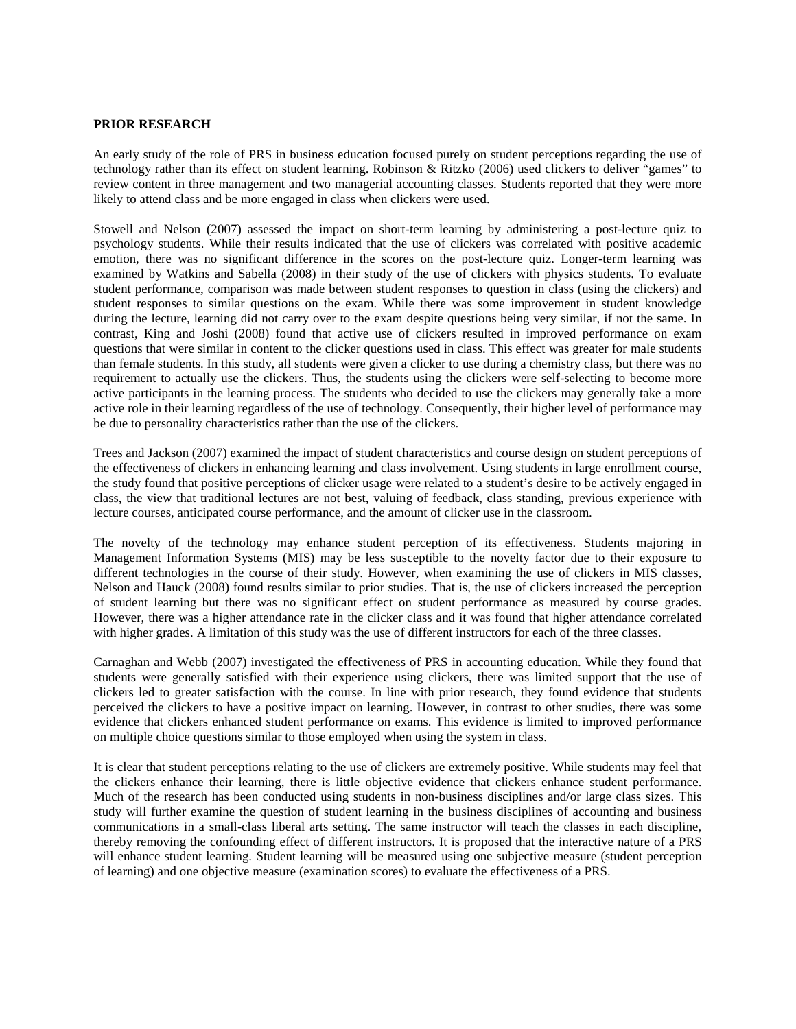## PRIOR RESEARCH

An early study of the role of PRS in business education focused purely on student perceptions regarding the use of technology rather than its effect on student learning. Robinson & Ritzko (2006) used clickers to deliver "games" to review content in three management and two managerial accounting classes. Students reported that they were more likely to attend class and be more engaged in class when clickers were used.

Stowell and Nelson (2007) assessed the impact on short-term learning by administering a post-lecture quiz to psychology students. While their results indicated that the use of clickers was correlated with positive academic emotion, there was no significant difference in the scores on the post-lecture quiz. Longer-term learning was examined by Watkins and Sabella (2008) in their study of the use of clickers with physics students. To evaluate student performance, comparison was made between student responses to question in class (using the clickers) and student responses to similar questions on the exam. While there was some improvement in student knowledge during the lecture, learning did not carry over to the exam despite questions being very similar, if not the same. In contrast, King and Joshi (2008) found that active use of clickers resulted in improved performance on exam questions that were similar in content to the clicker questions used in class. This effect was greater for male students than female students. In this study, all students were given a clicker to use during a chemistry class, but there was no requirement to actually use the clickers. Thus, the students using the clickers were self-selecting to become more active participants in the learning process. The students who decided to use the clickers may generally take a more active role in their learning regardless of the use of technology. Consequently, their higher level of performance may be due to personality characteristics rather than the use of the clickers.

Trees and Jackson (2007) examined the impact of student characteristics and course design on student perceptions of the effectiveness of clickers in enhancing learning and class involvement. Using students in large enrollment course, the study found that positive perceptions of clicker usage were related to a student's desire to be actively engaged in class, the view that traditional lectures are not best, valuing of feedback, class standing, previous experience with lecture courses, anticipated course performance, and the amount of clicker use in the classroom.

The novelty of the technology may enhance student perception of its effectiveness. Students majoring in Management Information Systems (MIS) may be less susceptible to the novelty factor due to their exposure to different technologies in the course of their study. However, when examining the use of clickers in MIS classes, Nelson and Hauck (2008) found results similar to prior studies. That is, the use of clickers increased the perception of student learning but there was no significant effect on student performance as measured by course grades. However, there was a higher attendance rate in the clicker class and it was found that higher attendance correlated with higher grades. A limitation of this study was the use of different instructors for each of the three classes.

Carnaghan and Webb (2007) investigated the effectiveness of PRS in accounting education. While they found that students were generally satisfied with their experience using clickers, there was limited support that the use of clickers led to greater satisfaction with the course. In line with prior research, they found evidence that students perceived the clickers to have a positive impact on learning. However, in contrast to other studies, there was some evidence that clickers enhanced student performance on exams. This evidence is limited to improved performance on multiple choice questions similar to those employed when using the system in class.

It is clear that student perceptions relating to the use of clickers are extremely positive. While students may feel that the clickers enhance their learning, there is little objective evidence that clickers enhance student performance. Much of the research has been conducted using students in non-business disciplines and/or large class sizes. This study will further examine the question of student learning in the business disciplines of accounting and business communications in a small-class liberal arts setting. The same instructor will teach the classes in each discipline, thereby removing the confounding effect of different instructors. It is proposed that the interactive nature of a PRS will enhance student learning. Student learning will be measured using one subjective measure (student perception of learning) and one objective measure (examination scores) to evaluate the effectiveness of a PRS.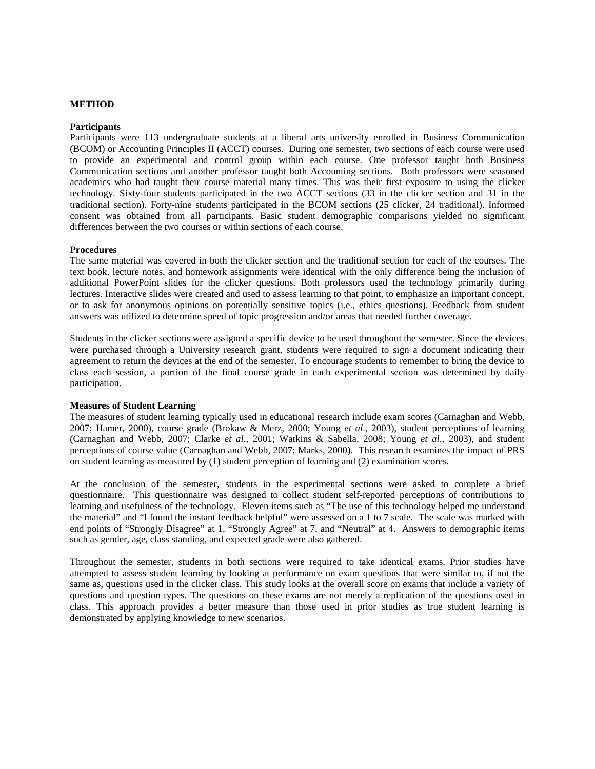## METHOD

### Participants

Participants were 113 undergraduate students at a liberal arts university enrolled in Business Communication (BCOM) or Accounting Principles II (ACCT) courses. During one semester, two sections of each course were used to provide an experimental and control group within each course. One professor taught both Business Communication sections and another professor taught both Accounting sections. Both professors were seasoned academics who had taught their course material many times. This was their first exposure to using the clicker technology. Sixty-four students participated in the two ACCT sections (33 in the clicker section and 31 in the traditional section). Forty-nine students participated in the BCOM sections (25 clicker, 24 traditional). Informed consent was obtained from all participants. Basic student demographic comparisons yielded no significant differences between the two courses or within sections of each course.

### Procedures

The same material was covered in both the clicker section and the traditional section for each of the courses. The text book, lecture notes, and homework assignments were identical with the only difference being the inclusion of additional PowerPoint slides for the clicker questions. Both professors used the technology primarily during lectures. Interactive slides were created and used to assess learning to that point, to emphasize an important concept, or to ask for anonymous opinions on potentially sensitive topics (i.e., ethics questions). Feedback from student answers was utilized to determine speed of topic progression and/or areas that needed further coverage.

Students in the clicker sections were assigned a specific device to be used throughout the semester. Since the devices were purchased through a University research grant, students were required to sign a document indicating their agreement to return the devices at the end of the semester. To encourage students to remember to bring the device to class each session, a portion of the final course grade in each experimental section was determined by daily participation.

### Measures of Student Learning

The measures of student learning typically used in educational research include exam scores (Carnaghan and Webb, 2007; Hamer, 2000), course grade (Brokaw & Merz, 2000; Young *et al*., 2003), student perceptions of learning (Carnaghan and Webb, 2007; Clarke *et al*., 2001; Watkins & Sabella, 2008; Young *et al*., 2003), and student perceptions of course value (Carnaghan and Webb, 2007; Marks, 2000). This research examines the impact of PRS on student learning as measured by (1) student perception of learning and (2) examination scores.

At the conclusion of the semester, students in the experimental sections were asked to complete a brief questionnaire. This questionnaire was designed to collect student self-reported perceptions of contributions to learning and usefulness of the technology. Eleven items such as "The use of this technology helped me understand the material" and "I found the instant feedback helpful" were assessed on a 1 to 7 scale. The scale was marked with end points of "Strongly Disagree" at 1, "Strongly Agree" at 7, and "Neutral" at 4. Answers to demographic items such as gender, age, class standing, and expected grade were also gathered.

Throughout the semester, students in both sections were required to take identical exams. Prior studies have attempted to assess student learning by looking at performance on exam questions that were similar to, if not the same as, questions used in the clicker class. This study looks at the overall score on exams that include a variety of questions and question types. The questions on these exams are not merely a replication of the questions used in class. This approach provides a better measure than those used in prior studies as true student learning is demonstrated by applying knowledge to new scenarios.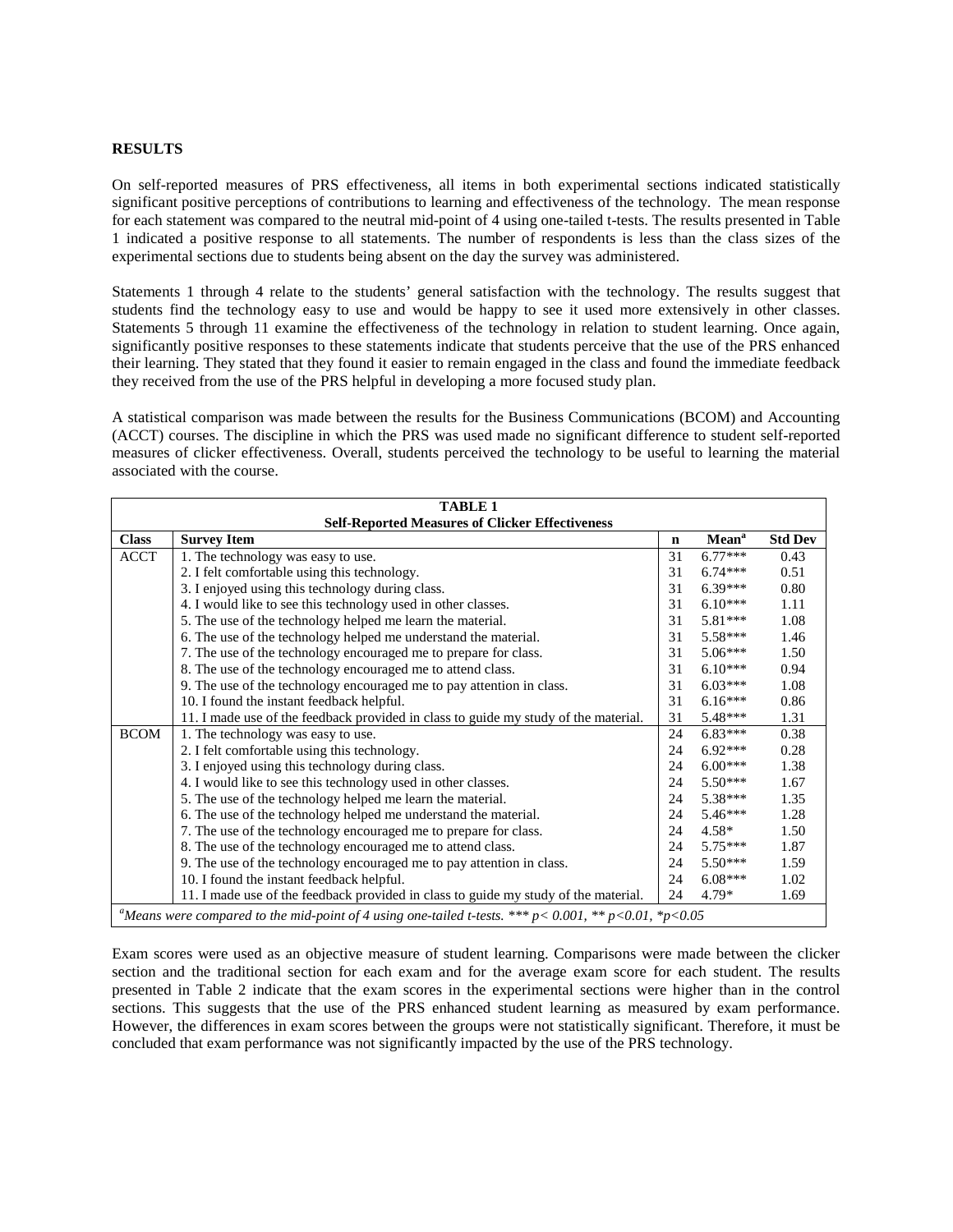## RESULTS

On self-reported measures of PRS effectiveness, all items in both experimental sections indicated statistically significant positive perceptions of contributions to learning and effectiveness of the technology. The mean response for each statement was compared to the neutral mid-point of 4 using one-tailed t-tests. The results presented in Table 1 indicated a positive response to all statements. The number of respondents is less than the class sizes of the experimental sections due to students being absent on the day the survey was administered.

Statements 1 through 4 relate to the students' general satisfaction with the technology. The results suggest that students find the technology easy to use and would be happy to see it used more extensively in other classes. Statements 5 through 11 examine the effectiveness of the technology in relation to student learning. Once again, significantly positive responses to these statements indicate that students perceive that the use of the PRS enhanced their learning. They stated that they found it easier to remain engaged in the class and found the immediate feedback they received from the use of the PRS helpful in developing a more focused study plan.

A statistical comparison was made between the results for the Business Communications (BCOM) and Accounting (ACCT) courses. The discipline in which the PRS was used made no significant difference to student self-reported measures of clicker effectiveness. Overall, students perceived the technology to be useful to learning the material associated with the course.

**TABLE 1**
**Self-Reported Measures of Clicker Effectiveness**

| Class | Survey Item | n | Mean[a] | Std Dev |
|---|---|---|---|---|
| ACCT | 1. The technology was easy to use. | 31 | 6.77*** | 0.43 |
| | 2. I felt comfortable using this technology. | 31 | 6.74*** | 0.51 |
| | 3. I enjoyed using this technology during class. | 31 | 6.39*** | 0.80 |
| | 4. I would like to see this technology used in other classes. | 31 | 6.10*** | 1.11 |
| | 5. The use of the technology helped me learn the material. | 31 | 5.81*** | 1.08 |
| | 6. The use of the technology helped me understand the material. | 31 | 5.58*** | 1.46 |
| | 7. The use of the technology encouraged me to prepare for class. | 31 | 5.06*** | 1.50 |
| | 8. The use of the technology encouraged me to attend class. | 31 | 6.10*** | 0.94 |
| | 9. The use of the technology encouraged me to pay attention in class. | 31 | 6.03*** | 1.08 |
| | 10. I found the instant feedback helpful. | 31 | 6.16*** | 0.86 |
| | 11. I made use of the feedback provided in class to guide my study of the material. | 31 | 5.48*** | 1.31 |
| BCOM | 1. The technology was easy to use. | 24 | 6.83*** | 0.38 |
| | 2. I felt comfortable using this technology. | 24 | 6.92*** | 0.28 |
| | 3. I enjoyed using this technology during class. | 24 | 6.00*** | 1.38 |
| | 4. I would like to see this technology used in other classes. | 24 | 5.50*** | 1.67 |
| | 5. The use of the technology helped me learn the material. | 24 | 5.38*** | 1.35 |
| | 6. The use of the technology helped me understand the material. | 24 | 5.46*** | 1.28 |
| | 7. The use of the technology encouraged me to prepare for class. | 24 | 4.58* | 1.50 |
| | 8. The use of the technology encouraged me to attend class. | 24 | 5.75*** | 1.87 |
| | 9. The use of the technology encouraged me to pay attention in class. | 24 | 5.50*** | 1.59 |
| | 10. I found the instant feedback helpful. | 24 | 6.08*** | 1.02 |
| | 11. I made use of the feedback provided in class to guide my study of the material. | 24 | 4.79* | 1.69 |

[a] *Means were compared to the mid-point of 4 using one-tailed t-tests. \*\*\* $p < 0.001$, \*\* $p < 0.01$, \* $p < 0.05$*

Exam scores were used as an objective measure of student learning. Comparisons were made between the clicker section and the traditional section for each exam and for the average exam score for each student. The results presented in Table 2 indicate that the exam scores in the experimental sections were higher than in the control sections. This suggests that the use of the PRS enhanced student learning as measured by exam performance. However, the differences in exam scores between the groups were not statistically significant. Therefore, it must be concluded that exam performance was not significantly impacted by the use of the PRS technology.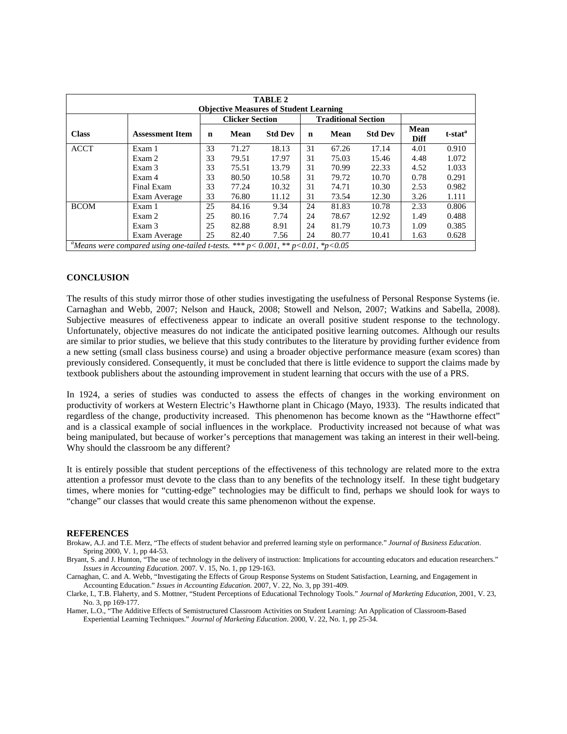**TABLE 2**
**Objective Measures of Student Learning**

| Class | Assessment Item | Clicker Section | | | Traditional Section | | | | |
|---|---|---|---|---|---|---|---|---|---|
| | | n | Mean | Std Dev | n | Mean | Std Dev | Mean Diff | t-stat[a] |
| ACCT | Exam 1 | 33 | 71.27 | 18.13 | 31 | 67.26 | 17.14 | 4.01 | 0.910 |
| | Exam 2 | 33 | 79.51 | 17.97 | 31 | 75.03 | 15.46 | 4.48 | 1.072 |
| | Exam 3 | 33 | 75.51 | 13.79 | 31 | 70.99 | 22.33 | 4.52 | 1.033 |
| | Exam 4 | 33 | 80.50 | 10.58 | 31 | 79.72 | 10.70 | 0.78 | 0.291 |
| | Final Exam | 33 | 77.24 | 10.32 | 31 | 74.71 | 10.30 | 2.53 | 0.982 |
| | Exam Average | 33 | 76.80 | 11.12 | 31 | 73.54 | 12.30 | 3.26 | 1.111 |
| BCOM | Exam 1 | 25 | 84.16 | 9.34 | 24 | 81.83 | 10.78 | 2.33 | 0.806 |
| | Exam 2 | 25 | 80.16 | 7.74 | 24 | 78.67 | 12.92 | 1.49 | 0.488 |
| | Exam 3 | 25 | 82.88 | 8.91 | 24 | 81.79 | 10.73 | 1.09 | 0.385 |
| | Exam Average | 25 | 82.40 | 7.56 | 24 | 80.77 | 10.41 | 1.63 | 0.628 |

[a]*Means were compared using one-tailed t-tests. \*\*\* $p< 0.001$, \*\* $p<0.01$, \*$p<0.05$*

## CONCLUSION

The results of this study mirror those of other studies investigating the usefulness of Personal Response Systems (ie. Carnaghan and Webb, 2007; Nelson and Hauck, 2008; Stowell and Nelson, 2007; Watkins and Sabella, 2008). Subjective measures of effectiveness appear to indicate an overall positive student response to the technology. Unfortunately, objective measures do not indicate the anticipated positive learning outcomes. Although our results are similar to prior studies, we believe that this study contributes to the literature by providing further evidence from a new setting (small class business course) and using a broader objective performance measure (exam scores) than previously considered. Consequently, it must be concluded that there is little evidence to support the claims made by textbook publishers about the astounding improvement in student learning that occurs with the use of a PRS.

In 1924, a series of studies was conducted to assess the effects of changes in the working environment on productivity of workers at Western Electric's Hawthorne plant in Chicago (Mayo, 1933). The results indicated that regardless of the change, productivity increased. This phenomenon has become known as the "Hawthorne effect" and is a classical example of social influences in the workplace. Productivity increased not because of what was being manipulated, but because of worker's perceptions that management was taking an interest in their well-being. Why should the classroom be any different?

It is entirely possible that student perceptions of the effectiveness of this technology are related more to the extra attention a professor must devote to the class than to any benefits of the technology itself. In these tight budgetary times, where monies for "cutting-edge" technologies may be difficult to find, perhaps we should look for ways to "change" our classes that would create this same phenomenon without the expense.

## REFERENCES

Brokaw, A.J. and T.E. Merz, "The effects of student behavior and preferred learning style on performance." *Journal of Business Education*. Spring 2000, V. 1, pp 44-53.

Bryant, S. and J. Hunton, "The use of technology in the delivery of instruction: Implications for accounting educators and education researchers." *Issues in Accounting Education*. 2007. V. 15, No. 1, pp 129-163.

Carnaghan, C. and A. Webb, "Investigating the Effects of Group Response Systems on Student Satisfaction, Learning, and Engagement in Accounting Education." *Issues in Accounting Education.* 2007, V. 22, No. 3, pp 391-409.

Clarke, I., T.B. Flaherty, and S. Mottner, "Student Perceptions of Educational Technology Tools." *Journal of Marketing Education*, 2001, V. 23, No. 3, pp 169-177.

Hamer, L.O., "The Additive Effects of Semistructured Classroom Activities on Student Learning: An Application of Classroom-Based Experiential Learning Techniques." *Journal of Marketing Education*. 2000, V. 22, No. 1, pp 25-34.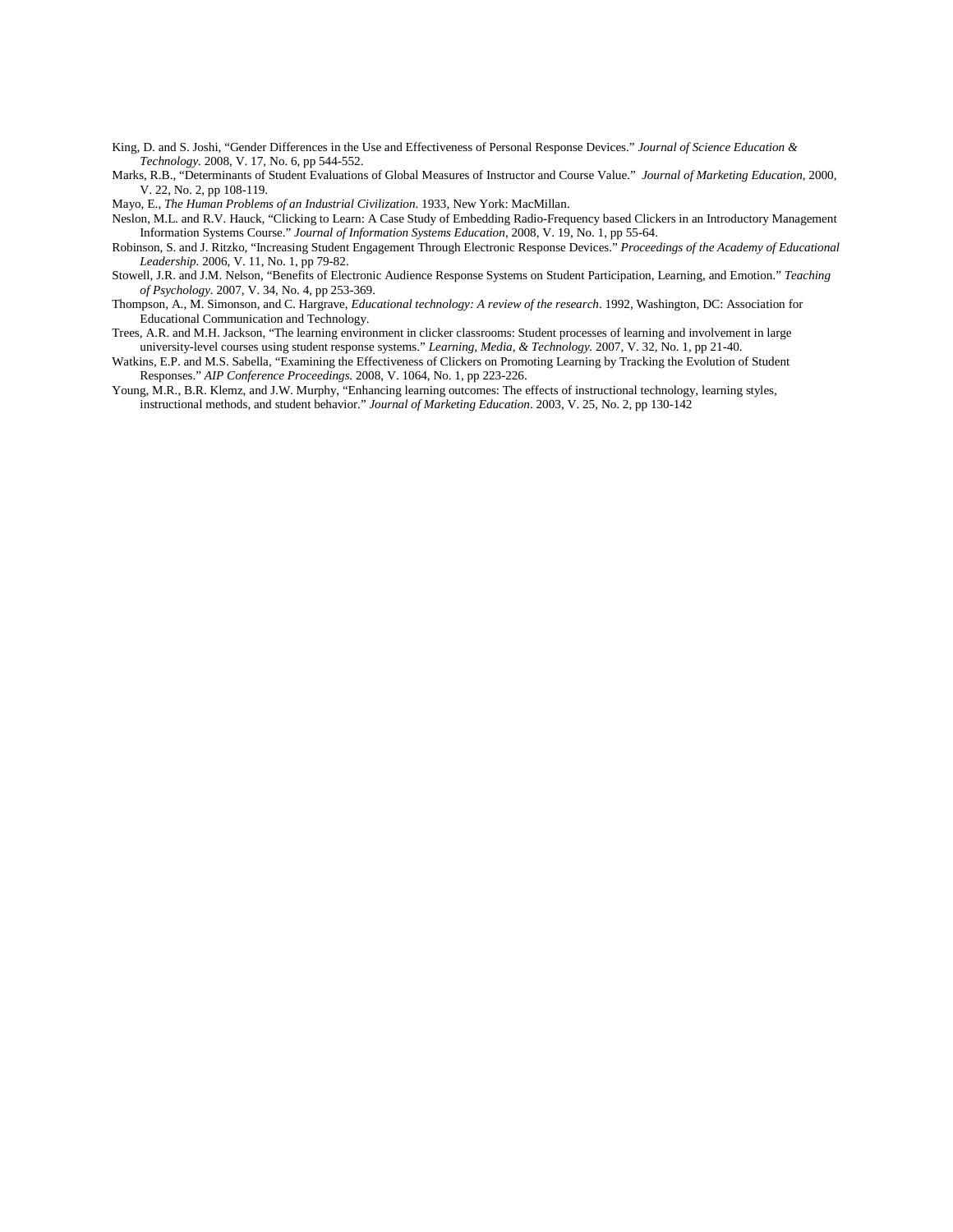King, D. and S. Joshi, "Gender Differences in the Use and Effectiveness of Personal Response Devices." *Journal of Science Education & Technology.* 2008, V. 17, No. 6, pp 544-552.

Marks, R.B., "Determinants of Student Evaluations of Global Measures of Instructor and Course Value." *Journal of Marketing Education,* 2000, V. 22, No. 2, pp 108-119.

Mayo, E., *The Human Problems of an Industrial Civilization.* 1933, New York: MacMillan.

Neslon, M.L. and R.V. Hauck, "Clicking to Learn: A Case Study of Embedding Radio-Frequency based Clickers in an Introductory Management Information Systems Course." *Journal of Information Systems Education,* 2008, V. 19, No. 1, pp 55-64.

Robinson, S. and J. Ritzko, "Increasing Student Engagement Through Electronic Response Devices." *Proceedings of the Academy of Educational Leadership.* 2006, V. 11, No. 1, pp 79-82.

Stowell, J.R. and J.M. Nelson, "Benefits of Electronic Audience Response Systems on Student Participation, Learning, and Emotion." *Teaching of Psychology.* 2007, V. 34, No. 4, pp 253-369.

Thompson, A., M. Simonson, and C. Hargrave, *Educational technology: A review of the research*. 1992, Washington, DC: Association for Educational Communication and Technology.

Trees, A.R. and M.H. Jackson, "The learning environment in clicker classrooms: Student processes of learning and involvement in large university-level courses using student response systems." *Learning, Media, & Technology.* 2007, V. 32, No. 1, pp 21-40.

Watkins, E.P. and M.S. Sabella, "Examining the Effectiveness of Clickers on Promoting Learning by Tracking the Evolution of Student Responses." *AIP Conference Proceedings.* 2008, V. 1064, No. 1, pp 223-226.

Young, M.R., B.R. Klemz, and J.W. Murphy, "Enhancing learning outcomes: The effects of instructional technology, learning styles, instructional methods, and student behavior." *Journal of Marketing Education*. 2003, V. 25, No. 2, pp 130-142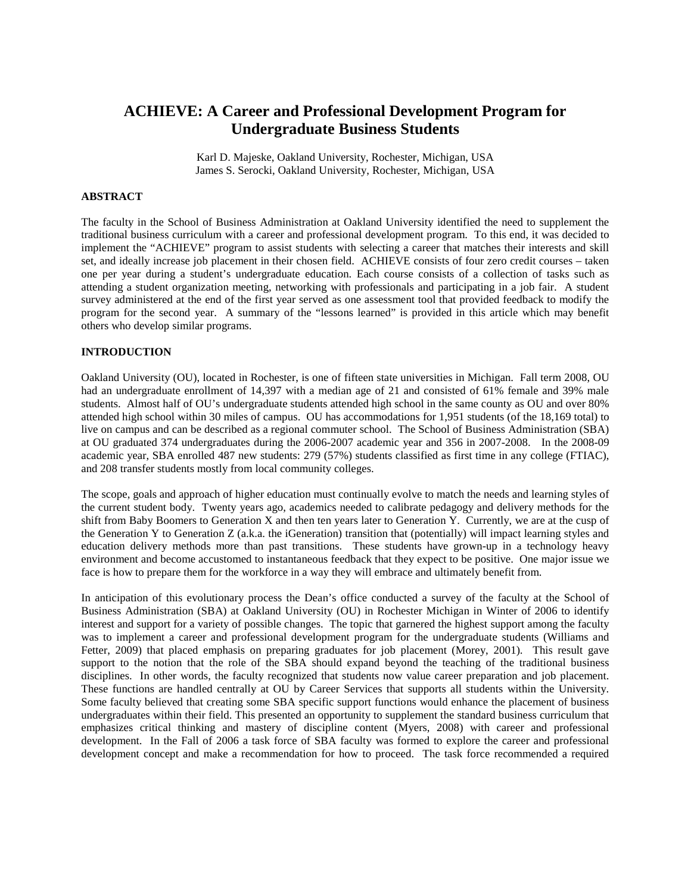# ACHIEVE: A Career and Professional Development Program for Undergraduate Business Students

Karl D. Majeske, Oakland University, Rochester, Michigan, USA
James S. Serocki, Oakland University, Rochester, Michigan, USA

## ABSTRACT

The faculty in the School of Business Administration at Oakland University identified the need to supplement the traditional business curriculum with a career and professional development program. To this end, it was decided to implement the "ACHIEVE" program to assist students with selecting a career that matches their interests and skill set, and ideally increase job placement in their chosen field. ACHIEVE consists of four zero credit courses – taken one per year during a student's undergraduate education. Each course consists of a collection of tasks such as attending a student organization meeting, networking with professionals and participating in a job fair. A student survey administered at the end of the first year served as one assessment tool that provided feedback to modify the program for the second year. A summary of the "lessons learned" is provided in this article which may benefit others who develop similar programs.

## INTRODUCTION

Oakland University (OU), located in Rochester, is one of fifteen state universities in Michigan. Fall term 2008, OU had an undergraduate enrollment of 14,397 with a median age of 21 and consisted of 61% female and 39% male students. Almost half of OU's undergraduate students attended high school in the same county as OU and over 80% attended high school within 30 miles of campus. OU has accommodations for 1,951 students (of the 18,169 total) to live on campus and can be described as a regional commuter school. The School of Business Administration (SBA) at OU graduated 374 undergraduates during the 2006-2007 academic year and 356 in 2007-2008. In the 2008-09 academic year, SBA enrolled 487 new students: 279 (57%) students classified as first time in any college (FTIAC), and 208 transfer students mostly from local community colleges.

The scope, goals and approach of higher education must continually evolve to match the needs and learning styles of the current student body. Twenty years ago, academics needed to calibrate pedagogy and delivery methods for the shift from Baby Boomers to Generation X and then ten years later to Generation Y. Currently, we are at the cusp of the Generation Y to Generation Z (a.k.a. the iGeneration) transition that (potentially) will impact learning styles and education delivery methods more than past transitions. These students have grown-up in a technology heavy environment and become accustomed to instantaneous feedback that they expect to be positive. One major issue we face is how to prepare them for the workforce in a way they will embrace and ultimately benefit from.

In anticipation of this evolutionary process the Dean's office conducted a survey of the faculty at the School of Business Administration (SBA) at Oakland University (OU) in Rochester Michigan in Winter of 2006 to identify interest and support for a variety of possible changes. The topic that garnered the highest support among the faculty was to implement a career and professional development program for the undergraduate students (Williams and Fetter, 2009) that placed emphasis on preparing graduates for job placement (Morey, 2001). This result gave support to the notion that the role of the SBA should expand beyond the teaching of the traditional business disciplines. In other words, the faculty recognized that students now value career preparation and job placement. These functions are handled centrally at OU by Career Services that supports all students within the University. Some faculty believed that creating some SBA specific support functions would enhance the placement of business undergraduates within their field. This presented an opportunity to supplement the standard business curriculum that emphasizes critical thinking and mastery of discipline content (Myers, 2008) with career and professional development. In the Fall of 2006 a task force of SBA faculty was formed to explore the career and professional development concept and make a recommendation for how to proceed. The task force recommended a required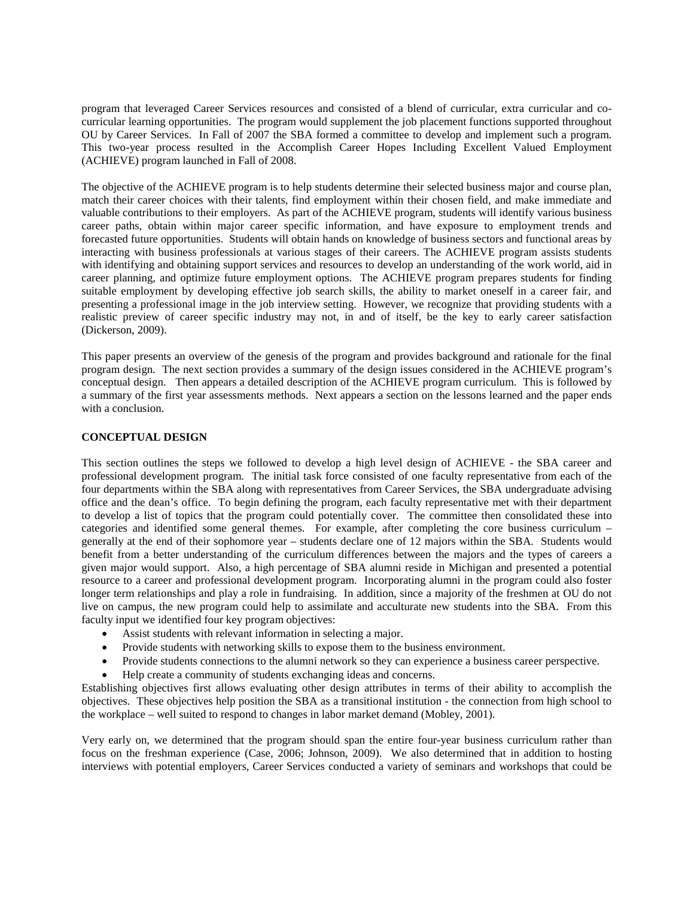program that leveraged Career Services resources and consisted of a blend of curricular, extra curricular and co-curricular learning opportunities. The program would supplement the job placement functions supported throughout OU by Career Services. In Fall of 2007 the SBA formed a committee to develop and implement such a program. This two-year process resulted in the Accomplish Career Hopes Including Excellent Valued Employment (ACHIEVE) program launched in Fall of 2008.

The objective of the ACHIEVE program is to help students determine their selected business major and course plan, match their career choices with their talents, find employment within their chosen field, and make immediate and valuable contributions to their employers. As part of the ACHIEVE program, students will identify various business career paths, obtain within major career specific information, and have exposure to employment trends and forecasted future opportunities. Students will obtain hands on knowledge of business sectors and functional areas by interacting with business professionals at various stages of their careers. The ACHIEVE program assists students with identifying and obtaining support services and resources to develop an understanding of the work world, aid in career planning, and optimize future employment options. The ACHIEVE program prepares students for finding suitable employment by developing effective job search skills, the ability to market oneself in a career fair, and presenting a professional image in the job interview setting. However, we recognize that providing students with a realistic preview of career specific industry may not, in and of itself, be the key to early career satisfaction (Dickerson, 2009).

This paper presents an overview of the genesis of the program and provides background and rationale for the final program design. The next section provides a summary of the design issues considered in the ACHIEVE program's conceptual design. Then appears a detailed description of the ACHIEVE program curriculum. This is followed by a summary of the first year assessments methods. Next appears a section on the lessons learned and the paper ends with a conclusion.

## CONCEPTUAL DESIGN

This section outlines the steps we followed to develop a high level design of ACHIEVE - the SBA career and professional development program. The initial task force consisted of one faculty representative from each of the four departments within the SBA along with representatives from Career Services, the SBA undergraduate advising office and the dean's office. To begin defining the program, each faculty representative met with their department to develop a list of topics that the program could potentially cover. The committee then consolidated these into categories and identified some general themes. For example, after completing the core business curriculum – generally at the end of their sophomore year – students declare one of 12 majors within the SBA. Students would benefit from a better understanding of the curriculum differences between the majors and the types of careers a given major would support. Also, a high percentage of SBA alumni reside in Michigan and presented a potential resource to a career and professional development program. Incorporating alumni in the program could also foster longer term relationships and play a role in fundraising. In addition, since a majority of the freshmen at OU do not live on campus, the new program could help to assimilate and acculturate new students into the SBA. From this faculty input we identified four key program objectives:

- Assist students with relevant information in selecting a major.
- Provide students with networking skills to expose them to the business environment.
- Provide students connections to the alumni network so they can experience a business career perspective.
- Help create a community of students exchanging ideas and concerns.

Establishing objectives first allows evaluating other design attributes in terms of their ability to accomplish the objectives. These objectives help position the SBA as a transitional institution - the connection from high school to the workplace – well suited to respond to changes in labor market demand (Mobley, 2001).

Very early on, we determined that the program should span the entire four-year business curriculum rather than focus on the freshman experience (Case, 2006; Johnson, 2009). We also determined that in addition to hosting interviews with potential employers, Career Services conducted a variety of seminars and workshops that could be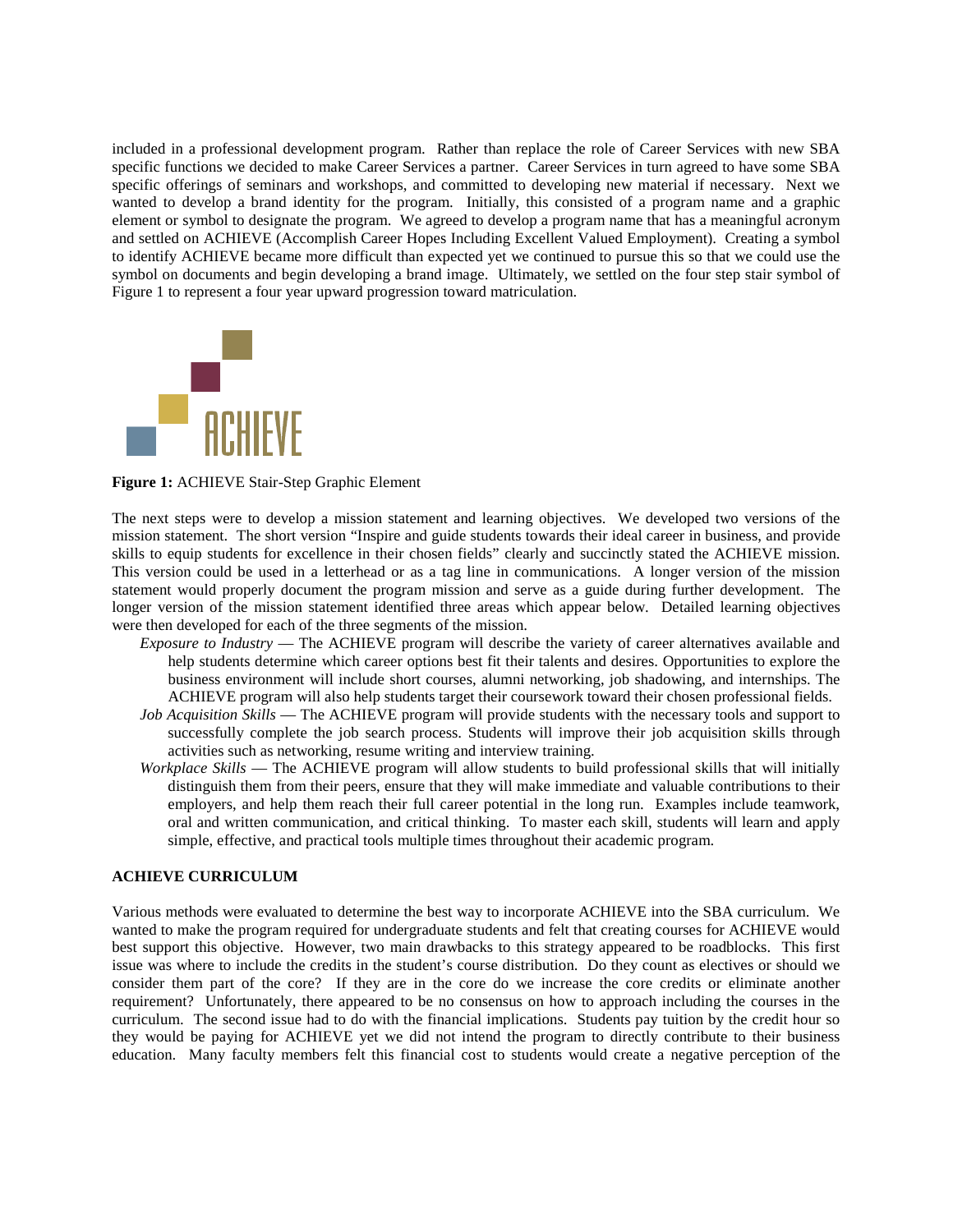included in a professional development program. Rather than replace the role of Career Services with new SBA specific functions we decided to make Career Services a partner. Career Services in turn agreed to have some SBA specific offerings of seminars and workshops, and committed to developing new material if necessary. Next we wanted to develop a brand identity for the program. Initially, this consisted of a program name and a graphic element or symbol to designate the program. We agreed to develop a program name that has a meaningful acronym and settled on ACHIEVE (Accomplish Career Hopes Including Excellent Valued Employment). Creating a symbol to identify ACHIEVE became more difficult than expected yet we continued to pursue this so that we could use the symbol on documents and begin developing a brand image. Ultimately, we settled on the four step stair symbol of Figure 1 to represent a four year upward progression toward matriculation.

**Figure 1:** ACHIEVE Stair-Step Graphic Element

The next steps were to develop a mission statement and learning objectives. We developed two versions of the mission statement. The short version "Inspire and guide students towards their ideal career in business, and provide skills to equip students for excellence in their chosen fields" clearly and succinctly stated the ACHIEVE mission. This version could be used in a letterhead or as a tag line in communications. A longer version of the mission statement would properly document the program mission and serve as a guide during further development. The longer version of the mission statement identified three areas which appear below. Detailed learning objectives were then developed for each of the three segments of the mission.

*Exposure to Industry* — The ACHIEVE program will describe the variety of career alternatives available and help students determine which career options best fit their talents and desires. Opportunities to explore the business environment will include short courses, alumni networking, job shadowing, and internships. The ACHIEVE program will also help students target their coursework toward their chosen professional fields.

*Job Acquisition Skills* — The ACHIEVE program will provide students with the necessary tools and support to successfully complete the job search process. Students will improve their job acquisition skills through activities such as networking, resume writing and interview training.

*Workplace Skills* — The ACHIEVE program will allow students to build professional skills that will initially distinguish them from their peers, ensure that they will make immediate and valuable contributions to their employers, and help them reach their full career potential in the long run. Examples include teamwork, oral and written communication, and critical thinking. To master each skill, students will learn and apply simple, effective, and practical tools multiple times throughout their academic program.

**ACHIEVE CURRICULUM**

Various methods were evaluated to determine the best way to incorporate ACHIEVE into the SBA curriculum. We wanted to make the program required for undergraduate students and felt that creating courses for ACHIEVE would best support this objective. However, two main drawbacks to this strategy appeared to be roadblocks. This first issue was where to include the credits in the student's course distribution. Do they count as electives or should we consider them part of the core? If they are in the core do we increase the core credits or eliminate another requirement? Unfortunately, there appeared to be no consensus on how to approach including the courses in the curriculum. The second issue had to do with the financial implications. Students pay tuition by the credit hour so they would be paying for ACHIEVE yet we did not intend the program to directly contribute to their business education. Many faculty members felt this financial cost to students would create a negative perception of the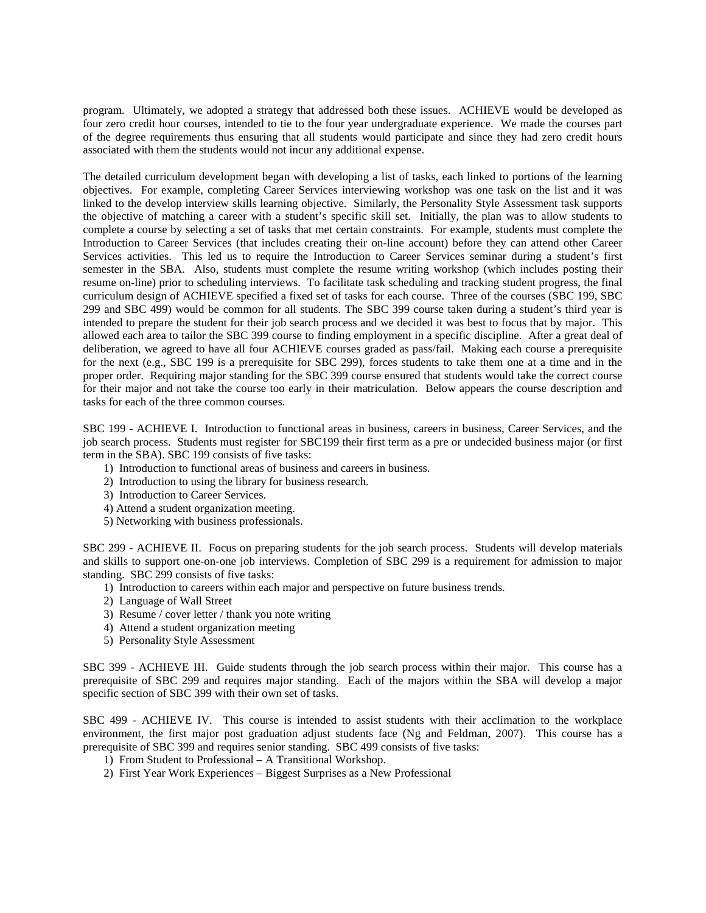program. Ultimately, we adopted a strategy that addressed both these issues. ACHIEVE would be developed as four zero credit hour courses, intended to tie to the four year undergraduate experience. We made the courses part of the degree requirements thus ensuring that all students would participate and since they had zero credit hours associated with them the students would not incur any additional expense.

The detailed curriculum development began with developing a list of tasks, each linked to portions of the learning objectives. For example, completing Career Services interviewing workshop was one task on the list and it was linked to the develop interview skills learning objective. Similarly, the Personality Style Assessment task supports the objective of matching a career with a student's specific skill set. Initially, the plan was to allow students to complete a course by selecting a set of tasks that met certain constraints. For example, students must complete the Introduction to Career Services (that includes creating their on-line account) before they can attend other Career Services activities. This led us to require the Introduction to Career Services seminar during a student's first semester in the SBA. Also, students must complete the resume writing workshop (which includes posting their resume on-line) prior to scheduling interviews. To facilitate task scheduling and tracking student progress, the final curriculum design of ACHIEVE specified a fixed set of tasks for each course. Three of the courses (SBC 199, SBC 299 and SBC 499) would be common for all students. The SBC 399 course taken during a student's third year is intended to prepare the student for their job search process and we decided it was best to focus that by major. This allowed each area to tailor the SBC 399 course to finding employment in a specific discipline. After a great deal of deliberation, we agreed to have all four ACHIEVE courses graded as pass/fail. Making each course a prerequisite for the next (e.g., SBC 199 is a prerequisite for SBC 299), forces students to take them one at a time and in the proper order. Requiring major standing for the SBC 399 course ensured that students would take the correct course for their major and not take the course too early in their matriculation. Below appears the course description and tasks for each of the three common courses.

SBC 199 - ACHIEVE I. Introduction to functional areas in business, careers in business, Career Services, and the job search process. Students must register for SBC199 their first term as a pre or undecided business major (or first term in the SBA). SBC 199 consists of five tasks:

1) Introduction to functional areas of business and careers in business.
2) Introduction to using the library for business research.
3) Introduction to Career Services.
4) Attend a student organization meeting.
5) Networking with business professionals.

SBC 299 - ACHIEVE II. Focus on preparing students for the job search process. Students will develop materials and skills to support one-on-one job interviews. Completion of SBC 299 is a requirement for admission to major standing. SBC 299 consists of five tasks:

1) Introduction to careers within each major and perspective on future business trends.
2) Language of Wall Street
3) Resume / cover letter / thank you note writing
4) Attend a student organization meeting
5) Personality Style Assessment

SBC 399 - ACHIEVE III. Guide students through the job search process within their major. This course has a prerequisite of SBC 299 and requires major standing. Each of the majors within the SBA will develop a major specific section of SBC 399 with their own set of tasks.

SBC 499 - ACHIEVE IV. This course is intended to assist students with their acclimation to the workplace environment, the first major post graduation adjust students face (Ng and Feldman, 2007). This course has a prerequisite of SBC 399 and requires senior standing. SBC 499 consists of five tasks:

1) From Student to Professional – A Transitional Workshop.
2) First Year Work Experiences – Biggest Surprises as a New Professional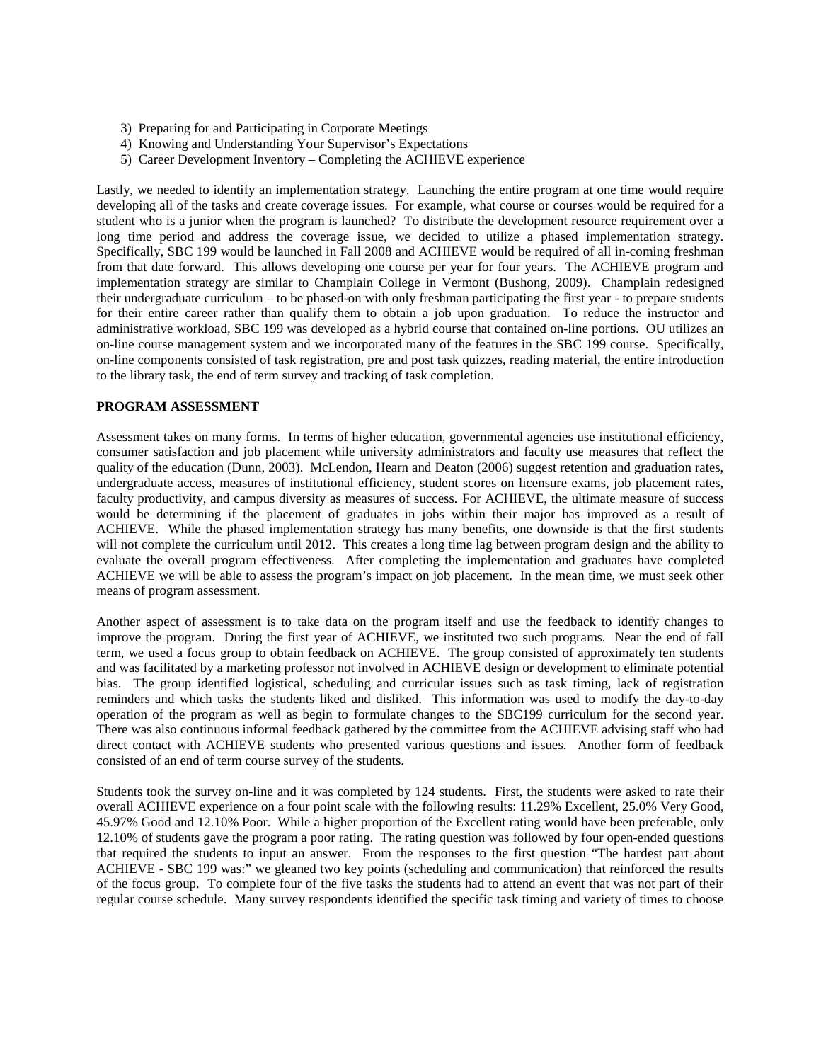3) Preparing for and Participating in Corporate Meetings
4) Knowing and Understanding Your Supervisor's Expectations
5) Career Development Inventory – Completing the ACHIEVE experience

Lastly, we needed to identify an implementation strategy. Launching the entire program at one time would require developing all of the tasks and create coverage issues. For example, what course or courses would be required for a student who is a junior when the program is launched? To distribute the development resource requirement over a long time period and address the coverage issue, we decided to utilize a phased implementation strategy. Specifically, SBC 199 would be launched in Fall 2008 and ACHIEVE would be required of all in-coming freshman from that date forward. This allows developing one course per year for four years. The ACHIEVE program and implementation strategy are similar to Champlain College in Vermont (Bushong, 2009). Champlain redesigned their undergraduate curriculum – to be phased-on with only freshman participating the first year - to prepare students for their entire career rather than qualify them to obtain a job upon graduation. To reduce the instructor and administrative workload, SBC 199 was developed as a hybrid course that contained on-line portions. OU utilizes an on-line course management system and we incorporated many of the features in the SBC 199 course. Specifically, on-line components consisted of task registration, pre and post task quizzes, reading material, the entire introduction to the library task, the end of term survey and tracking of task completion.

**PROGRAM ASSESSMENT**

Assessment takes on many forms. In terms of higher education, governmental agencies use institutional efficiency, consumer satisfaction and job placement while university administrators and faculty use measures that reflect the quality of the education (Dunn, 2003). McLendon, Hearn and Deaton (2006) suggest retention and graduation rates, undergraduate access, measures of institutional efficiency, student scores on licensure exams, job placement rates, faculty productivity, and campus diversity as measures of success. For ACHIEVE, the ultimate measure of success would be determining if the placement of graduates in jobs within their major has improved as a result of ACHIEVE. While the phased implementation strategy has many benefits, one downside is that the first students will not complete the curriculum until 2012. This creates a long time lag between program design and the ability to evaluate the overall program effectiveness. After completing the implementation and graduates have completed ACHIEVE we will be able to assess the program's impact on job placement. In the mean time, we must seek other means of program assessment.

Another aspect of assessment is to take data on the program itself and use the feedback to identify changes to improve the program. During the first year of ACHIEVE, we instituted two such programs. Near the end of fall term, we used a focus group to obtain feedback on ACHIEVE. The group consisted of approximately ten students and was facilitated by a marketing professor not involved in ACHIEVE design or development to eliminate potential bias. The group identified logistical, scheduling and curricular issues such as task timing, lack of registration reminders and which tasks the students liked and disliked. This information was used to modify the day-to-day operation of the program as well as begin to formulate changes to the SBC199 curriculum for the second year. There was also continuous informal feedback gathered by the committee from the ACHIEVE advising staff who had direct contact with ACHIEVE students who presented various questions and issues. Another form of feedback consisted of an end of term course survey of the students.

Students took the survey on-line and it was completed by 124 students. First, the students were asked to rate their overall ACHIEVE experience on a four point scale with the following results: 11.29% Excellent, 25.0% Very Good, 45.97% Good and 12.10% Poor. While a higher proportion of the Excellent rating would have been preferable, only 12.10% of students gave the program a poor rating. The rating question was followed by four open-ended questions that required the students to input an answer. From the responses to the first question "The hardest part about ACHIEVE - SBC 199 was:" we gleaned two key points (scheduling and communication) that reinforced the results of the focus group. To complete four of the five tasks the students had to attend an event that was not part of their regular course schedule. Many survey respondents identified the specific task timing and variety of times to choose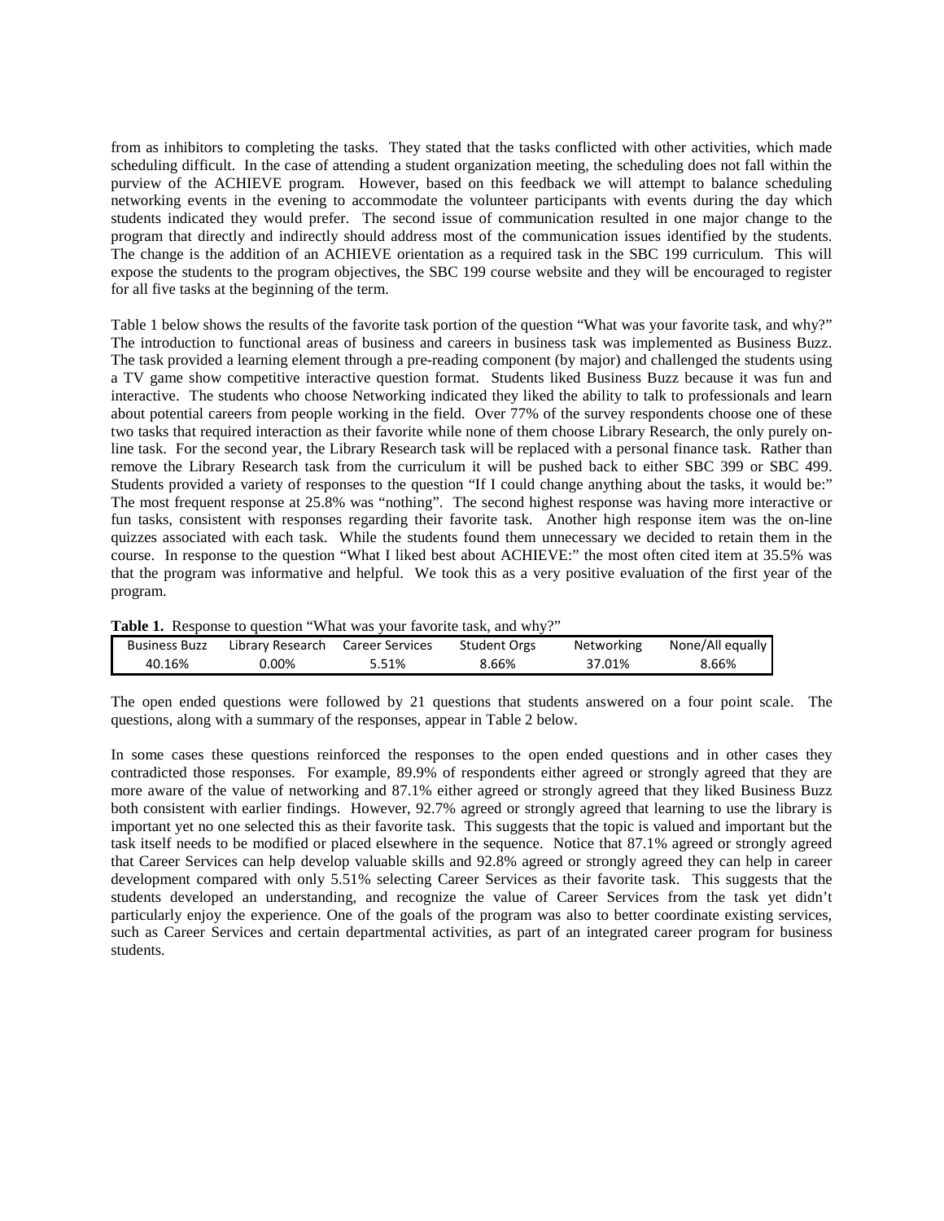from as inhibitors to completing the tasks. They stated that the tasks conflicted with other activities, which made scheduling difficult. In the case of attending a student organization meeting, the scheduling does not fall within the purview of the ACHIEVE program. However, based on this feedback we will attempt to balance scheduling networking events in the evening to accommodate the volunteer participants with events during the day which students indicated they would prefer. The second issue of communication resulted in one major change to the program that directly and indirectly should address most of the communication issues identified by the students. The change is the addition of an ACHIEVE orientation as a required task in the SBC 199 curriculum. This will expose the students to the program objectives, the SBC 199 course website and they will be encouraged to register for all five tasks at the beginning of the term.

Table 1 below shows the results of the favorite task portion of the question "What was your favorite task, and why?" The introduction to functional areas of business and careers in business task was implemented as Business Buzz. The task provided a learning element through a pre-reading component (by major) and challenged the students using a TV game show competitive interactive question format. Students liked Business Buzz because it was fun and interactive. The students who choose Networking indicated they liked the ability to talk to professionals and learn about potential careers from people working in the field. Over 77% of the survey respondents choose one of these two tasks that required interaction as their favorite while none of them choose Library Research, the only purely on-line task. For the second year, the Library Research task will be replaced with a personal finance task. Rather than remove the Library Research task from the curriculum it will be pushed back to either SBC 399 or SBC 499. Students provided a variety of responses to the question "If I could change anything about the tasks, it would be:" The most frequent response at 25.8% was "nothing". The second highest response was having more interactive or fun tasks, consistent with responses regarding their favorite task. Another high response item was the on-line quizzes associated with each task. While the students found them unnecessary we decided to retain them in the course. In response to the question "What I liked best about ACHIEVE:" the most often cited item at 35.5% was that the program was informative and helpful. We took this as a very positive evaluation of the first year of the program.

**Table 1.** Response to question "What was your favorite task, and why?"

| Business Buzz | Library Research | Career Services | Student Orgs | Networking | None/All equally |
|---|---|---|---|---|---|
| 40.16% | 0.00% | 5.51% | 8.66% | 37.01% | 8.66% |

The open ended questions were followed by 21 questions that students answered on a four point scale. The questions, along with a summary of the responses, appear in Table 2 below.

In some cases these questions reinforced the responses to the open ended questions and in other cases they contradicted those responses. For example, 89.9% of respondents either agreed or strongly agreed that they are more aware of the value of networking and 87.1% either agreed or strongly agreed that they liked Business Buzz both consistent with earlier findings. However, 92.7% agreed or strongly agreed that learning to use the library is important yet no one selected this as their favorite task. This suggests that the topic is valued and important but the task itself needs to be modified or placed elsewhere in the sequence. Notice that 87.1% agreed or strongly agreed that Career Services can help develop valuable skills and 92.8% agreed or strongly agreed they can help in career development compared with only 5.51% selecting Career Services as their favorite task. This suggests that the students developed an understanding, and recognize the value of Career Services from the task yet didn't particularly enjoy the experience. One of the goals of the program was also to better coordinate existing services, such as Career Services and certain departmental activities, as part of an integrated career program for business students.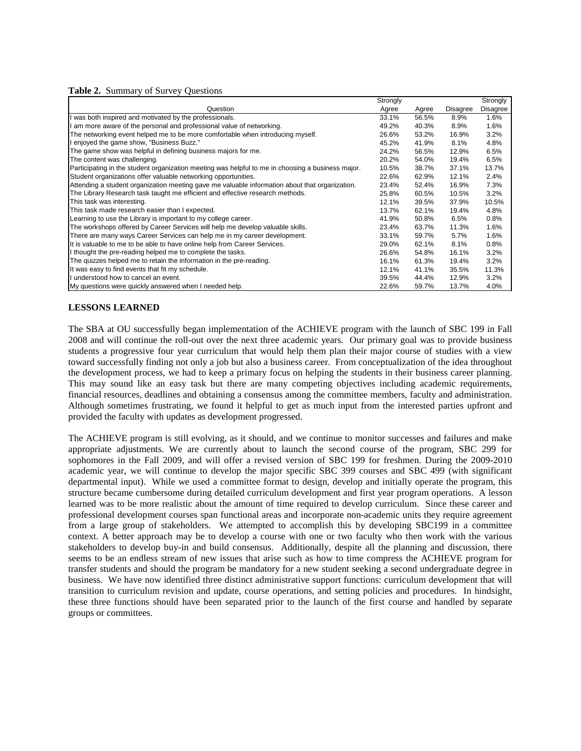**Table 2.** Summary of Survey Questions

| Question | Strongly Agree | Agree | Disagree | Strongly Disagree |
|---|---|---|---|---|
| I was both inspired and motivated by the professionals. | 33.1% | 56.5% | 8.9% | 1.6% |
| I am more aware of the personal and professional value of networking. | 49.2% | 40.3% | 8.9% | 1.6% |
| The networking event helped me to be more comfortable when introducing myself. | 26.6% | 53.2% | 16.9% | 3.2% |
| I enjoyed the game show, "Business Buzz." | 45.2% | 41.9% | 8.1% | 4.8% |
| The game show was helpful in defining business majors for me. | 24.2% | 56.5% | 12.9% | 6.5% |
| The content was challenging. | 20.2% | 54.0% | 19.4% | 6.5% |
| Participating in the student organization meeting was helpful to me in choosing a business major. | 10.5% | 38.7% | 37.1% | 13.7% |
| Student organizations offer valuable networking opportunities. | 22.6% | 62.9% | 12.1% | 2.4% |
| Attending a student organization meeting gave me valuable information about that organization. | 23.4% | 52.4% | 16.9% | 7.3% |
| The Library Research task taught me efficient and effective research methods. | 25.8% | 60.5% | 10.5% | 3.2% |
| This task was interesting. | 12.1% | 39.5% | 37.9% | 10.5% |
| This task made research easier than I expected. | 13.7% | 62.1% | 19.4% | 4.8% |
| Learning to use the Library is important to my college career. | 41.9% | 50.8% | 6.5% | 0.8% |
| The workshops offered by Career Services will help me develop valuable skills. | 23.4% | 63.7% | 11.3% | 1.6% |
| There are many ways Career Services can help me in my career development. | 33.1% | 59.7% | 5.7% | 1.6% |
| It is valuable to me to be able to have online help from Career Services. | 29.0% | 62.1% | 8.1% | 0.8% |
| I thought the pre-reading helped me to complete the tasks. | 26.6% | 54.8% | 16.1% | 3.2% |
| The quizzes helped me to retain the information in the pre-reading. | 16.1% | 61.3% | 19.4% | 3.2% |
| It was easy to find events that fit my schedule. | 12.1% | 41.1% | 35.5% | 11.3% |
| I understood how to cancel an event. | 39.5% | 44.4% | 12.9% | 3.2% |
| My questions were quickly answered when I needed help. | 22.6% | 59.7% | 13.7% | 4.0% |

## LESSONS LEARNED

The SBA at OU successfully began implementation of the ACHIEVE program with the launch of SBC 199 in Fall 2008 and will continue the roll-out over the next three academic years. Our primary goal was to provide business students a progressive four year curriculum that would help them plan their major course of studies with a view toward successfully finding not only a job but also a business career. From conceptualization of the idea throughout the development process, we had to keep a primary focus on helping the students in their business career planning. This may sound like an easy task but there are many competing objectives including academic requirements, financial resources, deadlines and obtaining a consensus among the committee members, faculty and administration. Although sometimes frustrating, we found it helpful to get as much input from the interested parties upfront and provided the faculty with updates as development progressed.

The ACHIEVE program is still evolving, as it should, and we continue to monitor successes and failures and make appropriate adjustments. We are currently about to launch the second course of the program, SBC 299 for sophomores in the Fall 2009, and will offer a revised version of SBC 199 for freshmen. During the 2009-2010 academic year, we will continue to develop the major specific SBC 399 courses and SBC 499 (with significant departmental input). While we used a committee format to design, develop and initially operate the program, this structure became cumbersome during detailed curriculum development and first year program operations. A lesson learned was to be more realistic about the amount of time required to develop curriculum. Since these career and professional development courses span functional areas and incorporate non-academic units they require agreement from a large group of stakeholders. We attempted to accomplish this by developing SBC199 in a committee context. A better approach may be to develop a course with one or two faculty who then work with the various stakeholders to develop buy-in and build consensus. Additionally, despite all the planning and discussion, there seems to be an endless stream of new issues that arise such as how to time compress the ACHIEVE program for transfer students and should the program be mandatory for a new student seeking a second undergraduate degree in business. We have now identified three distinct administrative support functions: curriculum development that will transition to curriculum revision and update, course operations, and setting policies and procedures. In hindsight, these three functions should have been separated prior to the launch of the first course and handled by separate groups or committees.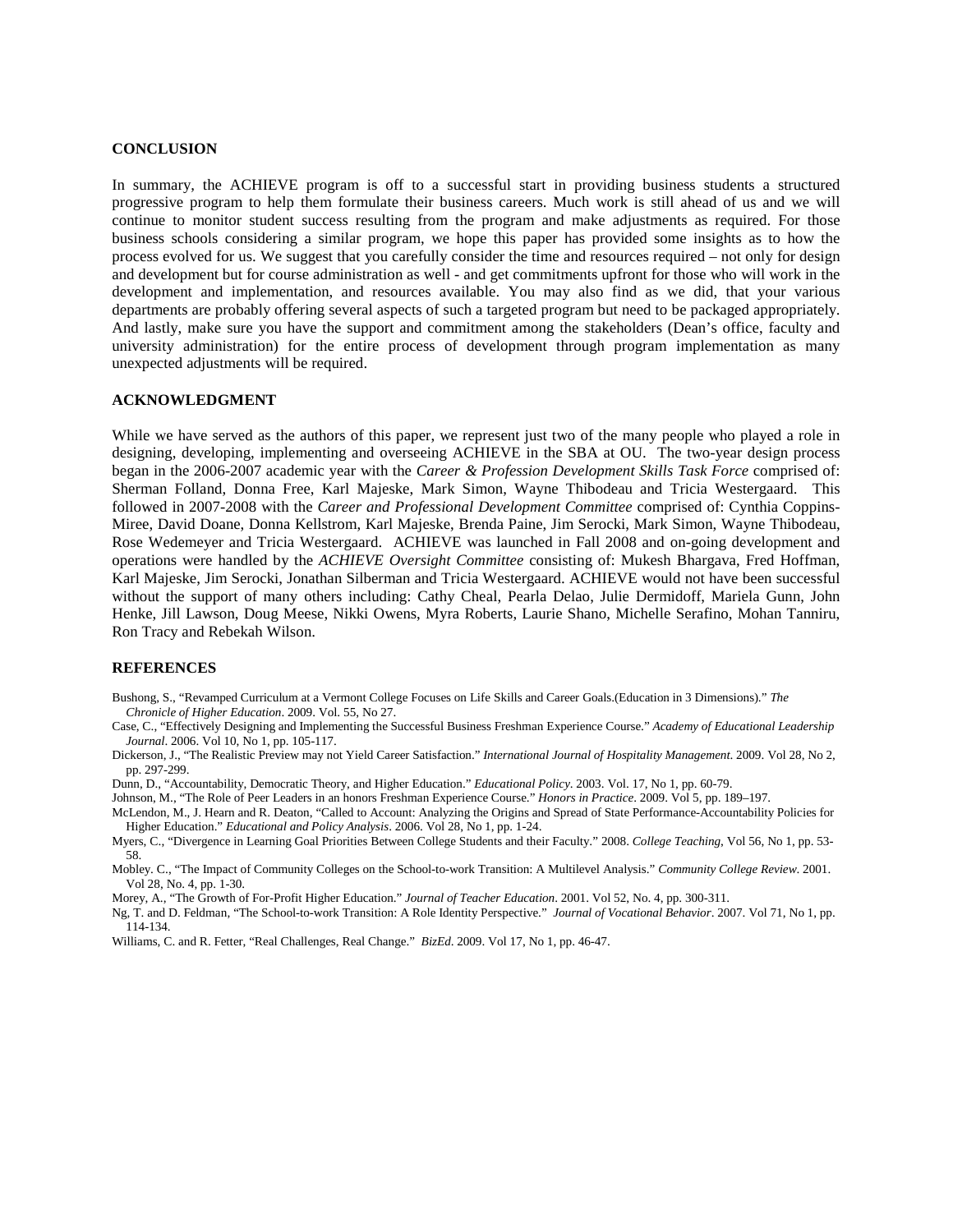## CONCLUSION

In summary, the ACHIEVE program is off to a successful start in providing business students a structured progressive program to help them formulate their business careers. Much work is still ahead of us and we will continue to monitor student success resulting from the program and make adjustments as required. For those business schools considering a similar program, we hope this paper has provided some insights as to how the process evolved for us. We suggest that you carefully consider the time and resources required – not only for design and development but for course administration as well - and get commitments upfront for those who will work in the development and implementation, and resources available. You may also find as we did, that your various departments are probably offering several aspects of such a targeted program but need to be packaged appropriately. And lastly, make sure you have the support and commitment among the stakeholders (Dean's office, faculty and university administration) for the entire process of development through program implementation as many unexpected adjustments will be required.

## ACKNOWLEDGMENT

While we have served as the authors of this paper, we represent just two of the many people who played a role in designing, developing, implementing and overseeing ACHIEVE in the SBA at OU. The two-year design process began in the 2006-2007 academic year with the *Career & Profession Development Skills Task Force* comprised of: Sherman Folland, Donna Free, Karl Majeske, Mark Simon, Wayne Thibodeau and Tricia Westergaard. This followed in 2007-2008 with the *Career and Professional Development Committee* comprised of: Cynthia Coppins-Miree, David Doane, Donna Kellstrom, Karl Majeske, Brenda Paine, Jim Serocki, Mark Simon, Wayne Thibodeau, Rose Wedemeyer and Tricia Westergaard. ACHIEVE was launched in Fall 2008 and on-going development and operations were handled by the *ACHIEVE Oversight Committee* consisting of: Mukesh Bhargava, Fred Hoffman, Karl Majeske, Jim Serocki, Jonathan Silberman and Tricia Westergaard. ACHIEVE would not have been successful without the support of many others including: Cathy Cheal, Pearla Delao, Julie Dermidoff, Mariela Gunn, John Henke, Jill Lawson, Doug Meese, Nikki Owens, Myra Roberts, Laurie Shano, Michelle Serafino, Mohan Tanniru, Ron Tracy and Rebekah Wilson.

## REFERENCES

Bushong, S., "Revamped Curriculum at a Vermont College Focuses on Life Skills and Career Goals.(Education in 3 Dimensions)." *The Chronicle of Higher Education*. 2009. Vol. 55, No 27.

Case, C., "Effectively Designing and Implementing the Successful Business Freshman Experience Course." *Academy of Educational Leadership Journal*. 2006. Vol 10, No 1, pp. 105-117.

Dickerson, J., "The Realistic Preview may not Yield Career Satisfaction." *International Journal of Hospitality Management*. 2009. Vol 28, No 2, pp. 297-299.

Dunn, D., "Accountability, Democratic Theory, and Higher Education." *Educational Policy*. 2003. Vol. 17, No 1, pp. 60-79.

Johnson, M., "The Role of Peer Leaders in an honors Freshman Experience Course." *Honors in Practice*. 2009. Vol 5, pp. 189–197.

McLendon, M., J. Hearn and R. Deaton, "Called to Account: Analyzing the Origins and Spread of State Performance-Accountability Policies for Higher Education." *Educational and Policy Analysis*. 2006. Vol 28, No 1, pp. 1-24.

Myers, C., "Divergence in Learning Goal Priorities Between College Students and their Faculty." 2008. *College Teaching*, Vol 56, No 1, pp. 53-58.

Mobley. C., "The Impact of Community Colleges on the School-to-work Transition: A Multilevel Analysis." *Community College Review*. 2001. Vol 28, No. 4, pp. 1-30.

Morey, A., "The Growth of For-Profit Higher Education." *Journal of Teacher Education*. 2001. Vol 52, No. 4, pp. 300-311.

Ng, T. and D. Feldman, "The School-to-work Transition: A Role Identity Perspective." *Journal of Vocational Behavior*. 2007. Vol 71, No 1, pp. 114-134.

Williams, C. and R. Fetter, "Real Challenges, Real Change." *BizEd*. 2009. Vol 17, No 1, pp. 46-47.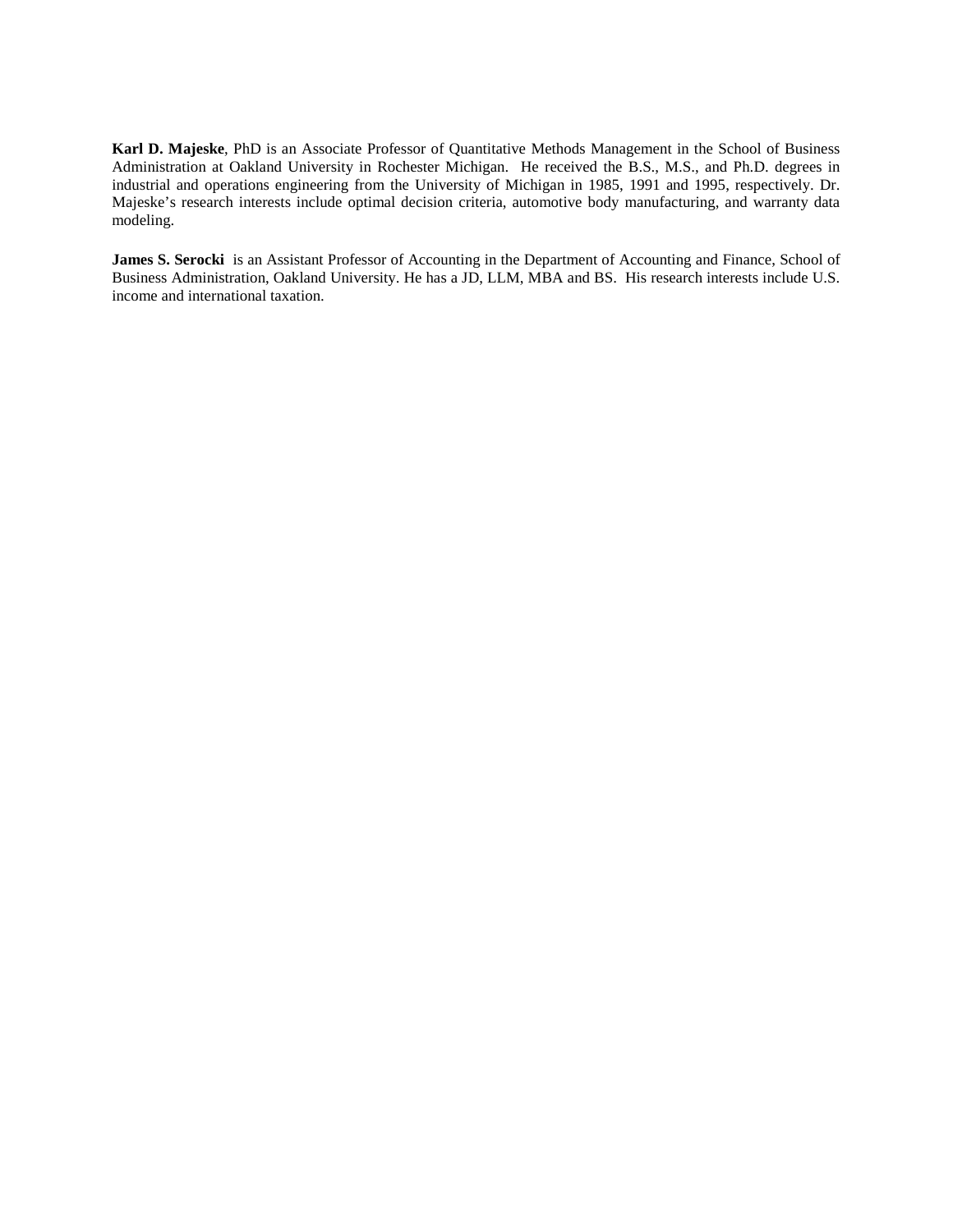**Karl D. Majeske**, PhD is an Associate Professor of Quantitative Methods Management in the School of Business Administration at Oakland University in Rochester Michigan. He received the B.S., M.S., and Ph.D. degrees in industrial and operations engineering from the University of Michigan in 1985, 1991 and 1995, respectively. Dr. Majeske's research interests include optimal decision criteria, automotive body manufacturing, and warranty data modeling.

**James S. Serocki** is an Assistant Professor of Accounting in the Department of Accounting and Finance, School of Business Administration, Oakland University. He has a JD, LLM, MBA and BS. His research interests include U.S. income and international taxation.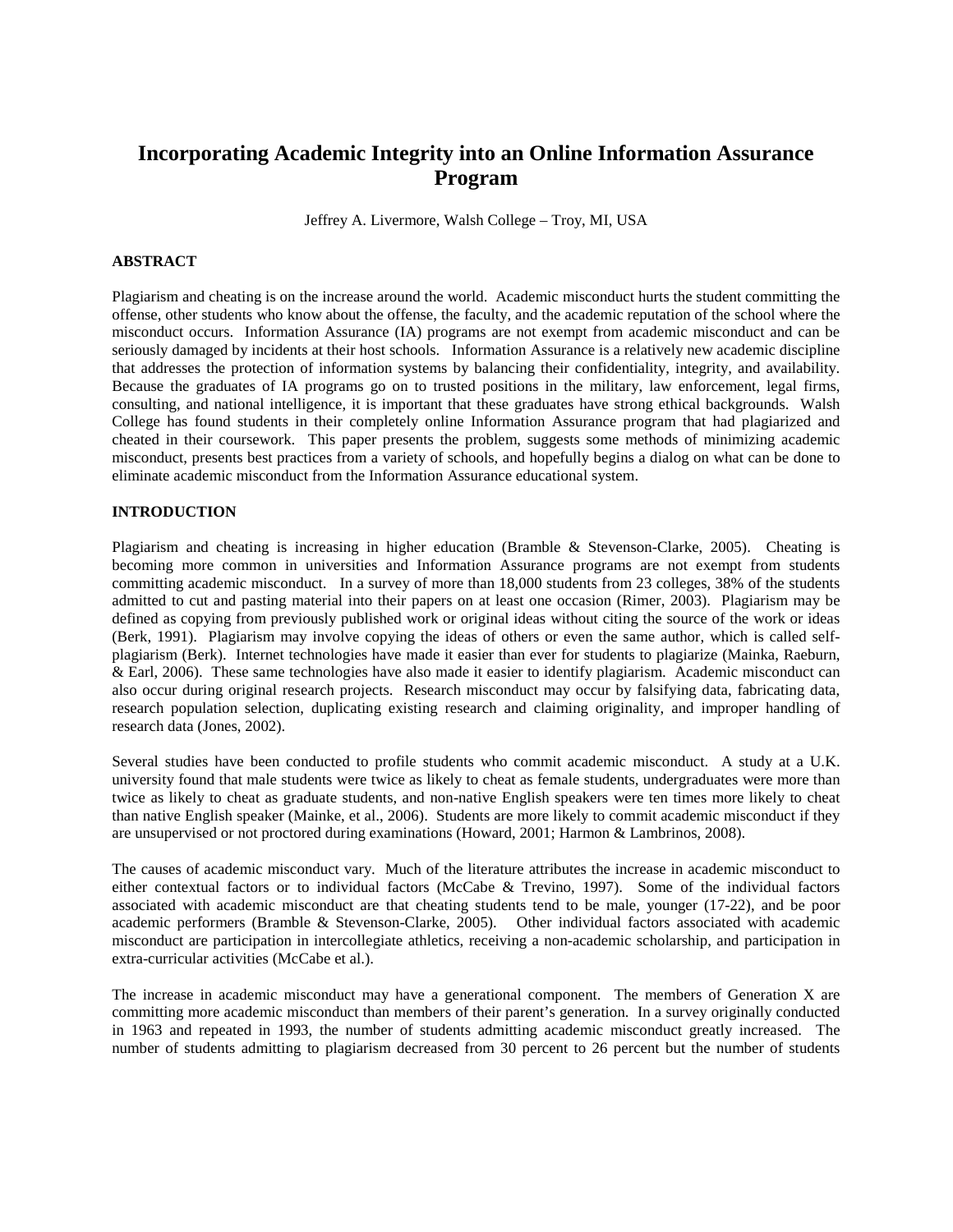# Incorporating Academic Integrity into an Online Information Assurance Program

Jeffrey A. Livermore, Walsh College – Troy, MI, USA

## ABSTRACT

Plagiarism and cheating is on the increase around the world. Academic misconduct hurts the student committing the offense, other students who know about the offense, the faculty, and the academic reputation of the school where the misconduct occurs. Information Assurance (IA) programs are not exempt from academic misconduct and can be seriously damaged by incidents at their host schools. Information Assurance is a relatively new academic discipline that addresses the protection of information systems by balancing their confidentiality, integrity, and availability. Because the graduates of IA programs go on to trusted positions in the military, law enforcement, legal firms, consulting, and national intelligence, it is important that these graduates have strong ethical backgrounds. Walsh College has found students in their completely online Information Assurance program that had plagiarized and cheated in their coursework. This paper presents the problem, suggests some methods of minimizing academic misconduct, presents best practices from a variety of schools, and hopefully begins a dialog on what can be done to eliminate academic misconduct from the Information Assurance educational system.

## INTRODUCTION

Plagiarism and cheating is increasing in higher education (Bramble & Stevenson-Clarke, 2005). Cheating is becoming more common in universities and Information Assurance programs are not exempt from students committing academic misconduct. In a survey of more than 18,000 students from 23 colleges, 38% of the students admitted to cut and pasting material into their papers on at least one occasion (Rimer, 2003). Plagiarism may be defined as copying from previously published work or original ideas without citing the source of the work or ideas (Berk, 1991). Plagiarism may involve copying the ideas of others or even the same author, which is called self-plagiarism (Berk). Internet technologies have made it easier than ever for students to plagiarize (Mainka, Raeburn, & Earl, 2006). These same technologies have also made it easier to identify plagiarism. Academic misconduct can also occur during original research projects. Research misconduct may occur by falsifying data, fabricating data, research population selection, duplicating existing research and claiming originality, and improper handling of research data (Jones, 2002).

Several studies have been conducted to profile students who commit academic misconduct. A study at a U.K. university found that male students were twice as likely to cheat as female students, undergraduates were more than twice as likely to cheat as graduate students, and non-native English speakers were ten times more likely to cheat than native English speaker (Mainke, et al., 2006). Students are more likely to commit academic misconduct if they are unsupervised or not proctored during examinations (Howard, 2001; Harmon & Lambrinos, 2008).

The causes of academic misconduct vary. Much of the literature attributes the increase in academic misconduct to either contextual factors or to individual factors (McCabe & Trevino, 1997). Some of the individual factors associated with academic misconduct are that cheating students tend to be male, younger (17-22), and be poor academic performers (Bramble & Stevenson-Clarke, 2005). Other individual factors associated with academic misconduct are participation in intercollegiate athletics, receiving a non-academic scholarship, and participation in extra-curricular activities (McCabe et al.).

The increase in academic misconduct may have a generational component. The members of Generation X are committing more academic misconduct than members of their parent's generation. In a survey originally conducted in 1963 and repeated in 1993, the number of students admitting academic misconduct greatly increased. The number of students admitting to plagiarism decreased from 30 percent to 26 percent but the number of students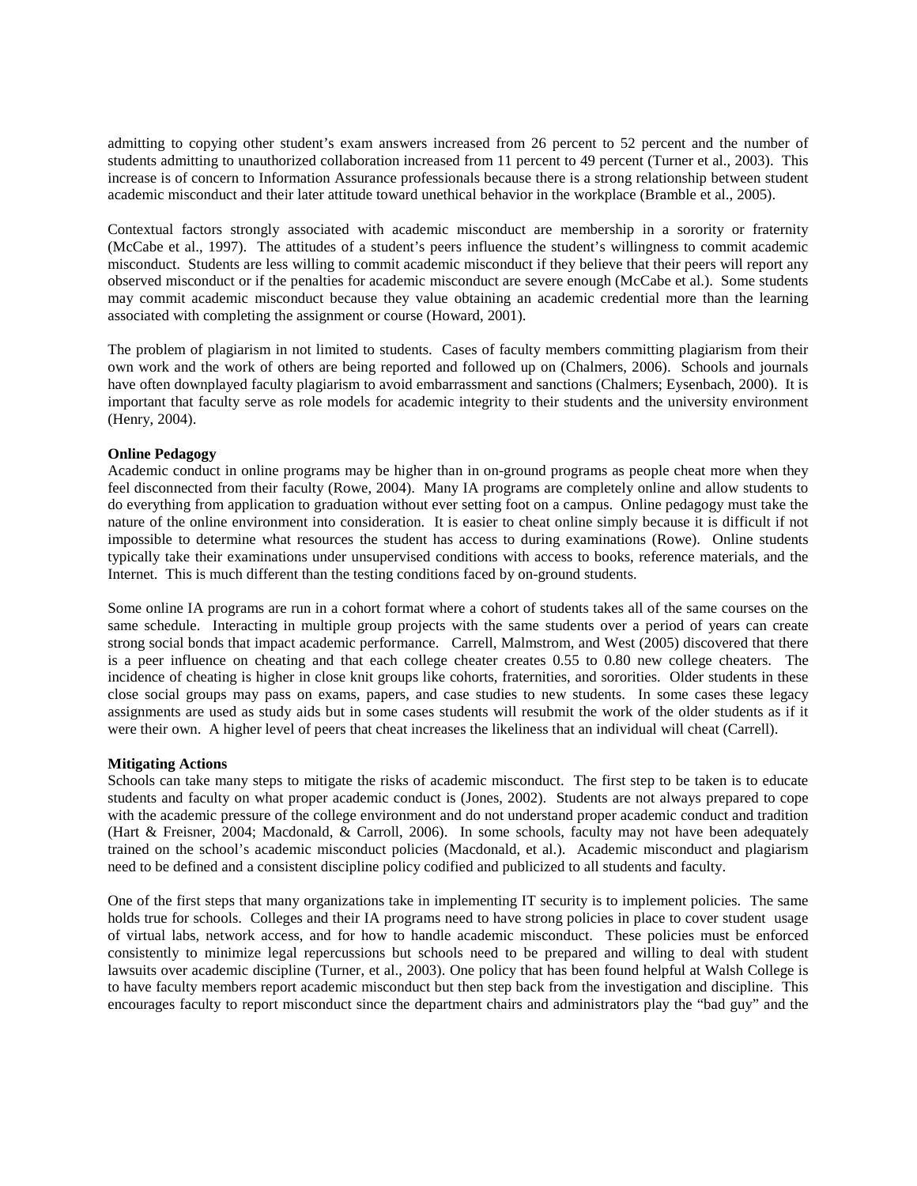admitting to copying other student's exam answers increased from 26 percent to 52 percent and the number of students admitting to unauthorized collaboration increased from 11 percent to 49 percent (Turner et al., 2003). This increase is of concern to Information Assurance professionals because there is a strong relationship between student academic misconduct and their later attitude toward unethical behavior in the workplace (Bramble et al., 2005).

Contextual factors strongly associated with academic misconduct are membership in a sorority or fraternity (McCabe et al., 1997). The attitudes of a student's peers influence the student's willingness to commit academic misconduct. Students are less willing to commit academic misconduct if they believe that their peers will report any observed misconduct or if the penalties for academic misconduct are severe enough (McCabe et al.). Some students may commit academic misconduct because they value obtaining an academic credential more than the learning associated with completing the assignment or course (Howard, 2001).

The problem of plagiarism in not limited to students. Cases of faculty members committing plagiarism from their own work and the work of others are being reported and followed up on (Chalmers, 2006). Schools and journals have often downplayed faculty plagiarism to avoid embarrassment and sanctions (Chalmers; Eysenbach, 2000). It is important that faculty serve as role models for academic integrity to their students and the university environment (Henry, 2004).

**Online Pedagogy**

Academic conduct in online programs may be higher than in on-ground programs as people cheat more when they feel disconnected from their faculty (Rowe, 2004). Many IA programs are completely online and allow students to do everything from application to graduation without ever setting foot on a campus. Online pedagogy must take the nature of the online environment into consideration. It is easier to cheat online simply because it is difficult if not impossible to determine what resources the student has access to during examinations (Rowe). Online students typically take their examinations under unsupervised conditions with access to books, reference materials, and the Internet. This is much different than the testing conditions faced by on-ground students.

Some online IA programs are run in a cohort format where a cohort of students takes all of the same courses on the same schedule. Interacting in multiple group projects with the same students over a period of years can create strong social bonds that impact academic performance. Carrell, Malmstrom, and West (2005) discovered that there is a peer influence on cheating and that each college cheater creates 0.55 to 0.80 new college cheaters. The incidence of cheating is higher in close knit groups like cohorts, fraternities, and sororities. Older students in these close social groups may pass on exams, papers, and case studies to new students. In some cases these legacy assignments are used as study aids but in some cases students will resubmit the work of the older students as if it were their own. A higher level of peers that cheat increases the likeliness that an individual will cheat (Carrell).

**Mitigating Actions**

Schools can take many steps to mitigate the risks of academic misconduct. The first step to be taken is to educate students and faculty on what proper academic conduct is (Jones, 2002). Students are not always prepared to cope with the academic pressure of the college environment and do not understand proper academic conduct and tradition (Hart & Freisner, 2004; Macdonald, & Carroll, 2006). In some schools, faculty may not have been adequately trained on the school's academic misconduct policies (Macdonald, et al.). Academic misconduct and plagiarism need to be defined and a consistent discipline policy codified and publicized to all students and faculty.

One of the first steps that many organizations take in implementing IT security is to implement policies. The same holds true for schools. Colleges and their IA programs need to have strong policies in place to cover student usage of virtual labs, network access, and for how to handle academic misconduct. These policies must be enforced consistently to minimize legal repercussions but schools need to be prepared and willing to deal with student lawsuits over academic discipline (Turner, et al., 2003). One policy that has been found helpful at Walsh College is to have faculty members report academic misconduct but then step back from the investigation and discipline. This encourages faculty to report misconduct since the department chairs and administrators play the "bad guy" and the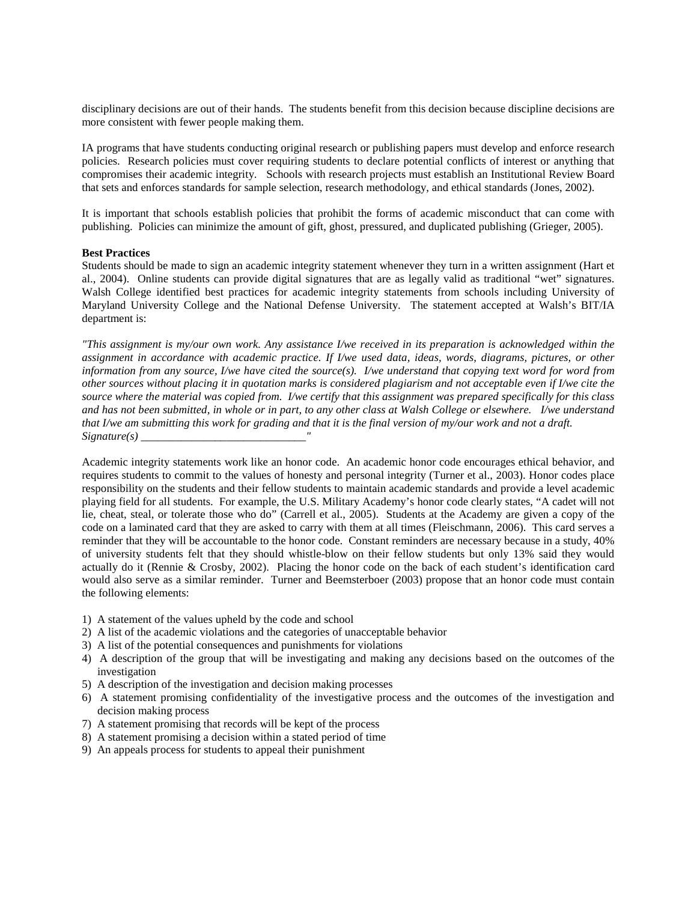disciplinary decisions are out of their hands. The students benefit from this decision because discipline decisions are more consistent with fewer people making them.

IA programs that have students conducting original research or publishing papers must develop and enforce research policies. Research policies must cover requiring students to declare potential conflicts of interest or anything that compromises their academic integrity. Schools with research projects must establish an Institutional Review Board that sets and enforces standards for sample selection, research methodology, and ethical standards (Jones, 2002).

It is important that schools establish policies that prohibit the forms of academic misconduct that can come with publishing. Policies can minimize the amount of gift, ghost, pressured, and duplicated publishing (Grieger, 2005).

**Best Practices**

Students should be made to sign an academic integrity statement whenever they turn in a written assignment (Hart et al., 2004). Online students can provide digital signatures that are as legally valid as traditional "wet" signatures. Walsh College identified best practices for academic integrity statements from schools including University of Maryland University College and the National Defense University. The statement accepted at Walsh's BIT/IA department is:

*"This assignment is my/our own work. Any assistance I/we received in its preparation is acknowledged within the assignment in accordance with academic practice. If I/we used data, ideas, words, diagrams, pictures, or other information from any source, I/we have cited the source(s). I/we understand that copying text word for word from other sources without placing it in quotation marks is considered plagiarism and not acceptable even if I/we cite the source where the material was copied from. I/we certify that this assignment was prepared specifically for this class and has not been submitted, in whole or in part, to any other class at Walsh College or elsewhere. I/we understand that I/we am submitting this work for grading and that it is the final version of my/our work and not a draft. Signature(s) _____________________________"*

Academic integrity statements work like an honor code. An academic honor code encourages ethical behavior, and requires students to commit to the values of honesty and personal integrity (Turner et al., 2003). Honor codes place responsibility on the students and their fellow students to maintain academic standards and provide a level academic playing field for all students. For example, the U.S. Military Academy's honor code clearly states, "A cadet will not lie, cheat, steal, or tolerate those who do" (Carrell et al., 2005). Students at the Academy are given a copy of the code on a laminated card that they are asked to carry with them at all times (Fleischmann, 2006). This card serves a reminder that they will be accountable to the honor code. Constant reminders are necessary because in a study, 40% of university students felt that they should whistle-blow on their fellow students but only 13% said they would actually do it (Rennie & Crosby, 2002). Placing the honor code on the back of each student's identification card would also serve as a similar reminder. Turner and Beemsterboer (2003) propose that an honor code must contain the following elements:

1) A statement of the values upheld by the code and school
2) A list of the academic violations and the categories of unacceptable behavior
3) A list of the potential consequences and punishments for violations
4) A description of the group that will be investigating and making any decisions based on the outcomes of the investigation
5) A description of the investigation and decision making processes
6) A statement promising confidentiality of the investigative process and the outcomes of the investigation and decision making process
7) A statement promising that records will be kept of the process
8) A statement promising a decision within a stated period of time
9) An appeals process for students to appeal their punishment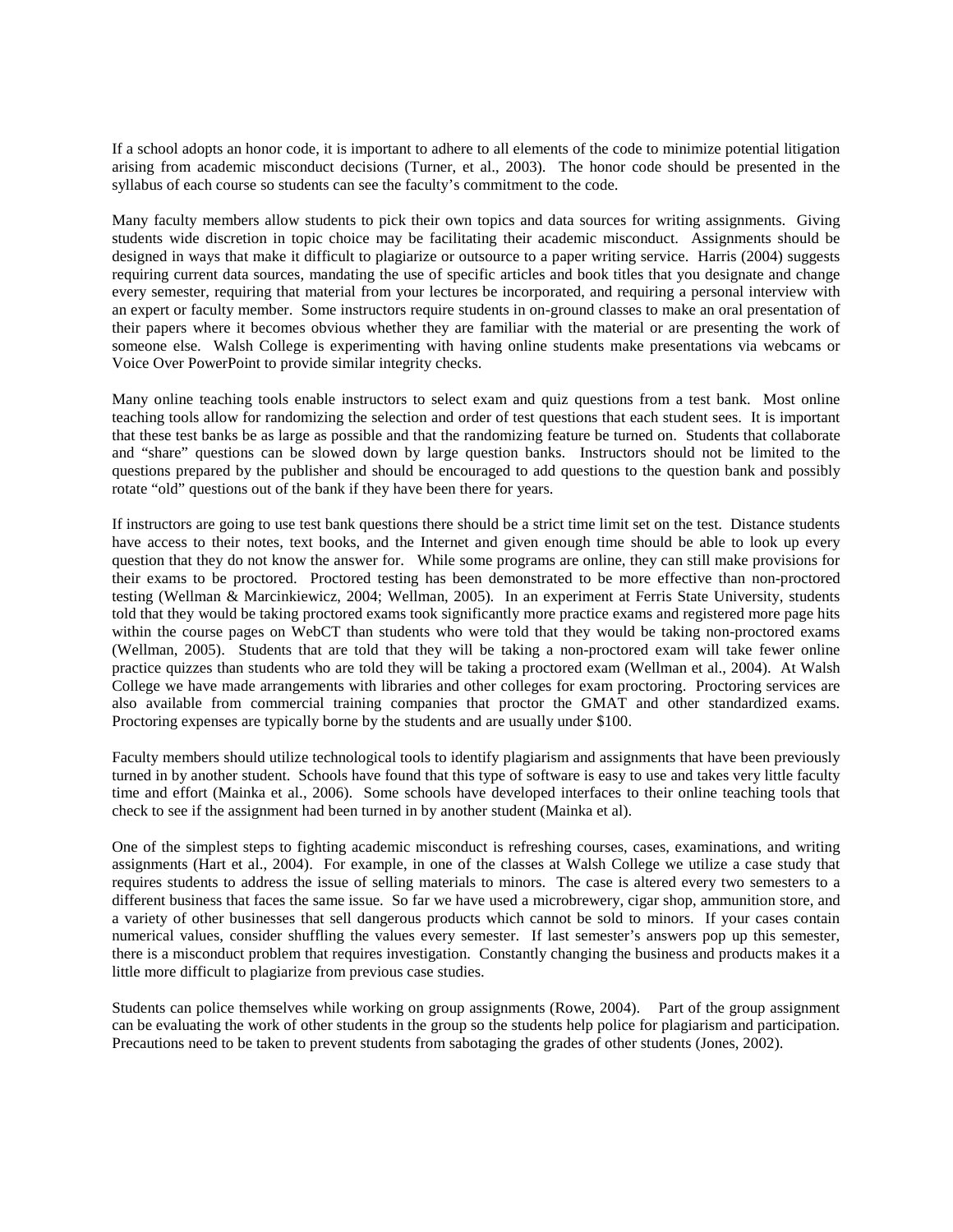If a school adopts an honor code, it is important to adhere to all elements of the code to minimize potential litigation arising from academic misconduct decisions (Turner, et al., 2003). The honor code should be presented in the syllabus of each course so students can see the faculty's commitment to the code.

Many faculty members allow students to pick their own topics and data sources for writing assignments. Giving students wide discretion in topic choice may be facilitating their academic misconduct. Assignments should be designed in ways that make it difficult to plagiarize or outsource to a paper writing service. Harris (2004) suggests requiring current data sources, mandating the use of specific articles and book titles that you designate and change every semester, requiring that material from your lectures be incorporated, and requiring a personal interview with an expert or faculty member. Some instructors require students in on-ground classes to make an oral presentation of their papers where it becomes obvious whether they are familiar with the material or are presenting the work of someone else. Walsh College is experimenting with having online students make presentations via webcams or Voice Over PowerPoint to provide similar integrity checks.

Many online teaching tools enable instructors to select exam and quiz questions from a test bank. Most online teaching tools allow for randomizing the selection and order of test questions that each student sees. It is important that these test banks be as large as possible and that the randomizing feature be turned on. Students that collaborate and "share" questions can be slowed down by large question banks. Instructors should not be limited to the questions prepared by the publisher and should be encouraged to add questions to the question bank and possibly rotate "old" questions out of the bank if they have been there for years.

If instructors are going to use test bank questions there should be a strict time limit set on the test. Distance students have access to their notes, text books, and the Internet and given enough time should be able to look up every question that they do not know the answer for. While some programs are online, they can still make provisions for their exams to be proctored. Proctored testing has been demonstrated to be more effective than non-proctored testing (Wellman & Marcinkiewicz, 2004; Wellman, 2005). In an experiment at Ferris State University, students told that they would be taking proctored exams took significantly more practice exams and registered more page hits within the course pages on WebCT than students who were told that they would be taking non-proctored exams (Wellman, 2005). Students that are told that they will be taking a non-proctored exam will take fewer online practice quizzes than students who are told they will be taking a proctored exam (Wellman et al., 2004). At Walsh College we have made arrangements with libraries and other colleges for exam proctoring. Proctoring services are also available from commercial training companies that proctor the GMAT and other standardized exams. Proctoring expenses are typically borne by the students and are usually under $100.

Faculty members should utilize technological tools to identify plagiarism and assignments that have been previously turned in by another student. Schools have found that this type of software is easy to use and takes very little faculty time and effort (Mainka et al., 2006). Some schools have developed interfaces to their online teaching tools that check to see if the assignment had been turned in by another student (Mainka et al).

One of the simplest steps to fighting academic misconduct is refreshing courses, cases, examinations, and writing assignments (Hart et al., 2004). For example, in one of the classes at Walsh College we utilize a case study that requires students to address the issue of selling materials to minors. The case is altered every two semesters to a different business that faces the same issue. So far we have used a microbrewery, cigar shop, ammunition store, and a variety of other businesses that sell dangerous products which cannot be sold to minors. If your cases contain numerical values, consider shuffling the values every semester. If last semester's answers pop up this semester, there is a misconduct problem that requires investigation. Constantly changing the business and products makes it a little more difficult to plagiarize from previous case studies.

Students can police themselves while working on group assignments (Rowe, 2004). Part of the group assignment can be evaluating the work of other students in the group so the students help police for plagiarism and participation. Precautions need to be taken to prevent students from sabotaging the grades of other students (Jones, 2002).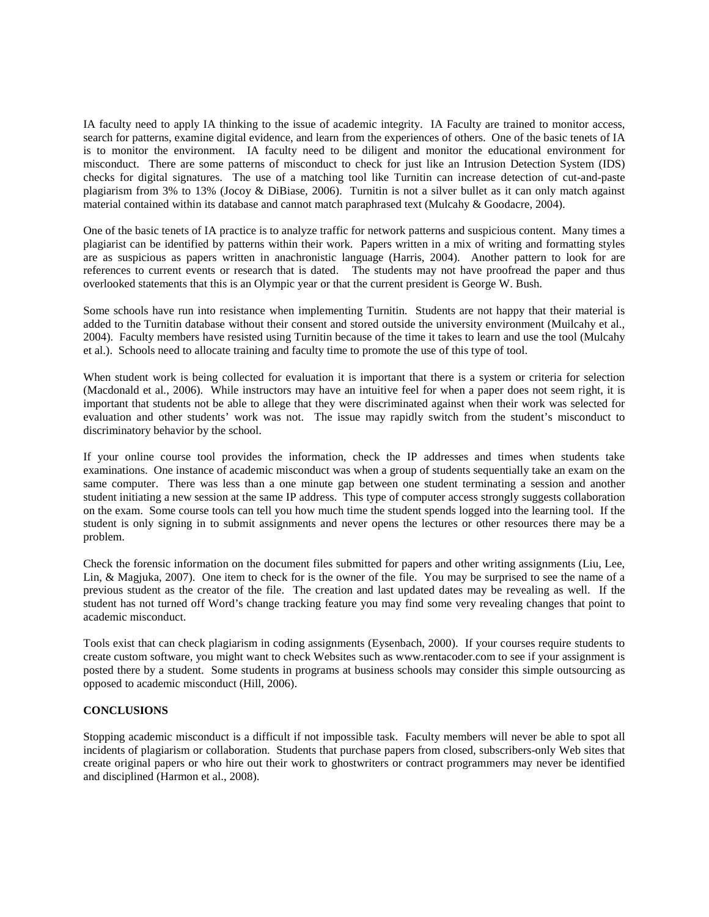IA faculty need to apply IA thinking to the issue of academic integrity. IA Faculty are trained to monitor access, search for patterns, examine digital evidence, and learn from the experiences of others. One of the basic tenets of IA is to monitor the environment. IA faculty need to be diligent and monitor the educational environment for misconduct. There are some patterns of misconduct to check for just like an Intrusion Detection System (IDS) checks for digital signatures. The use of a matching tool like Turnitin can increase detection of cut-and-paste plagiarism from 3% to 13% (Jocoy & DiBiase, 2006). Turnitin is not a silver bullet as it can only match against material contained within its database and cannot match paraphrased text (Mulcahy & Goodacre, 2004).

One of the basic tenets of IA practice is to analyze traffic for network patterns and suspicious content. Many times a plagiarist can be identified by patterns within their work. Papers written in a mix of writing and formatting styles are as suspicious as papers written in anachronistic language (Harris, 2004). Another pattern to look for are references to current events or research that is dated. The students may not have proofread the paper and thus overlooked statements that this is an Olympic year or that the current president is George W. Bush.

Some schools have run into resistance when implementing Turnitin. Students are not happy that their material is added to the Turnitin database without their consent and stored outside the university environment (Muilcahy et al., 2004). Faculty members have resisted using Turnitin because of the time it takes to learn and use the tool (Mulcahy et al.). Schools need to allocate training and faculty time to promote the use of this type of tool.

When student work is being collected for evaluation it is important that there is a system or criteria for selection (Macdonald et al., 2006). While instructors may have an intuitive feel for when a paper does not seem right, it is important that students not be able to allege that they were discriminated against when their work was selected for evaluation and other students' work was not. The issue may rapidly switch from the student's misconduct to discriminatory behavior by the school.

If your online course tool provides the information, check the IP addresses and times when students take examinations. One instance of academic misconduct was when a group of students sequentially take an exam on the same computer. There was less than a one minute gap between one student terminating a session and another student initiating a new session at the same IP address. This type of computer access strongly suggests collaboration on the exam. Some course tools can tell you how much time the student spends logged into the learning tool. If the student is only signing in to submit assignments and never opens the lectures or other resources there may be a problem.

Check the forensic information on the document files submitted for papers and other writing assignments (Liu, Lee, Lin, & Magjuka, 2007). One item to check for is the owner of the file. You may be surprised to see the name of a previous student as the creator of the file. The creation and last updated dates may be revealing as well. If the student has not turned off Word's change tracking feature you may find some very revealing changes that point to academic misconduct.

Tools exist that can check plagiarism in coding assignments (Eysenbach, 2000). If your courses require students to create custom software, you might want to check Websites such as www.rentacoder.com to see if your assignment is posted there by a student. Some students in programs at business schools may consider this simple outsourcing as opposed to academic misconduct (Hill, 2006).

**CONCLUSIONS**

Stopping academic misconduct is a difficult if not impossible task. Faculty members will never be able to spot all incidents of plagiarism or collaboration. Students that purchase papers from closed, subscribers-only Web sites that create original papers or who hire out their work to ghostwriters or contract programmers may never be identified and disciplined (Harmon et al., 2008).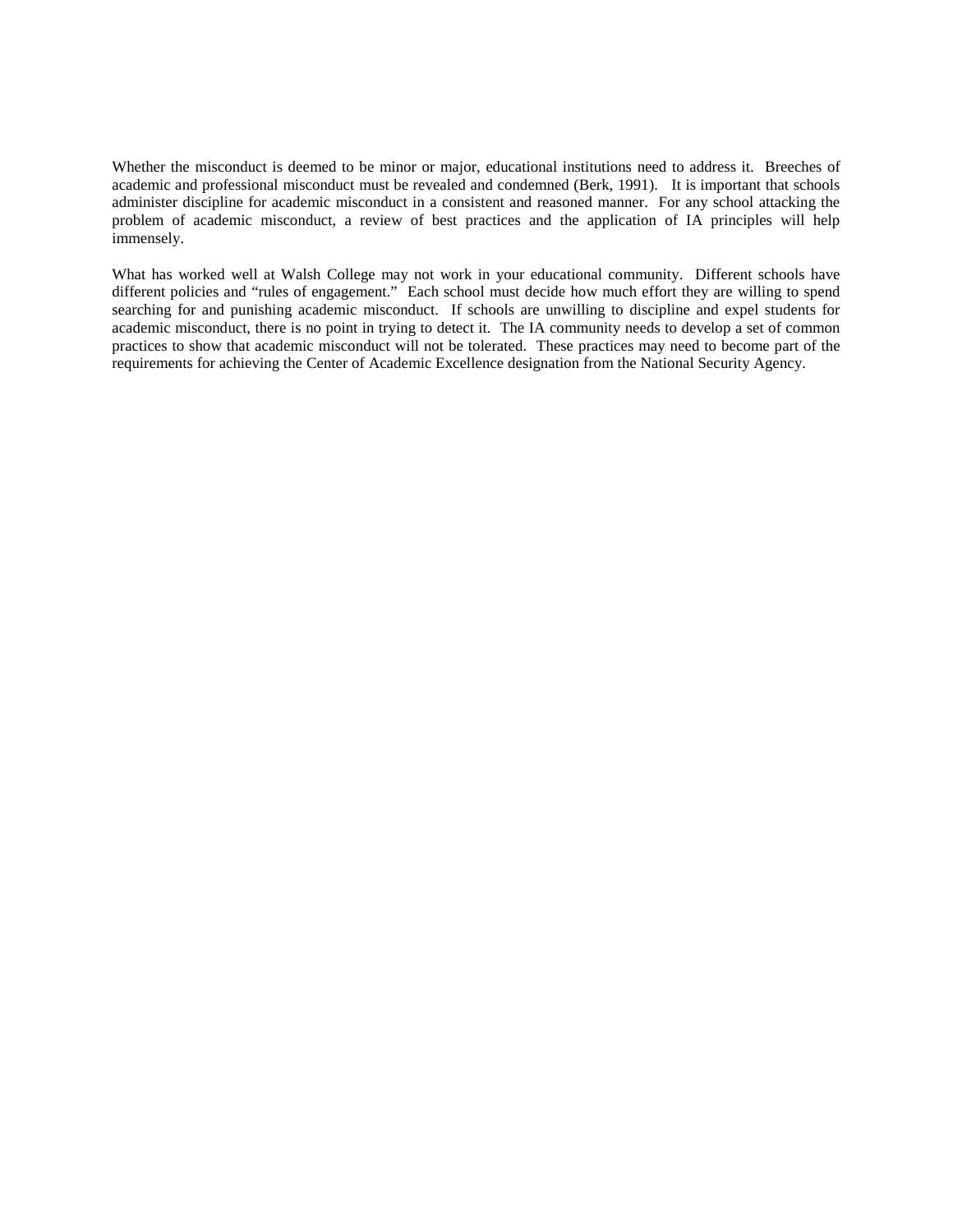Whether the misconduct is deemed to be minor or major, educational institutions need to address it. Breeches of academic and professional misconduct must be revealed and condemned (Berk, 1991). It is important that schools administer discipline for academic misconduct in a consistent and reasoned manner. For any school attacking the problem of academic misconduct, a review of best practices and the application of IA principles will help immensely.

What has worked well at Walsh College may not work in your educational community. Different schools have different policies and "rules of engagement." Each school must decide how much effort they are willing to spend searching for and punishing academic misconduct. If schools are unwilling to discipline and expel students for academic misconduct, there is no point in trying to detect it. The IA community needs to develop a set of common practices to show that academic misconduct will not be tolerated. These practices may need to become part of the requirements for achieving the Center of Academic Excellence designation from the National Security Agency.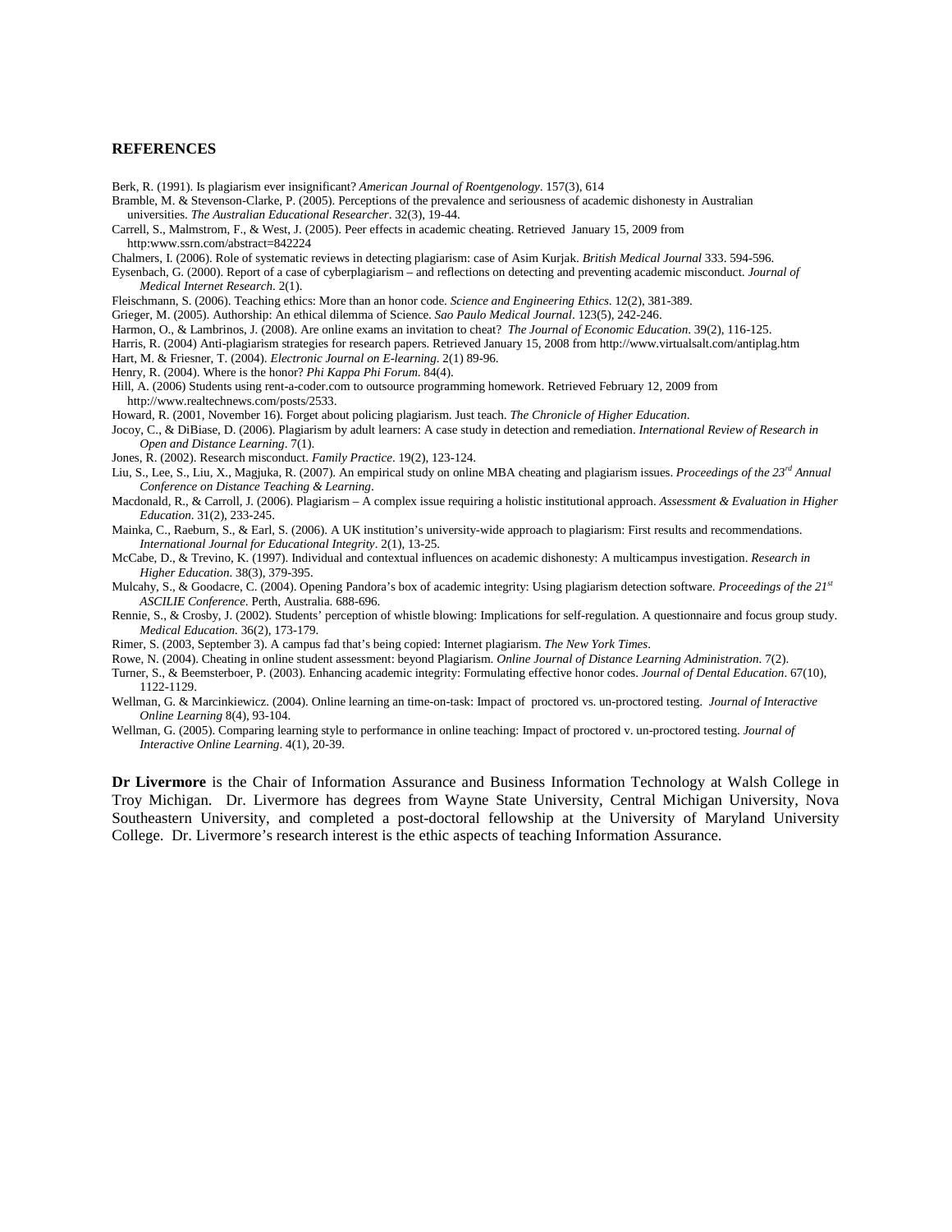## REFERENCES

Berk, R. (1991). Is plagiarism ever insignificant? *American Journal of Roentgenology*. 157(3), 614

Bramble, M. & Stevenson-Clarke, P. (2005). Perceptions of the prevalence and seriousness of academic dishonesty in Australian universities. *The Australian Educational Researcher*. 32(3), 19-44.

Carrell, S., Malmstrom, F., & West, J. (2005). Peer effects in academic cheating. Retrieved January 15, 2009 from http:www.ssrn.com/abstract=842224

Chalmers, I. (2006). Role of systematic reviews in detecting plagiarism: case of Asim Kurjak. *British Medical Journal* 333. 594-596.

Eysenbach, G. (2000). Report of a case of cyberplagiarism – and reflections on detecting and preventing academic misconduct. *Journal of Medical Internet Research*. 2(1).

Fleischmann, S. (2006). Teaching ethics: More than an honor code. *Science and Engineering Ethics*. 12(2), 381-389.

Grieger, M. (2005). Authorship: An ethical dilemma of Science. *Sao Paulo Medical Journal*. 123(5), 242-246.

Harmon, O., & Lambrinos, J. (2008). Are online exams an invitation to cheat? *The Journal of Economic Education*. 39(2), 116-125.

Harris, R. (2004) Anti-plagiarism strategies for research papers. Retrieved January 15, 2008 from http://www.virtualsalt.com/antiplag.htm

Hart, M. & Friesner, T. (2004). *Electronic Journal on E-learning*. 2(1) 89-96.

Henry, R. (2004). Where is the honor? *Phi Kappa Phi Forum*. 84(4).

Hill, A. (2006) Students using rent-a-coder.com to outsource programming homework. Retrieved February 12, 2009 from http://www.realtechnews.com/posts/2533.

Howard, R. (2001, November 16). Forget about policing plagiarism. Just teach. *The Chronicle of Higher Education*.

Jocoy, C., & DiBiase, D. (2006). Plagiarism by adult learners: A case study in detection and remediation. *International Review of Research in Open and Distance Learning*. 7(1).

Jones, R. (2002). Research misconduct. *Family Practice*. 19(2), 123-124.

Liu, S., Lee, S., Liu, X., Magjuka, R. (2007). An empirical study on online MBA cheating and plagiarism issues. *Proceedings of the 23rd Annual Conference on Distance Teaching & Learning*.

Macdonald, R., & Carroll, J. (2006). Plagiarism – A complex issue requiring a holistic institutional approach. *Assessment & Evaluation in Higher Education*. 31(2), 233-245.

Mainka, C., Raeburn, S., & Earl, S. (2006). A UK institution's university-wide approach to plagiarism: First results and recommendations. *International Journal for Educational Integrity*. 2(1), 13-25.

McCabe, D., & Trevino, K. (1997). Individual and contextual influences on academic dishonesty: A multicampus investigation. *Research in Higher Education*. 38(3), 379-395.

Mulcahy, S., & Goodacre, C. (2004). Opening Pandora's box of academic integrity: Using plagiarism detection software. *Proceedings of the 21st ASCILIE Conference*. Perth, Australia. 688-696.

Rennie, S., & Crosby, J. (2002). Students' perception of whistle blowing: Implications for self-regulation. A questionnaire and focus group study. *Medical Education*. 36(2), 173-179.

Rimer, S. (2003, September 3). A campus fad that's being copied: Internet plagiarism. *The New York Times*.

Rowe, N. (2004). Cheating in online student assessment: beyond Plagiarism. *Online Journal of Distance Learning Administration*. 7(2).

Turner, S., & Beemsterboer, P. (2003). Enhancing academic integrity: Formulating effective honor codes. *Journal of Dental Education*. 67(10), 1122-1129.

Wellman, G. & Marcinkiewicz. (2004). Online learning an time-on-task: Impact of proctored vs. un-proctored testing. *Journal of Interactive Online Learning* 8(4), 93-104.

Wellman, G. (2005). Comparing learning style to performance in online teaching: Impact of proctored v. un-proctored testing. *Journal of Interactive Online Learning*. 4(1), 20-39.

**Dr Livermore** is the Chair of Information Assurance and Business Information Technology at Walsh College in Troy Michigan. Dr. Livermore has degrees from Wayne State University, Central Michigan University, Nova Southeastern University, and completed a post-doctoral fellowship at the University of Maryland University College. Dr. Livermore's research interest is the ethic aspects of teaching Information Assurance.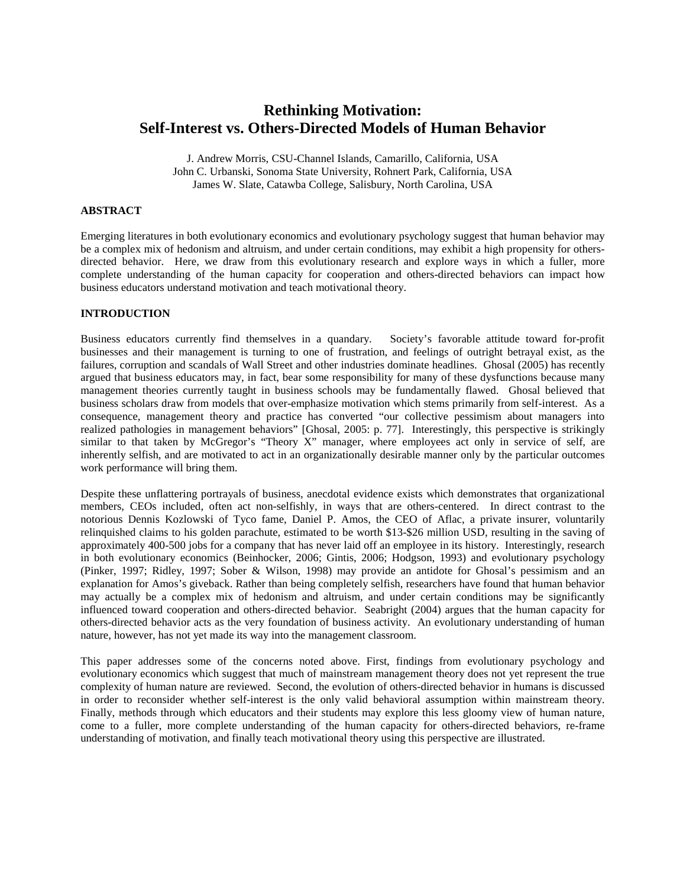# Rethinking Motivation: Self-Interest vs. Others-Directed Models of Human Behavior

J. Andrew Morris, CSU-Channel Islands, Camarillo, California, USA
John C. Urbanski, Sonoma State University, Rohnert Park, California, USA
James W. Slate, Catawba College, Salisbury, North Carolina, USA

## ABSTRACT

Emerging literatures in both evolutionary economics and evolutionary psychology suggest that human behavior may be a complex mix of hedonism and altruism, and under certain conditions, may exhibit a high propensity for others-directed behavior. Here, we draw from this evolutionary research and explore ways in which a fuller, more complete understanding of the human capacity for cooperation and others-directed behaviors can impact how business educators understand motivation and teach motivational theory.

## INTRODUCTION

Business educators currently find themselves in a quandary. Society's favorable attitude toward for-profit businesses and their management is turning to one of frustration, and feelings of outright betrayal exist, as the failures, corruption and scandals of Wall Street and other industries dominate headlines. Ghosal (2005) has recently argued that business educators may, in fact, bear some responsibility for many of these dysfunctions because many management theories currently taught in business schools may be fundamentally flawed. Ghosal believed that business scholars draw from models that over-emphasize motivation which stems primarily from self-interest. As a consequence, management theory and practice has converted "our collective pessimism about managers into realized pathologies in management behaviors" [Ghosal, 2005: p. 77]. Interestingly, this perspective is strikingly similar to that taken by McGregor's "Theory X" manager, where employees act only in service of self, are inherently selfish, and are motivated to act in an organizationally desirable manner only by the particular outcomes work performance will bring them.

Despite these unflattering portrayals of business, anecdotal evidence exists which demonstrates that organizational members, CEOs included, often act non-selfishly, in ways that are others-centered. In direct contrast to the notorious Dennis Kozlowski of Tyco fame, Daniel P. Amos, the CEO of Aflac, a private insurer, voluntarily relinquished claims to his golden parachute, estimated to be worth $13-$26 million USD, resulting in the saving of approximately 400-500 jobs for a company that has never laid off an employee in its history. Interestingly, research in both evolutionary economics (Beinhocker, 2006; Gintis, 2006; Hodgson, 1993) and evolutionary psychology (Pinker, 1997; Ridley, 1997; Sober & Wilson, 1998) may provide an antidote for Ghosal's pessimism and an explanation for Amos's giveback. Rather than being completely selfish, researchers have found that human behavior may actually be a complex mix of hedonism and altruism, and under certain conditions may be significantly influenced toward cooperation and others-directed behavior. Seabright (2004) argues that the human capacity for others-directed behavior acts as the very foundation of business activity. An evolutionary understanding of human nature, however, has not yet made its way into the management classroom.

This paper addresses some of the concerns noted above. First, findings from evolutionary psychology and evolutionary economics which suggest that much of mainstream management theory does not yet represent the true complexity of human nature are reviewed. Second, the evolution of others-directed behavior in humans is discussed in order to reconsider whether self-interest is the only valid behavioral assumption within mainstream theory. Finally, methods through which educators and their students may explore this less gloomy view of human nature, come to a fuller, more complete understanding of the human capacity for others-directed behaviors, re-frame understanding of motivation, and finally teach motivational theory using this perspective are illustrated.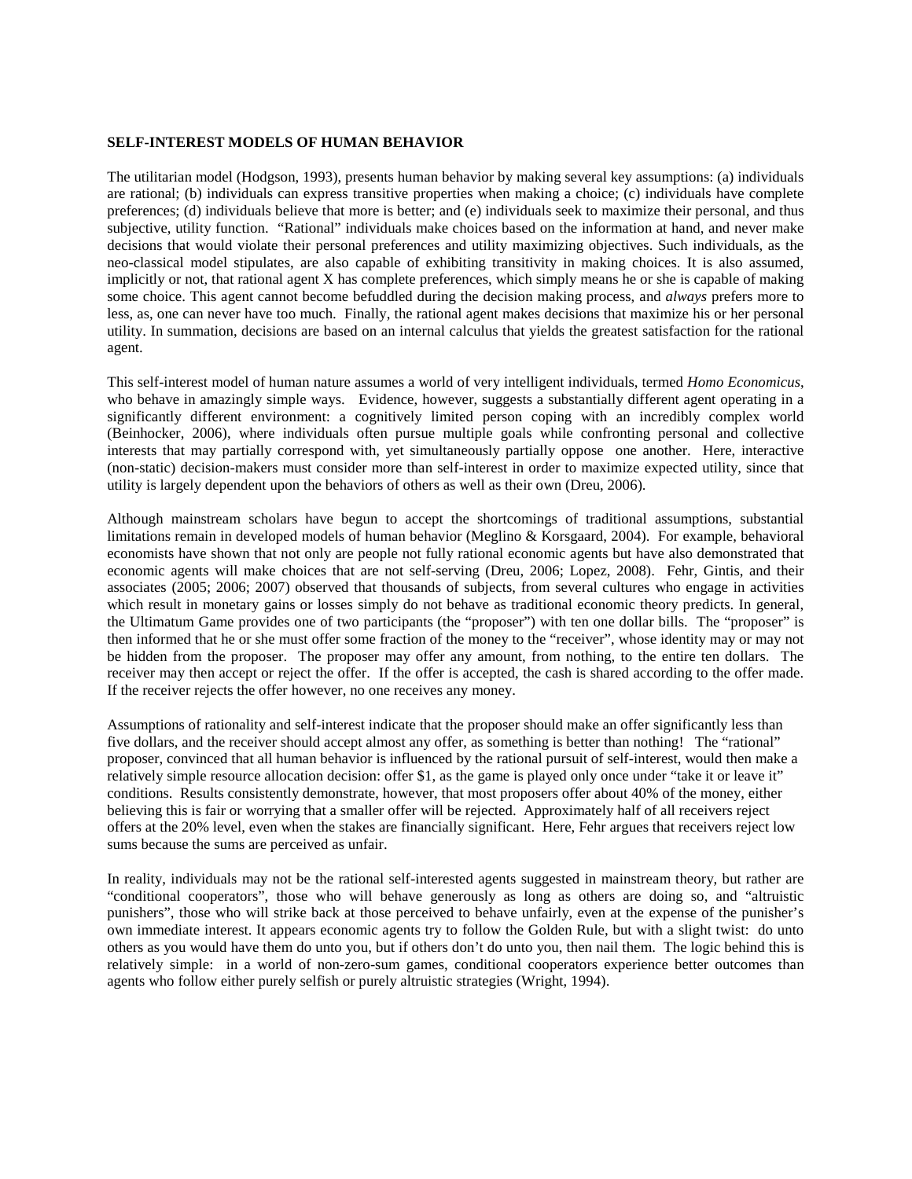**SELF-INTEREST MODELS OF HUMAN BEHAVIOR**

The utilitarian model (Hodgson, 1993), presents human behavior by making several key assumptions: (a) individuals are rational; (b) individuals can express transitive properties when making a choice; (c) individuals have complete preferences; (d) individuals believe that more is better; and (e) individuals seek to maximize their personal, and thus subjective, utility function. "Rational" individuals make choices based on the information at hand, and never make decisions that would violate their personal preferences and utility maximizing objectives. Such individuals, as the neo-classical model stipulates, are also capable of exhibiting transitivity in making choices. It is also assumed, implicitly or not, that rational agent X has complete preferences, which simply means he or she is capable of making some choice. This agent cannot become befuddled during the decision making process, and *always* prefers more to less, as, one can never have too much. Finally, the rational agent makes decisions that maximize his or her personal utility. In summation, decisions are based on an internal calculus that yields the greatest satisfaction for the rational agent.

This self-interest model of human nature assumes a world of very intelligent individuals, termed *Homo Economicus*, who behave in amazingly simple ways. Evidence, however, suggests a substantially different agent operating in a significantly different environment: a cognitively limited person coping with an incredibly complex world (Beinhocker, 2006), where individuals often pursue multiple goals while confronting personal and collective interests that may partially correspond with, yet simultaneously partially oppose one another. Here, interactive (non-static) decision-makers must consider more than self-interest in order to maximize expected utility, since that utility is largely dependent upon the behaviors of others as well as their own (Dreu, 2006).

Although mainstream scholars have begun to accept the shortcomings of traditional assumptions, substantial limitations remain in developed models of human behavior (Meglino & Korsgaard, 2004). For example, behavioral economists have shown that not only are people not fully rational economic agents but have also demonstrated that economic agents will make choices that are not self-serving (Dreu, 2006; Lopez, 2008). Fehr, Gintis, and their associates (2005; 2006; 2007) observed that thousands of subjects, from several cultures who engage in activities which result in monetary gains or losses simply do not behave as traditional economic theory predicts. In general, the Ultimatum Game provides one of two participants (the "proposer") with ten one dollar bills. The "proposer" is then informed that he or she must offer some fraction of the money to the "receiver", whose identity may or may not be hidden from the proposer. The proposer may offer any amount, from nothing, to the entire ten dollars. The receiver may then accept or reject the offer. If the offer is accepted, the cash is shared according to the offer made. If the receiver rejects the offer however, no one receives any money.

Assumptions of rationality and self-interest indicate that the proposer should make an offer significantly less than five dollars, and the receiver should accept almost any offer, as something is better than nothing! The "rational" proposer, convinced that all human behavior is influenced by the rational pursuit of self-interest, would then make a relatively simple resource allocation decision: offer $1, as the game is played only once under "take it or leave it" conditions. Results consistently demonstrate, however, that most proposers offer about 40% of the money, either believing this is fair or worrying that a smaller offer will be rejected. Approximately half of all receivers reject offers at the 20% level, even when the stakes are financially significant. Here, Fehr argues that receivers reject low sums because the sums are perceived as unfair.

In reality, individuals may not be the rational self-interested agents suggested in mainstream theory, but rather are "conditional cooperators", those who will behave generously as long as others are doing so, and "altruistic punishers", those who will strike back at those perceived to behave unfairly, even at the expense of the punisher's own immediate interest. It appears economic agents try to follow the Golden Rule, but with a slight twist: do unto others as you would have them do unto you, but if others don't do unto you, then nail them. The logic behind this is relatively simple: in a world of non-zero-sum games, conditional cooperators experience better outcomes than agents who follow either purely selfish or purely altruistic strategies (Wright, 1994).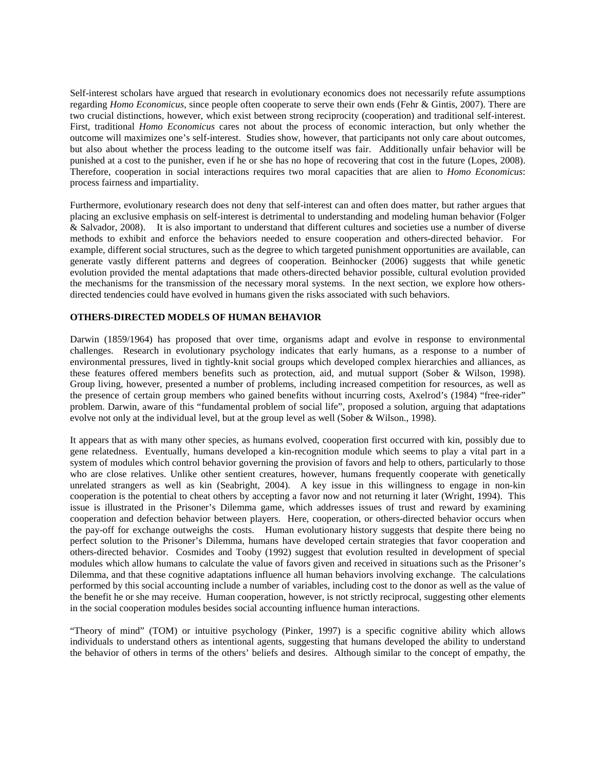Self-interest scholars have argued that research in evolutionary economics does not necessarily refute assumptions regarding *Homo Economicus,* since people often cooperate to serve their own ends (Fehr & Gintis, 2007). There are two crucial distinctions, however, which exist between strong reciprocity (cooperation) and traditional self-interest. First, traditional *Homo Economicus* cares not about the process of economic interaction, but only whether the outcome will maximizes one's self-interest. Studies show, however, that participants not only care about outcomes, but also about whether the process leading to the outcome itself was fair. Additionally unfair behavior will be punished at a cost to the punisher, even if he or she has no hope of recovering that cost in the future (Lopes, 2008). Therefore, cooperation in social interactions requires two moral capacities that are alien to *Homo Economicus*: process fairness and impartiality.

Furthermore, evolutionary research does not deny that self-interest can and often does matter, but rather argues that placing an exclusive emphasis on self-interest is detrimental to understanding and modeling human behavior (Folger & Salvador, 2008). It is also important to understand that different cultures and societies use a number of diverse methods to exhibit and enforce the behaviors needed to ensure cooperation and others-directed behavior. For example, different social structures, such as the degree to which targeted punishment opportunities are available, can generate vastly different patterns and degrees of cooperation. Beinhocker (2006) suggests that while genetic evolution provided the mental adaptations that made others-directed behavior possible, cultural evolution provided the mechanisms for the transmission of the necessary moral systems. In the next section, we explore how others-directed tendencies could have evolved in humans given the risks associated with such behaviors.

## OTHERS-DIRECTED MODELS OF HUMAN BEHAVIOR

Darwin (1859/1964) has proposed that over time, organisms adapt and evolve in response to environmental challenges. Research in evolutionary psychology indicates that early humans, as a response to a number of environmental pressures, lived in tightly-knit social groups which developed complex hierarchies and alliances, as these features offered members benefits such as protection, aid, and mutual support (Sober & Wilson, 1998). Group living, however, presented a number of problems, including increased competition for resources, as well as the presence of certain group members who gained benefits without incurring costs, Axelrod's (1984) "free-rider" problem. Darwin, aware of this "fundamental problem of social life", proposed a solution, arguing that adaptations evolve not only at the individual level, but at the group level as well (Sober & Wilson., 1998).

It appears that as with many other species, as humans evolved, cooperation first occurred with kin, possibly due to gene relatedness. Eventually, humans developed a kin-recognition module which seems to play a vital part in a system of modules which control behavior governing the provision of favors and help to others, particularly to those who are close relatives. Unlike other sentient creatures, however, humans frequently cooperate with genetically unrelated strangers as well as kin (Seabright, 2004). A key issue in this willingness to engage in non-kin cooperation is the potential to cheat others by accepting a favor now and not returning it later (Wright, 1994). This issue is illustrated in the Prisoner's Dilemma game, which addresses issues of trust and reward by examining cooperation and defection behavior between players. Here, cooperation, or others-directed behavior occurs when the pay-off for exchange outweighs the costs. Human evolutionary history suggests that despite there being no perfect solution to the Prisoner's Dilemma, humans have developed certain strategies that favor cooperation and others-directed behavior. Cosmides and Tooby (1992) suggest that evolution resulted in development of special modules which allow humans to calculate the value of favors given and received in situations such as the Prisoner's Dilemma, and that these cognitive adaptations influence all human behaviors involving exchange. The calculations performed by this social accounting include a number of variables, including cost to the donor as well as the value of the benefit he or she may receive. Human cooperation, however, is not strictly reciprocal, suggesting other elements in the social cooperation modules besides social accounting influence human interactions.

"Theory of mind" (TOM) or intuitive psychology (Pinker, 1997) is a specific cognitive ability which allows individuals to understand others as intentional agents, suggesting that humans developed the ability to understand the behavior of others in terms of the others' beliefs and desires. Although similar to the concept of empathy, the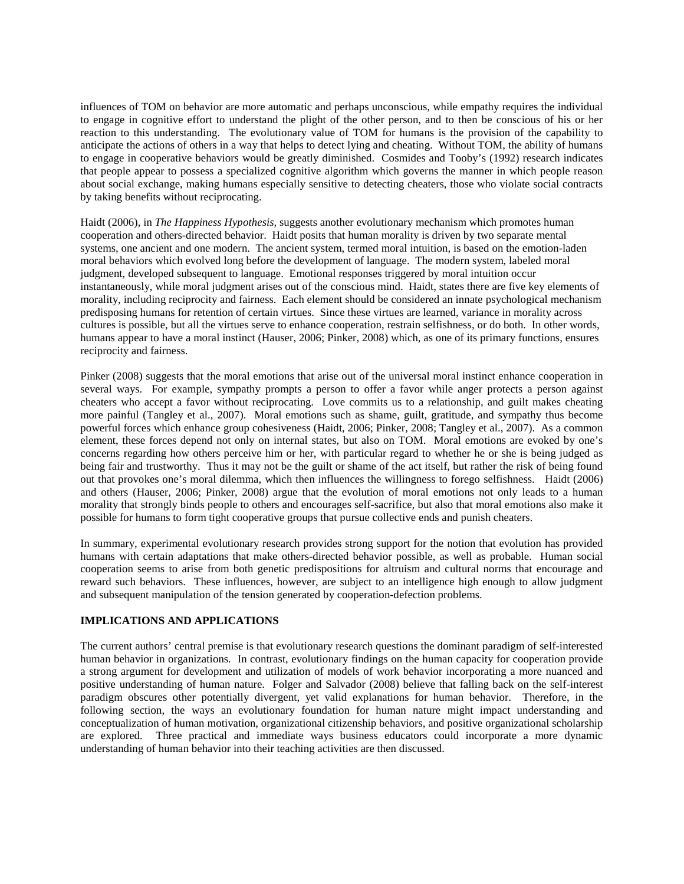influences of TOM on behavior are more automatic and perhaps unconscious, while empathy requires the individual to engage in cognitive effort to understand the plight of the other person, and to then be conscious of his or her reaction to this understanding. The evolutionary value of TOM for humans is the provision of the capability to anticipate the actions of others in a way that helps to detect lying and cheating. Without TOM, the ability of humans to engage in cooperative behaviors would be greatly diminished. Cosmides and Tooby's (1992) research indicates that people appear to possess a specialized cognitive algorithm which governs the manner in which people reason about social exchange, making humans especially sensitive to detecting cheaters, those who violate social contracts by taking benefits without reciprocating.

Haidt (2006), in *The Happiness Hypothesis,* suggests another evolutionary mechanism which promotes human cooperation and others-directed behavior. Haidt posits that human morality is driven by two separate mental systems, one ancient and one modern. The ancient system, termed moral intuition, is based on the emotion-laden moral behaviors which evolved long before the development of language. The modern system, labeled moral judgment, developed subsequent to language. Emotional responses triggered by moral intuition occur instantaneously, while moral judgment arises out of the conscious mind. Haidt, states there are five key elements of morality, including reciprocity and fairness. Each element should be considered an innate psychological mechanism predisposing humans for retention of certain virtues. Since these virtues are learned, variance in morality across cultures is possible, but all the virtues serve to enhance cooperation, restrain selfishness, or do both. In other words, humans appear to have a moral instinct (Hauser, 2006; Pinker, 2008) which, as one of its primary functions, ensures reciprocity and fairness.

Pinker (2008) suggests that the moral emotions that arise out of the universal moral instinct enhance cooperation in several ways. For example, sympathy prompts a person to offer a favor while anger protects a person against cheaters who accept a favor without reciprocating. Love commits us to a relationship, and guilt makes cheating more painful (Tangley et al., 2007). Moral emotions such as shame, guilt, gratitude, and sympathy thus become powerful forces which enhance group cohesiveness (Haidt, 2006; Pinker, 2008; Tangley et al., 2007). As a common element, these forces depend not only on internal states, but also on TOM. Moral emotions are evoked by one's concerns regarding how others perceive him or her, with particular regard to whether he or she is being judged as being fair and trustworthy. Thus it may not be the guilt or shame of the act itself, but rather the risk of being found out that provokes one's moral dilemma, which then influences the willingness to forego selfishness. Haidt (2006) and others (Hauser, 2006; Pinker, 2008) argue that the evolution of moral emotions not only leads to a human morality that strongly binds people to others and encourages self-sacrifice, but also that moral emotions also make it possible for humans to form tight cooperative groups that pursue collective ends and punish cheaters.

In summary, experimental evolutionary research provides strong support for the notion that evolution has provided humans with certain adaptations that make others-directed behavior possible, as well as probable. Human social cooperation seems to arise from both genetic predispositions for altruism and cultural norms that encourage and reward such behaviors. These influences, however, are subject to an intelligence high enough to allow judgment and subsequent manipulation of the tension generated by cooperation-defection problems.

## IMPLICATIONS AND APPLICATIONS

The current authors' central premise is that evolutionary research questions the dominant paradigm of self-interested human behavior in organizations. In contrast, evolutionary findings on the human capacity for cooperation provide a strong argument for development and utilization of models of work behavior incorporating a more nuanced and positive understanding of human nature. Folger and Salvador (2008) believe that falling back on the self-interest paradigm obscures other potentially divergent, yet valid explanations for human behavior. Therefore, in the following section, the ways an evolutionary foundation for human nature might impact understanding and conceptualization of human motivation, organizational citizenship behaviors, and positive organizational scholarship are explored. Three practical and immediate ways business educators could incorporate a more dynamic understanding of human behavior into their teaching activities are then discussed.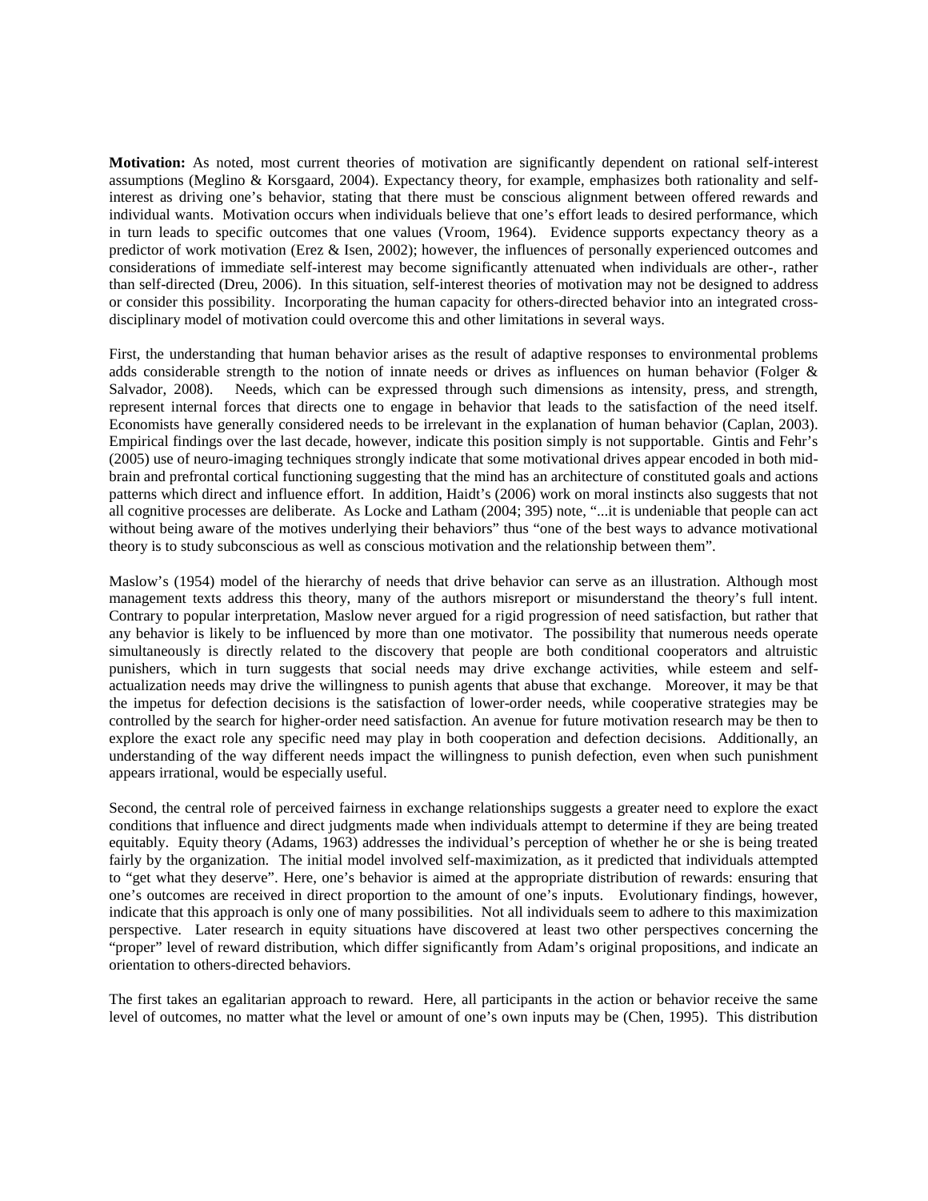**Motivation:** As noted, most current theories of motivation are significantly dependent on rational self-interest assumptions (Meglino & Korsgaard, 2004). Expectancy theory, for example, emphasizes both rationality and self-interest as driving one's behavior, stating that there must be conscious alignment between offered rewards and individual wants. Motivation occurs when individuals believe that one's effort leads to desired performance, which in turn leads to specific outcomes that one values (Vroom, 1964). Evidence supports expectancy theory as a predictor of work motivation (Erez & Isen, 2002); however, the influences of personally experienced outcomes and considerations of immediate self-interest may become significantly attenuated when individuals are other-, rather than self-directed (Dreu, 2006). In this situation, self-interest theories of motivation may not be designed to address or consider this possibility. Incorporating the human capacity for others-directed behavior into an integrated cross-disciplinary model of motivation could overcome this and other limitations in several ways.

First, the understanding that human behavior arises as the result of adaptive responses to environmental problems adds considerable strength to the notion of innate needs or drives as influences on human behavior (Folger & Salvador, 2008). Needs, which can be expressed through such dimensions as intensity, press, and strength, represent internal forces that directs one to engage in behavior that leads to the satisfaction of the need itself. Economists have generally considered needs to be irrelevant in the explanation of human behavior (Caplan, 2003). Empirical findings over the last decade, however, indicate this position simply is not supportable. Gintis and Fehr's (2005) use of neuro-imaging techniques strongly indicate that some motivational drives appear encoded in both mid-brain and prefrontal cortical functioning suggesting that the mind has an architecture of constituted goals and actions patterns which direct and influence effort. In addition, Haidt's (2006) work on moral instincts also suggests that not all cognitive processes are deliberate. As Locke and Latham (2004; 395) note, "...it is undeniable that people can act without being aware of the motives underlying their behaviors" thus "one of the best ways to advance motivational theory is to study subconscious as well as conscious motivation and the relationship between them".

Maslow's (1954) model of the hierarchy of needs that drive behavior can serve as an illustration. Although most management texts address this theory, many of the authors misreport or misunderstand the theory's full intent. Contrary to popular interpretation, Maslow never argued for a rigid progression of need satisfaction, but rather that any behavior is likely to be influenced by more than one motivator. The possibility that numerous needs operate simultaneously is directly related to the discovery that people are both conditional cooperators and altruistic punishers, which in turn suggests that social needs may drive exchange activities, while esteem and self-actualization needs may drive the willingness to punish agents that abuse that exchange. Moreover, it may be that the impetus for defection decisions is the satisfaction of lower-order needs, while cooperative strategies may be controlled by the search for higher-order need satisfaction. An avenue for future motivation research may be then to explore the exact role any specific need may play in both cooperation and defection decisions. Additionally, an understanding of the way different needs impact the willingness to punish defection, even when such punishment appears irrational, would be especially useful.

Second, the central role of perceived fairness in exchange relationships suggests a greater need to explore the exact conditions that influence and direct judgments made when individuals attempt to determine if they are being treated equitably. Equity theory (Adams, 1963) addresses the individual's perception of whether he or she is being treated fairly by the organization. The initial model involved self-maximization, as it predicted that individuals attempted to "get what they deserve". Here, one's behavior is aimed at the appropriate distribution of rewards: ensuring that one's outcomes are received in direct proportion to the amount of one's inputs. Evolutionary findings, however, indicate that this approach is only one of many possibilities. Not all individuals seem to adhere to this maximization perspective. Later research in equity situations have discovered at least two other perspectives concerning the "proper" level of reward distribution, which differ significantly from Adam's original propositions, and indicate an orientation to others-directed behaviors.

The first takes an egalitarian approach to reward. Here, all participants in the action or behavior receive the same level of outcomes, no matter what the level or amount of one's own inputs may be (Chen, 1995). This distribution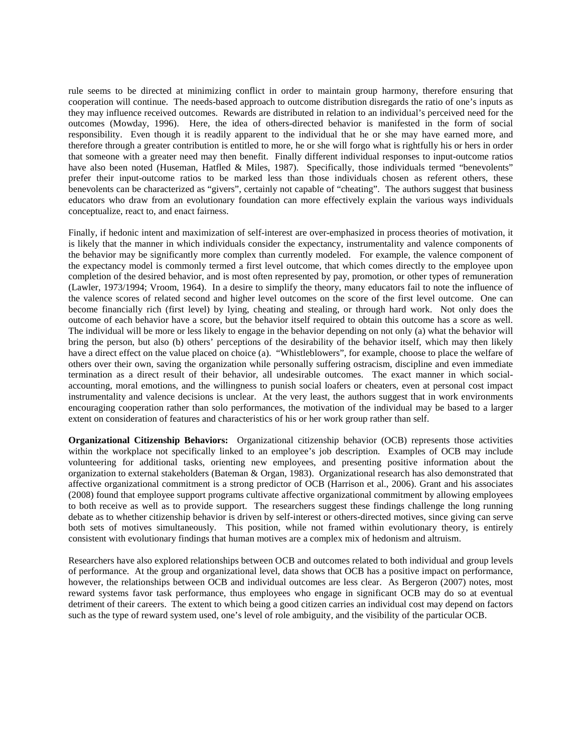rule seems to be directed at minimizing conflict in order to maintain group harmony, therefore ensuring that cooperation will continue. The needs-based approach to outcome distribution disregards the ratio of one's inputs as they may influence received outcomes. Rewards are distributed in relation to an individual's perceived need for the outcomes (Mowday, 1996). Here, the idea of others-directed behavior is manifested in the form of social responsibility. Even though it is readily apparent to the individual that he or she may have earned more, and therefore through a greater contribution is entitled to more, he or she will forgo what is rightfully his or hers in order that someone with a greater need may then benefit. Finally different individual responses to input-outcome ratios have also been noted (Huseman, Hatfled & Miles, 1987). Specifically, those individuals termed "benevolents" prefer their input-outcome ratios to be marked less than those individuals chosen as referent others, these benevolents can be characterized as "givers", certainly not capable of "cheating". The authors suggest that business educators who draw from an evolutionary foundation can more effectively explain the various ways individuals conceptualize, react to, and enact fairness.

Finally, if hedonic intent and maximization of self-interest are over-emphasized in process theories of motivation, it is likely that the manner in which individuals consider the expectancy, instrumentality and valence components of the behavior may be significantly more complex than currently modeled. For example, the valence component of the expectancy model is commonly termed a first level outcome, that which comes directly to the employee upon completion of the desired behavior, and is most often represented by pay, promotion, or other types of remuneration (Lawler, 1973/1994; Vroom, 1964). In a desire to simplify the theory, many educators fail to note the influence of the valence scores of related second and higher level outcomes on the score of the first level outcome. One can become financially rich (first level) by lying, cheating and stealing, or through hard work. Not only does the outcome of each behavior have a score, but the behavior itself required to obtain this outcome has a score as well. The individual will be more or less likely to engage in the behavior depending on not only (a) what the behavior will bring the person, but also (b) others' perceptions of the desirability of the behavior itself, which may then likely have a direct effect on the value placed on choice (a). "Whistleblowers", for example, choose to place the welfare of others over their own, saving the organization while personally suffering ostracism, discipline and even immediate termination as a direct result of their behavior, all undesirable outcomes. The exact manner in which social-accounting, moral emotions, and the willingness to punish social loafers or cheaters, even at personal cost impact instrumentality and valence decisions is unclear. At the very least, the authors suggest that in work environments encouraging cooperation rather than solo performances, the motivation of the individual may be based to a larger extent on consideration of features and characteristics of his or her work group rather than self.

**Organizational Citizenship Behaviors:** Organizational citizenship behavior (OCB) represents those activities within the workplace not specifically linked to an employee's job description. Examples of OCB may include volunteering for additional tasks, orienting new employees, and presenting positive information about the organization to external stakeholders (Bateman & Organ, 1983). Organizational research has also demonstrated that affective organizational commitment is a strong predictor of OCB (Harrison et al., 2006). Grant and his associates (2008) found that employee support programs cultivate affective organizational commitment by allowing employees to both receive as well as to provide support. The researchers suggest these findings challenge the long running debate as to whether citizenship behavior is driven by self-interest or others-directed motives, since giving can serve both sets of motives simultaneously. This position, while not framed within evolutionary theory, is entirely consistent with evolutionary findings that human motives are a complex mix of hedonism and altruism.

Researchers have also explored relationships between OCB and outcomes related to both individual and group levels of performance. At the group and organizational level, data shows that OCB has a positive impact on performance, however, the relationships between OCB and individual outcomes are less clear. As Bergeron (2007) notes, most reward systems favor task performance, thus employees who engage in significant OCB may do so at eventual detriment of their careers. The extent to which being a good citizen carries an individual cost may depend on factors such as the type of reward system used, one's level of role ambiguity, and the visibility of the particular OCB.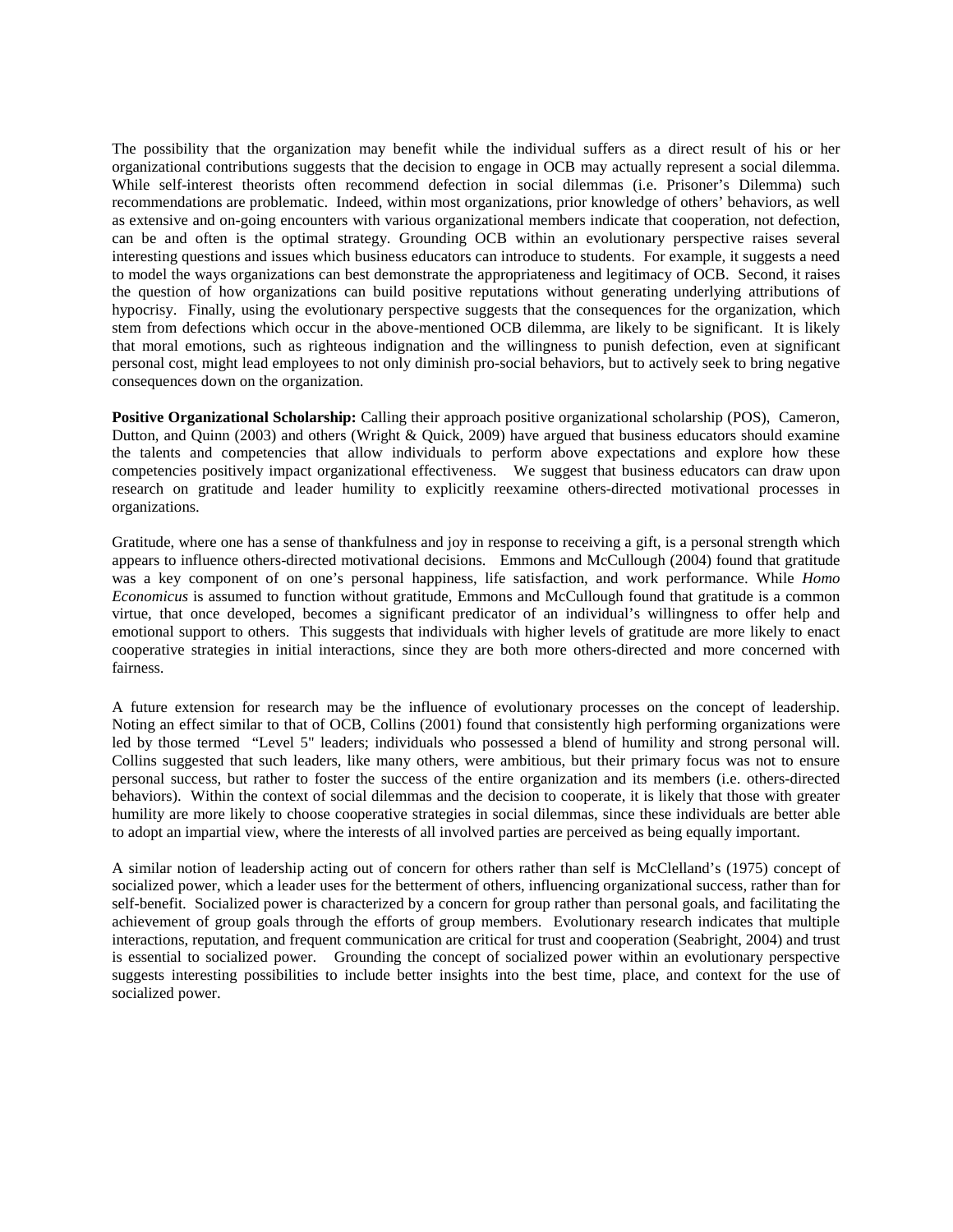The possibility that the organization may benefit while the individual suffers as a direct result of his or her organizational contributions suggests that the decision to engage in OCB may actually represent a social dilemma. While self-interest theorists often recommend defection in social dilemmas (i.e. Prisoner's Dilemma) such recommendations are problematic. Indeed, within most organizations, prior knowledge of others' behaviors, as well as extensive and on-going encounters with various organizational members indicate that cooperation, not defection, can be and often is the optimal strategy. Grounding OCB within an evolutionary perspective raises several interesting questions and issues which business educators can introduce to students. For example, it suggests a need to model the ways organizations can best demonstrate the appropriateness and legitimacy of OCB. Second, it raises the question of how organizations can build positive reputations without generating underlying attributions of hypocrisy. Finally, using the evolutionary perspective suggests that the consequences for the organization, which stem from defections which occur in the above-mentioned OCB dilemma, are likely to be significant. It is likely that moral emotions, such as righteous indignation and the willingness to punish defection, even at significant personal cost, might lead employees to not only diminish pro-social behaviors, but to actively seek to bring negative consequences down on the organization.

**Positive Organizational Scholarship:** Calling their approach positive organizational scholarship (POS), Cameron, Dutton, and Quinn (2003) and others (Wright & Quick, 2009) have argued that business educators should examine the talents and competencies that allow individuals to perform above expectations and explore how these competencies positively impact organizational effectiveness. We suggest that business educators can draw upon research on gratitude and leader humility to explicitly reexamine others-directed motivational processes in organizations.

Gratitude, where one has a sense of thankfulness and joy in response to receiving a gift, is a personal strength which appears to influence others-directed motivational decisions. Emmons and McCullough (2004) found that gratitude was a key component of on one's personal happiness, life satisfaction, and work performance. While *Homo Economicus* is assumed to function without gratitude, Emmons and McCullough found that gratitude is a common virtue, that once developed, becomes a significant predicator of an individual's willingness to offer help and emotional support to others. This suggests that individuals with higher levels of gratitude are more likely to enact cooperative strategies in initial interactions, since they are both more others-directed and more concerned with fairness.

A future extension for research may be the influence of evolutionary processes on the concept of leadership. Noting an effect similar to that of OCB, Collins (2001) found that consistently high performing organizations were led by those termed "Level 5" leaders; individuals who possessed a blend of humility and strong personal will. Collins suggested that such leaders, like many others, were ambitious, but their primary focus was not to ensure personal success, but rather to foster the success of the entire organization and its members (i.e. others-directed behaviors). Within the context of social dilemmas and the decision to cooperate, it is likely that those with greater humility are more likely to choose cooperative strategies in social dilemmas, since these individuals are better able to adopt an impartial view, where the interests of all involved parties are perceived as being equally important.

A similar notion of leadership acting out of concern for others rather than self is McClelland's (1975) concept of socialized power, which a leader uses for the betterment of others, influencing organizational success, rather than for self-benefit. Socialized power is characterized by a concern for group rather than personal goals, and facilitating the achievement of group goals through the efforts of group members. Evolutionary research indicates that multiple interactions, reputation, and frequent communication are critical for trust and cooperation (Seabright, 2004) and trust is essential to socialized power. Grounding the concept of socialized power within an evolutionary perspective suggests interesting possibilities to include better insights into the best time, place, and context for the use of socialized power.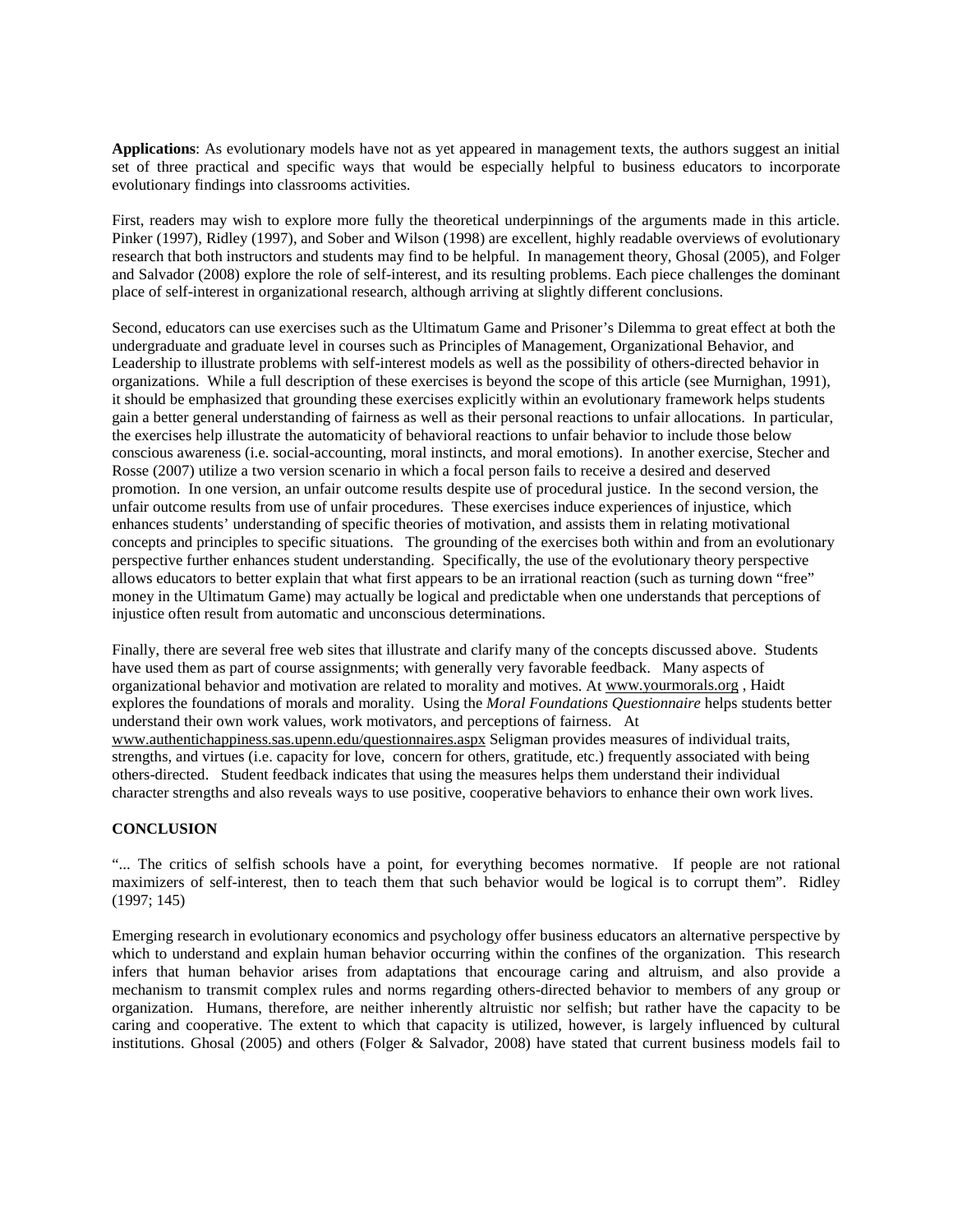**Applications**: As evolutionary models have not as yet appeared in management texts, the authors suggest an initial set of three practical and specific ways that would be especially helpful to business educators to incorporate evolutionary findings into classrooms activities.

First, readers may wish to explore more fully the theoretical underpinnings of the arguments made in this article. Pinker (1997), Ridley (1997), and Sober and Wilson (1998) are excellent, highly readable overviews of evolutionary research that both instructors and students may find to be helpful. In management theory, Ghosal (2005), and Folger and Salvador (2008) explore the role of self-interest, and its resulting problems. Each piece challenges the dominant place of self-interest in organizational research, although arriving at slightly different conclusions.

Second, educators can use exercises such as the Ultimatum Game and Prisoner's Dilemma to great effect at both the undergraduate and graduate level in courses such as Principles of Management, Organizational Behavior, and Leadership to illustrate problems with self-interest models as well as the possibility of others-directed behavior in organizations. While a full description of these exercises is beyond the scope of this article (see Murnighan, 1991), it should be emphasized that grounding these exercises explicitly within an evolutionary framework helps students gain a better general understanding of fairness as well as their personal reactions to unfair allocations. In particular, the exercises help illustrate the automaticity of behavioral reactions to unfair behavior to include those below conscious awareness (i.e. social-accounting, moral instincts, and moral emotions). In another exercise, Stecher and Rosse (2007) utilize a two version scenario in which a focal person fails to receive a desired and deserved promotion. In one version, an unfair outcome results despite use of procedural justice. In the second version, the unfair outcome results from use of unfair procedures. These exercises induce experiences of injustice, which enhances students' understanding of specific theories of motivation, and assists them in relating motivational concepts and principles to specific situations. The grounding of the exercises both within and from an evolutionary perspective further enhances student understanding. Specifically, the use of the evolutionary theory perspective allows educators to better explain that what first appears to be an irrational reaction (such as turning down "free" money in the Ultimatum Game) may actually be logical and predictable when one understands that perceptions of injustice often result from automatic and unconscious determinations.

Finally, there are several free web sites that illustrate and clarify many of the concepts discussed above. Students have used them as part of course assignments; with generally very favorable feedback. Many aspects of organizational behavior and motivation are related to morality and motives. At www.yourmorals.org , Haidt explores the foundations of morals and morality. Using the *Moral Foundations Questionnaire* helps students better understand their own work values, work motivators, and perceptions of fairness. At www.authentichappiness.sas.upenn.edu/questionnaires.aspx Seligman provides measures of individual traits, strengths, and virtues (i.e. capacity for love, concern for others, gratitude, etc.) frequently associated with being others-directed. Student feedback indicates that using the measures helps them understand their individual character strengths and also reveals ways to use positive, cooperative behaviors to enhance their own work lives.

## CONCLUSION

"... The critics of selfish schools have a point, for everything becomes normative. If people are not rational maximizers of self-interest, then to teach them that such behavior would be logical is to corrupt them". Ridley (1997; 145)

Emerging research in evolutionary economics and psychology offer business educators an alternative perspective by which to understand and explain human behavior occurring within the confines of the organization. This research infers that human behavior arises from adaptations that encourage caring and altruism, and also provide a mechanism to transmit complex rules and norms regarding others-directed behavior to members of any group or organization. Humans, therefore, are neither inherently altruistic nor selfish; but rather have the capacity to be caring and cooperative. The extent to which that capacity is utilized, however, is largely influenced by cultural institutions. Ghosal (2005) and others (Folger & Salvador, 2008) have stated that current business models fail to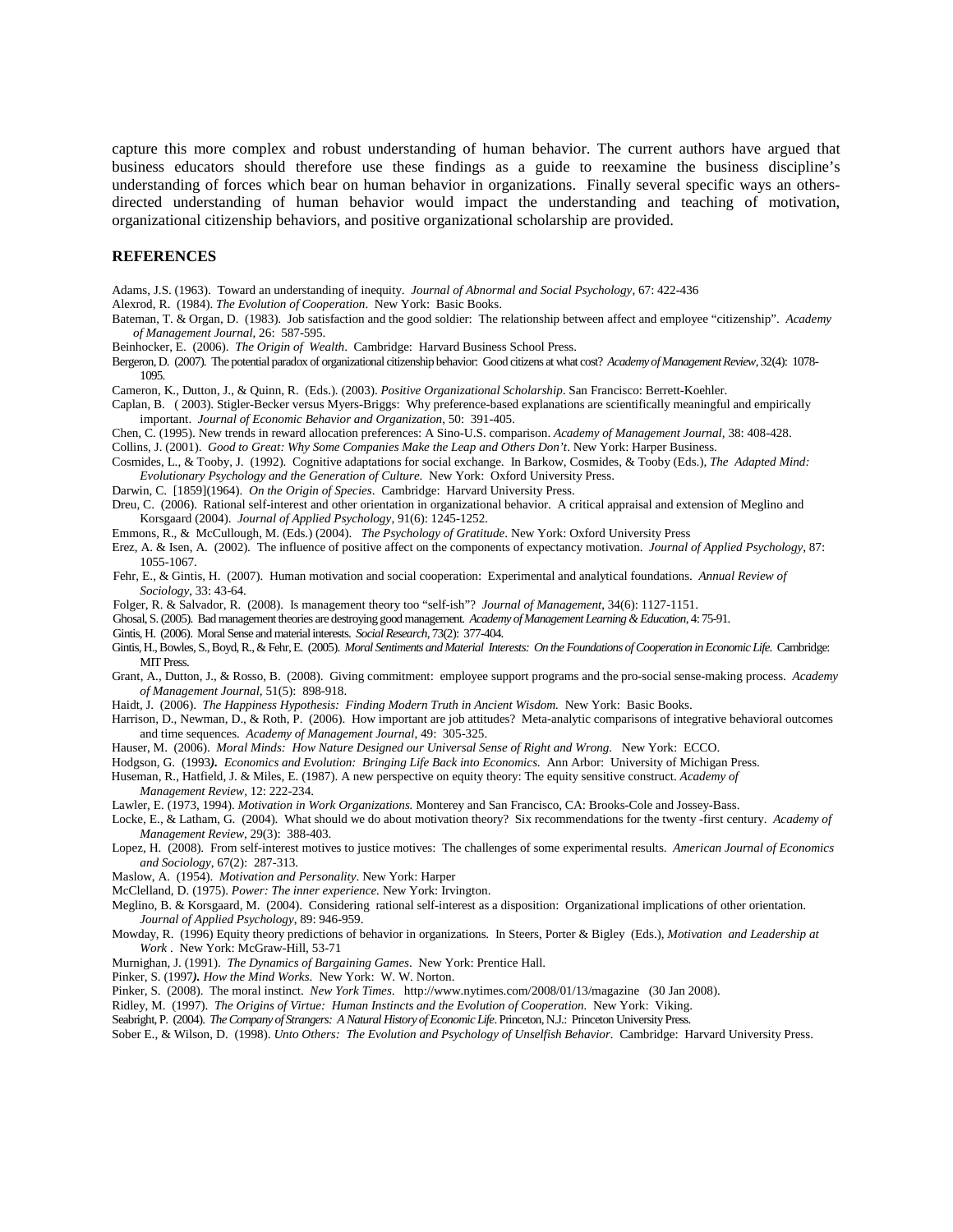capture this more complex and robust understanding of human behavior. The current authors have argued that business educators should therefore use these findings as a guide to reexamine the business discipline's understanding of forces which bear on human behavior in organizations. Finally several specific ways an others-directed understanding of human behavior would impact the understanding and teaching of motivation, organizational citizenship behaviors, and positive organizational scholarship are provided.

## REFERENCES

Adams, J.S. (1963). Toward an understanding of inequity. *Journal of Abnormal and Social Psychology*, 67: 422-436

Alexrod, R. (1984). *The Evolution of Cooperation*. New York: Basic Books.

Bateman, T. & Organ, D. (1983). Job satisfaction and the good soldier: The relationship between affect and employee "citizenship". *Academy of Management Journal*, 26: 587-595.

Beinhocker, E. (2006). *The Origin of Wealth*. Cambridge: Harvard Business School Press.

Bergeron, D. (2007). The potential paradox of organizational citizenship behavior: Good citizens at what cost? *Academy of Management Review*, 32(4): 1078-1095.

Cameron, K., Dutton, J., & Quinn, R. (Eds.). (2003). *Positive Organizational Scholarship*. San Francisco: Berrett-Koehler.

Caplan, B. ( 2003). Stigler-Becker versus Myers-Briggs: Why preference-based explanations are scientifically meaningful and empirically important. *Journal of Economic Behavior and Organization*, 50: 391-405.

Chen, C. (1995). New trends in reward allocation preferences: A Sino-U.S. comparison. *Academy of Management Journal*, 38: 408-428.

Collins, J. (2001). *Good to Great: Why Some Companies Make the Leap and Others Don't*. New York: Harper Business.

Cosmides, L., & Tooby, J. (1992). Cognitive adaptations for social exchange. In Barkow, Cosmides, & Tooby (Eds.), *The Adapted Mind: Evolutionary Psychology and the Generation of Culture*. New York: Oxford University Press.

Darwin, C. [1859](1964). *On the Origin of Species*. Cambridge: Harvard University Press.

Dreu, C. (2006). Rational self-interest and other orientation in organizational behavior. A critical appraisal and extension of Meglino and Korsgaard (2004). *Journal of Applied Psychology*, 91(6): 1245-1252.

Emmons, R., & McCullough, M. (Eds.) (2004). *The Psychology of Gratitude*. New York: Oxford University Press

Erez, A. & Isen, A. (2002). The influence of positive affect on the components of expectancy motivation. *Journal of Applied Psychology*, 87: 1055-1067.

Fehr, E., & Gintis, H. (2007). Human motivation and social cooperation: Experimental and analytical foundations. *Annual Review of Sociology*, 33: 43-64.

Folger, R. & Salvador, R. (2008). Is management theory too "self-ish"? *Journal of Management*, 34(6): 1127-1151.

Ghoshal, S. (2005). Bad management theories are destroying good management. *Academy of Management Learning & Education*, 4: 75-91.

Gintis, H. (2006). Moral Sense and material interests. *Social Research*, 73(2): 377-404.

Gintis, H., Bowles, S., Boyd, R., & Fehr, E. (2005). *Moral Sentiments and Material Interests: On the Foundations of Cooperation in Economic Life*. Cambridge: MIT Press.

Grant, A., Dutton, J., & Rosso, B. (2008). Giving commitment: employee support programs and the pro-social sense-making process. *Academy of Management Journal*, 51(5): 898-918.

Haidt, J. (2006). *The Happiness Hypothesis: Finding Modern Truth in Ancient Wisdom*. New York: Basic Books.

Harrison, D., Newman, D., & Roth, P. (2006). How important are job attitudes? Meta-analytic comparisons of integrative behavioral outcomes and time sequences. *Academy of Management Journal*, 49: 305-325.

Hauser, M. (2006). *Moral Minds: How Nature Designed our Universal Sense of Right and Wrong*. New York: ECCO.

Hodgson, G. (1993**)**. *Economics and Evolution: Bringing Life Back into Economics*. Ann Arbor: University of Michigan Press.

Huseman, R., Hatfield, J. & Miles, E. (1987). A new perspective on equity theory: The equity sensitive construct. *Academy of Management Review*, 12: 222-234.

Lawler, E. (1973, 1994). *Motivation in Work Organizations*. Monterey and San Francisco, CA: Brooks-Cole and Jossey-Bass.

Locke, E., & Latham, G. (2004). What should we do about motivation theory? Six recommendations for the twenty -first century. *Academy of Management Review*, 29(3): 388-403.

Lopez, H. (2008). From self-interest motives to justice motives: The challenges of some experimental results. *American Journal of Economics and Sociology*, 67(2): 287-313.

Maslow, A. (1954). *Motivation and Personality*. New York: Harper

McClelland, D. (1975). *Power: The inner experience*. New York: Irvington.

Meglino, B. & Korsgaard, M. (2004). Considering rational self-interest as a disposition: Organizational implications of other orientation. *Journal of Applied Psychology*, 89: 946-959.

Mowday, R. (1996) Equity theory predictions of behavior in organizations. In Steers, Porter & Bigley (Eds.), *Motivation and Leadership at Work* . New York: McGraw-Hill, 53-71

Murnighan, J. (1991). *The Dynamics of Bargaining Games*. New York: Prentice Hall.

Pinker, S. (1997**)**. *How the Mind Works*. New York: W. W. Norton.

Pinker, S. (2008). The moral instinct. *New York Times*. http://www.nytimes.com/2008/01/13/magazine (30 Jan 2008).

Ridley, M. (1997). *The Origins of Virtue: Human Instincts and the Evolution of Cooperation*. New York: Viking.

Seabright, P. (2004). *The Company of Strangers: A Natural History of Economic Life*. Princeton, N.J.: Princeton University Press.

Sober E., & Wilson, D. (1998). *Unto Others: The Evolution and Psychology of Unselfish Behavior*. Cambridge: Harvard University Press.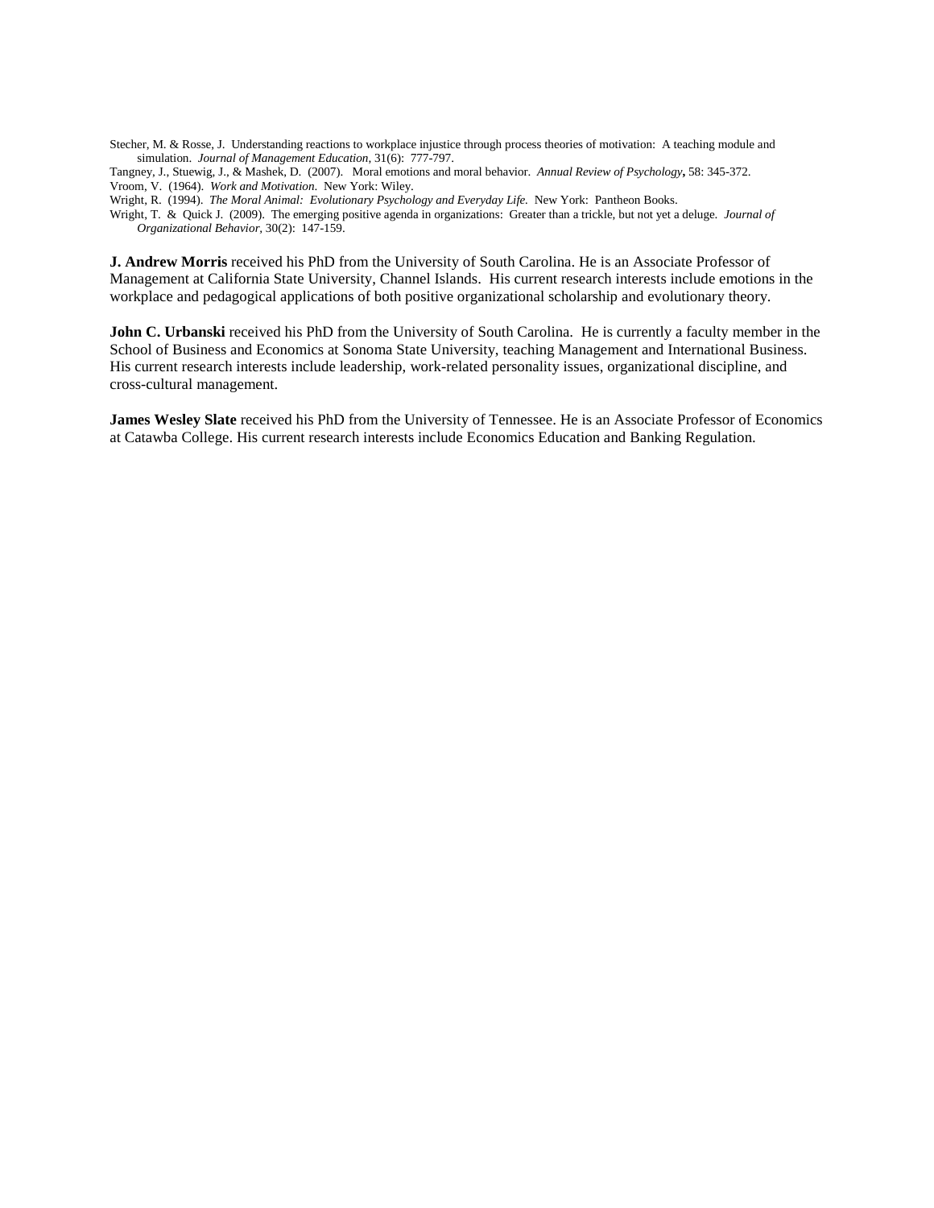Stecher, M. & Rosse, J. Understanding reactions to workplace injustice through process theories of motivation: A teaching module and simulation. *Journal of Management Education,* 31(6): 777-797.

Tangney, J., Stuewig, J., & Mashek, D. (2007). Moral emotions and moral behavior. *Annual Review of Psychology***,** 58: 345-372.

Vroom, V. (1964). *Work and Motivation*. New York: Wiley.

Wright, R. (1994). *The Moral Animal: Evolutionary Psychology and Everyday Life.* New York: Pantheon Books.

Wright, T. & Quick J. (2009). The emerging positive agenda in organizations: Greater than a trickle, but not yet a deluge. *Journal of Organizational Behavior,* 30(2): 147-159.

**J. Andrew Morris** received his PhD from the University of South Carolina. He is an Associate Professor of Management at California State University, Channel Islands. His current research interests include emotions in the workplace and pedagogical applications of both positive organizational scholarship and evolutionary theory.

**John C. Urbanski** received his PhD from the University of South Carolina. He is currently a faculty member in the School of Business and Economics at Sonoma State University, teaching Management and International Business. His current research interests include leadership, work-related personality issues, organizational discipline, and cross-cultural management.

**James Wesley Slate** received his PhD from the University of Tennessee. He is an Associate Professor of Economics at Catawba College. His current research interests include Economics Education and Banking Regulation.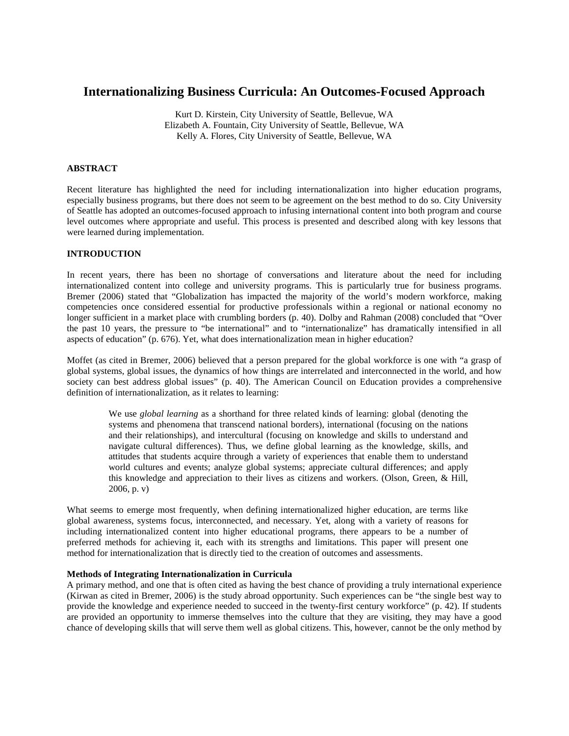# Internationalizing Business Curricula: An Outcomes-Focused Approach

Kurt D. Kirstein, City University of Seattle, Bellevue, WA
Elizabeth A. Fountain, City University of Seattle, Bellevue, WA
Kelly A. Flores, City University of Seattle, Bellevue, WA

## ABSTRACT

Recent literature has highlighted the need for including internationalization into higher education programs, especially business programs, but there does not seem to be agreement on the best method to do so. City University of Seattle has adopted an outcomes-focused approach to infusing international content into both program and course level outcomes where appropriate and useful. This process is presented and described along with key lessons that were learned during implementation.

## INTRODUCTION

In recent years, there has been no shortage of conversations and literature about the need for including internationalized content into college and university programs. This is particularly true for business programs. Bremer (2006) stated that "Globalization has impacted the majority of the world's modern workforce, making competencies once considered essential for productive professionals within a regional or national economy no longer sufficient in a market place with crumbling borders (p. 40). Dolby and Rahman (2008) concluded that "Over the past 10 years, the pressure to "be international" and to "internationalize" has dramatically intensified in all aspects of education" (p. 676). Yet, what does internationalization mean in higher education?

Moffet (as cited in Bremer, 2006) believed that a person prepared for the global workforce is one with "a grasp of global systems, global issues, the dynamics of how things are interrelated and interconnected in the world, and how society can best address global issues" (p. 40). The American Council on Education provides a comprehensive definition of internationalization, as it relates to learning:

> We use *global learning* as a shorthand for three related kinds of learning: global (denoting the systems and phenomena that transcend national borders), international (focusing on the nations and their relationships), and intercultural (focusing on knowledge and skills to understand and navigate cultural differences). Thus, we define global learning as the knowledge, skills, and attitudes that students acquire through a variety of experiences that enable them to understand world cultures and events; analyze global systems; appreciate cultural differences; and apply this knowledge and appreciation to their lives as citizens and workers. (Olson, Green, & Hill, 2006, p. v)

What seems to emerge most frequently, when defining internationalized higher education, are terms like global awareness, systems focus, interconnected, and necessary. Yet, along with a variety of reasons for including internationalized content into higher educational programs, there appears to be a number of preferred methods for achieving it, each with its strengths and limitations. This paper will present one method for internationalization that is directly tied to the creation of outcomes and assessments.

### Methods of Integrating Internationalization in Curricula

A primary method, and one that is often cited as having the best chance of providing a truly international experience (Kirwan as cited in Bremer, 2006) is the study abroad opportunity. Such experiences can be "the single best way to provide the knowledge and experience needed to succeed in the twenty-first century workforce" (p. 42). If students are provided an opportunity to immerse themselves into the culture that they are visiting, they may have a good chance of developing skills that will serve them well as global citizens. This, however, cannot be the only method by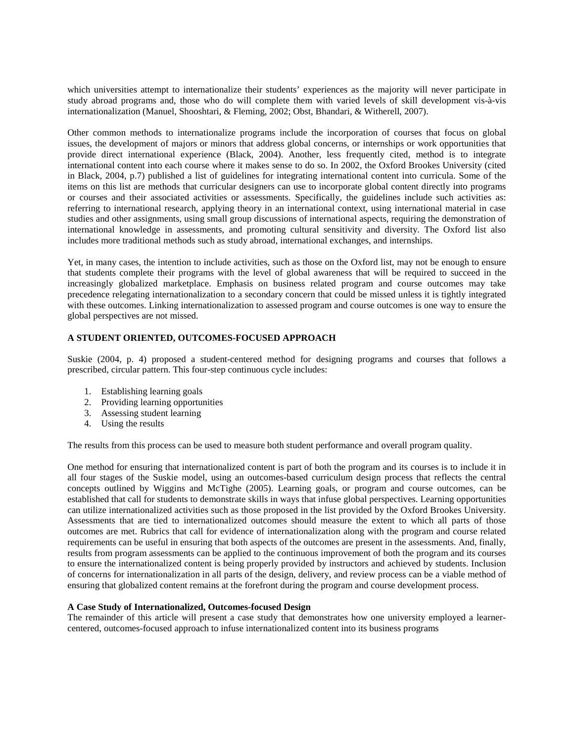which universities attempt to internationalize their students' experiences as the majority will never participate in study abroad programs and, those who do will complete them with varied levels of skill development vis-à-vis internationalization (Manuel, Shooshtari, & Fleming, 2002; Obst, Bhandari, & Witherell, 2007).

Other common methods to internationalize programs include the incorporation of courses that focus on global issues, the development of majors or minors that address global concerns, or internships or work opportunities that provide direct international experience (Black, 2004). Another, less frequently cited, method is to integrate international content into each course where it makes sense to do so. In 2002, the Oxford Brookes University (cited in Black, 2004, p.7) published a list of guidelines for integrating international content into curricula. Some of the items on this list are methods that curricular designers can use to incorporate global content directly into programs or courses and their associated activities or assessments. Specifically, the guidelines include such activities as: referring to international research, applying theory in an international context, using international material in case studies and other assignments, using small group discussions of international aspects, requiring the demonstration of international knowledge in assessments, and promoting cultural sensitivity and diversity. The Oxford list also includes more traditional methods such as study abroad, international exchanges, and internships.

Yet, in many cases, the intention to include activities, such as those on the Oxford list, may not be enough to ensure that students complete their programs with the level of global awareness that will be required to succeed in the increasingly globalized marketplace. Emphasis on business related program and course outcomes may take precedence relegating internationalization to a secondary concern that could be missed unless it is tightly integrated with these outcomes. Linking internationalization to assessed program and course outcomes is one way to ensure the global perspectives are not missed.

## A STUDENT ORIENTED, OUTCOMES-FOCUSED APPROACH

Suskie (2004, p. 4) proposed a student-centered method for designing programs and courses that follows a prescribed, circular pattern. This four-step continuous cycle includes:

1. Establishing learning goals
2. Providing learning opportunities
3. Assessing student learning
4. Using the results

The results from this process can be used to measure both student performance and overall program quality.

One method for ensuring that internationalized content is part of both the program and its courses is to include it in all four stages of the Suskie model, using an outcomes-based curriculum design process that reflects the central concepts outlined by Wiggins and McTighe (2005). Learning goals, or program and course outcomes, can be established that call for students to demonstrate skills in ways that infuse global perspectives. Learning opportunities can utilize internationalized activities such as those proposed in the list provided by the Oxford Brookes University. Assessments that are tied to internationalized outcomes should measure the extent to which all parts of those outcomes are met. Rubrics that call for evidence of internationalization along with the program and course related requirements can be useful in ensuring that both aspects of the outcomes are present in the assessments. And, finally, results from program assessments can be applied to the continuous improvement of both the program and its courses to ensure the internationalized content is being properly provided by instructors and achieved by students. Inclusion of concerns for internationalization in all parts of the design, delivery, and review process can be a viable method of ensuring that globalized content remains at the forefront during the program and course development process.

### A Case Study of Internationalized, Outcomes-focused Design

The remainder of this article will present a case study that demonstrates how one university employed a learner-centered, outcomes-focused approach to infuse internationalized content into its business programs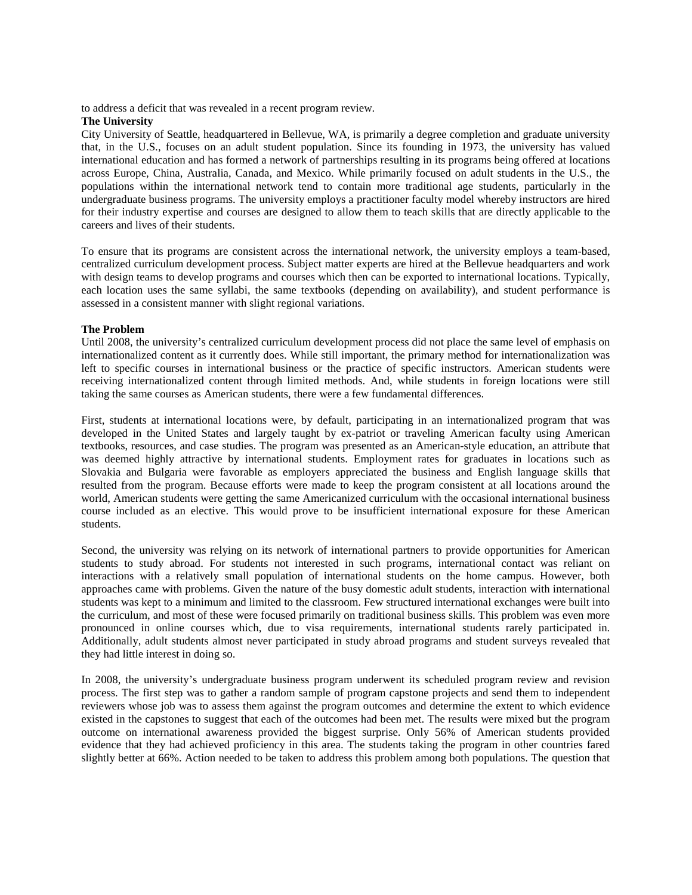to address a deficit that was revealed in a recent program review.

**The University**

City University of Seattle, headquartered in Bellevue, WA, is primarily a degree completion and graduate university that, in the U.S., focuses on an adult student population. Since its founding in 1973, the university has valued international education and has formed a network of partnerships resulting in its programs being offered at locations across Europe, China, Australia, Canada, and Mexico. While primarily focused on adult students in the U.S., the populations within the international network tend to contain more traditional age students, particularly in the undergraduate business programs. The university employs a practitioner faculty model whereby instructors are hired for their industry expertise and courses are designed to allow them to teach skills that are directly applicable to the careers and lives of their students.

To ensure that its programs are consistent across the international network, the university employs a team-based, centralized curriculum development process. Subject matter experts are hired at the Bellevue headquarters and work with design teams to develop programs and courses which then can be exported to international locations. Typically, each location uses the same syllabi, the same textbooks (depending on availability), and student performance is assessed in a consistent manner with slight regional variations.

**The Problem**

Until 2008, the university's centralized curriculum development process did not place the same level of emphasis on internationalized content as it currently does. While still important, the primary method for internationalization was left to specific courses in international business or the practice of specific instructors. American students were receiving internationalized content through limited methods. And, while students in foreign locations were still taking the same courses as American students, there were a few fundamental differences.

First, students at international locations were, by default, participating in an internationalized program that was developed in the United States and largely taught by ex-patriot or traveling American faculty using American textbooks, resources, and case studies. The program was presented as an American-style education, an attribute that was deemed highly attractive by international students. Employment rates for graduates in locations such as Slovakia and Bulgaria were favorable as employers appreciated the business and English language skills that resulted from the program. Because efforts were made to keep the program consistent at all locations around the world, American students were getting the same Americanized curriculum with the occasional international business course included as an elective. This would prove to be insufficient international exposure for these American students.

Second, the university was relying on its network of international partners to provide opportunities for American students to study abroad. For students not interested in such programs, international contact was reliant on interactions with a relatively small population of international students on the home campus. However, both approaches came with problems. Given the nature of the busy domestic adult students, interaction with international students was kept to a minimum and limited to the classroom. Few structured international exchanges were built into the curriculum, and most of these were focused primarily on traditional business skills. This problem was even more pronounced in online courses which, due to visa requirements, international students rarely participated in. Additionally, adult students almost never participated in study abroad programs and student surveys revealed that they had little interest in doing so.

In 2008, the university's undergraduate business program underwent its scheduled program review and revision process. The first step was to gather a random sample of program capstone projects and send them to independent reviewers whose job was to assess them against the program outcomes and determine the extent to which evidence existed in the capstones to suggest that each of the outcomes had been met. The results were mixed but the program outcome on international awareness provided the biggest surprise. Only 56% of American students provided evidence that they had achieved proficiency in this area. The students taking the program in other countries fared slightly better at 66%. Action needed to be taken to address this problem among both populations. The question that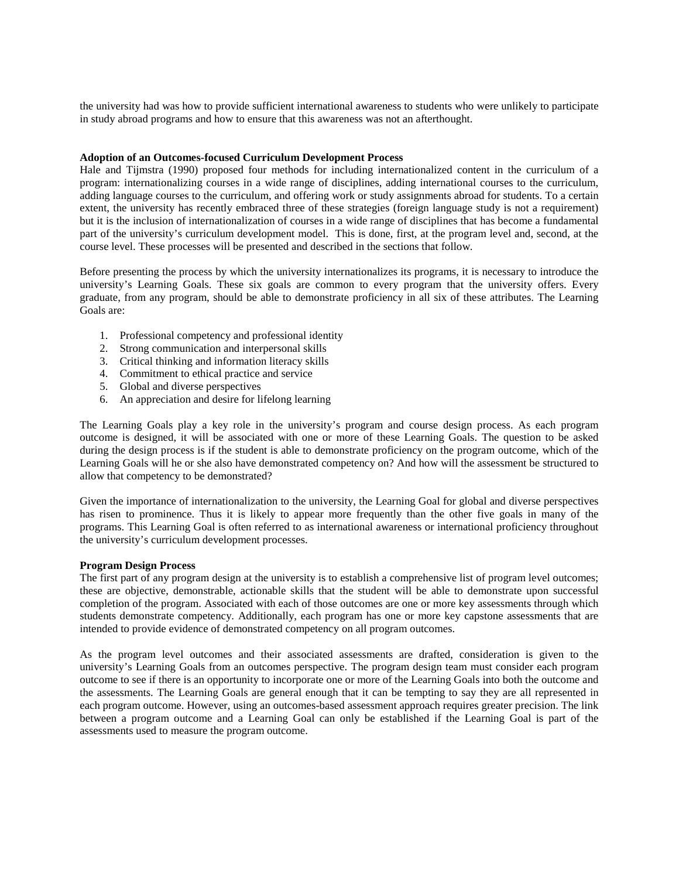the university had was how to provide sufficient international awareness to students who were unlikely to participate in study abroad programs and how to ensure that this awareness was not an afterthought.

**Adoption of an Outcomes-focused Curriculum Development Process**

Hale and Tijmstra (1990) proposed four methods for including internationalized content in the curriculum of a program: internationalizing courses in a wide range of disciplines, adding international courses to the curriculum, adding language courses to the curriculum, and offering work or study assignments abroad for students. To a certain extent, the university has recently embraced three of these strategies (foreign language study is not a requirement) but it is the inclusion of internationalization of courses in a wide range of disciplines that has become a fundamental part of the university's curriculum development model. This is done, first, at the program level and, second, at the course level. These processes will be presented and described in the sections that follow.

Before presenting the process by which the university internationalizes its programs, it is necessary to introduce the university's Learning Goals. These six goals are common to every program that the university offers. Every graduate, from any program, should be able to demonstrate proficiency in all six of these attributes. The Learning Goals are:

1. Professional competency and professional identity
2. Strong communication and interpersonal skills
3. Critical thinking and information literacy skills
4. Commitment to ethical practice and service
5. Global and diverse perspectives
6. An appreciation and desire for lifelong learning

The Learning Goals play a key role in the university's program and course design process. As each program outcome is designed, it will be associated with one or more of these Learning Goals. The question to be asked during the design process is if the student is able to demonstrate proficiency on the program outcome, which of the Learning Goals will he or she also have demonstrated competency on? And how will the assessment be structured to allow that competency to be demonstrated?

Given the importance of internationalization to the university, the Learning Goal for global and diverse perspectives has risen to prominence. Thus it is likely to appear more frequently than the other five goals in many of the programs. This Learning Goal is often referred to as international awareness or international proficiency throughout the university's curriculum development processes.

**Program Design Process**

The first part of any program design at the university is to establish a comprehensive list of program level outcomes; these are objective, demonstrable, actionable skills that the student will be able to demonstrate upon successful completion of the program. Associated with each of those outcomes are one or more key assessments through which students demonstrate competency. Additionally, each program has one or more key capstone assessments that are intended to provide evidence of demonstrated competency on all program outcomes.

As the program level outcomes and their associated assessments are drafted, consideration is given to the university's Learning Goals from an outcomes perspective. The program design team must consider each program outcome to see if there is an opportunity to incorporate one or more of the Learning Goals into both the outcome and the assessments. The Learning Goals are general enough that it can be tempting to say they are all represented in each program outcome. However, using an outcomes-based assessment approach requires greater precision. The link between a program outcome and a Learning Goal can only be established if the Learning Goal is part of the assessments used to measure the program outcome.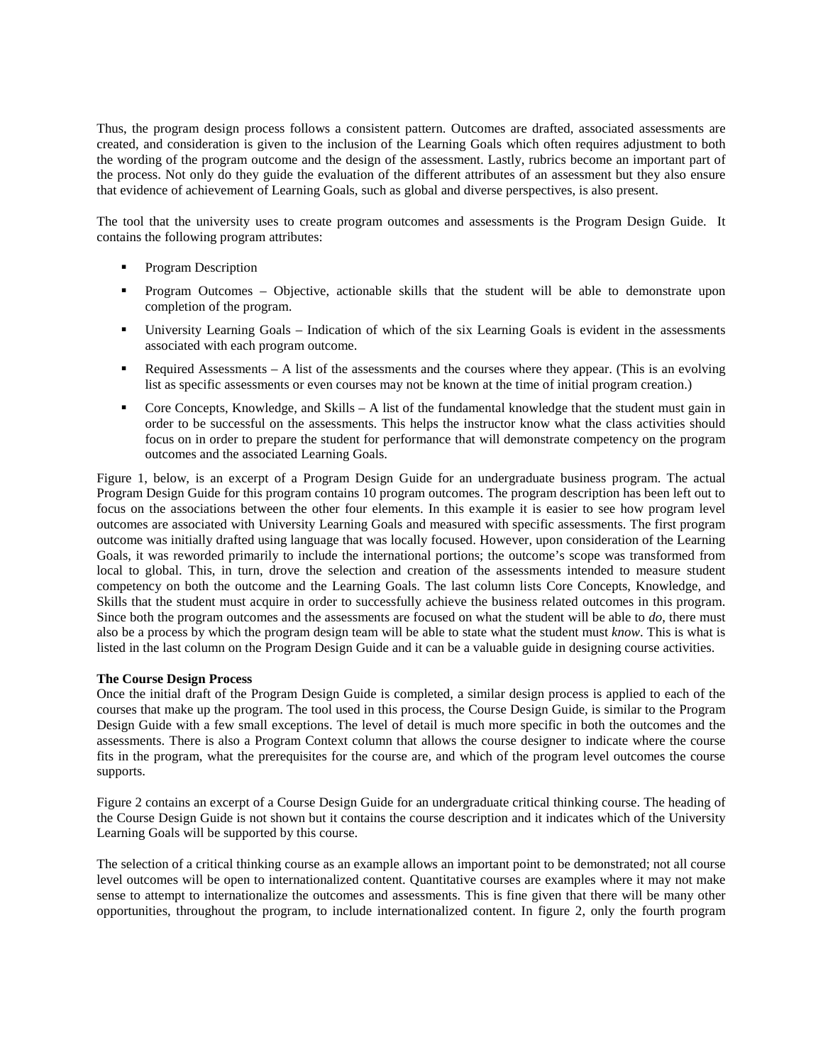Thus, the program design process follows a consistent pattern. Outcomes are drafted, associated assessments are created, and consideration is given to the inclusion of the Learning Goals which often requires adjustment to both the wording of the program outcome and the design of the assessment. Lastly, rubrics become an important part of the process. Not only do they guide the evaluation of the different attributes of an assessment but they also ensure that evidence of achievement of Learning Goals, such as global and diverse perspectives, is also present.

The tool that the university uses to create program outcomes and assessments is the Program Design Guide. It contains the following program attributes:

- Program Description
- Program Outcomes – Objective, actionable skills that the student will be able to demonstrate upon completion of the program.
- University Learning Goals – Indication of which of the six Learning Goals is evident in the assessments associated with each program outcome.
- Required Assessments – A list of the assessments and the courses where they appear. (This is an evolving list as specific assessments or even courses may not be known at the time of initial program creation.)
- Core Concepts, Knowledge, and Skills – A list of the fundamental knowledge that the student must gain in order to be successful on the assessments. This helps the instructor know what the class activities should focus on in order to prepare the student for performance that will demonstrate competency on the program outcomes and the associated Learning Goals.

Figure 1, below, is an excerpt of a Program Design Guide for an undergraduate business program. The actual Program Design Guide for this program contains 10 program outcomes. The program description has been left out to focus on the associations between the other four elements. In this example it is easier to see how program level outcomes are associated with University Learning Goals and measured with specific assessments. The first program outcome was initially drafted using language that was locally focused. However, upon consideration of the Learning Goals, it was reworded primarily to include the international portions; the outcome's scope was transformed from local to global. This, in turn, drove the selection and creation of the assessments intended to measure student competency on both the outcome and the Learning Goals. The last column lists Core Concepts, Knowledge, and Skills that the student must acquire in order to successfully achieve the business related outcomes in this program. Since both the program outcomes and the assessments are focused on what the student will be able to *do*, there must also be a process by which the program design team will be able to state what the student must *know*. This is what is listed in the last column on the Program Design Guide and it can be a valuable guide in designing course activities.

**The Course Design Process**

Once the initial draft of the Program Design Guide is completed, a similar design process is applied to each of the courses that make up the program. The tool used in this process, the Course Design Guide, is similar to the Program Design Guide with a few small exceptions. The level of detail is much more specific in both the outcomes and the assessments. There is also a Program Context column that allows the course designer to indicate where the course fits in the program, what the prerequisites for the course are, and which of the program level outcomes the course supports.

Figure 2 contains an excerpt of a Course Design Guide for an undergraduate critical thinking course. The heading of the Course Design Guide is not shown but it contains the course description and it indicates which of the University Learning Goals will be supported by this course.

The selection of a critical thinking course as an example allows an important point to be demonstrated; not all course level outcomes will be open to internationalized content. Quantitative courses are examples where it may not make sense to attempt to internationalize the outcomes and assessments. This is fine given that there will be many other opportunities, throughout the program, to include internationalized content. In figure 2, only the fourth program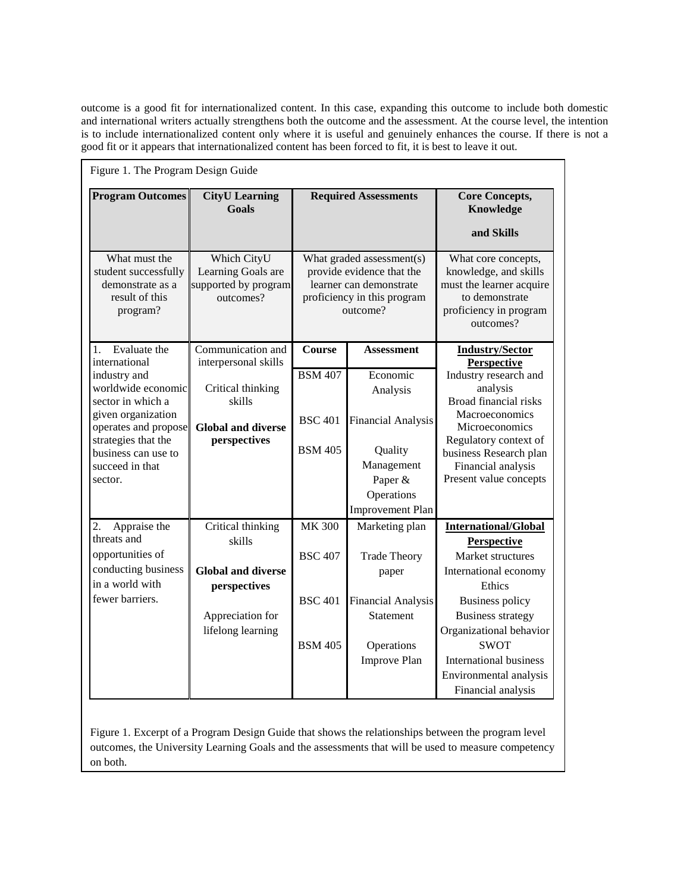outcome is a good fit for internationalized content. In this case, expanding this outcome to include both domestic and international writers actually strengthens both the outcome and the assessment. At the course level, the intention is to include internationalized content only where it is useful and genuinely enhances the course. If there is not a good fit or it appears that internationalized content has been forced to fit, it is best to leave it out.

Figure 1. The Program Design Guide

| **Program Outcomes** | **CityU Learning Goals** | **Required Assessments** | | **Core Concepts, Knowledge and Skills** |
|---|---|---|---|---|
| What must the student successfully demonstrate as a result of this program? | Which CityU Learning Goals are supported by program outcomes? | What graded assessment(s) provide evidence that the learner can demonstrate proficiency in this program outcome? | | What core concepts, knowledge, and skills must the learner acquire to demonstrate proficiency in program outcomes? |
| | | **Course** | **Assessment** | **Industry/Sector Perspective** |
| 1. Evaluate the international industry and worldwide economic sector in which a given organization operates and propose strategies that the business can use to succeed in that sector. | Communication and interpersonal skills<br><br>Critical thinking skills<br><br>**Global and diverse perspectives** | BSM 407<br><br>BSC 401<br><br>BSM 405 | Economic Analysis<br><br>Financial Analysis<br><br>Quality Management Paper & Operations Improvement Plan | Industry research and analysis<br>Broad financial risks<br>Macroeconomics<br>Microeconomics<br>Regulatory context of business Research plan<br>Financial analysis<br>Present value concepts |
| 2. Appraise the threats and opportunities of conducting business in a world with fewer barriers. | Critical thinking skills<br><br>**Global and diverse perspectives**<br><br>Appreciation for lifelong learning | MK 300<br><br>BSC 407<br><br>BSC 401<br><br>BSM 405 | Marketing plan<br><br>Trade Theory paper<br><br>Financial Analysis Statement<br><br>Operations Improve Plan | **International/Global Perspective**<br>Market structures<br>International economy<br>Ethics<br>Business policy<br>Business strategy<br>Organizational behavior<br>SWOT<br>International business<br>Environmental analysis<br>Financial analysis |

Figure 1. Excerpt of a Program Design Guide that shows the relationships between the program level outcomes, the University Learning Goals and the assessments that will be used to measure competency on both.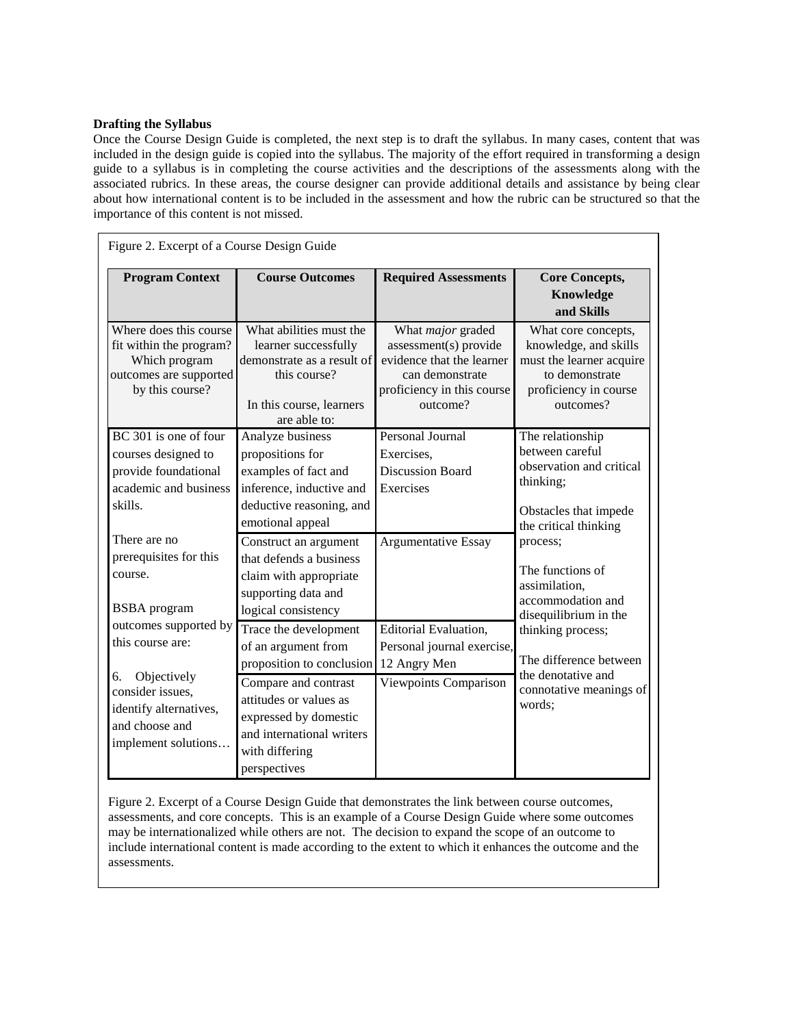**Drafting the Syllabus**

Once the Course Design Guide is completed, the next step is to draft the syllabus. In many cases, content that was included in the design guide is copied into the syllabus. The majority of the effort required in transforming a design guide to a syllabus is in completing the course activities and the descriptions of the assessments along with the associated rubrics. In these areas, the course designer can provide additional details and assistance by being clear about how international content is to be included in the assessment and how the rubric can be structured so that the importance of this content is not missed.

Figure 2. Excerpt of a Course Design Guide

| Program Context | Course Outcomes | Required Assessments | Core Concepts, Knowledge and Skills |
|---|---|---|---|
| Where does this course fit within the program? Which program outcomes are supported by this course? | What abilities must the learner successfully demonstrate as a result of this course?<br><br>In this course, learners are able to: | What *major* graded assessment(s) provide evidence that the learner can demonstrate proficiency in this course outcome? | What core concepts, knowledge, and skills must the learner acquire to demonstrate proficiency in course outcomes? |
| BC 301 is one of four courses designed to provide foundational academic and business skills.<br><br>There are no prerequisites for this course.<br><br>BSBA program outcomes supported by this course are:<br><br>6. Objectively consider issues, identify alternatives, and choose and implement solutions… | Analyze business propositions for examples of fact and inference, inductive and deductive reasoning, and emotional appeal | Personal Journal Exercises, Discussion Board Exercises | The relationship between careful observation and critical thinking;<br><br>Obstacles that impede the critical thinking process;<br><br>The functions of assimilation, accommodation and disequilibrium in the thinking process;<br><br>The difference between the denotative and connotative meanings of words; |
| | Construct an argument that defends a business claim with appropriate supporting data and logical consistency | Argumentative Essay | |
| | Trace the development of an argument from proposition to conclusion | Editorial Evaluation, Personal journal exercise, 12 Angry Men | |
| | Compare and contrast attitudes or values as expressed by domestic and international writers with differing perspectives | Viewpoints Comparison | |

Figure 2. Excerpt of a Course Design Guide that demonstrates the link between course outcomes, assessments, and core concepts. This is an example of a Course Design Guide where some outcomes may be internationalized while others are not. The decision to expand the scope of an outcome to include international content is made according to the extent to which it enhances the outcome and the assessments.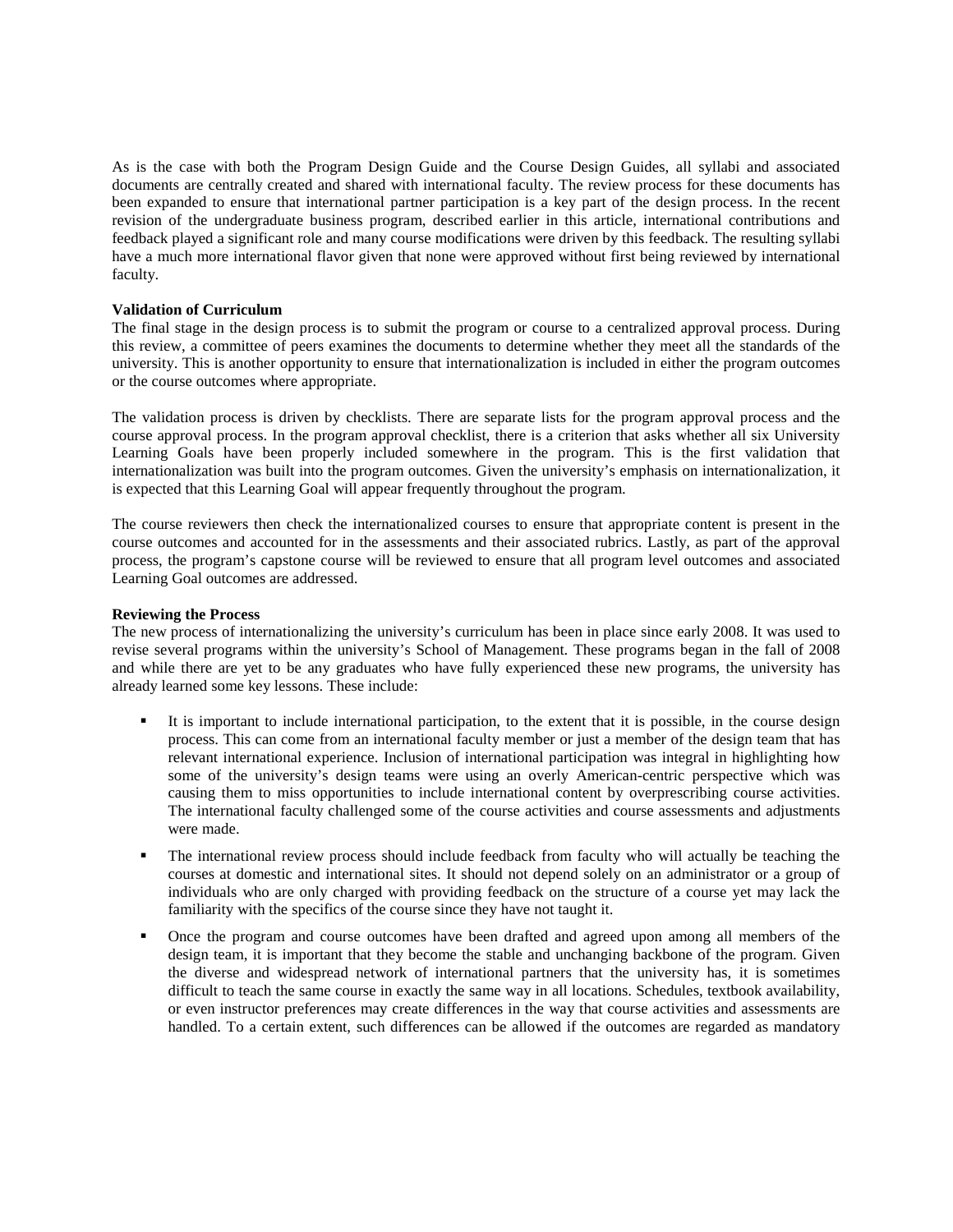As is the case with both the Program Design Guide and the Course Design Guides, all syllabi and associated documents are centrally created and shared with international faculty. The review process for these documents has been expanded to ensure that international partner participation is a key part of the design process. In the recent revision of the undergraduate business program, described earlier in this article, international contributions and feedback played a significant role and many course modifications were driven by this feedback. The resulting syllabi have a much more international flavor given that none were approved without first being reviewed by international faculty.

**Validation of Curriculum**

The final stage in the design process is to submit the program or course to a centralized approval process. During this review, a committee of peers examines the documents to determine whether they meet all the standards of the university. This is another opportunity to ensure that internationalization is included in either the program outcomes or the course outcomes where appropriate.

The validation process is driven by checklists. There are separate lists for the program approval process and the course approval process. In the program approval checklist, there is a criterion that asks whether all six University Learning Goals have been properly included somewhere in the program. This is the first validation that internationalization was built into the program outcomes. Given the university's emphasis on internationalization, it is expected that this Learning Goal will appear frequently throughout the program.

The course reviewers then check the internationalized courses to ensure that appropriate content is present in the course outcomes and accounted for in the assessments and their associated rubrics. Lastly, as part of the approval process, the program's capstone course will be reviewed to ensure that all program level outcomes and associated Learning Goal outcomes are addressed.

**Reviewing the Process**

The new process of internationalizing the university's curriculum has been in place since early 2008. It was used to revise several programs within the university's School of Management. These programs began in the fall of 2008 and while there are yet to be any graduates who have fully experienced these new programs, the university has already learned some key lessons. These include:

- It is important to include international participation, to the extent that it is possible, in the course design process. This can come from an international faculty member or just a member of the design team that has relevant international experience. Inclusion of international participation was integral in highlighting how some of the university's design teams were using an overly American-centric perspective which was causing them to miss opportunities to include international content by overprescribing course activities. The international faculty challenged some of the course activities and course assessments and adjustments were made.
- The international review process should include feedback from faculty who will actually be teaching the courses at domestic and international sites. It should not depend solely on an administrator or a group of individuals who are only charged with providing feedback on the structure of a course yet may lack the familiarity with the specifics of the course since they have not taught it.
- Once the program and course outcomes have been drafted and agreed upon among all members of the design team, it is important that they become the stable and unchanging backbone of the program. Given the diverse and widespread network of international partners that the university has, it is sometimes difficult to teach the same course in exactly the same way in all locations. Schedules, textbook availability, or even instructor preferences may create differences in the way that course activities and assessments are handled. To a certain extent, such differences can be allowed if the outcomes are regarded as mandatory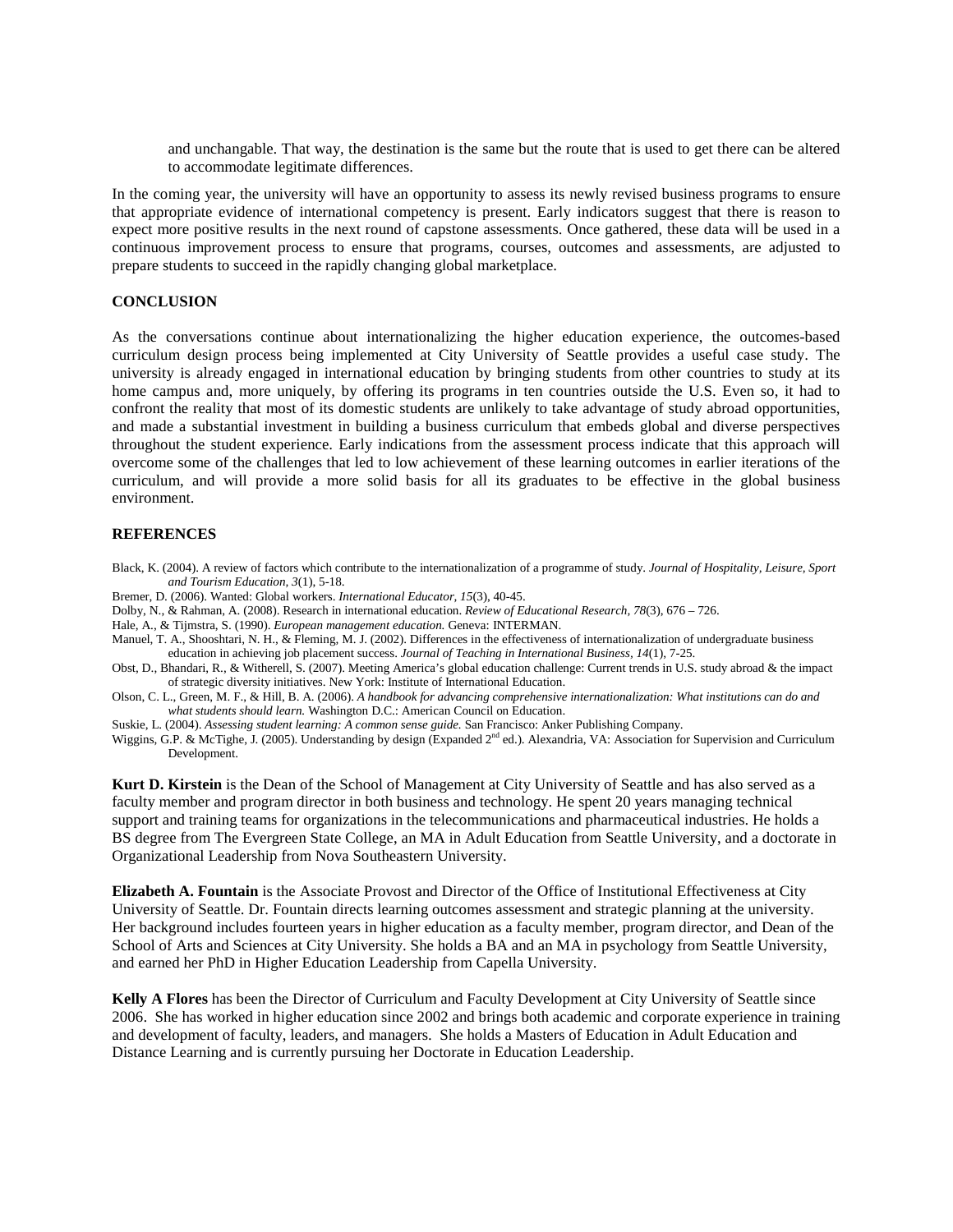and unchangable. That way, the destination is the same but the route that is used to get there can be altered to accommodate legitimate differences.

In the coming year, the university will have an opportunity to assess its newly revised business programs to ensure that appropriate evidence of international competency is present. Early indicators suggest that there is reason to expect more positive results in the next round of capstone assessments. Once gathered, these data will be used in a continuous improvement process to ensure that programs, courses, outcomes and assessments, are adjusted to prepare students to succeed in the rapidly changing global marketplace.

## CONCLUSION

As the conversations continue about internationalizing the higher education experience, the outcomes-based curriculum design process being implemented at City University of Seattle provides a useful case study. The university is already engaged in international education by bringing students from other countries to study at its home campus and, more uniquely, by offering its programs in ten countries outside the U.S. Even so, it had to confront the reality that most of its domestic students are unlikely to take advantage of study abroad opportunities, and made a substantial investment in building a business curriculum that embeds global and diverse perspectives throughout the student experience. Early indications from the assessment process indicate that this approach will overcome some of the challenges that led to low achievement of these learning outcomes in earlier iterations of the curriculum, and will provide a more solid basis for all its graduates to be effective in the global business environment.

## REFERENCES

Black, K. (2004). A review of factors which contribute to the internationalization of a programme of study. *Journal of Hospitality, Leisure, Sport and Tourism Education, 3*(1), 5-18.

Bremer, D. (2006). Wanted: Global workers. *International Educator, 15*(3), 40-45.

Dolby, N., & Rahman, A. (2008). Research in international education. *Review of Educational Research, 78*(3), 676 – 726.

Hale, A., & Tijmstra, S. (1990). *European management education.* Geneva: INTERMAN.

Manuel, T. A., Shooshtari, N. H., & Fleming, M. J. (2002). Differences in the effectiveness of internationalization of undergraduate business education in achieving job placement success. *Journal of Teaching in International Business, 14*(1), 7-25.

Obst, D., Bhandari, R., & Witherell, S. (2007). Meeting America's global education challenge: Current trends in U.S. study abroad & the impact of strategic diversity initiatives. New York: Institute of International Education.

Olson, C. L., Green, M. F., & Hill, B. A. (2006). *A handbook for advancing comprehensive internationalization: What institutions can do and what students should learn.* Washington D.C.: American Council on Education.

Suskie, L. (2004). *Assessing student learning: A common sense guide.* San Francisco: Anker Publishing Company.

Wiggins, G.P. & McTighe, J. (2005). Understanding by design (Expanded 2nd ed.). Alexandria, VA: Association for Supervision and Curriculum Development.

**Kurt D. Kirstein** is the Dean of the School of Management at City University of Seattle and has also served as a faculty member and program director in both business and technology. He spent 20 years managing technical support and training teams for organizations in the telecommunications and pharmaceutical industries. He holds a BS degree from The Evergreen State College, an MA in Adult Education from Seattle University, and a doctorate in Organizational Leadership from Nova Southeastern University.

**Elizabeth A. Fountain** is the Associate Provost and Director of the Office of Institutional Effectiveness at City University of Seattle. Dr. Fountain directs learning outcomes assessment and strategic planning at the university. Her background includes fourteen years in higher education as a faculty member, program director, and Dean of the School of Arts and Sciences at City University. She holds a BA and an MA in psychology from Seattle University, and earned her PhD in Higher Education Leadership from Capella University.

**Kelly A Flores** has been the Director of Curriculum and Faculty Development at City University of Seattle since 2006. She has worked in higher education since 2002 and brings both academic and corporate experience in training and development of faculty, leaders, and managers. She holds a Masters of Education in Adult Education and Distance Learning and is currently pursuing her Doctorate in Education Leadership.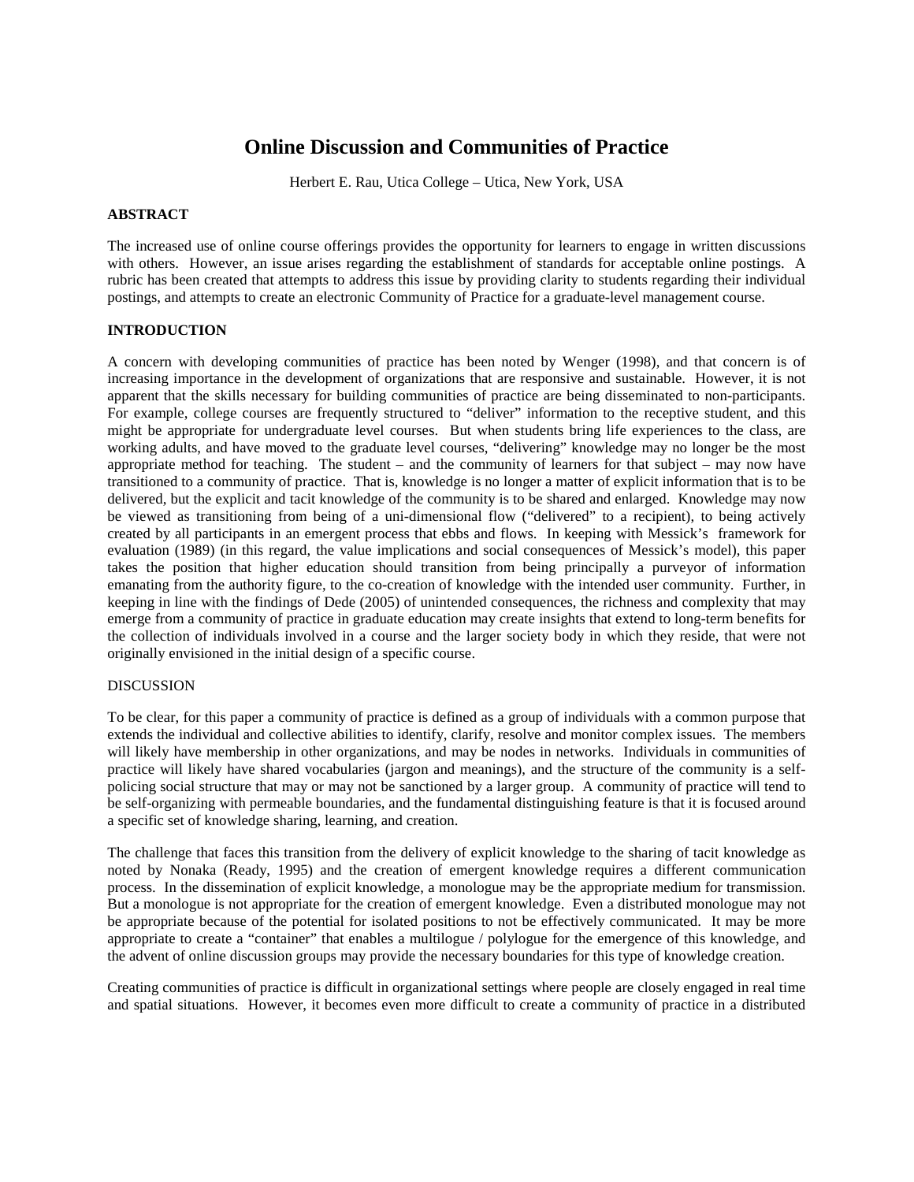# Online Discussion and Communities of Practice

Herbert E. Rau, Utica College – Utica, New York, USA

## ABSTRACT

The increased use of online course offerings provides the opportunity for learners to engage in written discussions with others. However, an issue arises regarding the establishment of standards for acceptable online postings. A rubric has been created that attempts to address this issue by providing clarity to students regarding their individual postings, and attempts to create an electronic Community of Practice for a graduate-level management course.

## INTRODUCTION

A concern with developing communities of practice has been noted by Wenger (1998), and that concern is of increasing importance in the development of organizations that are responsive and sustainable. However, it is not apparent that the skills necessary for building communities of practice are being disseminated to non-participants. For example, college courses are frequently structured to "deliver" information to the receptive student, and this might be appropriate for undergraduate level courses. But when students bring life experiences to the class, are working adults, and have moved to the graduate level courses, "delivering" knowledge may no longer be the most appropriate method for teaching. The student – and the community of learners for that subject – may now have transitioned to a community of practice. That is, knowledge is no longer a matter of explicit information that is to be delivered, but the explicit and tacit knowledge of the community is to be shared and enlarged. Knowledge may now be viewed as transitioning from being of a uni-dimensional flow ("delivered" to a recipient), to being actively created by all participants in an emergent process that ebbs and flows. In keeping with Messick's framework for evaluation (1989) (in this regard, the value implications and social consequences of Messick's model), this paper takes the position that higher education should transition from being principally a purveyor of information emanating from the authority figure, to the co-creation of knowledge with the intended user community. Further, in keeping in line with the findings of Dede (2005) of unintended consequences, the richness and complexity that may emerge from a community of practice in graduate education may create insights that extend to long-term benefits for the collection of individuals involved in a course and the larger society body in which they reside, that were not originally envisioned in the initial design of a specific course.

## DISCUSSION

To be clear, for this paper a community of practice is defined as a group of individuals with a common purpose that extends the individual and collective abilities to identify, clarify, resolve and monitor complex issues. The members will likely have membership in other organizations, and may be nodes in networks. Individuals in communities of practice will likely have shared vocabularies (jargon and meanings), and the structure of the community is a self-policing social structure that may or may not be sanctioned by a larger group. A community of practice will tend to be self-organizing with permeable boundaries, and the fundamental distinguishing feature is that it is focused around a specific set of knowledge sharing, learning, and creation.

The challenge that faces this transition from the delivery of explicit knowledge to the sharing of tacit knowledge as noted by Nonaka (Ready, 1995) and the creation of emergent knowledge requires a different communication process. In the dissemination of explicit knowledge, a monologue may be the appropriate medium for transmission. But a monologue is not appropriate for the creation of emergent knowledge. Even a distributed monologue may not be appropriate because of the potential for isolated positions to not be effectively communicated. It may be more appropriate to create a "container" that enables a multilogue / polylogue for the emergence of this knowledge, and the advent of online discussion groups may provide the necessary boundaries for this type of knowledge creation.

Creating communities of practice is difficult in organizational settings where people are closely engaged in real time and spatial situations. However, it becomes even more difficult to create a community of practice in a distributed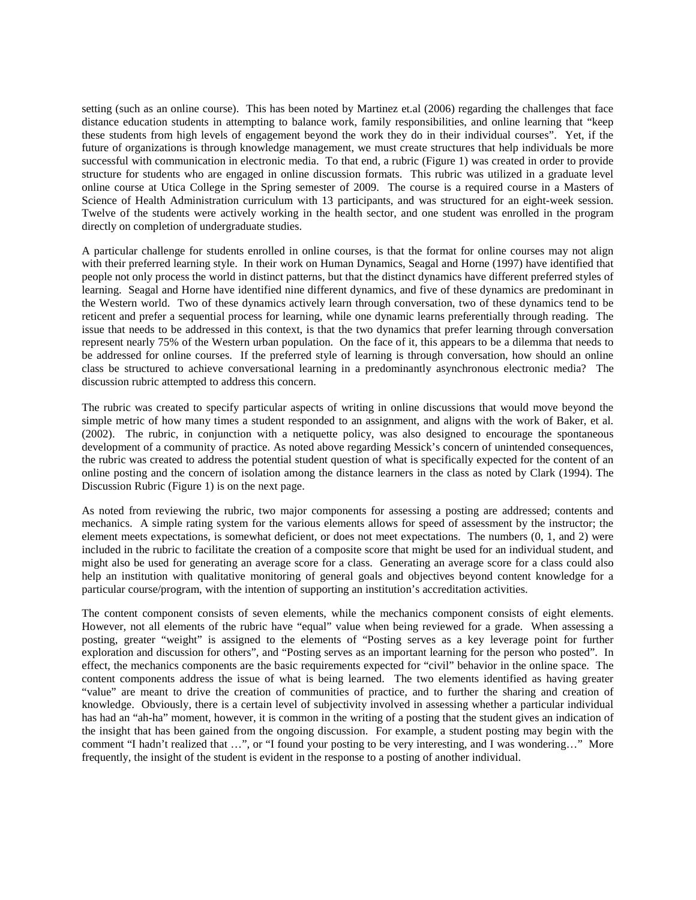setting (such as an online course). This has been noted by Martinez et.al (2006) regarding the challenges that face distance education students in attempting to balance work, family responsibilities, and online learning that "keep these students from high levels of engagement beyond the work they do in their individual courses". Yet, if the future of organizations is through knowledge management, we must create structures that help individuals be more successful with communication in electronic media. To that end, a rubric (Figure 1) was created in order to provide structure for students who are engaged in online discussion formats. This rubric was utilized in a graduate level online course at Utica College in the Spring semester of 2009. The course is a required course in a Masters of Science of Health Administration curriculum with 13 participants, and was structured for an eight-week session. Twelve of the students were actively working in the health sector, and one student was enrolled in the program directly on completion of undergraduate studies.

A particular challenge for students enrolled in online courses, is that the format for online courses may not align with their preferred learning style. In their work on Human Dynamics, Seagal and Horne (1997) have identified that people not only process the world in distinct patterns, but that the distinct dynamics have different preferred styles of learning. Seagal and Horne have identified nine different dynamics, and five of these dynamics are predominant in the Western world. Two of these dynamics actively learn through conversation, two of these dynamics tend to be reticent and prefer a sequential process for learning, while one dynamic learns preferentially through reading. The issue that needs to be addressed in this context, is that the two dynamics that prefer learning through conversation represent nearly 75% of the Western urban population. On the face of it, this appears to be a dilemma that needs to be addressed for online courses. If the preferred style of learning is through conversation, how should an online class be structured to achieve conversational learning in a predominantly asynchronous electronic media? The discussion rubric attempted to address this concern.

The rubric was created to specify particular aspects of writing in online discussions that would move beyond the simple metric of how many times a student responded to an assignment, and aligns with the work of Baker, et al. (2002). The rubric, in conjunction with a netiquette policy, was also designed to encourage the spontaneous development of a community of practice. As noted above regarding Messick's concern of unintended consequences, the rubric was created to address the potential student question of what is specifically expected for the content of an online posting and the concern of isolation among the distance learners in the class as noted by Clark (1994). The Discussion Rubric (Figure 1) is on the next page.

As noted from reviewing the rubric, two major components for assessing a posting are addressed; contents and mechanics. A simple rating system for the various elements allows for speed of assessment by the instructor; the element meets expectations, is somewhat deficient, or does not meet expectations. The numbers (0, 1, and 2) were included in the rubric to facilitate the creation of a composite score that might be used for an individual student, and might also be used for generating an average score for a class. Generating an average score for a class could also help an institution with qualitative monitoring of general goals and objectives beyond content knowledge for a particular course/program, with the intention of supporting an institution's accreditation activities.

The content component consists of seven elements, while the mechanics component consists of eight elements. However, not all elements of the rubric have "equal" value when being reviewed for a grade. When assessing a posting, greater "weight" is assigned to the elements of "Posting serves as a key leverage point for further exploration and discussion for others", and "Posting serves as an important learning for the person who posted". In effect, the mechanics components are the basic requirements expected for "civil" behavior in the online space. The content components address the issue of what is being learned. The two elements identified as having greater "value" are meant to drive the creation of communities of practice, and to further the sharing and creation of knowledge. Obviously, there is a certain level of subjectivity involved in assessing whether a particular individual has had an "ah-ha" moment, however, it is common in the writing of a posting that the student gives an indication of the insight that has been gained from the ongoing discussion. For example, a student posting may begin with the comment "I hadn't realized that …", or "I found your posting to be very interesting, and I was wondering…" More frequently, the insight of the student is evident in the response to a posting of another individual.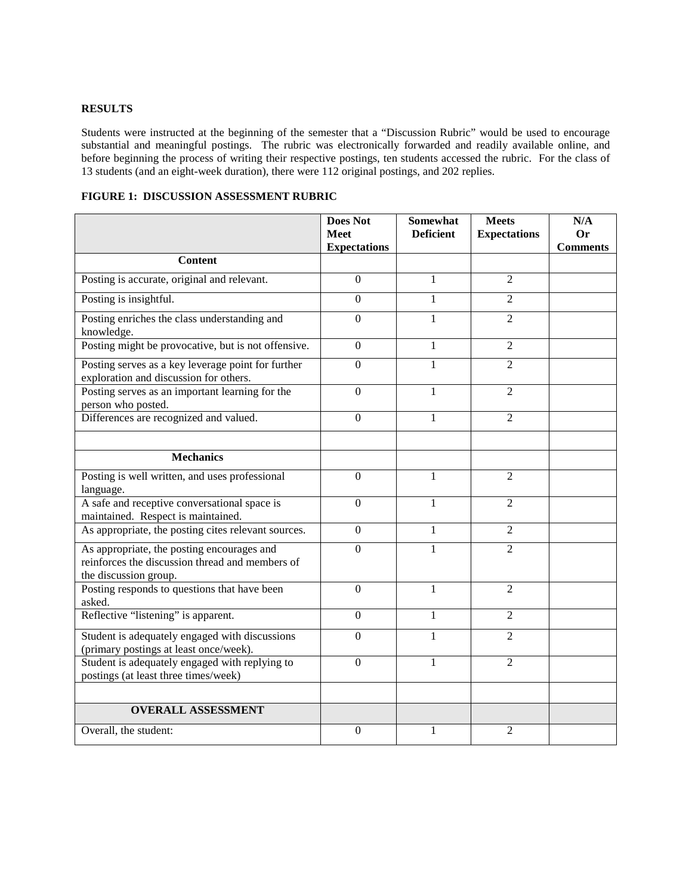## RESULTS

Students were instructed at the beginning of the semester that a "Discussion Rubric" would be used to encourage substantial and meaningful postings. The rubric was electronically forwarded and readily available online, and before beginning the process of writing their respective postings, ten students accessed the rubric. For the class of 13 students (and an eight-week duration), there were 112 original postings, and 202 replies.

**FIGURE 1: DISCUSSION ASSESSMENT RUBRIC**

| | Does Not Meet Expectations | Somewhat Deficient | Meets Expectations | N/A Or Comments |
|---|---|---|---|---|
| **Content** | | | | |
| Posting is accurate, original and relevant. | 0 | 1 | 2 | |
| Posting is insightful. | 0 | 1 | 2 | |
| Posting enriches the class understanding and knowledge. | 0 | 1 | 2 | |
| Posting might be provocative, but is not offensive. | 0 | 1 | 2 | |
| Posting serves as a key leverage point for further exploration and discussion for others. | 0 | 1 | 2 | |
| Posting serves as an important learning for the person who posted. | 0 | 1 | 2 | |
| Differences are recognized and valued. | 0 | 1 | 2 | |
| | | | | |
| **Mechanics** | | | | |
| Posting is well written, and uses professional language. | 0 | 1 | 2 | |
| A safe and receptive conversational space is maintained. Respect is maintained. | 0 | 1 | 2 | |
| As appropriate, the posting cites relevant sources. | 0 | 1 | 2 | |
| As appropriate, the posting encourages and reinforces the discussion thread and members of the discussion group. | 0 | 1 | 2 | |
| Posting responds to questions that have been asked. | 0 | 1 | 2 | |
| Reflective "listening" is apparent. | 0 | 1 | 2 | |
| Student is adequately engaged with discussions (primary postings at least once/week). | 0 | 1 | 2 | |
| Student is adequately engaged with replying to postings (at least three times/week) | 0 | 1 | 2 | |
| | | | | |
| **OVERALL ASSESSMENT** | | | | |
| Overall, the student: | 0 | 1 | 2 | |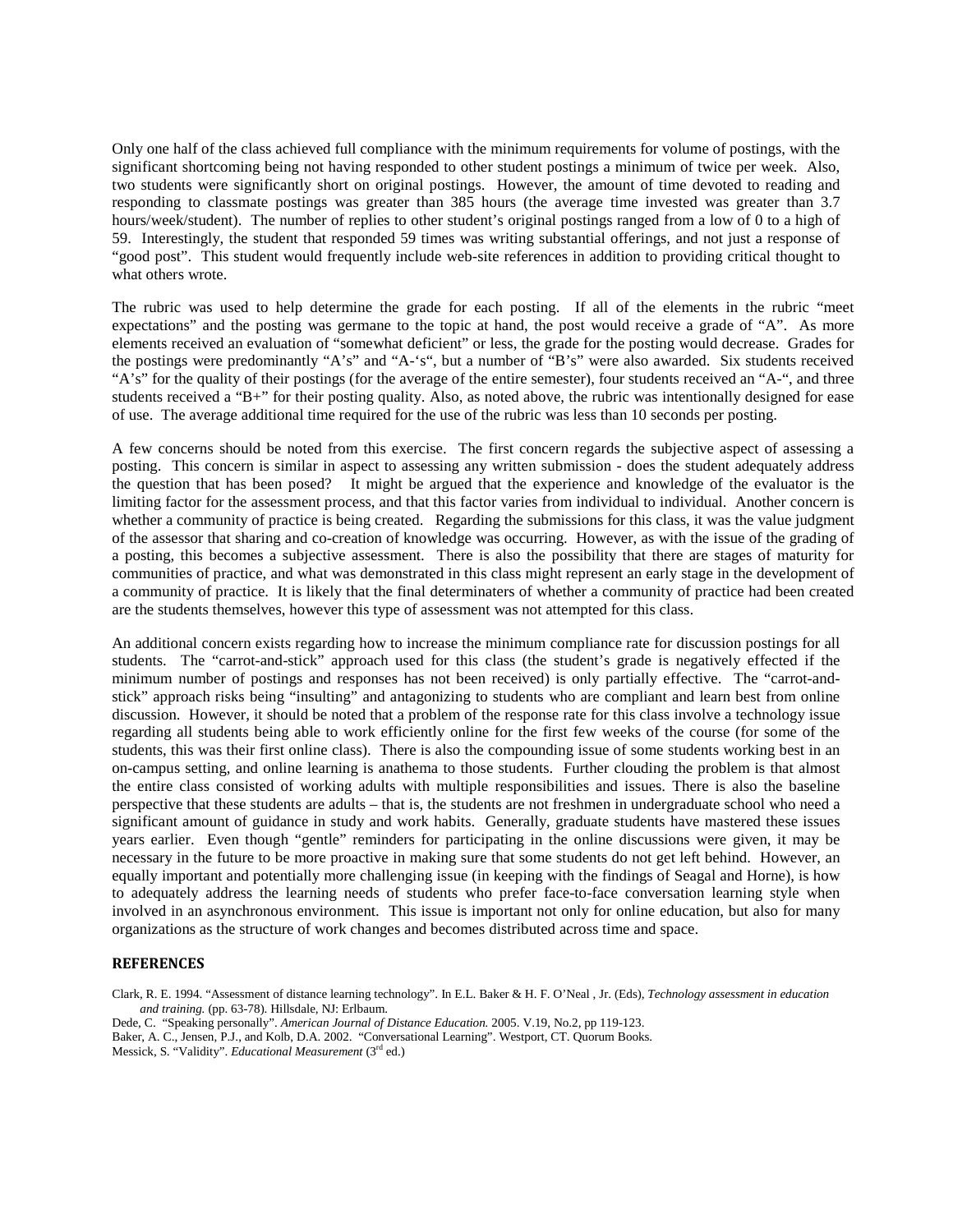Only one half of the class achieved full compliance with the minimum requirements for volume of postings, with the significant shortcoming being not having responded to other student postings a minimum of twice per week. Also, two students were significantly short on original postings. However, the amount of time devoted to reading and responding to classmate postings was greater than 385 hours (the average time invested was greater than 3.7 hours/week/student). The number of replies to other student's original postings ranged from a low of 0 to a high of 59. Interestingly, the student that responded 59 times was writing substantial offerings, and not just a response of "good post". This student would frequently include web-site references in addition to providing critical thought to what others wrote.

The rubric was used to help determine the grade for each posting. If all of the elements in the rubric "meet expectations" and the posting was germane to the topic at hand, the post would receive a grade of "A". As more elements received an evaluation of "somewhat deficient" or less, the grade for the posting would decrease. Grades for the postings were predominantly "A's" and "A-'s", but a number of "B's" were also awarded. Six students received "A's" for the quality of their postings (for the average of the entire semester), four students received an "A-", and three students received a "B+" for their posting quality. Also, as noted above, the rubric was intentionally designed for ease of use. The average additional time required for the use of the rubric was less than 10 seconds per posting.

A few concerns should be noted from this exercise. The first concern regards the subjective aspect of assessing a posting. This concern is similar in aspect to assessing any written submission - does the student adequately address the question that has been posed? It might be argued that the experience and knowledge of the evaluator is the limiting factor for the assessment process, and that this factor varies from individual to individual. Another concern is whether a community of practice is being created. Regarding the submissions for this class, it was the value judgment of the assessor that sharing and co-creation of knowledge was occurring. However, as with the issue of the grading of a posting, this becomes a subjective assessment. There is also the possibility that there are stages of maturity for communities of practice, and what was demonstrated in this class might represent an early stage in the development of a community of practice. It is likely that the final determinaters of whether a community of practice had been created are the students themselves, however this type of assessment was not attempted for this class.

An additional concern exists regarding how to increase the minimum compliance rate for discussion postings for all students. The "carrot-and-stick" approach used for this class (the student's grade is negatively effected if the minimum number of postings and responses has not been received) is only partially effective. The "carrot-and-stick" approach risks being "insulting" and antagonizing to students who are compliant and learn best from online discussion. However, it should be noted that a problem of the response rate for this class involve a technology issue regarding all students being able to work efficiently online for the first few weeks of the course (for some of the students, this was their first online class). There is also the compounding issue of some students working best in an on-campus setting, and online learning is anathema to those students. Further clouding the problem is that almost the entire class consisted of working adults with multiple responsibilities and issues. There is also the baseline perspective that these students are adults – that is, the students are not freshmen in undergraduate school who need a significant amount of guidance in study and work habits. Generally, graduate students have mastered these issues years earlier. Even though "gentle" reminders for participating in the online discussions were given, it may be necessary in the future to be more proactive in making sure that some students do not get left behind. However, an equally important and potentially more challenging issue (in keeping with the findings of Seagal and Horne), is how to adequately address the learning needs of students who prefer face-to-face conversation learning style when involved in an asynchronous environment. This issue is important not only for online education, but also for many organizations as the structure of work changes and becomes distributed across time and space.

## REFERENCES

Clark, R. E. 1994. "Assessment of distance learning technology". In E.L. Baker & H. F. O'Neal , Jr. (Eds), *Technology assessment in education and training.* (pp. 63-78). Hillsdale, NJ: Erlbaum.

Dede, C. "Speaking personally". *American Journal of Distance Education.* 2005. V.19, No.2, pp 119-123.

Baker, A. C., Jensen, P.J., and Kolb, D.A. 2002. "Conversational Learning". Westport, CT. Quorum Books.

Messick, S. "Validity". *Educational Measurement* (3rd ed.)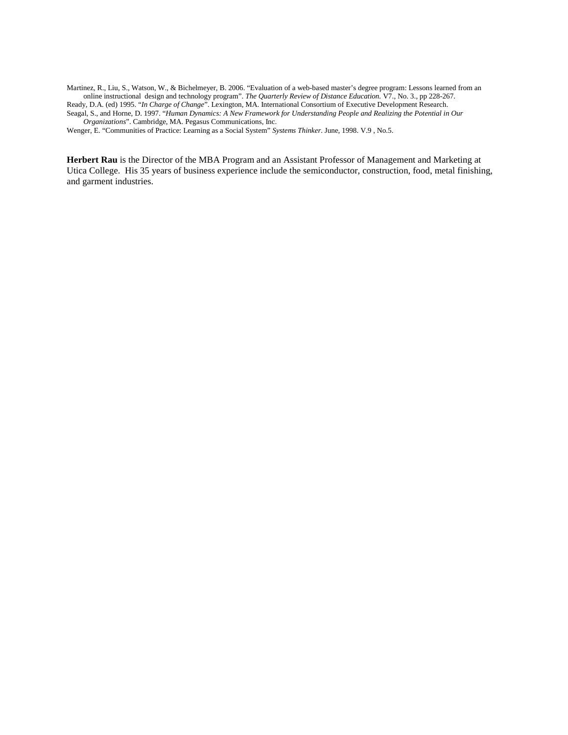Martinez, R., Liu, S., Watson, W., & Bichelmeyer, B. 2006. "Evaluation of a web-based master's degree program: Lessons learned from an online instructional design and technology program". *The Quarterly Review of Distance Education.* V7., No. 3., pp 228-267.

Ready, D.A. (ed) 1995. "*In Charge of Change*". Lexington, MA. International Consortium of Executive Development Research.

Seagal, S., and Horne, D. 1997. "*Human Dynamics: A New Framework for Understanding People and Realizing the Potential in Our Organizations*". Cambridge, MA. Pegasus Communications, Inc.

Wenger, E. "Communities of Practice: Learning as a Social System" *Systems Thinker*. June, 1998. V.9 , No.5.

**Herbert Rau** is the Director of the MBA Program and an Assistant Professor of Management and Marketing at Utica College. His 35 years of business experience include the semiconductor, construction, food, metal finishing, and garment industries.